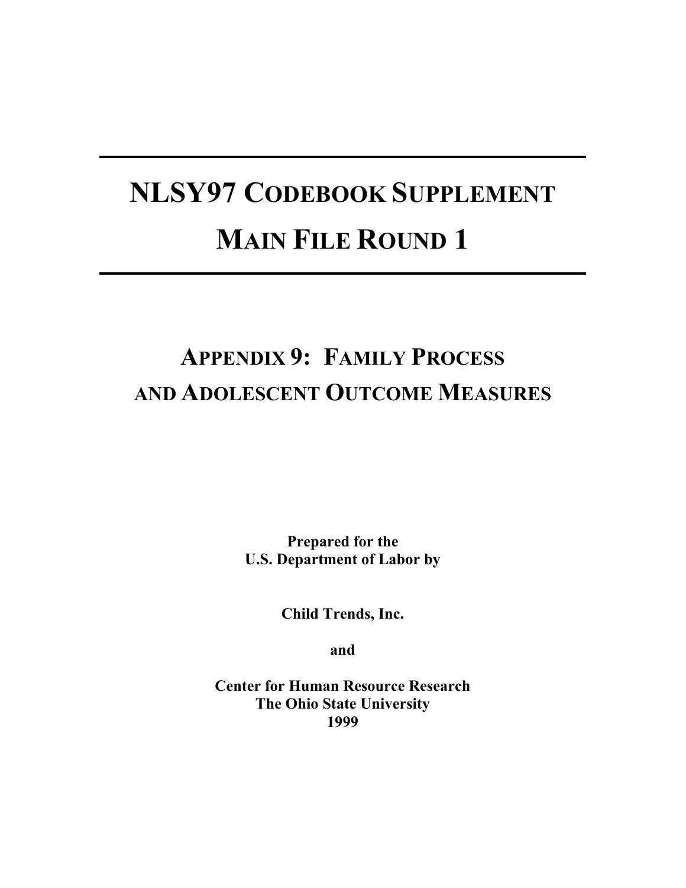# NLSY97 CODEBOOK SUPPLEMENT
# MAIN FILE ROUND 1

## APPENDIX 9: FAMILY PROCESS AND ADOLESCENT OUTCOME MEASURES

**Prepared for the**
**U.S. Department of Labor by**

**Child Trends, Inc.**

**and**

**Center for Human Resource Research**
**The Ohio State University**
**1999**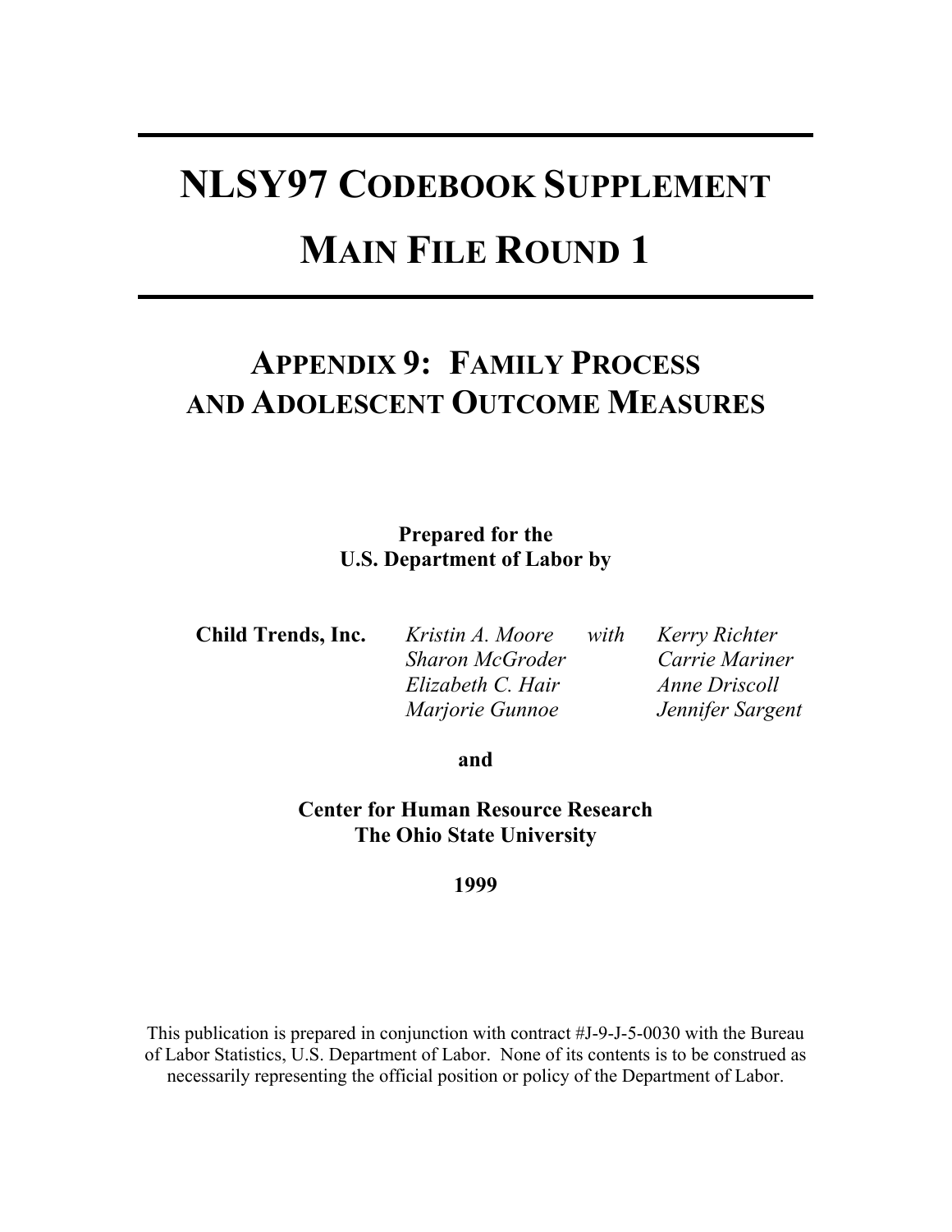# NLSY97 Codebook Supplement

# Main File Round 1

## Appendix 9: Family Process and Adolescent Outcome Measures

**Prepared for the**
**U.S. Department of Labor by**

| | | | |
|---|---|---|---|
| **Child Trends, Inc.** | *Kristin A. Moore* | *with* | *Kerry Richter* |
| | *Sharon McGroder* | | *Carrie Mariner* |
| | *Elizabeth C. Hair* | | *Anne Driscoll* |
| | *Marjorie Gunnoe* | | *Jennifer Sargent* |

**and**

**Center for Human Resource Research**
**The Ohio State University**

**1999**

This publication is prepared in conjunction with contract #J-9-J-5-0030 with the Bureau of Labor Statistics, U.S. Department of Labor. None of its contents is to be construed as necessarily representing the official position or policy of the Department of Labor.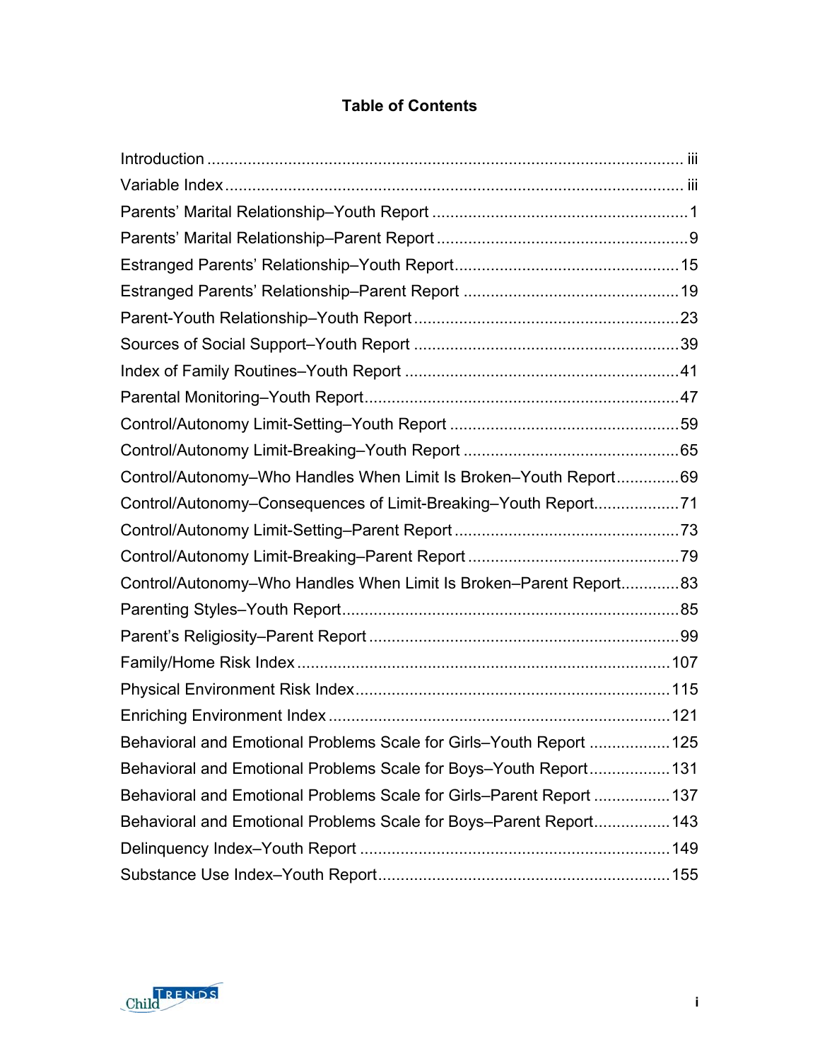# Table of Contents

Introduction .......... iii

Variable Index .......... iii

Parents' Marital Relationship–Youth Report .......... 1

Parents' Marital Relationship–Parent Report .......... 9

Estranged Parents' Relationship–Youth Report .......... 15

Estranged Parents' Relationship–Parent Report .......... 19

Parent-Youth Relationship–Youth Report .......... 23

Sources of Social Support–Youth Report .......... 39

Index of Family Routines–Youth Report .......... 41

Parental Monitoring–Youth Report .......... 47

Control/Autonomy Limit-Setting–Youth Report .......... 59

Control/Autonomy Limit-Breaking–Youth Report .......... 65

Control/Autonomy–Who Handles When Limit Is Broken–Youth Report .......... 69

Control/Autonomy–Consequences of Limit-Breaking–Youth Report .......... 71

Control/Autonomy Limit-Setting–Parent Report .......... 73

Control/Autonomy Limit-Breaking–Parent Report .......... 79

Control/Autonomy–Who Handles When Limit Is Broken–Parent Report .......... 83

Parenting Styles–Youth Report .......... 85

Parent's Religiosity–Parent Report .......... 99

Family/Home Risk Index .......... 107

Physical Environment Risk Index .......... 115

Enriching Environment Index .......... 121

Behavioral and Emotional Problems Scale for Girls–Youth Report .......... 125

Behavioral and Emotional Problems Scale for Boys–Youth Report .......... 131

Behavioral and Emotional Problems Scale for Girls–Parent Report .......... 137

Behavioral and Emotional Problems Scale for Boys–Parent Report .......... 143

Delinquency Index–Youth Report .......... 149

Substance Use Index–Youth Report .......... 155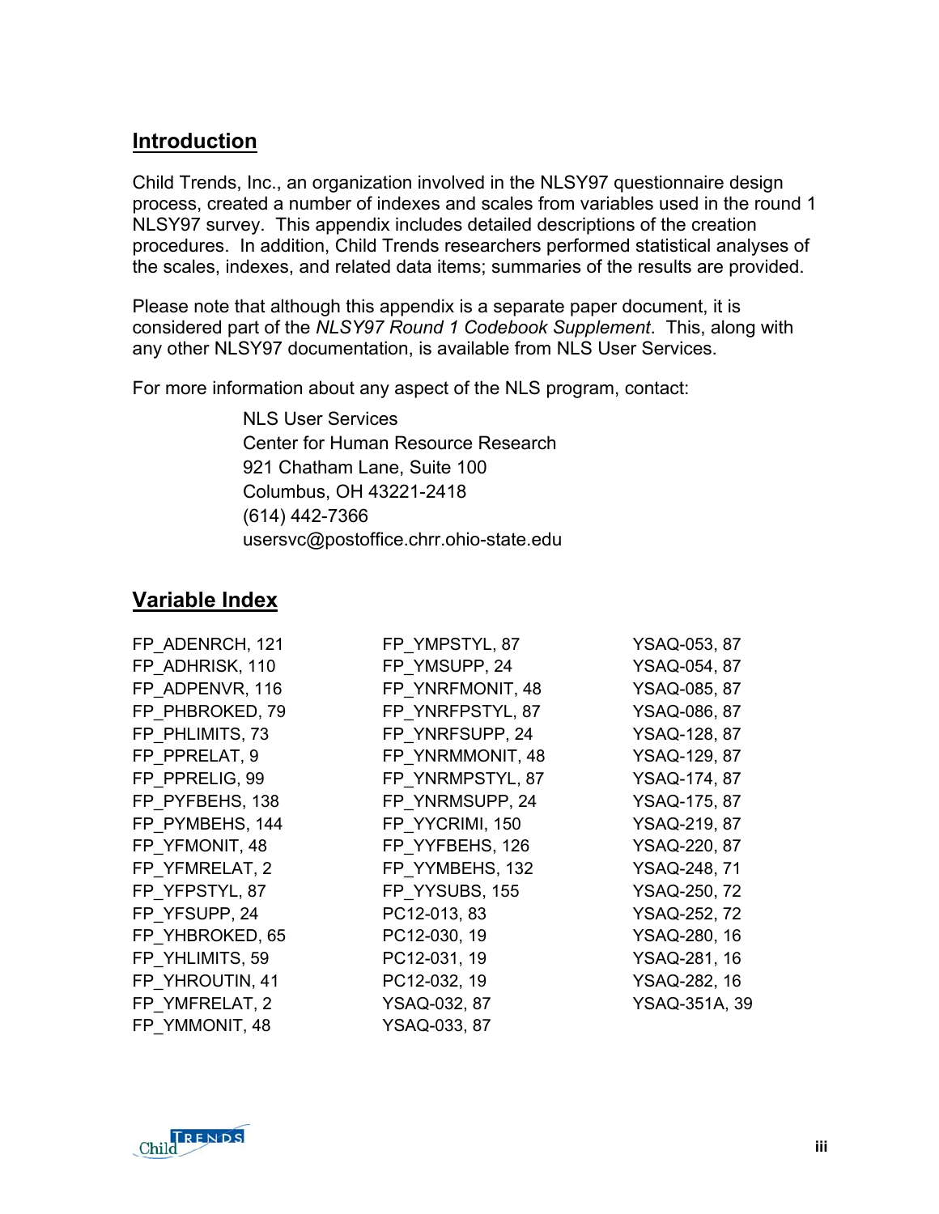## Introduction

Child Trends, Inc., an organization involved in the NLSY97 questionnaire design process, created a number of indexes and scales from variables used in the round 1 NLSY97 survey. This appendix includes detailed descriptions of the creation procedures. In addition, Child Trends researchers performed statistical analyses of the scales, indexes, and related data items; summaries of the results are provided.

Please note that although this appendix is a separate paper document, it is considered part of the *NLSY97 Round 1 Codebook Supplement*. This, along with any other NLSY97 documentation, is available from NLS User Services.

For more information about any aspect of the NLS program, contact:

NLS User Services
Center for Human Resource Research
921 Chatham Lane, Suite 100
Columbus, OH 43221-2418
(614) 442-7366
usersvc@postoffice.chrr.ohio-state.edu

## Variable Index

FP_ADENRCH, 121
FP_ADHRISK, 110
FP_ADPENVR, 116
FP_PHBROKED, 79
FP_PHLIMITS, 73
FP_PPRELAT, 9
FP_PPRELIG, 99
FP_PYFBEHS, 138
FP_PYMBEHS, 144
FP_YFMONIT, 48
FP_YFMRELAT, 2
FP_YFPSTYL, 87
FP_YFSUPP, 24
FP_YHBROKED, 65
FP_YHLIMITS, 59
FP_YHROUTIN, 41
FP_YMFRELAT, 2
FP_YMMONIT, 48
FP_YMPSTYL, 87
FP_YMSUPP, 24
FP_YNRFMONIT, 48
FP_YNRFPSTYL, 87
FP_YNRFSUPP, 24
FP_YNRMMONIT, 48
FP_YNRMPSTYL, 87
FP_YNRMSUPP, 24
FP_YYCRIMI, 150
FP_YYFBEHS, 126
FP_YYMBEHS, 132
FP_YYSUBS, 155
PC12-013, 83
PC12-030, 19
PC12-031, 19
PC12-032, 19
YSAQ-032, 87
YSAQ-033, 87
YSAQ-053, 87
YSAQ-054, 87
YSAQ-085, 87
YSAQ-086, 87
YSAQ-128, 87
YSAQ-129, 87
YSAQ-174, 87
YSAQ-175, 87
YSAQ-219, 87
YSAQ-220, 87
YSAQ-248, 71
YSAQ-250, 72
YSAQ-252, 72
YSAQ-280, 16
YSAQ-281, 16
YSAQ-282, 16
YSAQ-351A, 39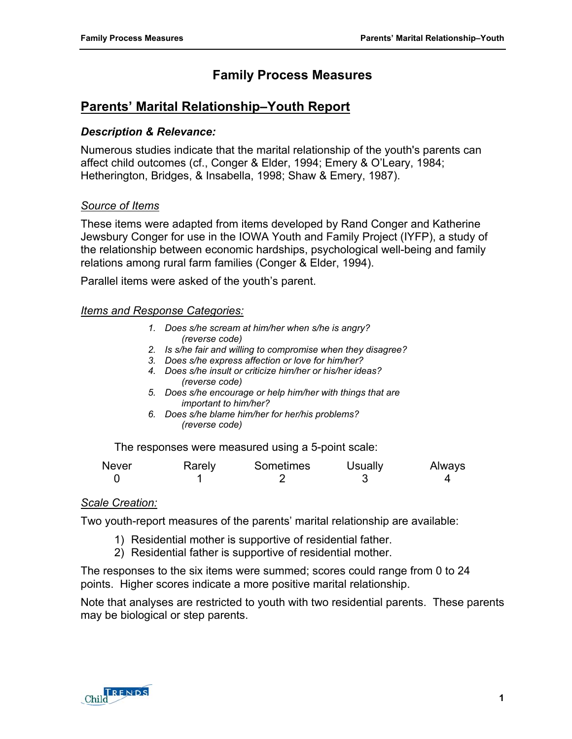# Family Process Measures

## Parents' Marital Relationship–Youth Report

### *Description & Relevance:*

Numerous studies indicate that the marital relationship of the youth's parents can affect child outcomes (cf., Conger & Elder, 1994; Emery & O'Leary, 1984; Hetherington, Bridges, & Insabella, 1998; Shaw & Emery, 1987).

#### Source of Items

These items were adapted from items developed by Rand Conger and Katherine Jewsbury Conger for use in the IOWA Youth and Family Project (IYFP), a study of the relationship between economic hardships, psychological well-being and family relations among rural farm families (Conger & Elder, 1994).

Parallel items were asked of the youth's parent.

#### Items and Response Categories:

1. *Does s/he scream at him/her when s/he is angry? (reverse code)*
2. *Is s/he fair and willing to compromise when they disagree?*
3. *Does s/he express affection or love for him/her?*
4. *Does s/he insult or criticize him/her or his/her ideas? (reverse code)*
5. *Does s/he encourage or help him/her with things that are important to him/her?*
6. *Does s/he blame him/her for her/his problems? (reverse code)*

The responses were measured using a 5-point scale:

| Never | Rarely | Sometimes | Usually | Always |
|---|---|---|---|---|
| 0 | 1 | 2 | 3 | 4 |

#### Scale Creation:

Two youth-report measures of the parents' marital relationship are available:

1) Residential mother is supportive of residential father.
2) Residential father is supportive of residential mother.

The responses to the six items were summed; scores could range from 0 to 24 points. Higher scores indicate a more positive marital relationship.

Note that analyses are restricted to youth with two residential parents. These parents may be biological or step parents.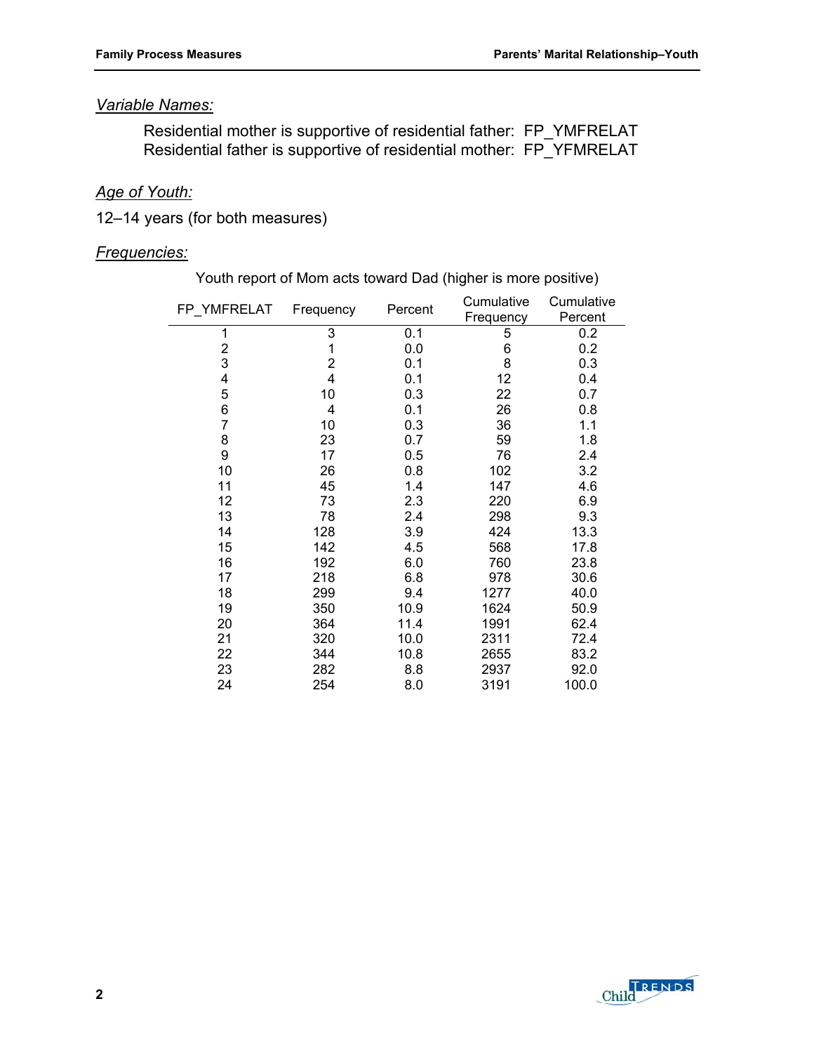*Variable Names:*

Residential mother is supportive of residential father: FP_YMFRELAT
Residential father is supportive of residential mother: FP_YFMRELAT

*Age of Youth:*

12–14 years (for both measures)

*Frequencies:*

Youth report of Mom acts toward Dad (higher is more positive)

| FP_YMFRELAT | Frequency | Percent | Cumulative Frequency | Cumulative Percent |
|---|---|---|---|---|
| 1 | 3 | 0.1 | 5 | 0.2 |
| 2 | 1 | 0.0 | 6 | 0.2 |
| 3 | 2 | 0.1 | 8 | 0.3 |
| 4 | 4 | 0.1 | 12 | 0.4 |
| 5 | 10 | 0.3 | 22 | 0.7 |
| 6 | 4 | 0.1 | 26 | 0.8 |
| 7 | 10 | 0.3 | 36 | 1.1 |
| 8 | 23 | 0.7 | 59 | 1.8 |
| 9 | 17 | 0.5 | 76 | 2.4 |
| 10 | 26 | 0.8 | 102 | 3.2 |
| 11 | 45 | 1.4 | 147 | 4.6 |
| 12 | 73 | 2.3 | 220 | 6.9 |
| 13 | 78 | 2.4 | 298 | 9.3 |
| 14 | 128 | 3.9 | 424 | 13.3 |
| 15 | 142 | 4.5 | 568 | 17.8 |
| 16 | 192 | 6.0 | 760 | 23.8 |
| 17 | 218 | 6.8 | 978 | 30.6 |
| 18 | 299 | 9.4 | 1277 | 40.0 |
| 19 | 350 | 10.9 | 1624 | 50.9 |
| 20 | 364 | 11.4 | 1991 | 62.4 |
| 21 | 320 | 10.0 | 2311 | 72.4 |
| 22 | 344 | 10.8 | 2655 | 83.2 |
| 23 | 282 | 8.8 | 2937 | 92.0 |
| 24 | 254 | 8.0 | 3191 | 100.0 |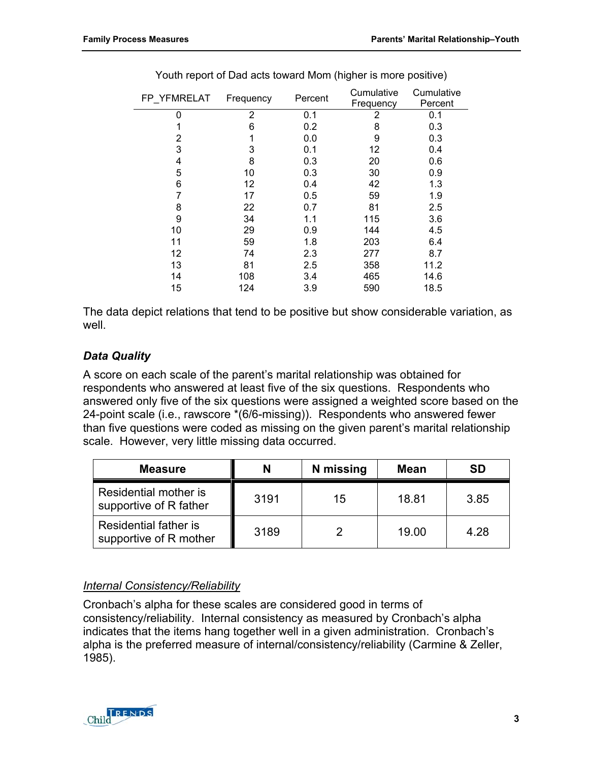Youth report of Dad acts toward Mom (higher is more positive)

| FP_YFMRELAT | Frequency | Percent | Cumulative Frequency | Cumulative Percent |
|---|---|---|---|---|
| 0 | 2 | 0.1 | 2 | 0.1 |
| 1 | 6 | 0.2 | 8 | 0.3 |
| 2 | 1 | 0.0 | 9 | 0.3 |
| 3 | 3 | 0.1 | 12 | 0.4 |
| 4 | 8 | 0.3 | 20 | 0.6 |
| 5 | 10 | 0.3 | 30 | 0.9 |
| 6 | 12 | 0.4 | 42 | 1.3 |
| 7 | 17 | 0.5 | 59 | 1.9 |
| 8 | 22 | 0.7 | 81 | 2.5 |
| 9 | 34 | 1.1 | 115 | 3.6 |
| 10 | 29 | 0.9 | 144 | 4.5 |
| 11 | 59 | 1.8 | 203 | 6.4 |
| 12 | 74 | 2.3 | 277 | 8.7 |
| 13 | 81 | 2.5 | 358 | 11.2 |
| 14 | 108 | 3.4 | 465 | 14.6 |
| 15 | 124 | 3.9 | 590 | 18.5 |

The data depict relations that tend to be positive but show considerable variation, as well.

### *Data Quality*

A score on each scale of the parent's marital relationship was obtained for respondents who answered at least five of the six questions. Respondents who answered only five of the six questions were assigned a weighted score based on the 24-point scale (i.e., rawscore *(6/6-missing)). Respondents who answered fewer than five questions were coded as missing on the given parent's marital relationship scale. However, very little missing data occurred.

| Measure | N | N missing | Mean | SD |
|---|---|---|---|---|
| Residential mother is supportive of R father | 3191 | 15 | 18.81 | 3.85 |
| Residential father is supportive of R mother | 3189 | 2 | 19.00 | 4.28 |

#### Internal Consistency/Reliability

Cronbach's alpha for these scales are considered good in terms of consistency/reliability. Internal consistency as measured by Cronbach's alpha indicates that the items hang together well in a given administration. Cronbach's alpha is the preferred measure of internal/consistency/reliability (Carmine & Zeller, 1985).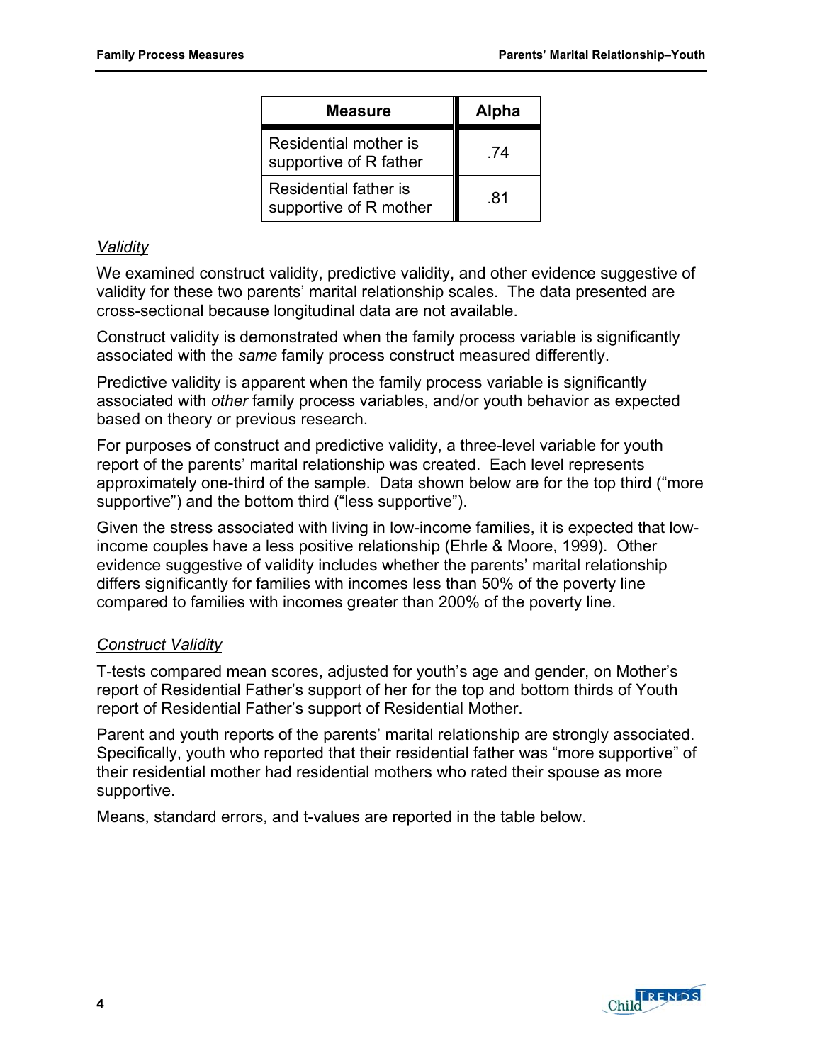| Measure | Alpha |
| --- | --- |
| Residential mother is supportive of R father | .74 |
| Residential father is supportive of R mother | .81 |

*Validity*

We examined construct validity, predictive validity, and other evidence suggestive of validity for these two parents' marital relationship scales. The data presented are cross-sectional because longitudinal data are not available.

Construct validity is demonstrated when the family process variable is significantly associated with the *same* family process construct measured differently.

Predictive validity is apparent when the family process variable is significantly associated with *other* family process variables, and/or youth behavior as expected based on theory or previous research.

For purposes of construct and predictive validity, a three-level variable for youth report of the parents' marital relationship was created. Each level represents approximately one-third of the sample. Data shown below are for the top third ("more supportive") and the bottom third ("less supportive").

Given the stress associated with living in low-income families, it is expected that low-income couples have a less positive relationship (Ehrle & Moore, 1999). Other evidence suggestive of validity includes whether the parents' marital relationship differs significantly for families with incomes less than 50% of the poverty line compared to families with incomes greater than 200% of the poverty line.

*Construct Validity*

T-tests compared mean scores, adjusted for youth's age and gender, on Mother's report of Residential Father's support of her for the top and bottom thirds of Youth report of Residential Father's support of Residential Mother.

Parent and youth reports of the parents' marital relationship are strongly associated. Specifically, youth who reported that their residential father was "more supportive" of their residential mother had residential mothers who rated their spouse as more supportive.

Means, standard errors, and t-values are reported in the table below.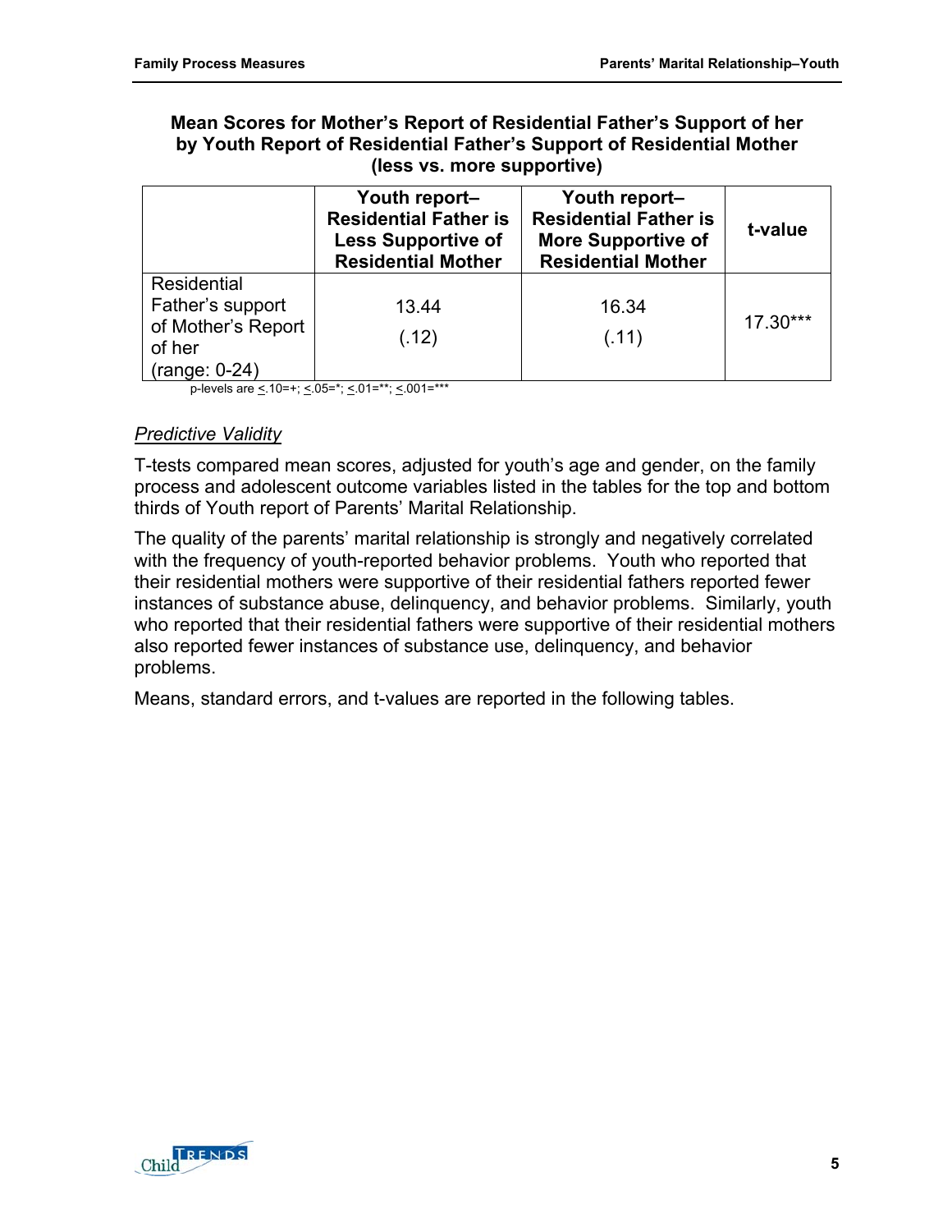**Mean Scores for Mother's Report of Residential Father's Support of her by Youth Report of Residential Father's Support of Residential Mother (less vs. more supportive)**

| | Youth report–Residential Father is Less Supportive of Residential Mother | Youth report–Residential Father is More Supportive of Residential Mother | t-value |
|---|---|---|---|
| Residential Father's support of Mother's Report of her (range: 0-24) | 13.44 (.12) | 16.34 (.11) | 17.30*** |

p-levels are <.10=+; <.05=*; <.01=**; <.001=***

*Predictive Validity*

T-tests compared mean scores, adjusted for youth's age and gender, on the family process and adolescent outcome variables listed in the tables for the top and bottom thirds of Youth report of Parents' Marital Relationship.

The quality of the parents' marital relationship is strongly and negatively correlated with the frequency of youth-reported behavior problems. Youth who reported that their residential mothers were supportive of their residential fathers reported fewer instances of substance abuse, delinquency, and behavior problems. Similarly, youth who reported that their residential fathers were supportive of their residential mothers also reported fewer instances of substance use, delinquency, and behavior problems.

Means, standard errors, and t-values are reported in the following tables.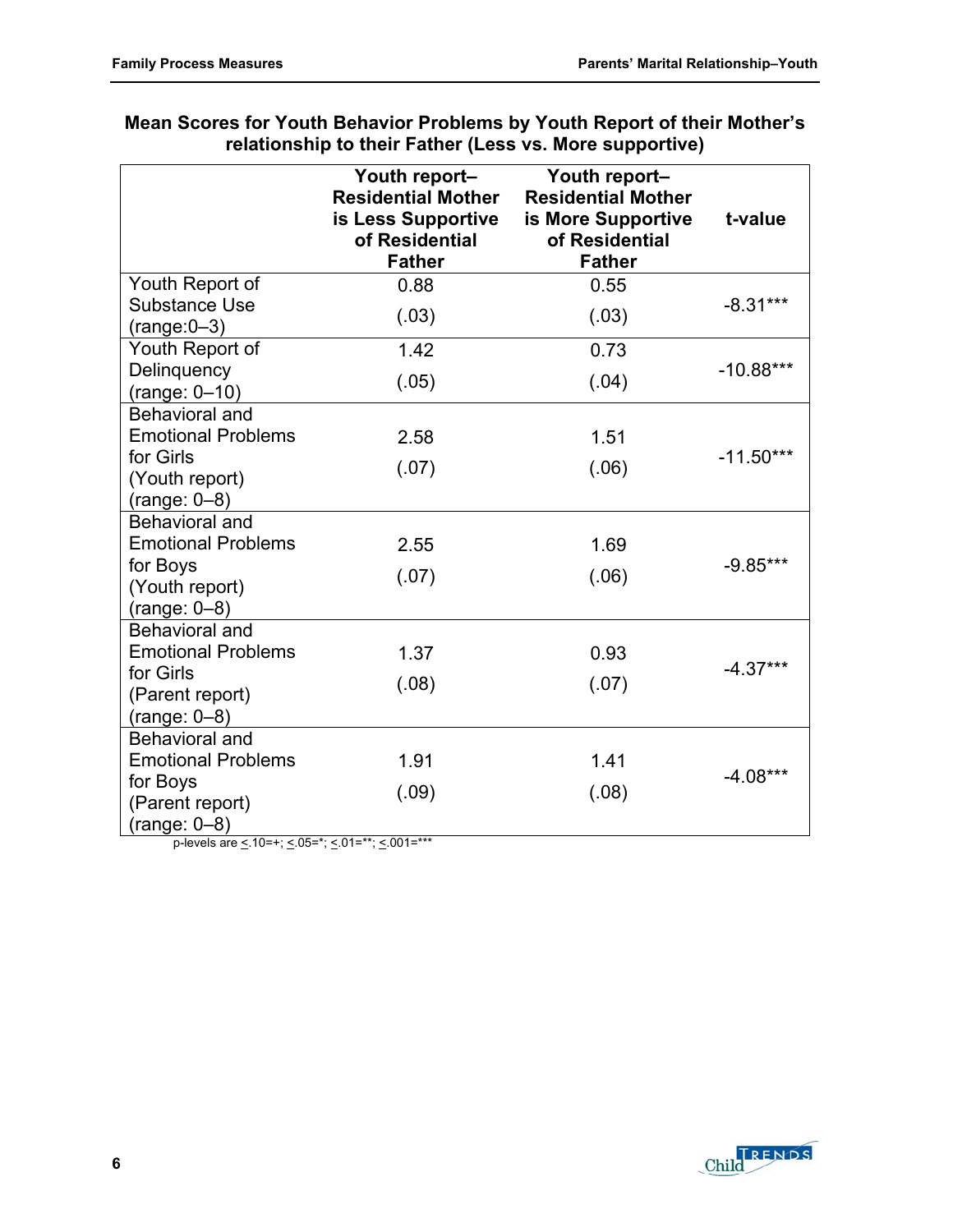## Mean Scores for Youth Behavior Problems by Youth Report of their Mother's relationship to their Father (Less vs. More supportive)

| | Youth report–Residential Mother is Less Supportive of Residential Father | Youth report–Residential Mother is More Supportive of Residential Father | t-value |
|---|---|---|---|
| Youth Report of Substance Use (range:0–3) | 0.88 (.03) | 0.55 (.03) | -8.31*** |
| Youth Report of Delinquency (range: 0–10) | 1.42 (.05) | 0.73 (.04) | -10.88*** |
| Behavioral and Emotional Problems for Girls (Youth report) (range: 0–8) | 2.58 (.07) | 1.51 (.06) | -11.50*** |
| Behavioral and Emotional Problems for Boys (Youth report) (range: 0–8) | 2.55 (.07) | 1.69 (.06) | -9.85*** |
| Behavioral and Emotional Problems for Girls (Parent report) (range: 0–8) | 1.37 (.08) | 0.93 (.07) | -4.37*** |
| Behavioral and Emotional Problems for Boys (Parent report) (range: 0–8) | 1.91 (.09) | 1.41 (.08) | -4.08*** |

p-levels are ≤.10=+; ≤.05=*; ≤.01=**; ≤.001=***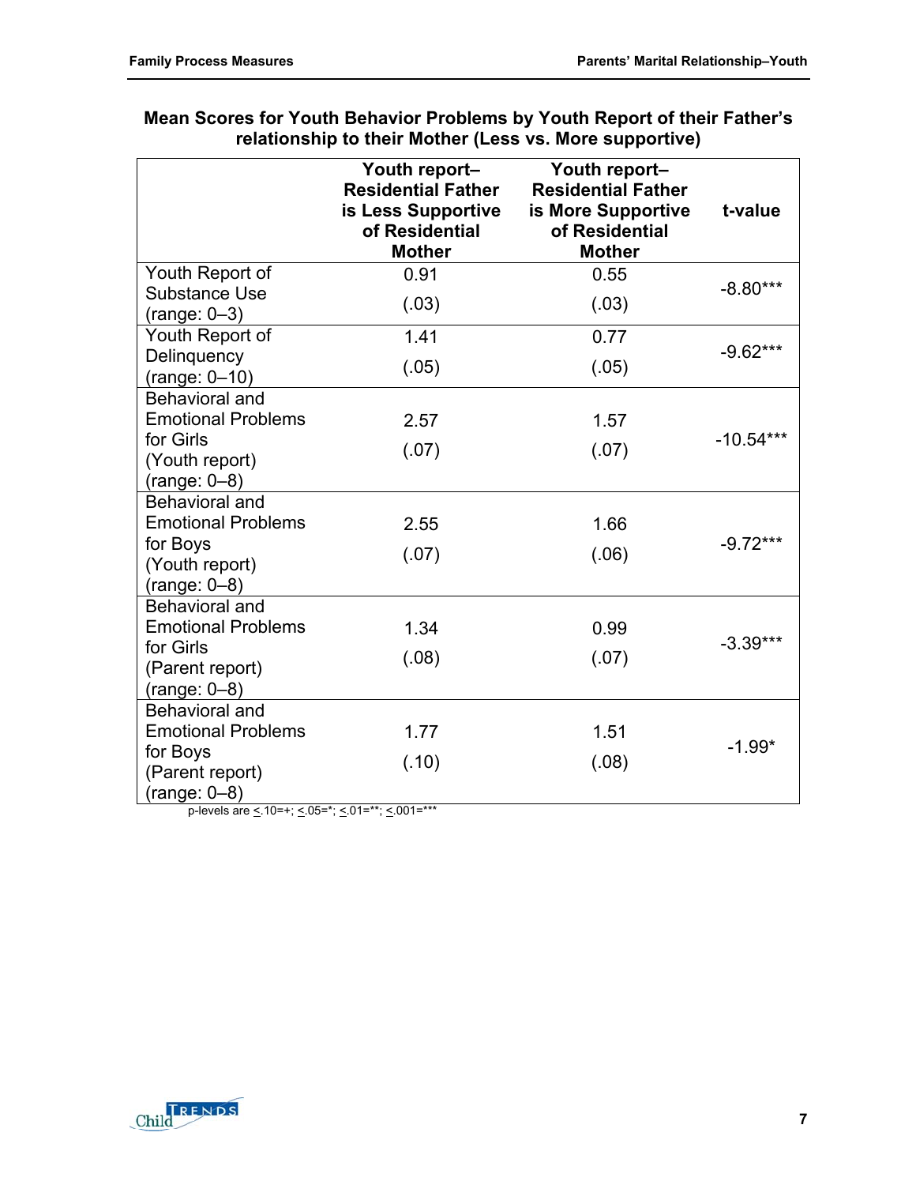**Mean Scores for Youth Behavior Problems by Youth Report of their Father's relationship to their Mother (Less vs. More supportive)**

| | Youth report–Residential Father is Less Supportive of Residential Mother | Youth report–Residential Father is More Supportive of Residential Mother | t-value |
|---|---|---|---|
| Youth Report of Substance Use (range: 0–3) | 0.91 (.03) | 0.55 (.03) | -8.80*** |
| Youth Report of Delinquency (range: 0–10) | 1.41 (.05) | 0.77 (.05) | -9.62*** |
| Behavioral and Emotional Problems for Girls (Youth report) (range: 0–8) | 2.57 (.07) | 1.57 (.07) | -10.54*** |
| Behavioral and Emotional Problems for Boys (Youth report) (range: 0–8) | 2.55 (.07) | 1.66 (.06) | -9.72*** |
| Behavioral and Emotional Problems for Girls (Parent report) (range: 0–8) | 1.34 (.08) | 0.99 (.07) | -3.39*** |
| Behavioral and Emotional Problems for Boys (Parent report) (range: 0–8) | 1.77 (.10) | 1.51 (.08) | -1.99* |

p-levels are ≤.10=+; ≤.05=*; ≤.01=**; ≤.001=***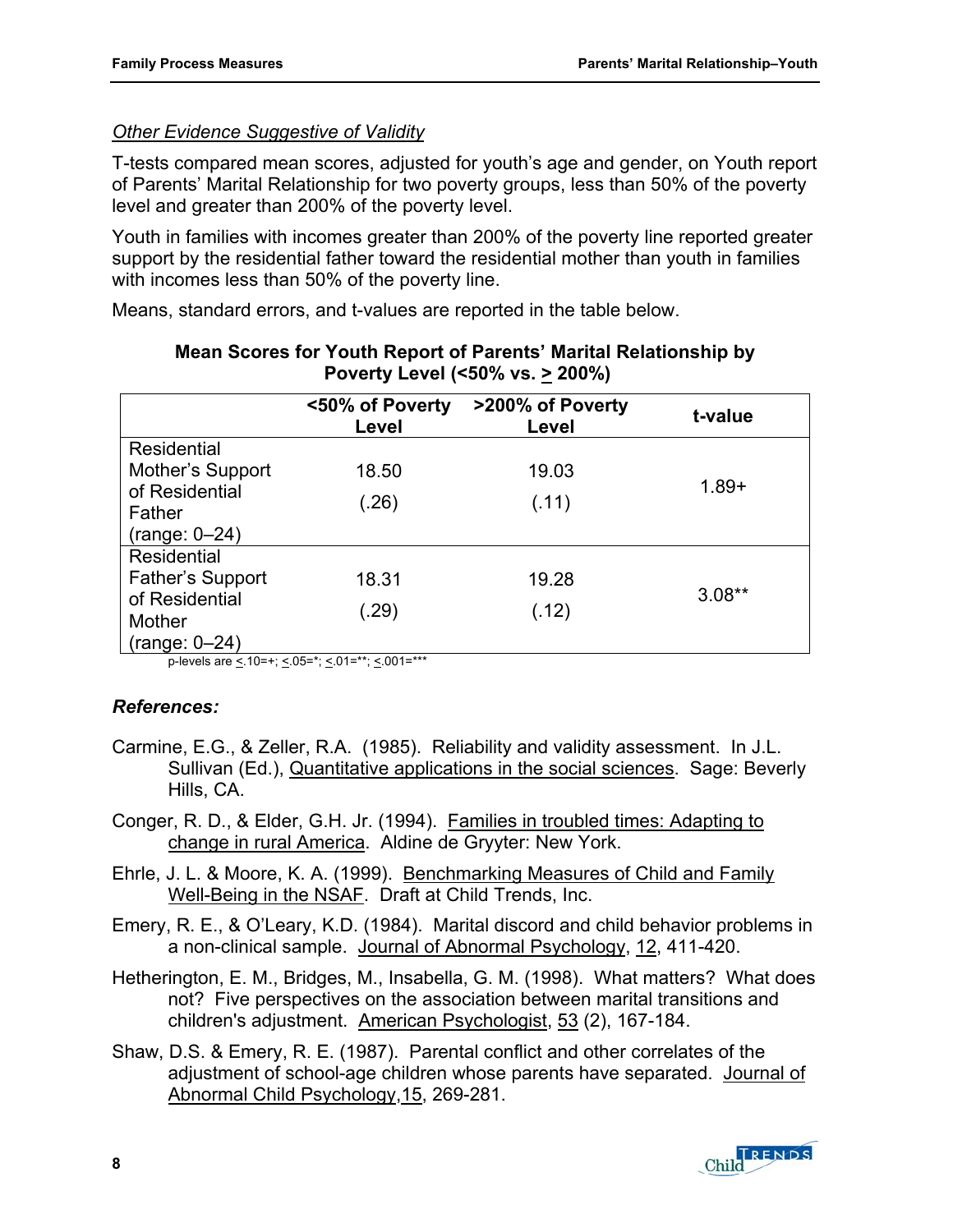*Other Evidence Suggestive of Validity*

T-tests compared mean scores, adjusted for youth's age and gender, on Youth report of Parents' Marital Relationship for two poverty groups, less than 50% of the poverty level and greater than 200% of the poverty level.

Youth in families with incomes greater than 200% of the poverty line reported greater support by the residential father toward the residential mother than youth in families with incomes less than 50% of the poverty line.

Means, standard errors, and t-values are reported in the table below.

**Mean Scores for Youth Report of Parents' Marital Relationship by Poverty Level (<50% vs. ≥ 200%)**

| | <50% of Poverty Level | >200% of Poverty Level | t-value |
|---|---|---|---|
| Residential Mother's Support of Residential Father (range: 0–24) | 18.50<br>(.26) | 19.03<br>(.11) | 1.89+ |
| Residential Father's Support of Residential Mother (range: 0–24) | 18.31<br>(.29) | 19.28<br>(.12) | 3.08** |

p-levels are ≤.10=+; ≤.05=*; ≤.01=**; ≤.001=***

### *References:*

Carmine, E.G., & Zeller, R.A. (1985). Reliability and validity assessment. In J.L. Sullivan (Ed.), Quantitative applications in the social sciences. Sage: Beverly Hills, CA.

Conger, R. D., & Elder, G.H. Jr. (1994). Families in troubled times: Adapting to change in rural America. Aldine de Gryyter: New York.

Ehrle, J. L. & Moore, K. A. (1999). Benchmarking Measures of Child and Family Well-Being in the NSAF. Draft at Child Trends, Inc.

Emery, R. E., & O'Leary, K.D. (1984). Marital discord and child behavior problems in a non-clinical sample. Journal of Abnormal Psychology, 12, 411-420.

Hetherington, E. M., Bridges, M., Insabella, G. M. (1998). What matters? What does not? Five perspectives on the association between marital transitions and children's adjustment. American Psychologist, 53 (2), 167-184.

Shaw, D.S. & Emery, R. E. (1987). Parental conflict and other correlates of the adjustment of school-age children whose parents have separated. Journal of Abnormal Child Psychology,15, 269-281.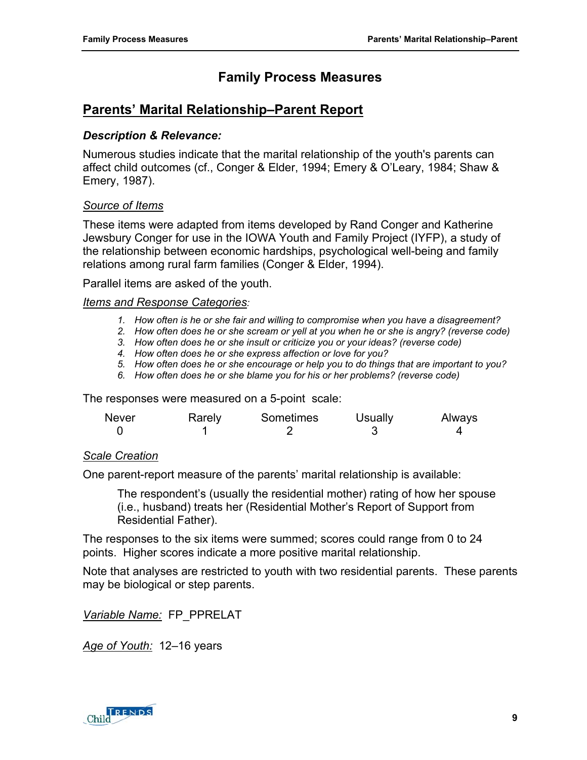# Family Process Measures

## Parents' Marital Relationship–Parent Report

### *Description & Relevance:*

Numerous studies indicate that the marital relationship of the youth's parents can affect child outcomes (cf., Conger & Elder, 1994; Emery & O'Leary, 1984; Shaw & Emery, 1987).

*Source of Items*

These items were adapted from items developed by Rand Conger and Katherine Jewsbury Conger for use in the IOWA Youth and Family Project (IYFP), a study of the relationship between economic hardships, psychological well-being and family relations among rural farm families (Conger & Elder, 1994).

Parallel items are asked of the youth.

*Items and Response Categories:*

1. *How often is he or she fair and willing to compromise when you have a disagreement?*
2. *How often does he or she scream or yell at you when he or she is angry? (reverse code)*
3. *How often does he or she insult or criticize you or your ideas? (reverse code)*
4. *How often does he or she express affection or love for you?*
5. *How often does he or she encourage or help you to do things that are important to you?*
6. *How often does he or she blame you for his or her problems? (reverse code)*

The responses were measured on a 5-point scale:

| Never | Rarely | Sometimes | Usually | Always |
|---|---|---|---|---|
| 0 | 1 | 2 | 3 | 4 |

*Scale Creation*

One parent-report measure of the parents' marital relationship is available:

> The respondent's (usually the residential mother) rating of how her spouse (i.e., husband) treats her (Residential Mother's Report of Support from Residential Father).

The responses to the six items were summed; scores could range from 0 to 24 points. Higher scores indicate a more positive marital relationship.

Note that analyses are restricted to youth with two residential parents. These parents may be biological or step parents.

*Variable Name:* FP_PPRELAT

*Age of Youth:* 12–16 years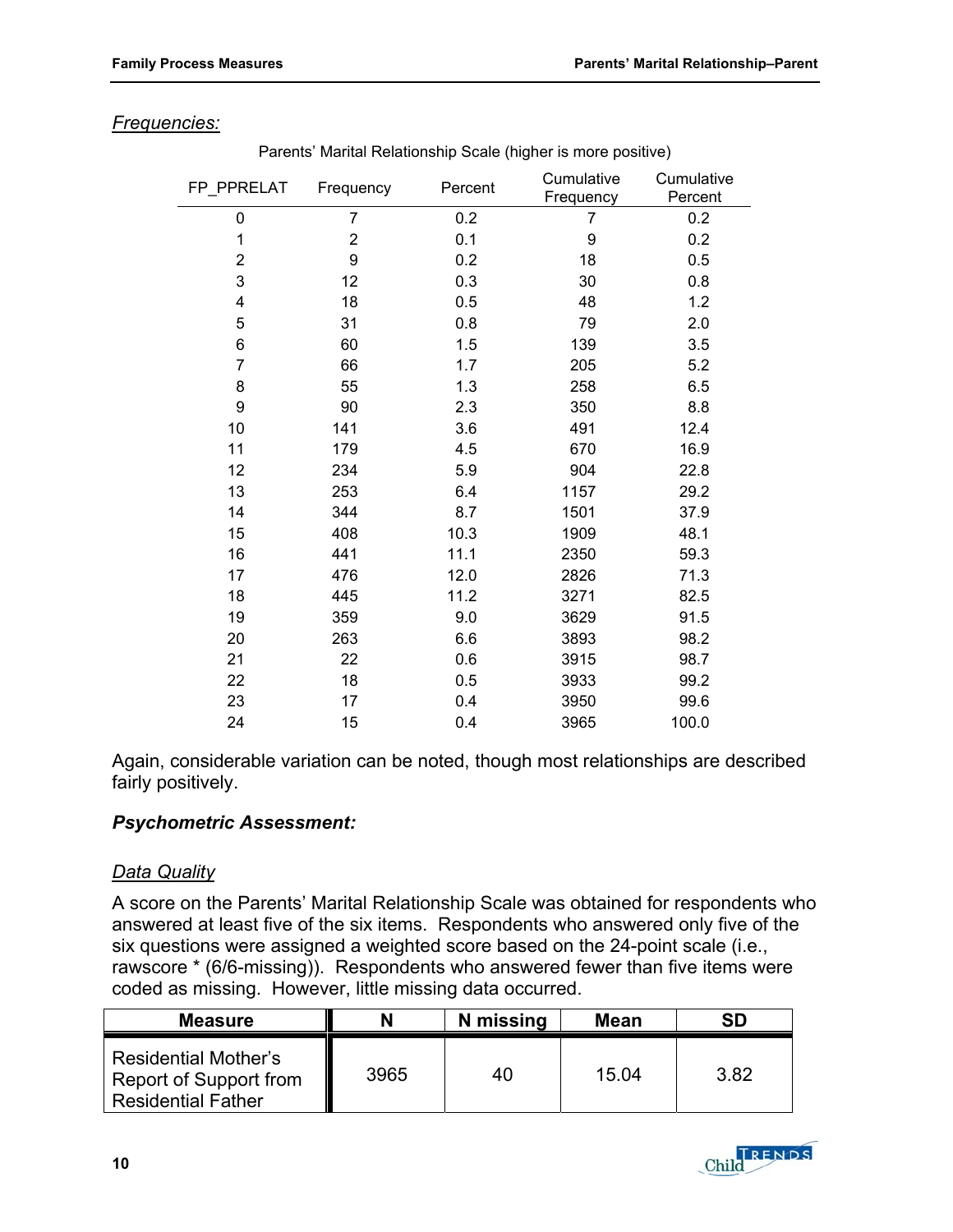*Frequencies:*

Parents' Marital Relationship Scale (higher is more positive)

| FP_PPRELAT | Frequency | Percent | Cumulative Frequency | Cumulative Percent |
|---|---|---|---|---|
| 0 | 7 | 0.2 | 7 | 0.2 |
| 1 | 2 | 0.1 | 9 | 0.2 |
| 2 | 9 | 0.2 | 18 | 0.5 |
| 3 | 12 | 0.3 | 30 | 0.8 |
| 4 | 18 | 0.5 | 48 | 1.2 |
| 5 | 31 | 0.8 | 79 | 2.0 |
| 6 | 60 | 1.5 | 139 | 3.5 |
| 7 | 66 | 1.7 | 205 | 5.2 |
| 8 | 55 | 1.3 | 258 | 6.5 |
| 9 | 90 | 2.3 | 350 | 8.8 |
| 10 | 141 | 3.6 | 491 | 12.4 |
| 11 | 179 | 4.5 | 670 | 16.9 |
| 12 | 234 | 5.9 | 904 | 22.8 |
| 13 | 253 | 6.4 | 1157 | 29.2 |
| 14 | 344 | 8.7 | 1501 | 37.9 |
| 15 | 408 | 10.3 | 1909 | 48.1 |
| 16 | 441 | 11.1 | 2350 | 59.3 |
| 17 | 476 | 12.0 | 2826 | 71.3 |
| 18 | 445 | 11.2 | 3271 | 82.5 |
| 19 | 359 | 9.0 | 3629 | 91.5 |
| 20 | 263 | 6.6 | 3893 | 98.2 |
| 21 | 22 | 0.6 | 3915 | 98.7 |
| 22 | 18 | 0.5 | 3933 | 99.2 |
| 23 | 17 | 0.4 | 3950 | 99.6 |
| 24 | 15 | 0.4 | 3965 | 100.0 |

Again, considerable variation can be noted, though most relationships are described fairly positively.

### *Psychometric Assessment:*

*Data Quality*

A score on the Parents' Marital Relationship Scale was obtained for respondents who answered at least five of the six items. Respondents who answered only five of the six questions were assigned a weighted score based on the 24-point scale (i.e., rawscore * (6/6-missing)). Respondents who answered fewer than five items were coded as missing. However, little missing data occurred.

| Measure | N | N missing | Mean | SD |
|---|---|---|---|---|
| Residential Mother's Report of Support from Residential Father | 3965 | 40 | 15.04 | 3.82 |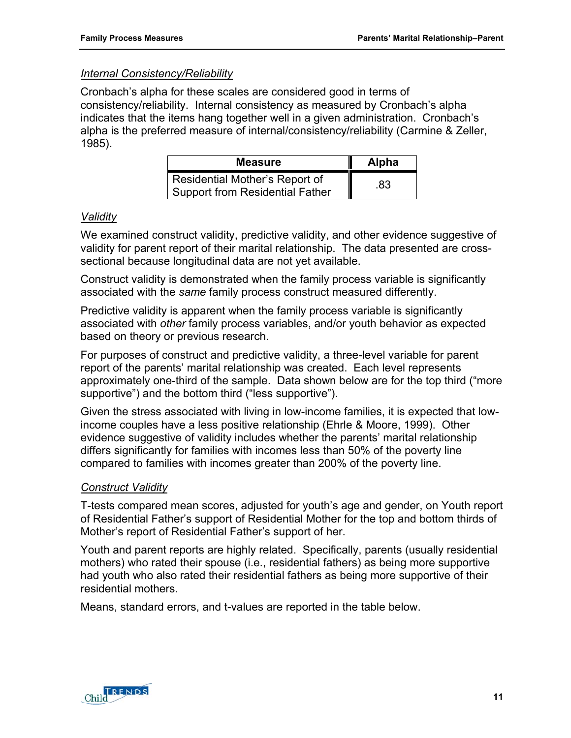*Internal Consistency/Reliability*

Cronbach's alpha for these scales are considered good in terms of consistency/reliability. Internal consistency as measured by Cronbach's alpha indicates that the items hang together well in a given administration. Cronbach's alpha is the preferred measure of internal/consistency/reliability (Carmine & Zeller, 1985).

| Measure | Alpha |
|---|---|
| Residential Mother's Report of Support from Residential Father | .83 |

*Validity*

We examined construct validity, predictive validity, and other evidence suggestive of validity for parent report of their marital relationship. The data presented are cross-sectional because longitudinal data are not yet available.

Construct validity is demonstrated when the family process variable is significantly associated with the *same* family process construct measured differently.

Predictive validity is apparent when the family process variable is significantly associated with *other* family process variables, and/or youth behavior as expected based on theory or previous research.

For purposes of construct and predictive validity, a three-level variable for parent report of the parents' marital relationship was created. Each level represents approximately one-third of the sample. Data shown below are for the top third ("more supportive") and the bottom third ("less supportive").

Given the stress associated with living in low-income families, it is expected that low-income couples have a less positive relationship (Ehrle & Moore, 1999). Other evidence suggestive of validity includes whether the parents' marital relationship differs significantly for families with incomes less than 50% of the poverty line compared to families with incomes greater than 200% of the poverty line.

*Construct Validity*

T-tests compared mean scores, adjusted for youth's age and gender, on Youth report of Residential Father's support of Residential Mother for the top and bottom thirds of Mother's report of Residential Father's support of her.

Youth and parent reports are highly related. Specifically, parents (usually residential mothers) who rated their spouse (i.e., residential fathers) as being more supportive had youth who also rated their residential fathers as being more supportive of their residential mothers.

Means, standard errors, and t-values are reported in the table below.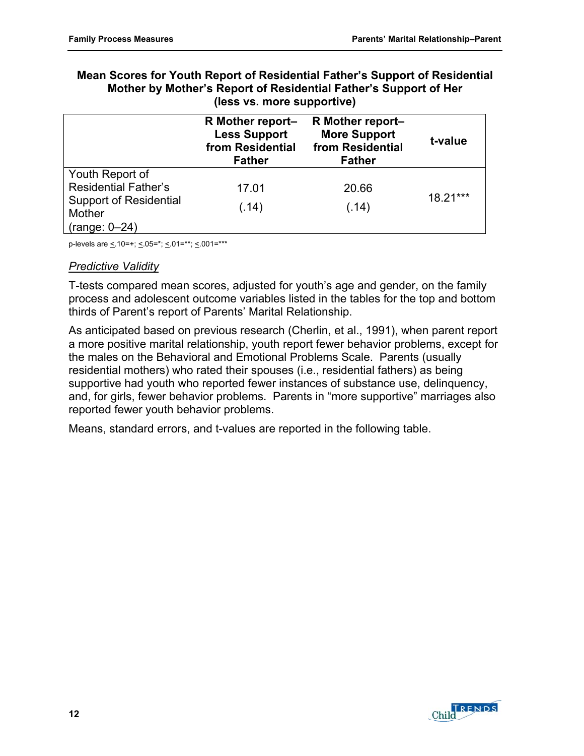**Mean Scores for Youth Report of Residential Father's Support of Residential Mother by Mother's Report of Residential Father's Support of Her (less vs. more supportive)**

| | R Mother report–Less Support from Residential Father | R Mother report–More Support from Residential Father | t-value |
|---|---|---|---|
| Youth Report of Residential Father's Support of Residential Mother (range: 0–24) | 17.01 (.14) | 20.66 (.14) | 18.21*** |

p-levels are <.10=+; <.05=*; <.01=**; <.001=***

*Predictive Validity*

T-tests compared mean scores, adjusted for youth's age and gender, on the family process and adolescent outcome variables listed in the tables for the top and bottom thirds of Parent's report of Parents' Marital Relationship.

As anticipated based on previous research (Cherlin, et al., 1991), when parent report a more positive marital relationship, youth report fewer behavior problems, except for the males on the Behavioral and Emotional Problems Scale. Parents (usually residential mothers) who rated their spouses (i.e., residential fathers) as being supportive had youth who reported fewer instances of substance use, delinquency, and, for girls, fewer behavior problems. Parents in "more supportive" marriages also reported fewer youth behavior problems.

Means, standard errors, and t-values are reported in the following table.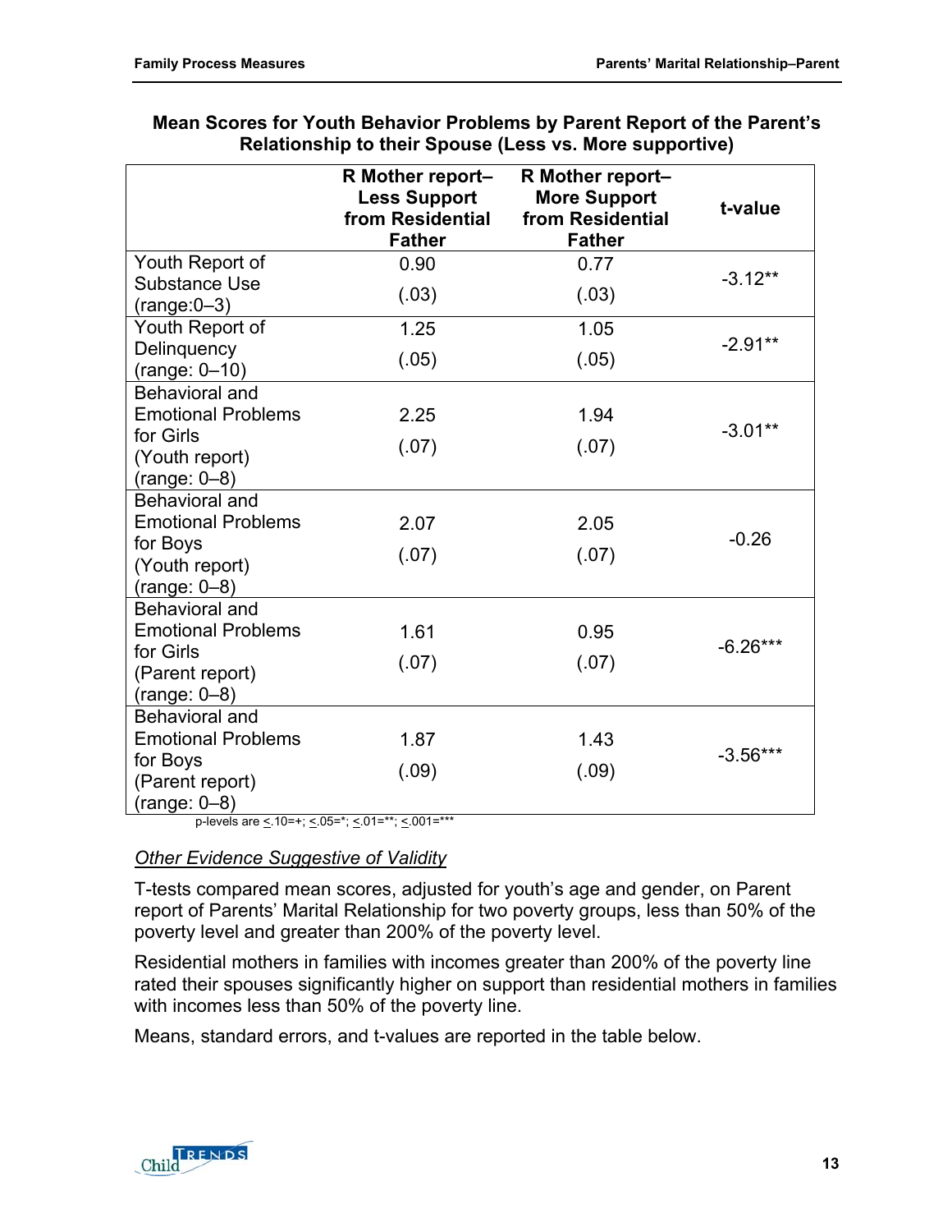**Mean Scores for Youth Behavior Problems by Parent Report of the Parent's Relationship to their Spouse (Less vs. More supportive)**

| | R Mother report–Less Support from Residential Father | R Mother report–More Support from Residential Father | t-value |
|---|---|---|---|
| Youth Report of Substance Use (range:0–3) | 0.90 (.03) | 0.77 (.03) | -3.12** |
| Youth Report of Delinquency (range: 0–10) | 1.25 (.05) | 1.05 (.05) | -2.91** |
| Behavioral and Emotional Problems for Girls (Youth report) (range: 0–8) | 2.25 (.07) | 1.94 (.07) | -3.01** |
| Behavioral and Emotional Problems for Boys (Youth report) (range: 0–8) | 2.07 (.07) | 2.05 (.07) | -0.26 |
| Behavioral and Emotional Problems for Girls (Parent report) (range: 0–8) | 1.61 (.07) | 0.95 (.07) | -6.26*** |
| Behavioral and Emotional Problems for Boys (Parent report) (range: 0–8) | 1.87 (.09) | 1.43 (.09) | -3.56*** |

p-levels are ≤.10=+; ≤.05=*; ≤.01=**; ≤.001=***

*Other Evidence Suggestive of Validity*

T-tests compared mean scores, adjusted for youth's age and gender, on Parent report of Parents' Marital Relationship for two poverty groups, less than 50% of the poverty level and greater than 200% of the poverty level.

Residential mothers in families with incomes greater than 200% of the poverty line rated their spouses significantly higher on support than residential mothers in families with incomes less than 50% of the poverty line.

Means, standard errors, and t-values are reported in the table below.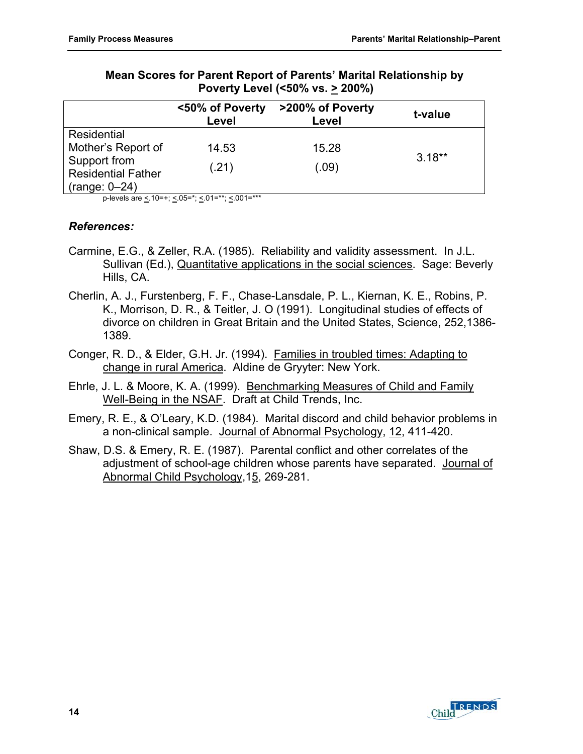**Mean Scores for Parent Report of Parents' Marital Relationship by Poverty Level (<50% vs. ≥ 200%)**

| | <50% of Poverty Level | >200% of Poverty Level | t-value |
|---|---|---|---|
| Residential Mother's Report of Support from Residential Father (range: 0–24) | 14.53 (.21) | 15.28 (.09) | 3.18** |

p-levels are ≤.10=+; ≤.05=*; ≤.01=**; ≤.001=***

### *References:*

Carmine, E.G., & Zeller, R.A. (1985). Reliability and validity assessment. In J.L. Sullivan (Ed.), Quantitative applications in the social sciences. Sage: Beverly Hills, CA.

Cherlin, A. J., Furstenberg, F. F., Chase-Lansdale, P. L., Kiernan, K. E., Robins, P. K., Morrison, D. R., & Teitler, J. O (1991). Longitudinal studies of effects of divorce on children in Great Britain and the United States, Science, 252,1386-1389.

Conger, R. D., & Elder, G.H. Jr. (1994). Families in troubled times: Adapting to change in rural America. Aldine de Gryyter: New York.

Ehrle, J. L. & Moore, K. A. (1999). Benchmarking Measures of Child and Family Well-Being in the NSAF. Draft at Child Trends, Inc.

Emery, R. E., & O'Leary, K.D. (1984). Marital discord and child behavior problems in a non-clinical sample. Journal of Abnormal Psychology, 12, 411-420.

Shaw, D.S. & Emery, R. E. (1987). Parental conflict and other correlates of the adjustment of school-age children whose parents have separated. Journal of Abnormal Child Psychology,15, 269-281.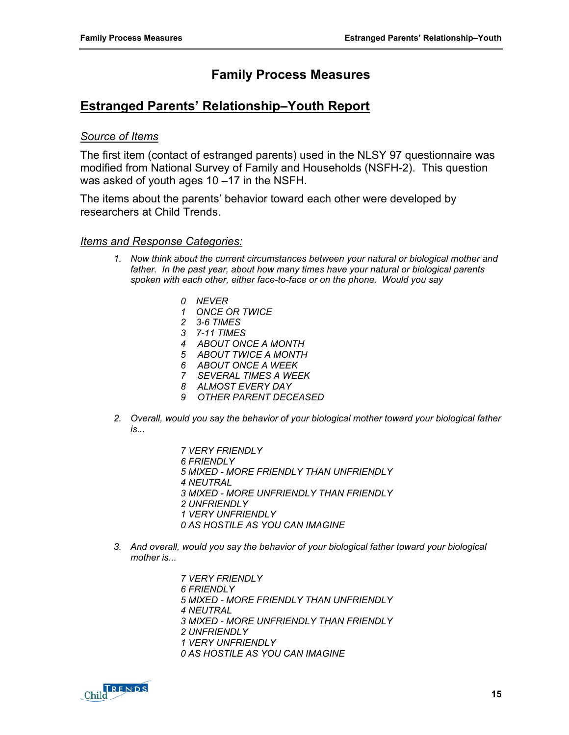# Family Process Measures

## Estranged Parents' Relationship–Youth Report

### *Source of Items*

The first item (contact of estranged parents) used in the NLSY 97 questionnaire was modified from National Survey of Family and Households (NSFH-2). This question was asked of youth ages 10 –17 in the NSFH.

The items about the parents' behavior toward each other were developed by researchers at Child Trends.

### *Items and Response Categories:*

1. *Now think about the current circumstances between your natural or biological mother and father. In the past year, about how many times have your natural or biological parents spoken with each other, either face-to-face or on the phone. Would you say*

   *0 NEVER*
   *1 ONCE OR TWICE*
   *2 3-6 TIMES*
   *3 7-11 TIMES*
   *4 ABOUT ONCE A MONTH*
   *5 ABOUT TWICE A MONTH*
   *6 ABOUT ONCE A WEEK*
   *7 SEVERAL TIMES A WEEK*
   *8 ALMOST EVERY DAY*
   *9 OTHER PARENT DECEASED*

2. *Overall, would you say the behavior of your biological mother toward your biological father is...*

   *7 VERY FRIENDLY*
   *6 FRIENDLY*
   *5 MIXED - MORE FRIENDLY THAN UNFRIENDLY*
   *4 NEUTRAL*
   *3 MIXED - MORE UNFRIENDLY THAN FRIENDLY*
   *2 UNFRIENDLY*
   *1 VERY UNFRIENDLY*
   *0 AS HOSTILE AS YOU CAN IMAGINE*

3. *And overall, would you say the behavior of your biological father toward your biological mother is...*

   *7 VERY FRIENDLY*
   *6 FRIENDLY*
   *5 MIXED - MORE FRIENDLY THAN UNFRIENDLY*
   *4 NEUTRAL*
   *3 MIXED - MORE UNFRIENDLY THAN FRIENDLY*
   *2 UNFRIENDLY*
   *1 VERY UNFRIENDLY*
   *0 AS HOSTILE AS YOU CAN IMAGINE*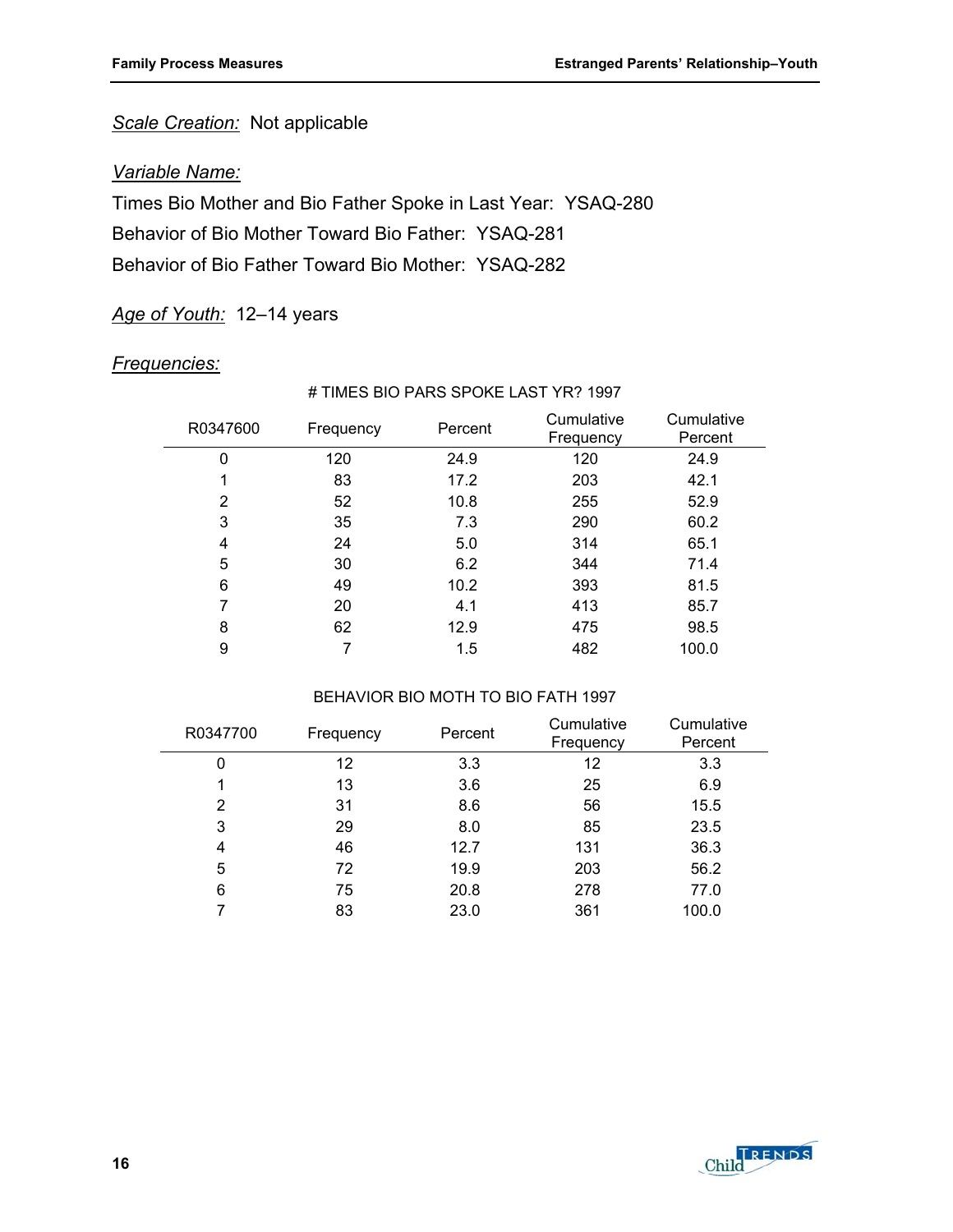*Scale Creation:* Not applicable

*Variable Name:*

Times Bio Mother and Bio Father Spoke in Last Year: YSAQ-280

Behavior of Bio Mother Toward Bio Father: YSAQ-281

Behavior of Bio Father Toward Bio Mother: YSAQ-282

*Age of Youth:* 12–14 years

*Frequencies:*

# TIMES BIO PARS SPOKE LAST YR? 1997

| R0347600 | Frequency | Percent | Cumulative Frequency | Cumulative Percent |
|---|---|---|---|---|
| 0 | 120 | 24.9 | 120 | 24.9 |
| 1 | 83 | 17.2 | 203 | 42.1 |
| 2 | 52 | 10.8 | 255 | 52.9 |
| 3 | 35 | 7.3 | 290 | 60.2 |
| 4 | 24 | 5.0 | 314 | 65.1 |
| 5 | 30 | 6.2 | 344 | 71.4 |
| 6 | 49 | 10.2 | 393 | 81.5 |
| 7 | 20 | 4.1 | 413 | 85.7 |
| 8 | 62 | 12.9 | 475 | 98.5 |
| 9 | 7 | 1.5 | 482 | 100.0 |

BEHAVIOR BIO MOTH TO BIO FATH 1997

| R0347700 | Frequency | Percent | Cumulative Frequency | Cumulative Percent |
|---|---|---|---|---|
| 0 | 12 | 3.3 | 12 | 3.3 |
| 1 | 13 | 3.6 | 25 | 6.9 |
| 2 | 31 | 8.6 | 56 | 15.5 |
| 3 | 29 | 8.0 | 85 | 23.5 |
| 4 | 46 | 12.7 | 131 | 36.3 |
| 5 | 72 | 19.9 | 203 | 56.2 |
| 6 | 75 | 20.8 | 278 | 77.0 |
| 7 | 83 | 23.0 | 361 | 100.0 |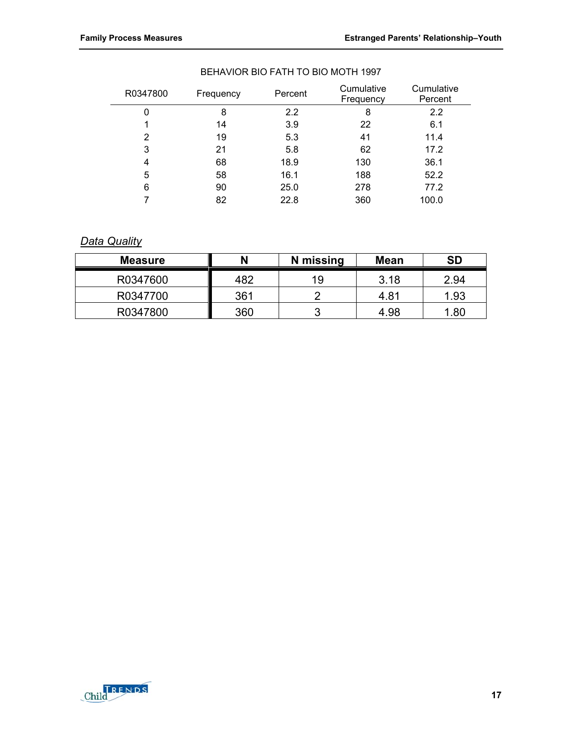BEHAVIOR BIO FATH TO BIO MOTH 1997

| R0347800 | Frequency | Percent | Cumulative Frequency | Cumulative Percent |
|---|---|---|---|---|
| 0 | 8 | 2.2 | 8 | 2.2 |
| 1 | 14 | 3.9 | 22 | 6.1 |
| 2 | 19 | 5.3 | 41 | 11.4 |
| 3 | 21 | 5.8 | 62 | 17.2 |
| 4 | 68 | 18.9 | 130 | 36.1 |
| 5 | 58 | 16.1 | 188 | 52.2 |
| 6 | 90 | 25.0 | 278 | 77.2 |
| 7 | 82 | 22.8 | 360 | 100.0 |

*Data Quality*

| Measure | N | N missing | Mean | SD |
|---|---|---|---|---|
| R0347600 | 482 | 19 | 3.18 | 2.94 |
| R0347700 | 361 | 2 | 4.81 | 1.93 |
| R0347800 | 360 | 3 | 4.98 | 1.80 |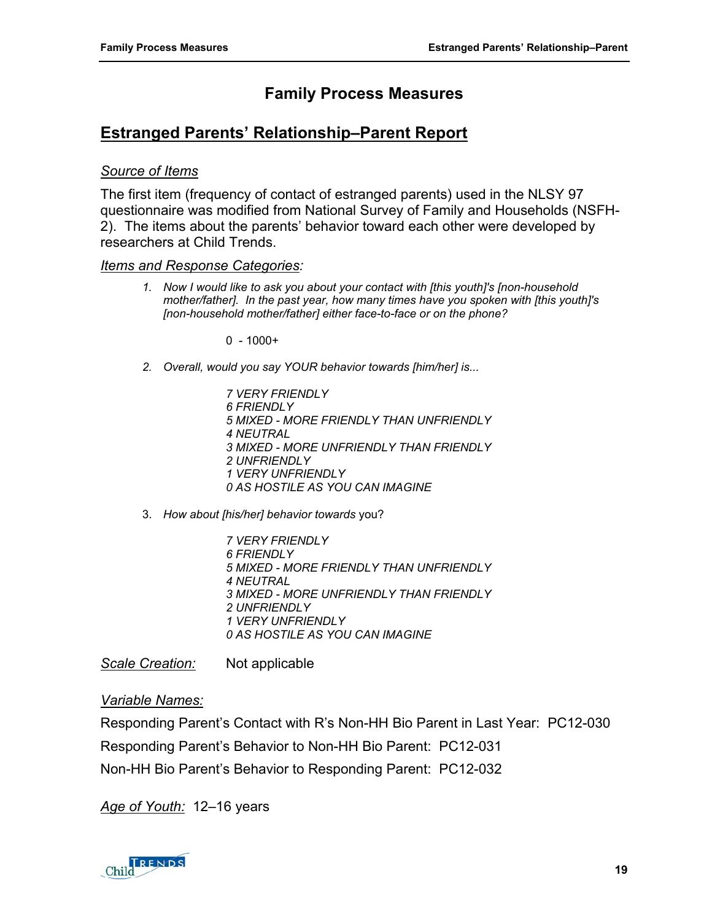# Family Process Measures

## Estranged Parents' Relationship–Parent Report

*Source of Items*

The first item (frequency of contact of estranged parents) used in the NLSY 97 questionnaire was modified from National Survey of Family and Households (NSFH-2). The items about the parents' behavior toward each other were developed by researchers at Child Trends.

*Items and Response Categories:*

1. *Now I would like to ask you about your contact with [this youth]'s [non-household mother/father]. In the past year, how many times have you spoken with [this youth]'s [non-household mother/father] either face-to-face or on the phone?*

   0 - 1000+

2. *Overall, would you say YOUR behavior towards [him/her] is...*

   *7 VERY FRIENDLY*
   *6 FRIENDLY*
   *5 MIXED - MORE FRIENDLY THAN UNFRIENDLY*
   *4 NEUTRAL*
   *3 MIXED - MORE UNFRIENDLY THAN FRIENDLY*
   *2 UNFRIENDLY*
   *1 VERY UNFRIENDLY*
   *0 AS HOSTILE AS YOU CAN IMAGINE*

3. *How about [his/her] behavior towards* you?

   *7 VERY FRIENDLY*
   *6 FRIENDLY*
   *5 MIXED - MORE FRIENDLY THAN UNFRIENDLY*
   *4 NEUTRAL*
   *3 MIXED - MORE UNFRIENDLY THAN FRIENDLY*
   *2 UNFRIENDLY*
   *1 VERY UNFRIENDLY*
   *0 AS HOSTILE AS YOU CAN IMAGINE*

*Scale Creation:* Not applicable

*Variable Names:*

Responding Parent's Contact with R's Non-HH Bio Parent in Last Year: PC12-030

Responding Parent's Behavior to Non-HH Bio Parent: PC12-031

Non-HH Bio Parent's Behavior to Responding Parent: PC12-032

*Age of Youth:* 12–16 years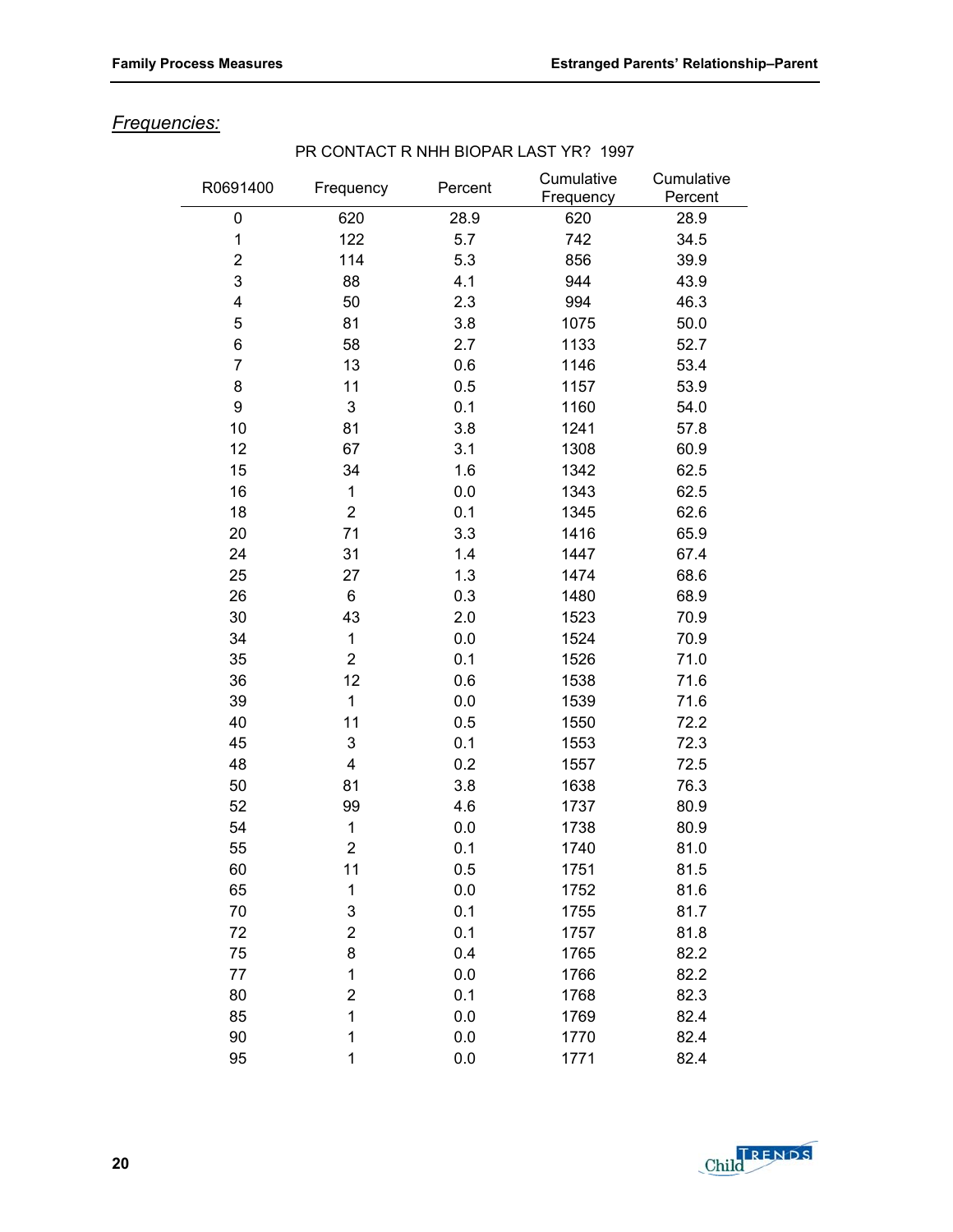## *Frequencies:*

PR CONTACT R NHH BIOPAR LAST YR? 1997

| R0691400 | Frequency | Percent | Cumulative Frequency | Cumulative Percent |
|---|---|---|---|---|
| 0 | 620 | 28.9 | 620 | 28.9 |
| 1 | 122 | 5.7 | 742 | 34.5 |
| 2 | 114 | 5.3 | 856 | 39.9 |
| 3 | 88 | 4.1 | 944 | 43.9 |
| 4 | 50 | 2.3 | 994 | 46.3 |
| 5 | 81 | 3.8 | 1075 | 50.0 |
| 6 | 58 | 2.7 | 1133 | 52.7 |
| 7 | 13 | 0.6 | 1146 | 53.4 |
| 8 | 11 | 0.5 | 1157 | 53.9 |
| 9 | 3 | 0.1 | 1160 | 54.0 |
| 10 | 81 | 3.8 | 1241 | 57.8 |
| 12 | 67 | 3.1 | 1308 | 60.9 |
| 15 | 34 | 1.6 | 1342 | 62.5 |
| 16 | 1 | 0.0 | 1343 | 62.5 |
| 18 | 2 | 0.1 | 1345 | 62.6 |
| 20 | 71 | 3.3 | 1416 | 65.9 |
| 24 | 31 | 1.4 | 1447 | 67.4 |
| 25 | 27 | 1.3 | 1474 | 68.6 |
| 26 | 6 | 0.3 | 1480 | 68.9 |
| 30 | 43 | 2.0 | 1523 | 70.9 |
| 34 | 1 | 0.0 | 1524 | 70.9 |
| 35 | 2 | 0.1 | 1526 | 71.0 |
| 36 | 12 | 0.6 | 1538 | 71.6 |
| 39 | 1 | 0.0 | 1539 | 71.6 |
| 40 | 11 | 0.5 | 1550 | 72.2 |
| 45 | 3 | 0.1 | 1553 | 72.3 |
| 48 | 4 | 0.2 | 1557 | 72.5 |
| 50 | 81 | 3.8 | 1638 | 76.3 |
| 52 | 99 | 4.6 | 1737 | 80.9 |
| 54 | 1 | 0.0 | 1738 | 80.9 |
| 55 | 2 | 0.1 | 1740 | 81.0 |
| 60 | 11 | 0.5 | 1751 | 81.5 |
| 65 | 1 | 0.0 | 1752 | 81.6 |
| 70 | 3 | 0.1 | 1755 | 81.7 |
| 72 | 2 | 0.1 | 1757 | 81.8 |
| 75 | 8 | 0.4 | 1765 | 82.2 |
| 77 | 1 | 0.0 | 1766 | 82.2 |
| 80 | 2 | 0.1 | 1768 | 82.3 |
| 85 | 1 | 0.0 | 1769 | 82.4 |
| 90 | 1 | 0.0 | 1770 | 82.4 |
| 95 | 1 | 0.0 | 1771 | 82.4 |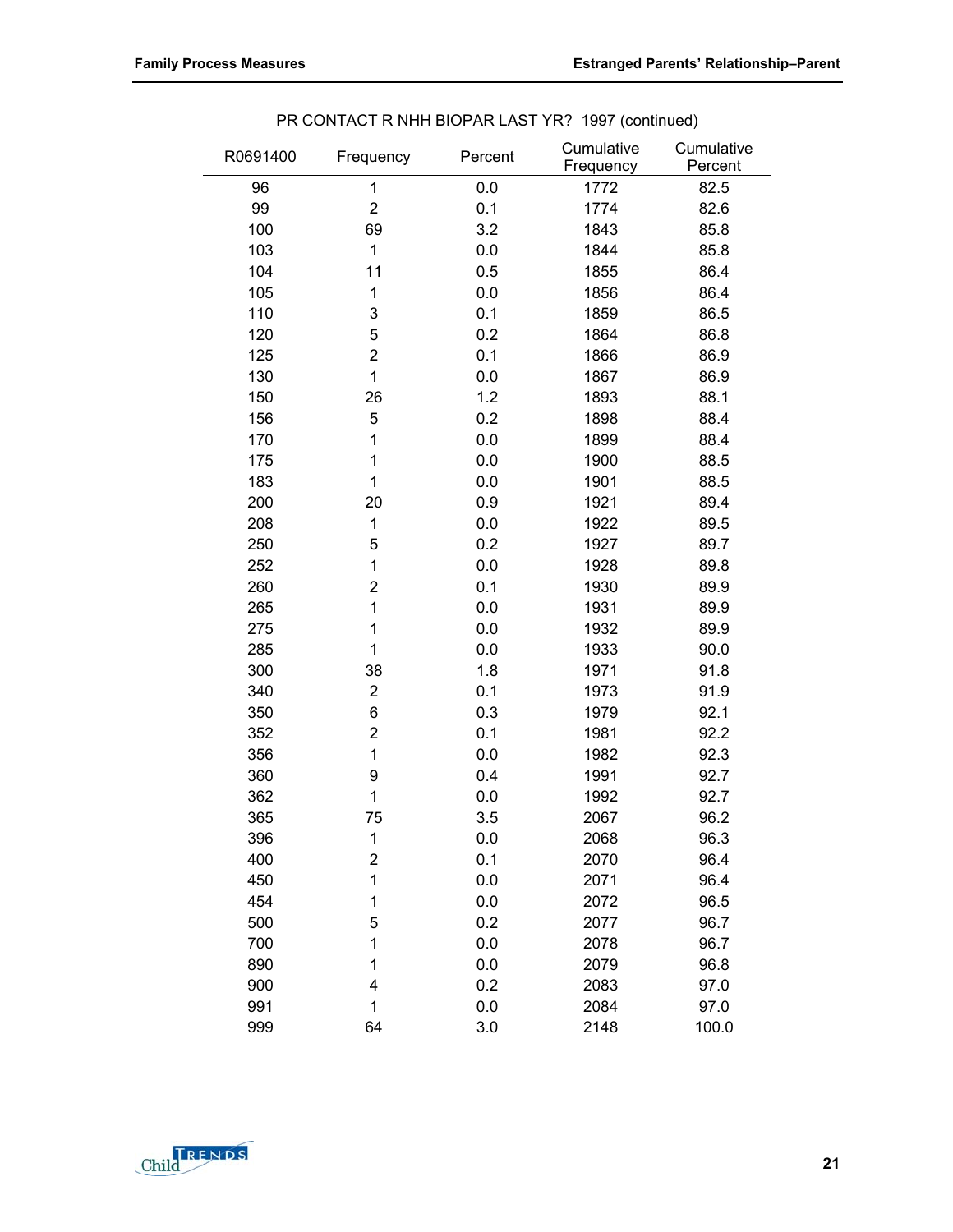PR CONTACT R NHH BIOPAR LAST YR? 1997 (continued)

| R0691400 | Frequency | Percent | Cumulative Frequency | Cumulative Percent |
|---|---|---|---|---|
| 96 | 1 | 0.0 | 1772 | 82.5 |
| 99 | 2 | 0.1 | 1774 | 82.6 |
| 100 | 69 | 3.2 | 1843 | 85.8 |
| 103 | 1 | 0.0 | 1844 | 85.8 |
| 104 | 11 | 0.5 | 1855 | 86.4 |
| 105 | 1 | 0.0 | 1856 | 86.4 |
| 110 | 3 | 0.1 | 1859 | 86.5 |
| 120 | 5 | 0.2 | 1864 | 86.8 |
| 125 | 2 | 0.1 | 1866 | 86.9 |
| 130 | 1 | 0.0 | 1867 | 86.9 |
| 150 | 26 | 1.2 | 1893 | 88.1 |
| 156 | 5 | 0.2 | 1898 | 88.4 |
| 170 | 1 | 0.0 | 1899 | 88.4 |
| 175 | 1 | 0.0 | 1900 | 88.5 |
| 183 | 1 | 0.0 | 1901 | 88.5 |
| 200 | 20 | 0.9 | 1921 | 89.4 |
| 208 | 1 | 0.0 | 1922 | 89.5 |
| 250 | 5 | 0.2 | 1927 | 89.7 |
| 252 | 1 | 0.0 | 1928 | 89.8 |
| 260 | 2 | 0.1 | 1930 | 89.9 |
| 265 | 1 | 0.0 | 1931 | 89.9 |
| 275 | 1 | 0.0 | 1932 | 89.9 |
| 285 | 1 | 0.0 | 1933 | 90.0 |
| 300 | 38 | 1.8 | 1971 | 91.8 |
| 340 | 2 | 0.1 | 1973 | 91.9 |
| 350 | 6 | 0.3 | 1979 | 92.1 |
| 352 | 2 | 0.1 | 1981 | 92.2 |
| 356 | 1 | 0.0 | 1982 | 92.3 |
| 360 | 9 | 0.4 | 1991 | 92.7 |
| 362 | 1 | 0.0 | 1992 | 92.7 |
| 365 | 75 | 3.5 | 2067 | 96.2 |
| 396 | 1 | 0.0 | 2068 | 96.3 |
| 400 | 2 | 0.1 | 2070 | 96.4 |
| 450 | 1 | 0.0 | 2071 | 96.4 |
| 454 | 1 | 0.0 | 2072 | 96.5 |
| 500 | 5 | 0.2 | 2077 | 96.7 |
| 700 | 1 | 0.0 | 2078 | 96.7 |
| 890 | 1 | 0.0 | 2079 | 96.8 |
| 900 | 4 | 0.2 | 2083 | 97.0 |
| 991 | 1 | 0.0 | 2084 | 97.0 |
| 999 | 64 | 3.0 | 2148 | 100.0 |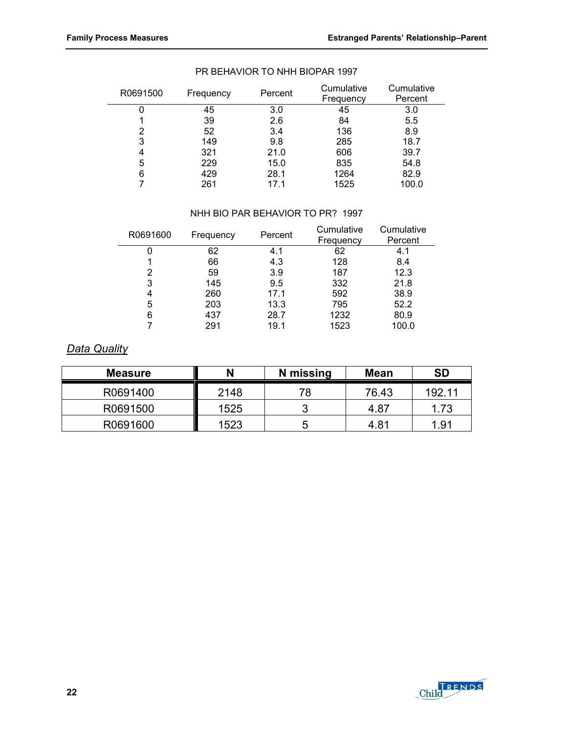PR BEHAVIOR TO NHH BIOPAR 1997

| R0691500 | Frequency | Percent | Cumulative Frequency | Cumulative Percent |
|---|---|---|---|---|
| 0 | 45 | 3.0 | 45 | 3.0 |
| 1 | 39 | 2.6 | 84 | 5.5 |
| 2 | 52 | 3.4 | 136 | 8.9 |
| 3 | 149 | 9.8 | 285 | 18.7 |
| 4 | 321 | 21.0 | 606 | 39.7 |
| 5 | 229 | 15.0 | 835 | 54.8 |
| 6 | 429 | 28.1 | 1264 | 82.9 |
| 7 | 261 | 17.1 | 1525 | 100.0 |

NHH BIO PAR BEHAVIOR TO PR? 1997

| R0691600 | Frequency | Percent | Cumulative Frequency | Cumulative Percent |
|---|---|---|---|---|
| 0 | 62 | 4.1 | 62 | 4.1 |
| 1 | 66 | 4.3 | 128 | 8.4 |
| 2 | 59 | 3.9 | 187 | 12.3 |
| 3 | 145 | 9.5 | 332 | 21.8 |
| 4 | 260 | 17.1 | 592 | 38.9 |
| 5 | 203 | 13.3 | 795 | 52.2 |
| 6 | 437 | 28.7 | 1232 | 80.9 |
| 7 | 291 | 19.1 | 1523 | 100.0 |

*Data Quality*

| Measure | N | N missing | Mean | SD |
|---|---|---|---|---|
| R0691400 | 2148 | 78 | 76.43 | 192.11 |
| R0691500 | 1525 | 3 | 4.87 | 1.73 |
| R0691600 | 1523 | 5 | 4.81 | 1.91 |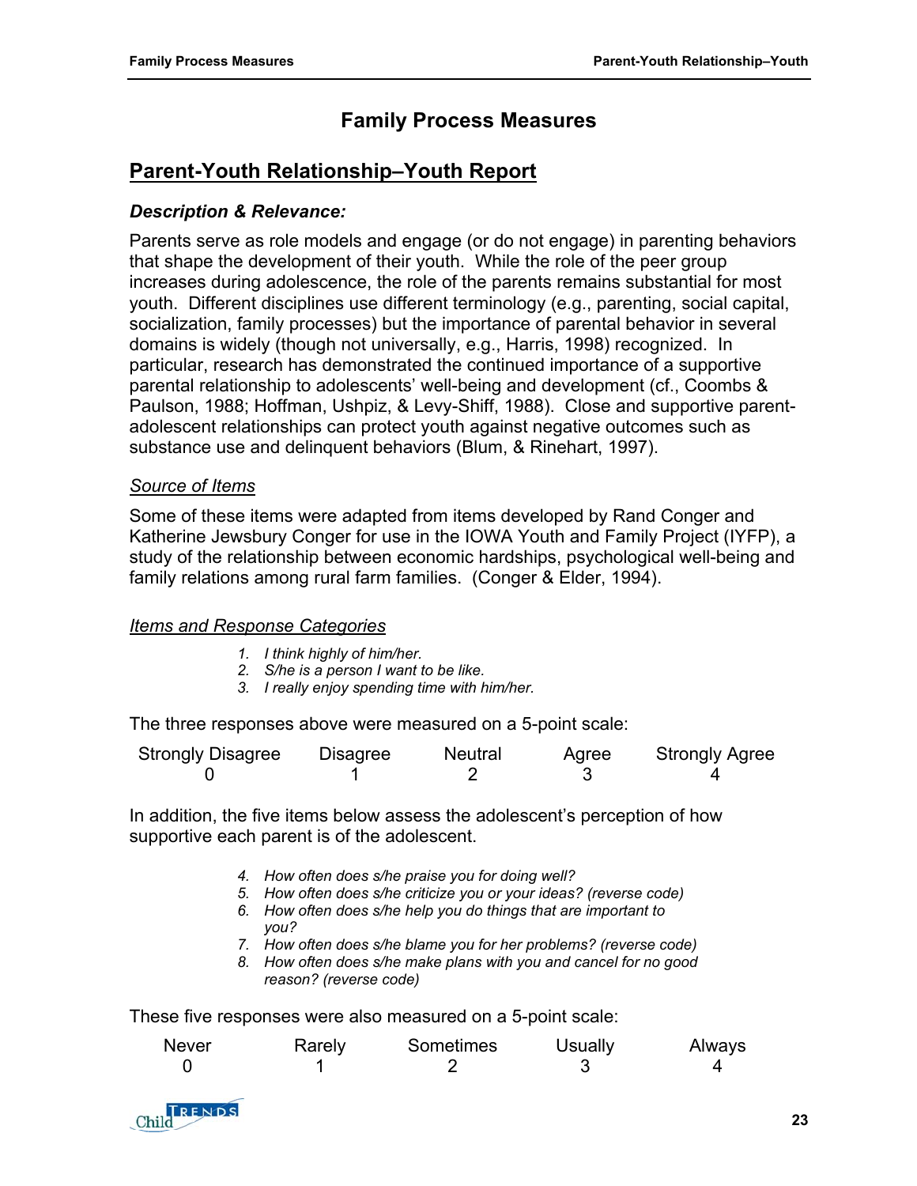# Family Process Measures

## Parent-Youth Relationship–Youth Report

### *Description & Relevance:*

Parents serve as role models and engage (or do not engage) in parenting behaviors that shape the development of their youth. While the role of the peer group increases during adolescence, the role of the parents remains substantial for most youth. Different disciplines use different terminology (e.g., parenting, social capital, socialization, family processes) but the importance of parental behavior in several domains is widely (though not universally, e.g., Harris, 1998) recognized. In particular, research has demonstrated the continued importance of a supportive parental relationship to adolescents' well-being and development (cf., Coombs & Paulson, 1988; Hoffman, Ushpiz, & Levy-Shiff, 1988). Close and supportive parent-adolescent relationships can protect youth against negative outcomes such as substance use and delinquent behaviors (Blum, & Rinehart, 1997).

#### Source of Items

Some of these items were adapted from items developed by Rand Conger and Katherine Jewsbury Conger for use in the IOWA Youth and Family Project (IYFP), a study of the relationship between economic hardships, psychological well-being and family relations among rural farm families. (Conger & Elder, 1994).

#### Items and Response Categories

1. *I think highly of him/her.*
2. *S/he is a person I want to be like.*
3. *I really enjoy spending time with him/her.*

The three responses above were measured on a 5-point scale:

| Strongly Disagree | Disagree | Neutral | Agree | Strongly Agree |
|---|---|---|---|---|
| 0 | 1 | 2 | 3 | 4 |

In addition, the five items below assess the adolescent's perception of how supportive each parent is of the adolescent.

4. *How often does s/he praise you for doing well?*
5. *How often does s/he criticize you or your ideas? (reverse code)*
6. *How often does s/he help you do things that are important to you?*
7. *How often does s/he blame you for her problems? (reverse code)*
8. *How often does s/he make plans with you and cancel for no good reason? (reverse code)*

These five responses were also measured on a 5-point scale:

| Never | Rarely | Sometimes | Usually | Always |
|---|---|---|---|---|
| 0 | 1 | 2 | 3 | 4 |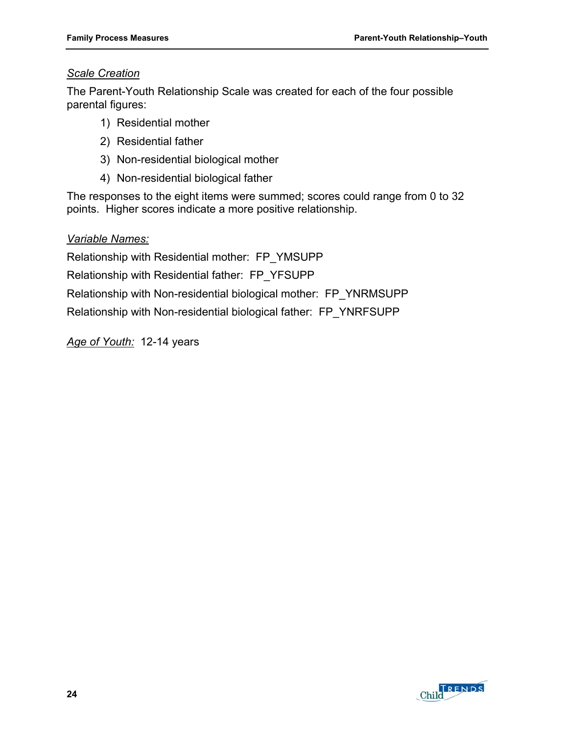*Scale Creation*

The Parent-Youth Relationship Scale was created for each of the four possible parental figures:

1) Residential mother
2) Residential father
3) Non-residential biological mother
4) Non-residential biological father

The responses to the eight items were summed; scores could range from 0 to 32 points. Higher scores indicate a more positive relationship.

*Variable Names:*

Relationship with Residential mother: FP_YMSUPP

Relationship with Residential father: FP_YFSUPP

Relationship with Non-residential biological mother: FP_YNRMSUPP

Relationship with Non-residential biological father: FP_YNRFSUPP

*Age of Youth:* 12-14 years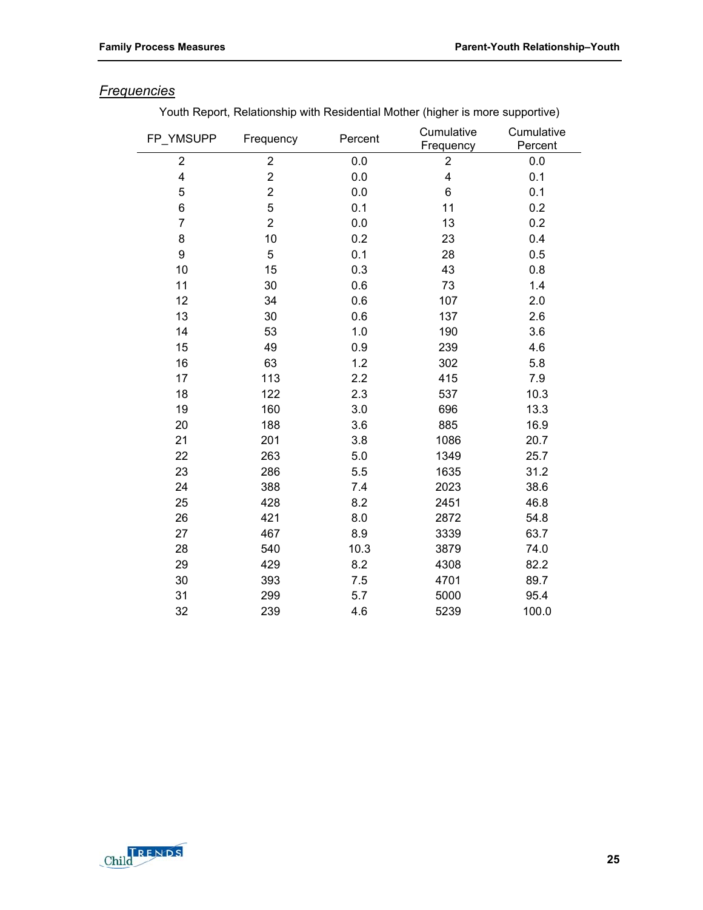## *Frequencies*

Youth Report, Relationship with Residential Mother (higher is more supportive)

| FP_YMSUPP | Frequency | Percent | Cumulative Frequency | Cumulative Percent |
|---|---|---|---|---|
| 2 | 2 | 0.0 | 2 | 0.0 |
| 4 | 2 | 0.0 | 4 | 0.1 |
| 5 | 2 | 0.0 | 6 | 0.1 |
| 6 | 5 | 0.1 | 11 | 0.2 |
| 7 | 2 | 0.0 | 13 | 0.2 |
| 8 | 10 | 0.2 | 23 | 0.4 |
| 9 | 5 | 0.1 | 28 | 0.5 |
| 10 | 15 | 0.3 | 43 | 0.8 |
| 11 | 30 | 0.6 | 73 | 1.4 |
| 12 | 34 | 0.6 | 107 | 2.0 |
| 13 | 30 | 0.6 | 137 | 2.6 |
| 14 | 53 | 1.0 | 190 | 3.6 |
| 15 | 49 | 0.9 | 239 | 4.6 |
| 16 | 63 | 1.2 | 302 | 5.8 |
| 17 | 113 | 2.2 | 415 | 7.9 |
| 18 | 122 | 2.3 | 537 | 10.3 |
| 19 | 160 | 3.0 | 696 | 13.3 |
| 20 | 188 | 3.6 | 885 | 16.9 |
| 21 | 201 | 3.8 | 1086 | 20.7 |
| 22 | 263 | 5.0 | 1349 | 25.7 |
| 23 | 286 | 5.5 | 1635 | 31.2 |
| 24 | 388 | 7.4 | 2023 | 38.6 |
| 25 | 428 | 8.2 | 2451 | 46.8 |
| 26 | 421 | 8.0 | 2872 | 54.8 |
| 27 | 467 | 8.9 | 3339 | 63.7 |
| 28 | 540 | 10.3 | 3879 | 74.0 |
| 29 | 429 | 8.2 | 4308 | 82.2 |
| 30 | 393 | 7.5 | 4701 | 89.7 |
| 31 | 299 | 5.7 | 5000 | 95.4 |
| 32 | 239 | 4.6 | 5239 | 100.0 |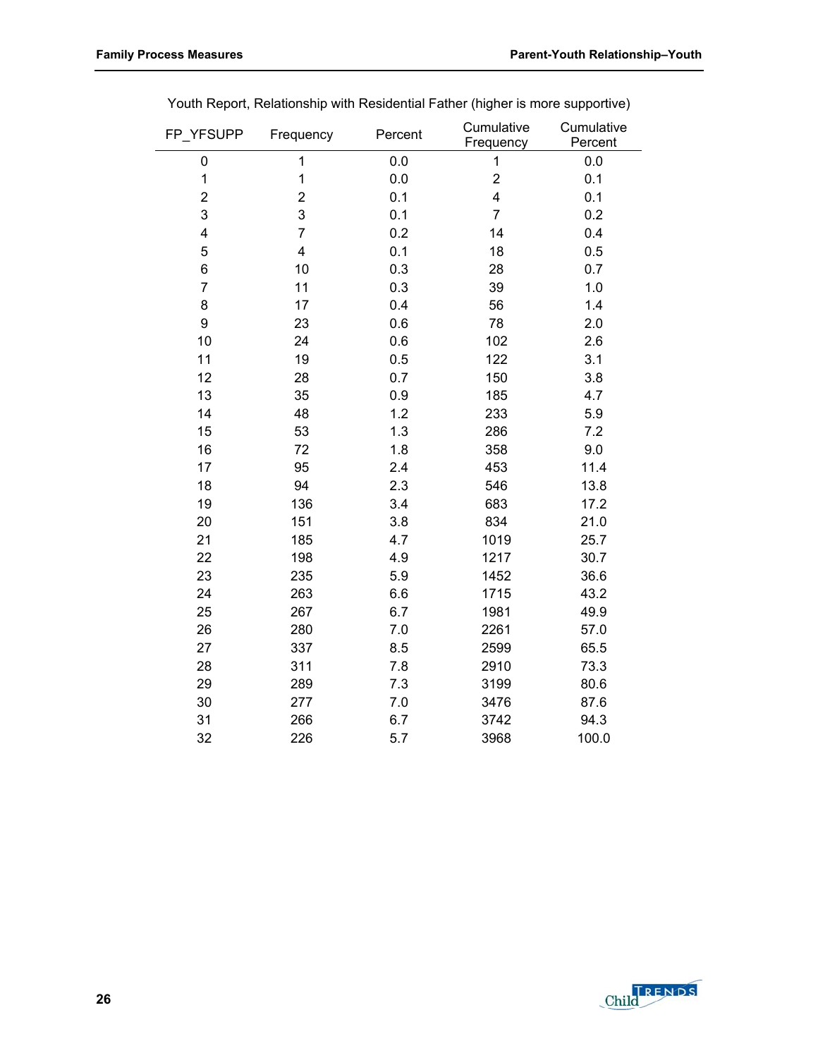Youth Report, Relationship with Residential Father (higher is more supportive)

| FP_YFSUPP | Frequency | Percent | Cumulative Frequency | Cumulative Percent |
|---|---|---|---|---|
| 0 | 1 | 0.0 | 1 | 0.0 |
| 1 | 1 | 0.0 | 2 | 0.1 |
| 2 | 2 | 0.1 | 4 | 0.1 |
| 3 | 3 | 0.1 | 7 | 0.2 |
| 4 | 7 | 0.2 | 14 | 0.4 |
| 5 | 4 | 0.1 | 18 | 0.5 |
| 6 | 10 | 0.3 | 28 | 0.7 |
| 7 | 11 | 0.3 | 39 | 1.0 |
| 8 | 17 | 0.4 | 56 | 1.4 |
| 9 | 23 | 0.6 | 78 | 2.0 |
| 10 | 24 | 0.6 | 102 | 2.6 |
| 11 | 19 | 0.5 | 122 | 3.1 |
| 12 | 28 | 0.7 | 150 | 3.8 |
| 13 | 35 | 0.9 | 185 | 4.7 |
| 14 | 48 | 1.2 | 233 | 5.9 |
| 15 | 53 | 1.3 | 286 | 7.2 |
| 16 | 72 | 1.8 | 358 | 9.0 |
| 17 | 95 | 2.4 | 453 | 11.4 |
| 18 | 94 | 2.3 | 546 | 13.8 |
| 19 | 136 | 3.4 | 683 | 17.2 |
| 20 | 151 | 3.8 | 834 | 21.0 |
| 21 | 185 | 4.7 | 1019 | 25.7 |
| 22 | 198 | 4.9 | 1217 | 30.7 |
| 23 | 235 | 5.9 | 1452 | 36.6 |
| 24 | 263 | 6.6 | 1715 | 43.2 |
| 25 | 267 | 6.7 | 1981 | 49.9 |
| 26 | 280 | 7.0 | 2261 | 57.0 |
| 27 | 337 | 8.5 | 2599 | 65.5 |
| 28 | 311 | 7.8 | 2910 | 73.3 |
| 29 | 289 | 7.3 | 3199 | 80.6 |
| 30 | 277 | 7.0 | 3476 | 87.6 |
| 31 | 266 | 6.7 | 3742 | 94.3 |
| 32 | 226 | 5.7 | 3968 | 100.0 |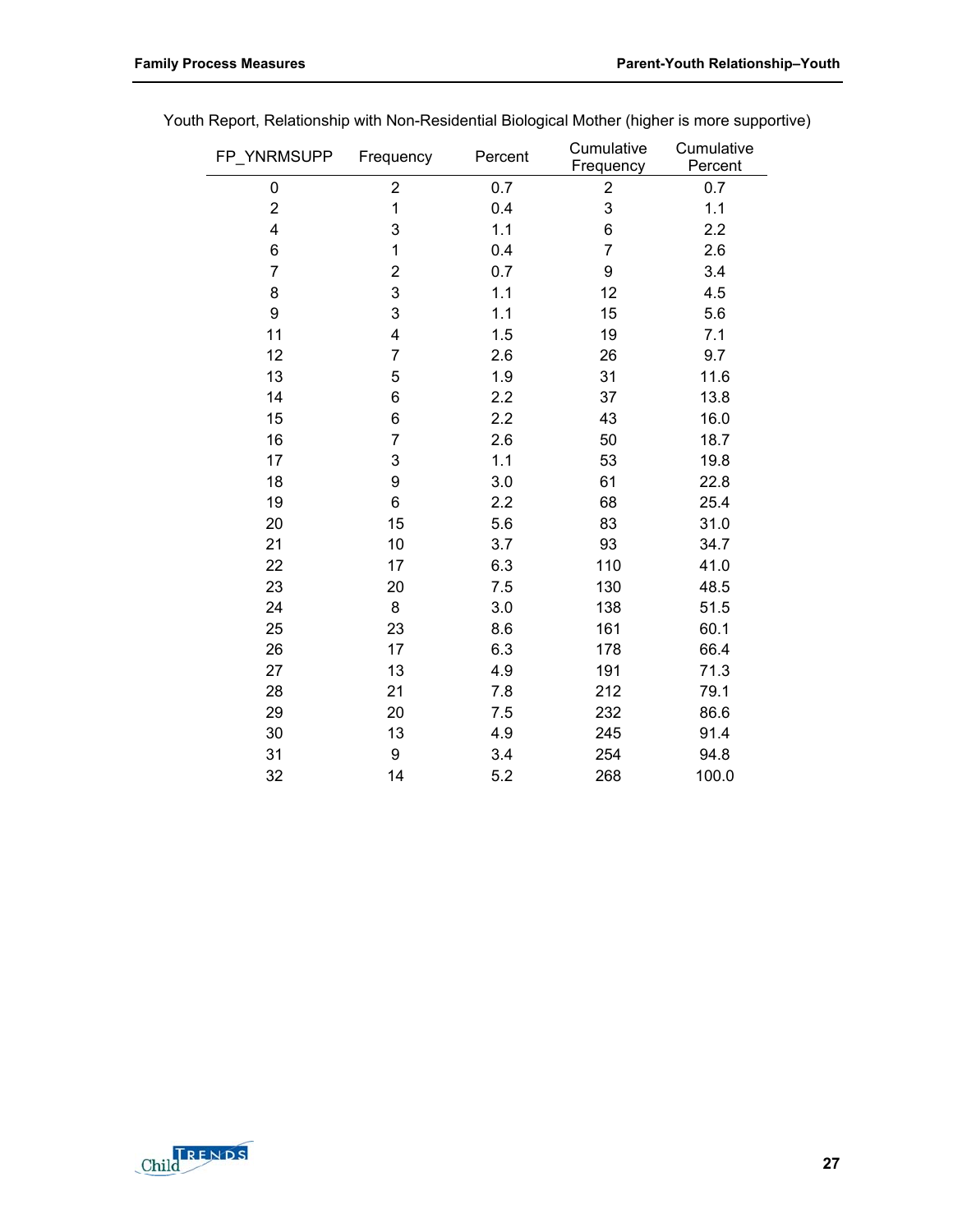Youth Report, Relationship with Non-Residential Biological Mother (higher is more supportive)

| FP_YNRMSUPP | Frequency | Percent | Cumulative Frequency | Cumulative Percent |
|---|---|---|---|---|
| 0 | 2 | 0.7 | 2 | 0.7 |
| 2 | 1 | 0.4 | 3 | 1.1 |
| 4 | 3 | 1.1 | 6 | 2.2 |
| 6 | 1 | 0.4 | 7 | 2.6 |
| 7 | 2 | 0.7 | 9 | 3.4 |
| 8 | 3 | 1.1 | 12 | 4.5 |
| 9 | 3 | 1.1 | 15 | 5.6 |
| 11 | 4 | 1.5 | 19 | 7.1 |
| 12 | 7 | 2.6 | 26 | 9.7 |
| 13 | 5 | 1.9 | 31 | 11.6 |
| 14 | 6 | 2.2 | 37 | 13.8 |
| 15 | 6 | 2.2 | 43 | 16.0 |
| 16 | 7 | 2.6 | 50 | 18.7 |
| 17 | 3 | 1.1 | 53 | 19.8 |
| 18 | 9 | 3.0 | 61 | 22.8 |
| 19 | 6 | 2.2 | 68 | 25.4 |
| 20 | 15 | 5.6 | 83 | 31.0 |
| 21 | 10 | 3.7 | 93 | 34.7 |
| 22 | 17 | 6.3 | 110 | 41.0 |
| 23 | 20 | 7.5 | 130 | 48.5 |
| 24 | 8 | 3.0 | 138 | 51.5 |
| 25 | 23 | 8.6 | 161 | 60.1 |
| 26 | 17 | 6.3 | 178 | 66.4 |
| 27 | 13 | 4.9 | 191 | 71.3 |
| 28 | 21 | 7.8 | 212 | 79.1 |
| 29 | 20 | 7.5 | 232 | 86.6 |
| 30 | 13 | 4.9 | 245 | 91.4 |
| 31 | 9 | 3.4 | 254 | 94.8 |
| 32 | 14 | 5.2 | 268 | 100.0 |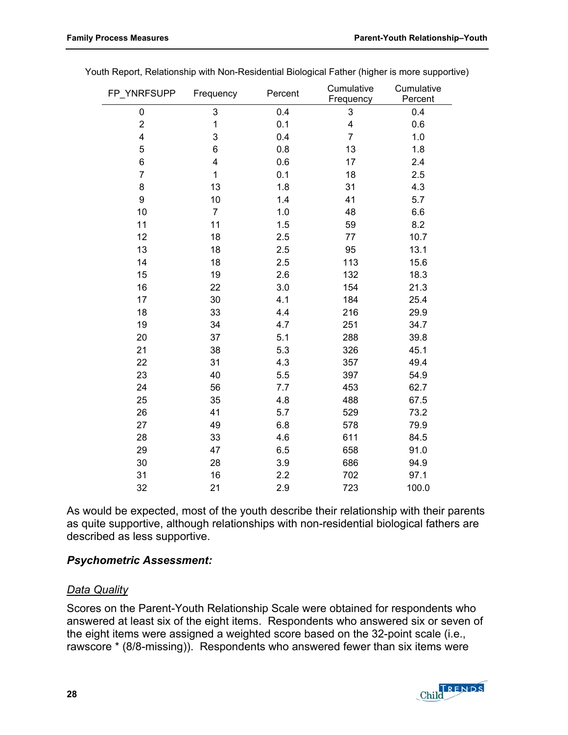Youth Report, Relationship with Non-Residential Biological Father (higher is more supportive)

| FP_YNRFSUPP | Frequency | Percent | Cumulative Frequency | Cumulative Percent |
|---|---|---|---|---|
| 0 | 3 | 0.4 | 3 | 0.4 |
| 2 | 1 | 0.1 | 4 | 0.6 |
| 4 | 3 | 0.4 | 7 | 1.0 |
| 5 | 6 | 0.8 | 13 | 1.8 |
| 6 | 4 | 0.6 | 17 | 2.4 |
| 7 | 1 | 0.1 | 18 | 2.5 |
| 8 | 13 | 1.8 | 31 | 4.3 |
| 9 | 10 | 1.4 | 41 | 5.7 |
| 10 | 7 | 1.0 | 48 | 6.6 |
| 11 | 11 | 1.5 | 59 | 8.2 |
| 12 | 18 | 2.5 | 77 | 10.7 |
| 13 | 18 | 2.5 | 95 | 13.1 |
| 14 | 18 | 2.5 | 113 | 15.6 |
| 15 | 19 | 2.6 | 132 | 18.3 |
| 16 | 22 | 3.0 | 154 | 21.3 |
| 17 | 30 | 4.1 | 184 | 25.4 |
| 18 | 33 | 4.4 | 216 | 29.9 |
| 19 | 34 | 4.7 | 251 | 34.7 |
| 20 | 37 | 5.1 | 288 | 39.8 |
| 21 | 38 | 5.3 | 326 | 45.1 |
| 22 | 31 | 4.3 | 357 | 49.4 |
| 23 | 40 | 5.5 | 397 | 54.9 |
| 24 | 56 | 7.7 | 453 | 62.7 |
| 25 | 35 | 4.8 | 488 | 67.5 |
| 26 | 41 | 5.7 | 529 | 73.2 |
| 27 | 49 | 6.8 | 578 | 79.9 |
| 28 | 33 | 4.6 | 611 | 84.5 |
| 29 | 47 | 6.5 | 658 | 91.0 |
| 30 | 28 | 3.9 | 686 | 94.9 |
| 31 | 16 | 2.2 | 702 | 97.1 |
| 32 | 21 | 2.9 | 723 | 100.0 |

As would be expected, most of the youth describe their relationship with their parents as quite supportive, although relationships with non-residential biological fathers are described as less supportive.

### *Psychometric Assessment:*

<u>Data Quality</u>

Scores on the Parent-Youth Relationship Scale were obtained for respondents who answered at least six of the eight items. Respondents who answered six or seven of the eight items were assigned a weighted score based on the 32-point scale (i.e., rawscore * (8/8-missing)). Respondents who answered fewer than six items were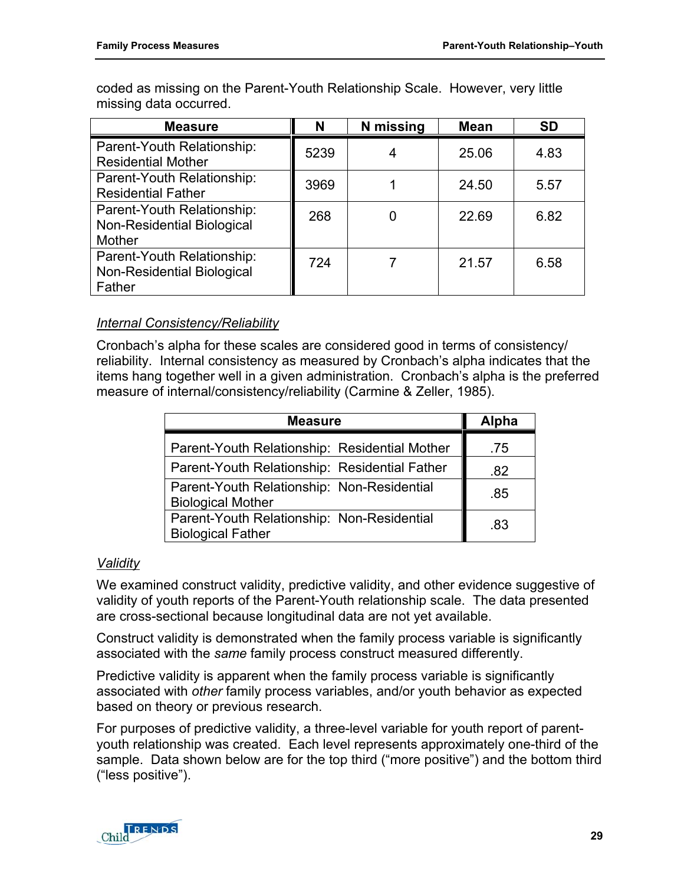coded as missing on the Parent-Youth Relationship Scale. However, very little missing data occurred.

| Measure | N | N missing | Mean | SD |
|---|---|---|---|---|
| Parent-Youth Relationship: Residential Mother | 5239 | 4 | 25.06 | 4.83 |
| Parent-Youth Relationship: Residential Father | 3969 | 1 | 24.50 | 5.57 |
| Parent-Youth Relationship: Non-Residential Biological Mother | 268 | 0 | 22.69 | 6.82 |
| Parent-Youth Relationship: Non-Residential Biological Father | 724 | 7 | 21.57 | 6.58 |

*Internal Consistency/Reliability*

Cronbach's alpha for these scales are considered good in terms of consistency/ reliability. Internal consistency as measured by Cronbach's alpha indicates that the items hang together well in a given administration. Cronbach's alpha is the preferred measure of internal/consistency/reliability (Carmine & Zeller, 1985).

| Measure | Alpha |
|---|---|
| Parent-Youth Relationship: Residential Mother | .75 |
| Parent-Youth Relationship: Residential Father | .82 |
| Parent-Youth Relationship: Non-Residential Biological Mother | .85 |
| Parent-Youth Relationship: Non-Residential Biological Father | .83 |

*Validity*

We examined construct validity, predictive validity, and other evidence suggestive of validity of youth reports of the Parent-Youth relationship scale. The data presented are cross-sectional because longitudinal data are not yet available.

Construct validity is demonstrated when the family process variable is significantly associated with the *same* family process construct measured differently.

Predictive validity is apparent when the family process variable is significantly associated with *other* family process variables, and/or youth behavior as expected based on theory or previous research.

For purposes of predictive validity, a three-level variable for youth report of parent-youth relationship was created. Each level represents approximately one-third of the sample. Data shown below are for the top third ("more positive") and the bottom third ("less positive").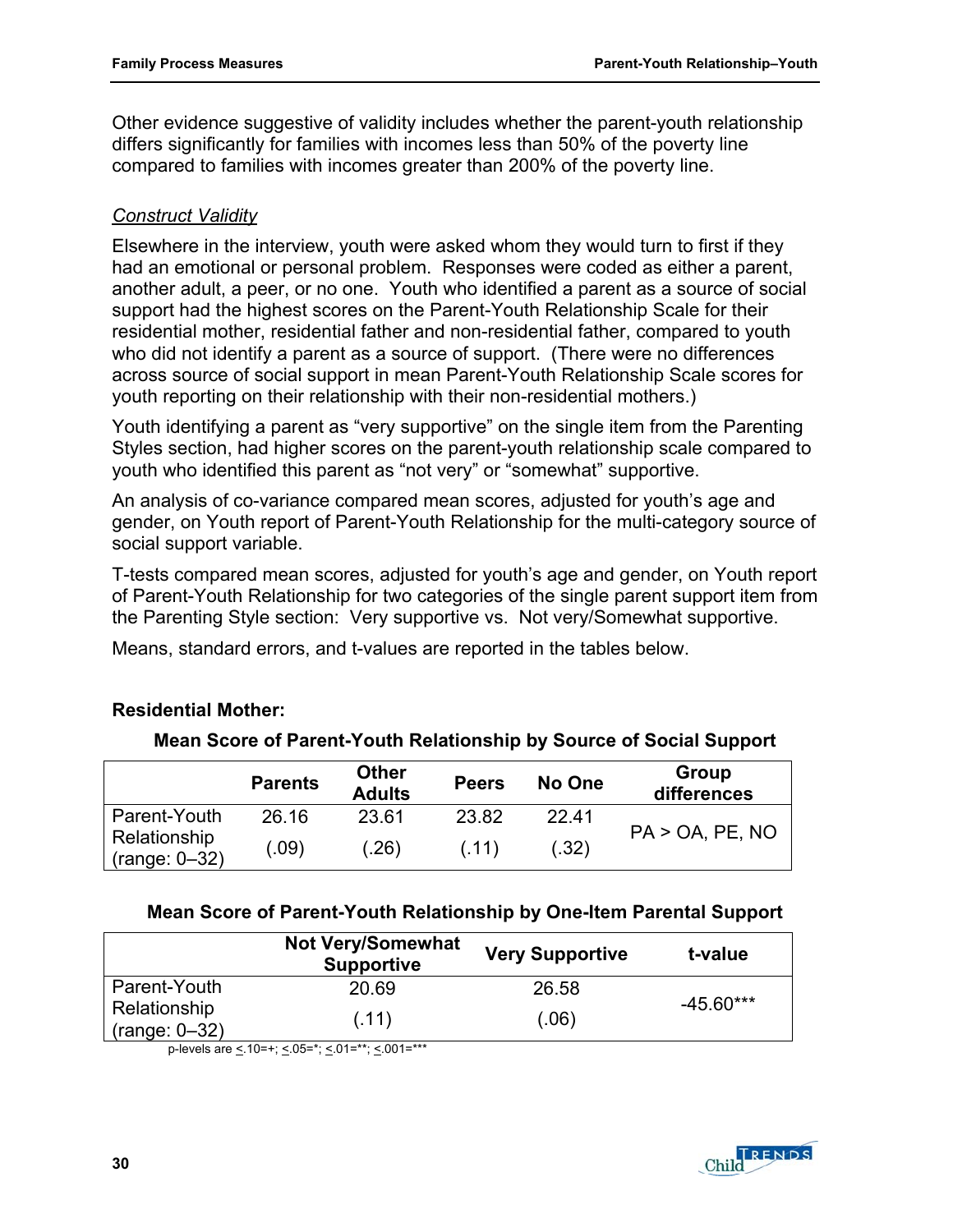Other evidence suggestive of validity includes whether the parent-youth relationship differs significantly for families with incomes less than 50% of the poverty line compared to families with incomes greater than 200% of the poverty line.

*Construct Validity*

Elsewhere in the interview, youth were asked whom they would turn to first if they had an emotional or personal problem. Responses were coded as either a parent, another adult, a peer, or no one. Youth who identified a parent as a source of social support had the highest scores on the Parent-Youth Relationship Scale for their residential mother, residential father and non-residential father, compared to youth who did not identify a parent as a source of support. (There were no differences across source of social support in mean Parent-Youth Relationship Scale scores for youth reporting on their relationship with their non-residential mothers.)

Youth identifying a parent as "very supportive" on the single item from the Parenting Styles section, had higher scores on the parent-youth relationship scale compared to youth who identified this parent as "not very" or "somewhat" supportive.

An analysis of co-variance compared mean scores, adjusted for youth's age and gender, on Youth report of Parent-Youth Relationship for the multi-category source of social support variable.

T-tests compared mean scores, adjusted for youth's age and gender, on Youth report of Parent-Youth Relationship for two categories of the single parent support item from the Parenting Style section: Very supportive vs. Not very/Somewhat supportive.

Means, standard errors, and t-values are reported in the tables below.

**Residential Mother:**

**Mean Score of Parent-Youth Relationship by Source of Social Support**

| | Parents | Other Adults | Peers | No One | Group differences |
|---|---|---|---|---|---|
| Parent-Youth Relationship (range: 0–32) | 26.16<br>(.09) | 23.61<br>(.26) | 23.82<br>(.11) | 22.41<br>(.32) | PA > OA, PE, NO |

**Mean Score of Parent-Youth Relationship by One-Item Parental Support**

| | Not Very/Somewhat Supportive | Very Supportive | t-value |
|---|---|---|---|
| Parent-Youth Relationship (range: 0–32) | 20.69<br>(.11) | 26.58<br>(.06) | -45.60*** |

p-levels are ≤.10=+; ≤.05=*; ≤.01=**; ≤.001=***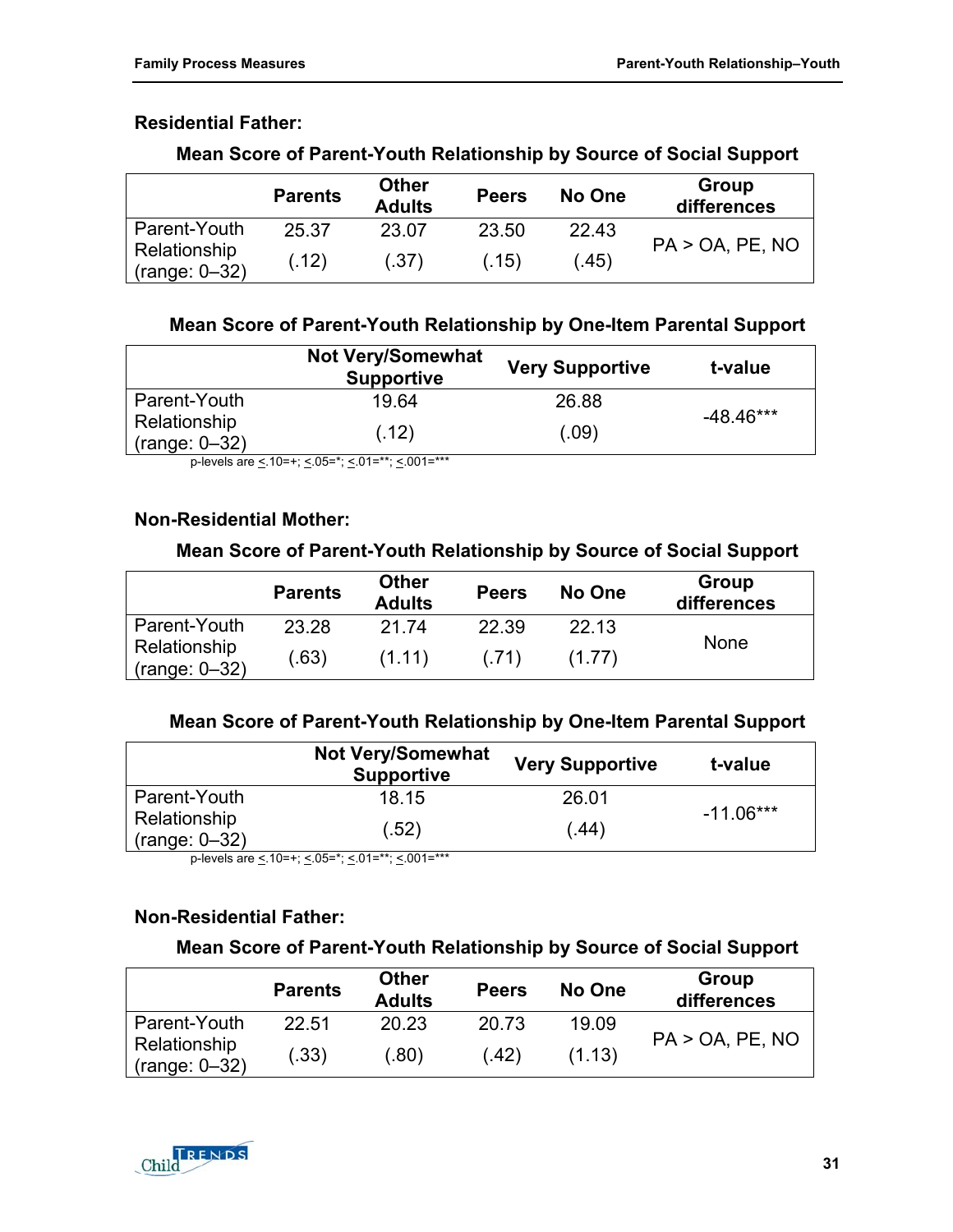### Residential Father:

**Mean Score of Parent-Youth Relationship by Source of Social Support**

| | Parents | Other Adults | Peers | No One | Group differences |
|---|---|---|---|---|---|
| Parent-Youth Relationship (range: 0–32) | 25.37 (.12) | 23.07 (.37) | 23.50 (.15) | 22.43 (.45) | PA > OA, PE, NO |

**Mean Score of Parent-Youth Relationship by One-Item Parental Support**

| | Not Very/Somewhat Supportive | Very Supportive | t-value |
|---|---|---|---|
| Parent-Youth Relationship (range: 0–32) | 19.64 (.12) | 26.88 (.09) | -48.46*** |

p-levels are <.10=+; <.05=*; <.01=**; <.001=***

### Non-Residential Mother:

**Mean Score of Parent-Youth Relationship by Source of Social Support**

| | Parents | Other Adults | Peers | No One | Group differences |
|---|---|---|---|---|---|
| Parent-Youth Relationship (range: 0–32) | 23.28 (.63) | 21.74 (1.11) | 22.39 (.71) | 22.13 (1.77) | None |

**Mean Score of Parent-Youth Relationship by One-Item Parental Support**

| | Not Very/Somewhat Supportive | Very Supportive | t-value |
|---|---|---|---|
| Parent-Youth Relationship (range: 0–32) | 18.15 (.52) | 26.01 (.44) | -11.06*** |

p-levels are <.10=+; <.05=*; <.01=**; <.001=***

### Non-Residential Father:

**Mean Score of Parent-Youth Relationship by Source of Social Support**

| | Parents | Other Adults | Peers | No One | Group differences |
|---|---|---|---|---|---|
| Parent-Youth Relationship (range: 0–32) | 22.51 (.33) | 20.23 (.80) | 20.73 (.42) | 19.09 (1.13) | PA > OA, PE, NO |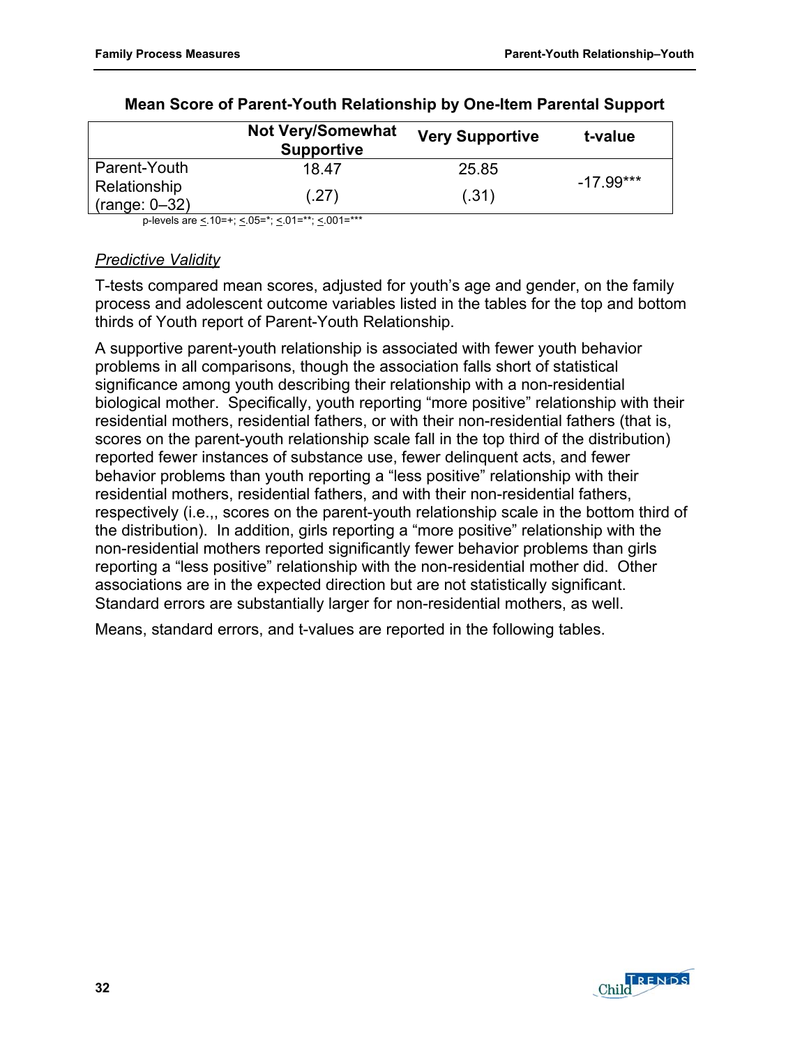**Mean Score of Parent-Youth Relationship by One-Item Parental Support**

| | Not Very/Somewhat Supportive | Very Supportive | t-value |
|---|---|---|---|
| Parent-Youth Relationship (range: 0–32) | 18.47 | 25.85 | -17.99*** |
| | (.27) | (.31) | |

p-levels are <.10=+; <.05=*; <.01=**; <.001=***

*Predictive Validity*

T-tests compared mean scores, adjusted for youth's age and gender, on the family process and adolescent outcome variables listed in the tables for the top and bottom thirds of Youth report of Parent-Youth Relationship.

A supportive parent-youth relationship is associated with fewer youth behavior problems in all comparisons, though the association falls short of statistical significance among youth describing their relationship with a non-residential biological mother. Specifically, youth reporting "more positive" relationship with their residential mothers, residential fathers, or with their non-residential fathers (that is, scores on the parent-youth relationship scale fall in the top third of the distribution) reported fewer instances of substance use, fewer delinquent acts, and fewer behavior problems than youth reporting a "less positive" relationship with their residential mothers, residential fathers, and with their non-residential fathers, respectively (i.e.,, scores on the parent-youth relationship scale in the bottom third of the distribution). In addition, girls reporting a "more positive" relationship with the non-residential mothers reported significantly fewer behavior problems than girls reporting a "less positive" relationship with the non-residential mother did. Other associations are in the expected direction but are not statistically significant. Standard errors are substantially larger for non-residential mothers, as well.

Means, standard errors, and t-values are reported in the following tables.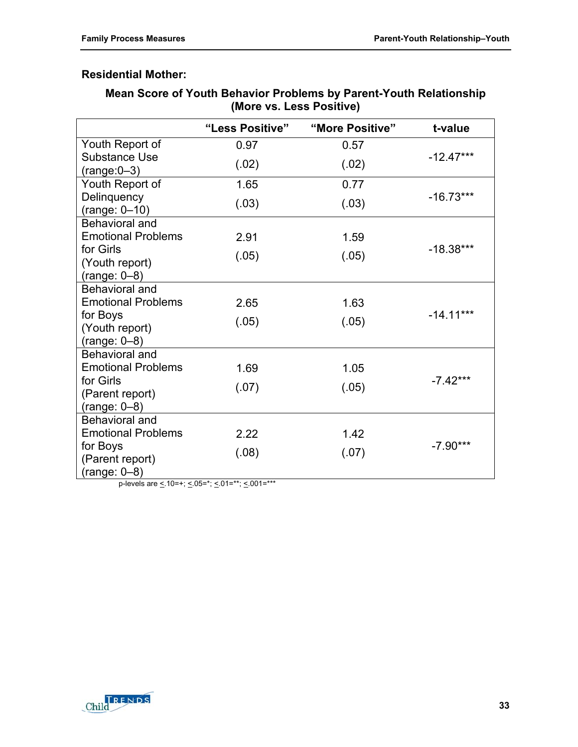**Residential Mother:**

**Mean Score of Youth Behavior Problems by Parent-Youth Relationship (More vs. Less Positive)**

| | "Less Positive" | "More Positive" | t-value |
|---|---|---|---|
| Youth Report of Substance Use (range:0–3) | 0.97<br>(.02) | 0.57<br>(.02) | -12.47*** |
| Youth Report of Delinquency (range: 0–10) | 1.65<br>(.03) | 0.77<br>(.03) | -16.73*** |
| Behavioral and Emotional Problems for Girls (Youth report) (range: 0–8) | 2.91<br>(.05) | 1.59<br>(.05) | -18.38*** |
| Behavioral and Emotional Problems for Boys (Youth report) (range: 0–8) | 2.65<br>(.05) | 1.63<br>(.05) | -14.11*** |
| Behavioral and Emotional Problems for Girls (Parent report) (range: 0–8) | 1.69<br>(.07) | 1.05<br>(.05) | -7.42*** |
| Behavioral and Emotional Problems for Boys (Parent report) (range: 0–8) | 2.22<br>(.08) | 1.42<br>(.07) | -7.90*** |

p-levels are $\leq$.10=+; $\leq$.05=*; $\leq$.01=**; $\leq$.001=***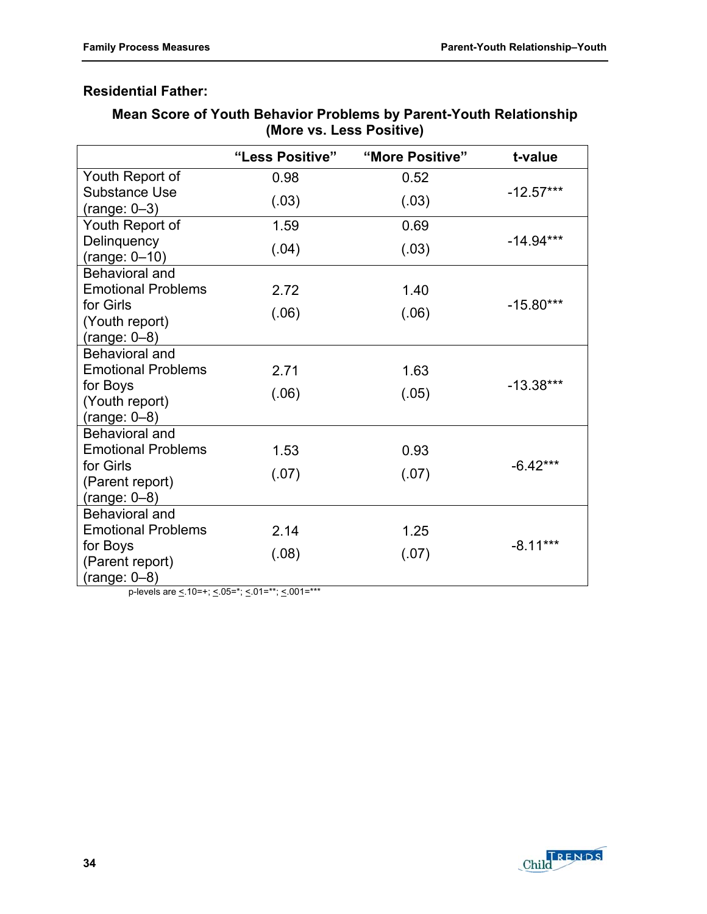**Residential Father:**

**Mean Score of Youth Behavior Problems by Parent-Youth Relationship (More vs. Less Positive)**

| | "Less Positive" | "More Positive" | t-value |
|---|---|---|---|
| Youth Report of Substance Use (range: 0–3) | 0.98<br>(.03) | 0.52<br>(.03) | -12.57*** |
| Youth Report of Delinquency (range: 0–10) | 1.59<br>(.04) | 0.69<br>(.03) | -14.94*** |
| Behavioral and Emotional Problems for Girls (Youth report) (range: 0–8) | 2.72<br>(.06) | 1.40<br>(.06) | -15.80*** |
| Behavioral and Emotional Problems for Boys (Youth report) (range: 0–8) | 2.71<br>(.06) | 1.63<br>(.05) | -13.38*** |
| Behavioral and Emotional Problems for Girls (Parent report) (range: 0–8) | 1.53<br>(.07) | 0.93<br>(.07) | -6.42*** |
| Behavioral and Emotional Problems for Boys (Parent report) (range: 0–8) | 2.14<br>(.08) | 1.25<br>(.07) | -8.11*** |

p-levels are ≤.10=+; ≤.05=*; ≤.01=**; ≤.001=***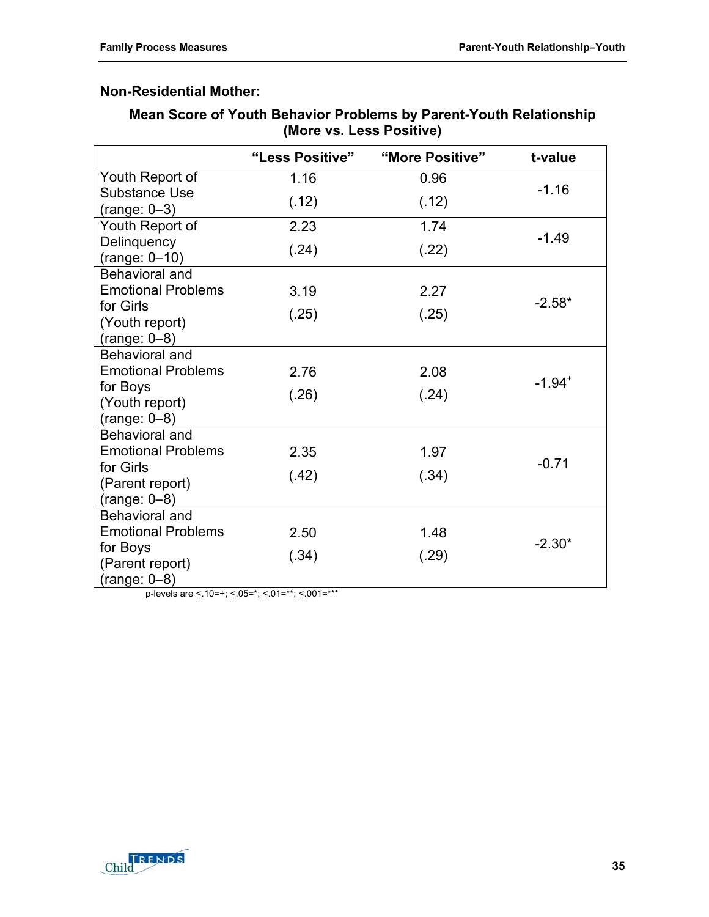### Non-Residential Mother:

**Mean Score of Youth Behavior Problems by Parent-Youth Relationship (More vs. Less Positive)**

| | "Less Positive" | "More Positive" | t-value |
|---|---|---|---|
| Youth Report of Substance Use (range: 0–3) | 1.16 (.12) | 0.96 (.12) | -1.16 |
| Youth Report of Delinquency (range: 0–10) | 2.23 (.24) | 1.74 (.22) | -1.49 |
| Behavioral and Emotional Problems for Girls (Youth report) (range: 0–8) | 3.19 (.25) | 2.27 (.25) | -2.58* |
| Behavioral and Emotional Problems for Boys (Youth report) (range: 0–8) | 2.76 (.26) | 2.08 (.24) | -1.94+ |
| Behavioral and Emotional Problems for Girls (Parent report) (range: 0–8) | 2.35 (.42) | 1.97 (.34) | -0.71 |
| Behavioral and Emotional Problems for Boys (Parent report) (range: 0–8) | 2.50 (.34) | 1.48 (.29) | -2.30* |

p-levels are $\leq$.10=+; $\leq$.05=*; $\leq$.01=**; $\leq$.001=***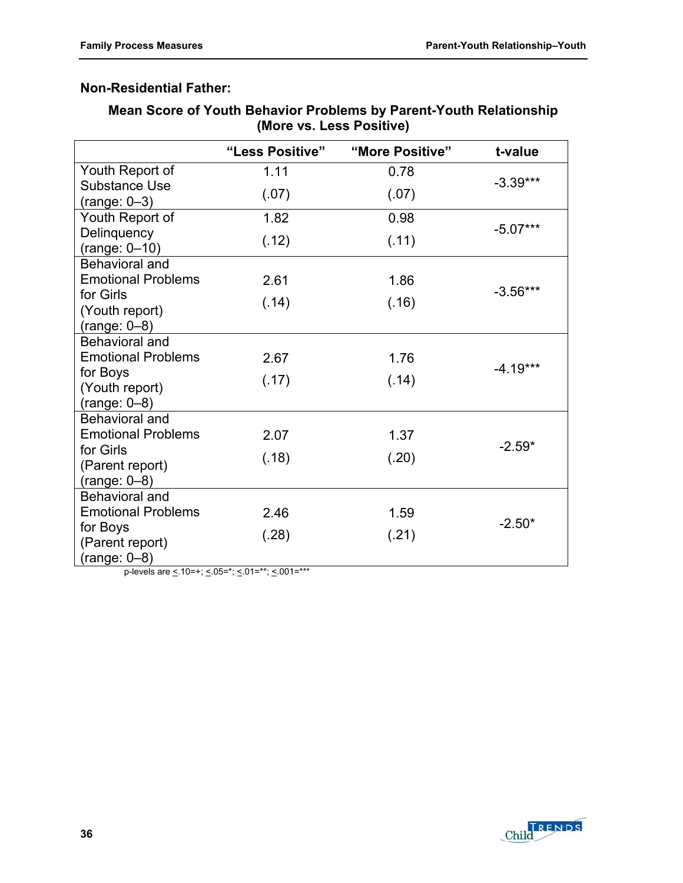### Non-Residential Father:

**Mean Score of Youth Behavior Problems by Parent-Youth Relationship (More vs. Less Positive)**

| | "Less Positive" | "More Positive" | t-value |
|---|---|---|---|
| Youth Report of Substance Use (range: 0–3) | 1.11 (.07) | 0.78 (.07) | -3.39*** |
| Youth Report of Delinquency (range: 0–10) | 1.82 (.12) | 0.98 (.11) | -5.07*** |
| Behavioral and Emotional Problems for Girls (Youth report) (range: 0–8) | 2.61 (.14) | 1.86 (.16) | -3.56*** |
| Behavioral and Emotional Problems for Boys (Youth report) (range: 0–8) | 2.67 (.17) | 1.76 (.14) | -4.19*** |
| Behavioral and Emotional Problems for Girls (Parent report) (range: 0–8) | 2.07 (.18) | 1.37 (.20) | -2.59* |
| Behavioral and Emotional Problems for Boys (Parent report) (range: 0–8) | 2.46 (.28) | 1.59 (.21) | -2.50* |

p-levels are <.10=+; <.05=*; <.01=**; <.001=***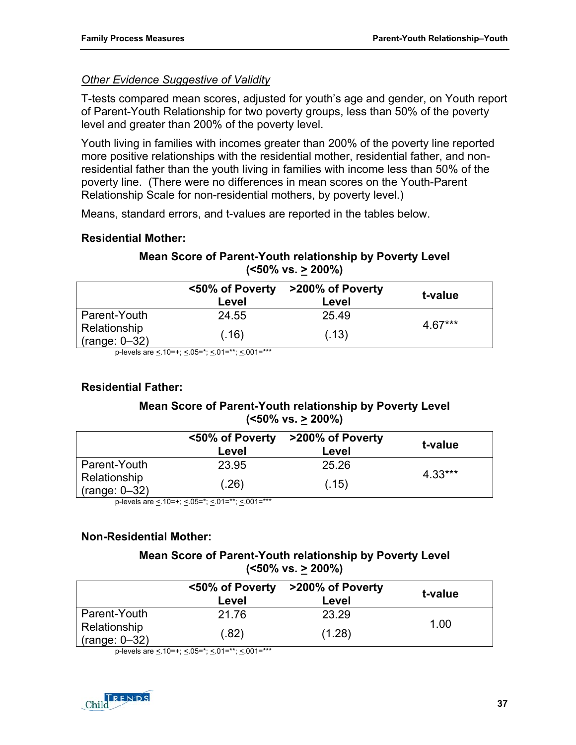*Other Evidence Suggestive of Validity*

T-tests compared mean scores, adjusted for youth's age and gender, on Youth report of Parent-Youth Relationship for two poverty groups, less than 50% of the poverty level and greater than 200% of the poverty level.

Youth living in families with incomes greater than 200% of the poverty line reported more positive relationships with the residential mother, residential father, and non-residential father than the youth living in families with income less than 50% of the poverty line. (There were no differences in mean scores on the Youth-Parent Relationship Scale for non-residential mothers, by poverty level.)

Means, standard errors, and t-values are reported in the tables below.

**Residential Mother:**

**Mean Score of Parent-Youth relationship by Poverty Level (<50% vs. ≥ 200%)**

| | <50% of Poverty Level | >200% of Poverty Level | t-value |
|---|---|---|---|
| Parent-Youth Relationship (range: 0–32) | 24.55<br>(.16) | 25.49<br>(.13) | 4.67*** |

p-levels are ≤.10=+; ≤.05=*; ≤.01=**; ≤.001=***

**Residential Father:**

**Mean Score of Parent-Youth relationship by Poverty Level (<50% vs. ≥ 200%)**

| | <50% of Poverty Level | >200% of Poverty Level | t-value |
|---|---|---|---|
| Parent-Youth Relationship (range: 0–32) | 23.95<br>(.26) | 25.26<br>(.15) | 4.33*** |

p-levels are ≤.10=+; ≤.05=*; ≤.01=**; ≤.001=***

**Non-Residential Mother:**

**Mean Score of Parent-Youth relationship by Poverty Level (<50% vs. ≥ 200%)**

| | <50% of Poverty Level | >200% of Poverty Level | t-value |
|---|---|---|---|
| Parent-Youth Relationship (range: 0–32) | 21.76<br>(.82) | 23.29<br>(1.28) | 1.00 |

p-levels are ≤.10=+; ≤.05=*; ≤.01=**; ≤.001=***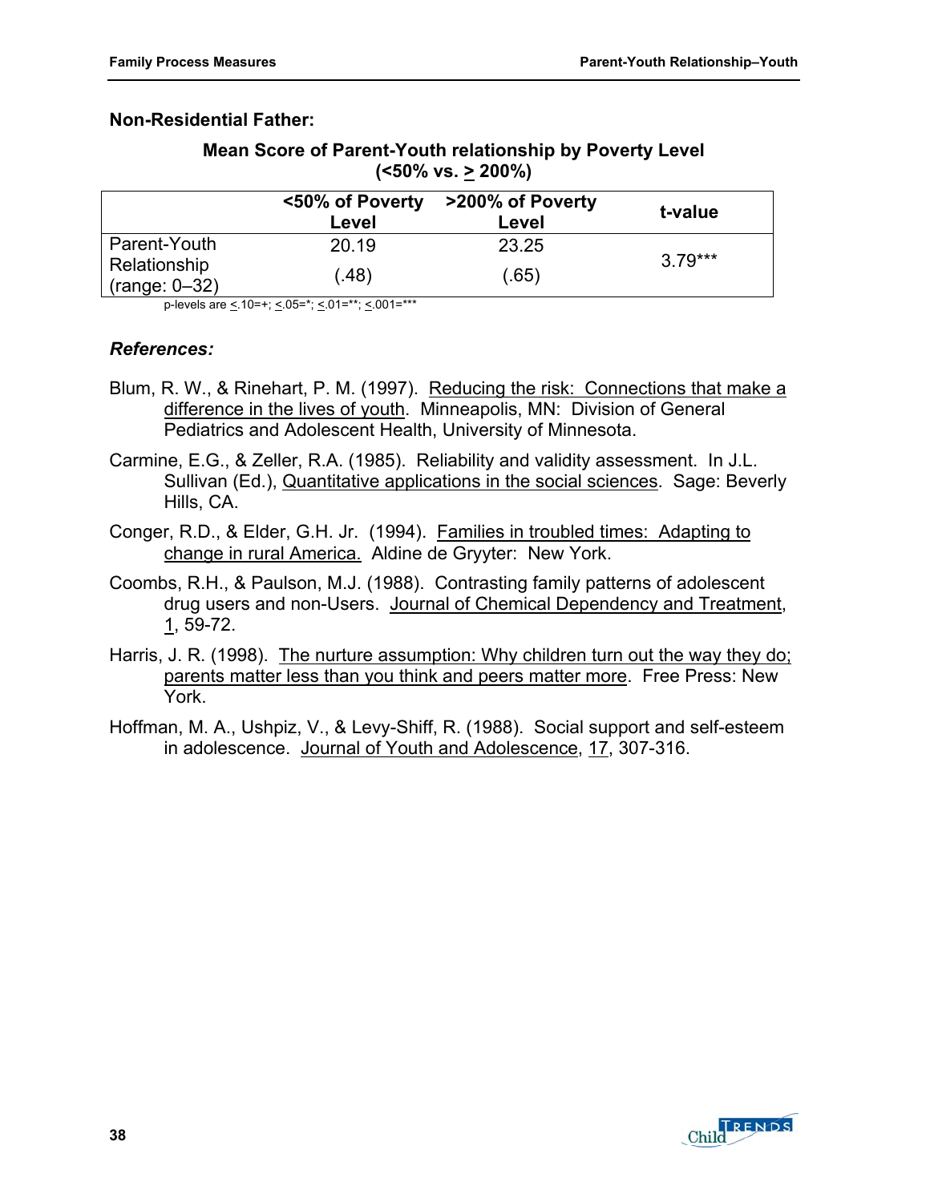**Non-Residential Father:**

**Mean Score of Parent-Youth relationship by Poverty Level (<50% vs. ≥ 200%)**

| | <50% of Poverty Level | >200% of Poverty Level | t-value |
|---|---|---|---|
| Parent-Youth Relationship (range: 0–32) | 20.19 (.48) | 23.25 (.65) | 3.79*** |

p-levels are ≤.10=+; ≤.05=*; ≤.01=**; ≤.001=***

***References:***

Blum, R. W., & Rinehart, P. M. (1997). Reducing the risk: Connections that make a difference in the lives of youth. Minneapolis, MN: Division of General Pediatrics and Adolescent Health, University of Minnesota.

Carmine, E.G., & Zeller, R.A. (1985). Reliability and validity assessment. In J.L. Sullivan (Ed.), Quantitative applications in the social sciences. Sage: Beverly Hills, CA.

Conger, R.D., & Elder, G.H. Jr. (1994). Families in troubled times: Adapting to change in rural America. Aldine de Gryyter: New York.

Coombs, R.H., & Paulson, M.J. (1988). Contrasting family patterns of adolescent drug users and non-Users. Journal of Chemical Dependency and Treatment, 1, 59-72.

Harris, J. R. (1998). The nurture assumption: Why children turn out the way they do; parents matter less than you think and peers matter more. Free Press: New York.

Hoffman, M. A., Ushpiz, V., & Levy-Shiff, R. (1988). Social support and self-esteem in adolescence. Journal of Youth and Adolescence, 17, 307-316.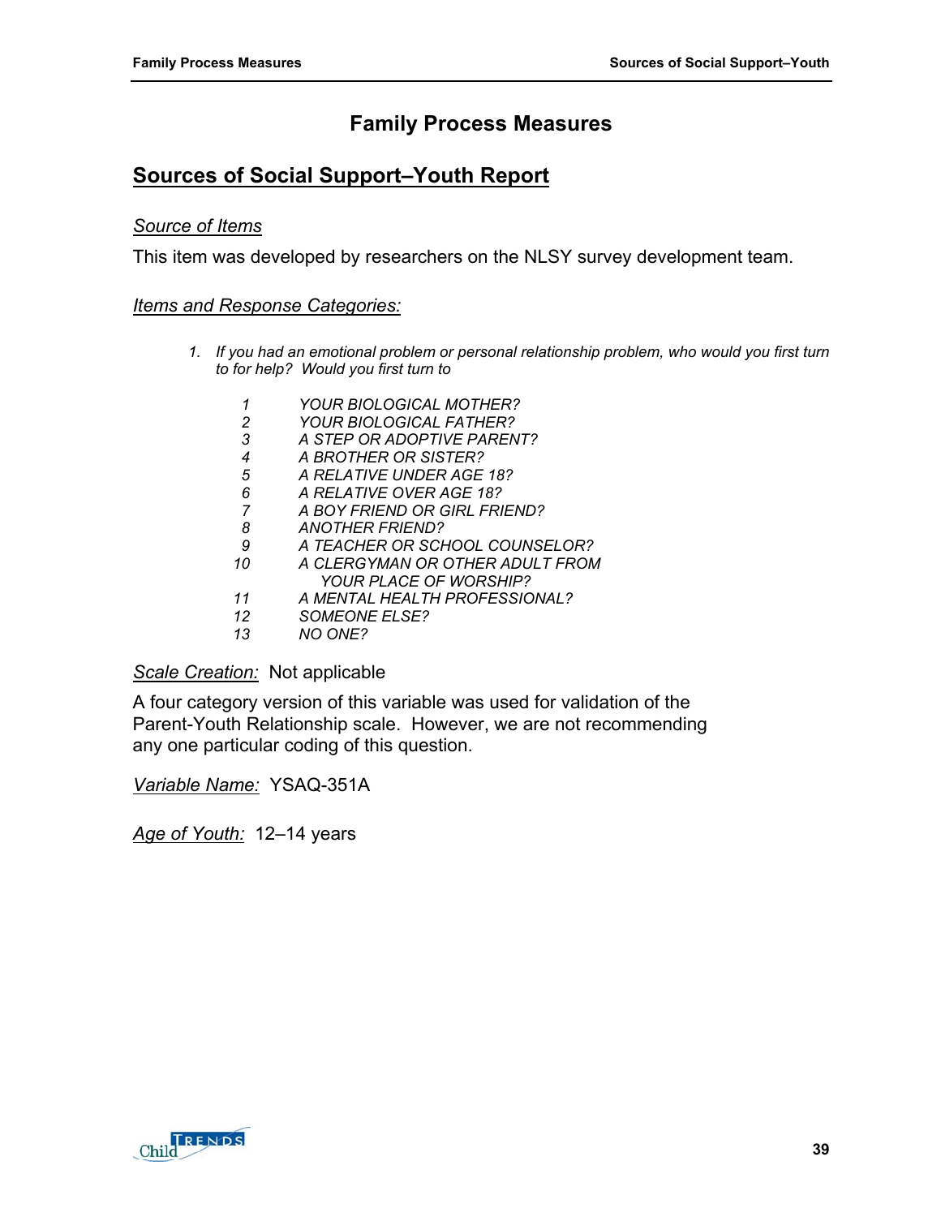# Family Process Measures

## Sources of Social Support–Youth Report

*Source of Items*

This item was developed by researchers on the NLSY survey development team.

*Items and Response Categories:*

1. *If you had an emotional problem or personal relationship problem, who would you first turn to for help? Would you first turn to*

   1 *YOUR BIOLOGICAL MOTHER?*
   2 *YOUR BIOLOGICAL FATHER?*
   3 *A STEP OR ADOPTIVE PARENT?*
   4 *A BROTHER OR SISTER?*
   5 *A RELATIVE UNDER AGE 18?*
   6 *A RELATIVE OVER AGE 18?*
   7 *A BOY FRIEND OR GIRL FRIEND?*
   8 *ANOTHER FRIEND?*
   9 *A TEACHER OR SCHOOL COUNSELOR?*
   10 *A CLERGYMAN OR OTHER ADULT FROM YOUR PLACE OF WORSHIP?*
   11 *A MENTAL HEALTH PROFESSIONAL?*
   12 *SOMEONE ELSE?*
   13 *NO ONE?*

*Scale Creation:* Not applicable

A four category version of this variable was used for validation of the Parent-Youth Relationship scale. However, we are not recommending any one particular coding of this question.

*Variable Name:* YSAQ-351A

*Age of Youth:* 12–14 years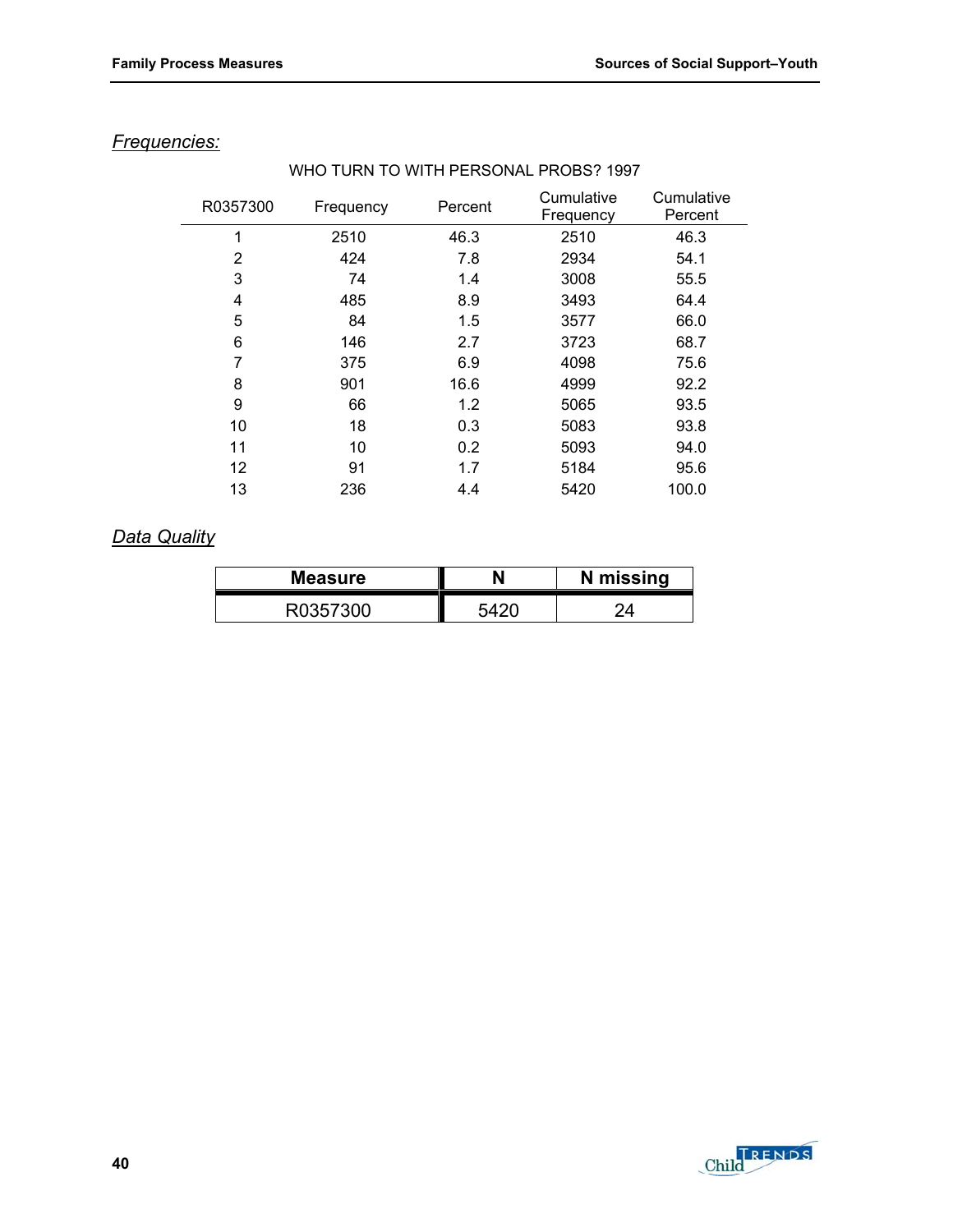*Frequencies:*

WHO TURN TO WITH PERSONAL PROBS? 1997

| R0357300 | Frequency | Percent | Cumulative Frequency | Cumulative Percent |
|---|---|---|---|---|
| 1 | 2510 | 46.3 | 2510 | 46.3 |
| 2 | 424 | 7.8 | 2934 | 54.1 |
| 3 | 74 | 1.4 | 3008 | 55.5 |
| 4 | 485 | 8.9 | 3493 | 64.4 |
| 5 | 84 | 1.5 | 3577 | 66.0 |
| 6 | 146 | 2.7 | 3723 | 68.7 |
| 7 | 375 | 6.9 | 4098 | 75.6 |
| 8 | 901 | 16.6 | 4999 | 92.2 |
| 9 | 66 | 1.2 | 5065 | 93.5 |
| 10 | 18 | 0.3 | 5083 | 93.8 |
| 11 | 10 | 0.2 | 5093 | 94.0 |
| 12 | 91 | 1.7 | 5184 | 95.6 |
| 13 | 236 | 4.4 | 5420 | 100.0 |

*Data Quality*

| Measure | N | N missing |
|---|---|---|
| R0357300 | 5420 | 24 |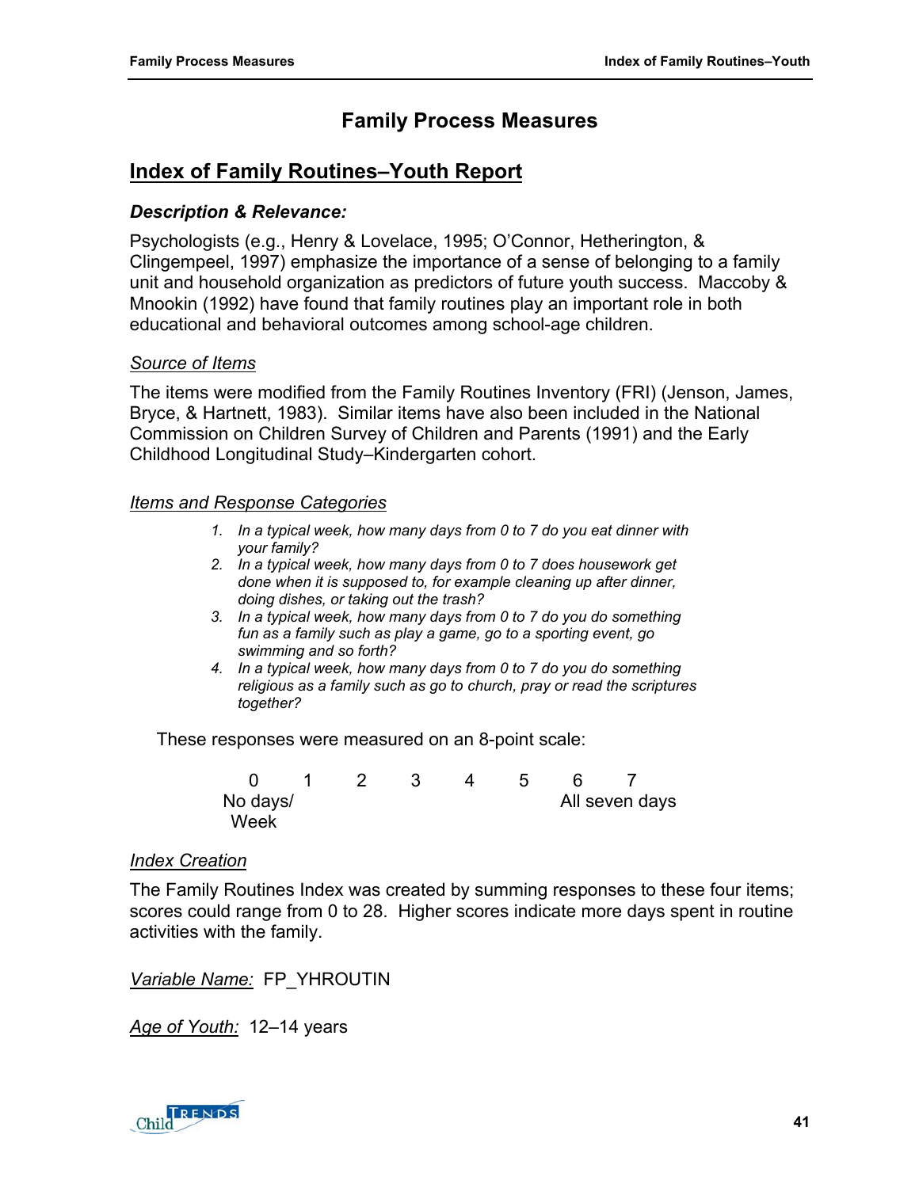# Family Process Measures

## Index of Family Routines–Youth Report

### *Description & Relevance:*

Psychologists (e.g., Henry & Lovelace, 1995; O'Connor, Hetherington, & Clingempeel, 1997) emphasize the importance of a sense of belonging to a family unit and household organization as predictors of future youth success. Maccoby & Mnookin (1992) have found that family routines play an important role in both educational and behavioral outcomes among school-age children.

*Source of Items*

The items were modified from the Family Routines Inventory (FRI) (Jenson, James, Bryce, & Hartnett, 1983). Similar items have also been included in the National Commission on Children Survey of Children and Parents (1991) and the Early Childhood Longitudinal Study–Kindergarten cohort.

*Items and Response Categories*

1. *In a typical week, how many days from 0 to 7 do you eat dinner with your family?*
2. *In a typical week, how many days from 0 to 7 does housework get done when it is supposed to, for example cleaning up after dinner, doing dishes, or taking out the trash?*
3. *In a typical week, how many days from 0 to 7 do you do something fun as a family such as play a game, go to a sporting event, go swimming and so forth?*
4. *In a typical week, how many days from 0 to 7 do you do something religious as a family such as go to church, pray or read the scriptures together?*

These responses were measured on an 8-point scale:

| 0 | 1 | 2 | 3 | 4 | 5 | 6 | 7 |
|---|---|---|---|---|---|---|---|
| No days/ Week | | | | | | All seven days | |

*Index Creation*

The Family Routines Index was created by summing responses to these four items; scores could range from 0 to 28. Higher scores indicate more days spent in routine activities with the family.

*Variable Name:* FP_YHROUTIN

*Age of Youth:* 12–14 years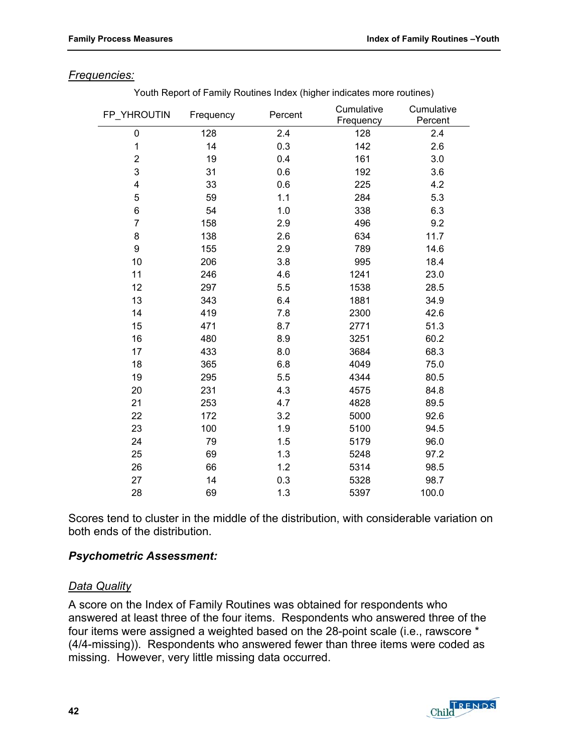*Frequencies:*

Youth Report of Family Routines Index (higher indicates more routines)

| FP_YHROUTIN | Frequency | Percent | Cumulative Frequency | Cumulative Percent |
|---|---|---|---|---|
| 0 | 128 | 2.4 | 128 | 2.4 |
| 1 | 14 | 0.3 | 142 | 2.6 |
| 2 | 19 | 0.4 | 161 | 3.0 |
| 3 | 31 | 0.6 | 192 | 3.6 |
| 4 | 33 | 0.6 | 225 | 4.2 |
| 5 | 59 | 1.1 | 284 | 5.3 |
| 6 | 54 | 1.0 | 338 | 6.3 |
| 7 | 158 | 2.9 | 496 | 9.2 |
| 8 | 138 | 2.6 | 634 | 11.7 |
| 9 | 155 | 2.9 | 789 | 14.6 |
| 10 | 206 | 3.8 | 995 | 18.4 |
| 11 | 246 | 4.6 | 1241 | 23.0 |
| 12 | 297 | 5.5 | 1538 | 28.5 |
| 13 | 343 | 6.4 | 1881 | 34.9 |
| 14 | 419 | 7.8 | 2300 | 42.6 |
| 15 | 471 | 8.7 | 2771 | 51.3 |
| 16 | 480 | 8.9 | 3251 | 60.2 |
| 17 | 433 | 8.0 | 3684 | 68.3 |
| 18 | 365 | 6.8 | 4049 | 75.0 |
| 19 | 295 | 5.5 | 4344 | 80.5 |
| 20 | 231 | 4.3 | 4575 | 84.8 |
| 21 | 253 | 4.7 | 4828 | 89.5 |
| 22 | 172 | 3.2 | 5000 | 92.6 |
| 23 | 100 | 1.9 | 5100 | 94.5 |
| 24 | 79 | 1.5 | 5179 | 96.0 |
| 25 | 69 | 1.3 | 5248 | 97.2 |
| 26 | 66 | 1.2 | 5314 | 98.5 |
| 27 | 14 | 0.3 | 5328 | 98.7 |
| 28 | 69 | 1.3 | 5397 | 100.0 |

Scores tend to cluster in the middle of the distribution, with considerable variation on both ends of the distribution.

### ***Psychometric Assessment:***

*Data Quality*

A score on the Index of Family Routines was obtained for respondents who answered at least three of the four items. Respondents who answered three of the four items were assigned a weighted based on the 28-point scale (i.e., rawscore * (4/4-missing)). Respondents who answered fewer than three items were coded as missing. However, very little missing data occurred.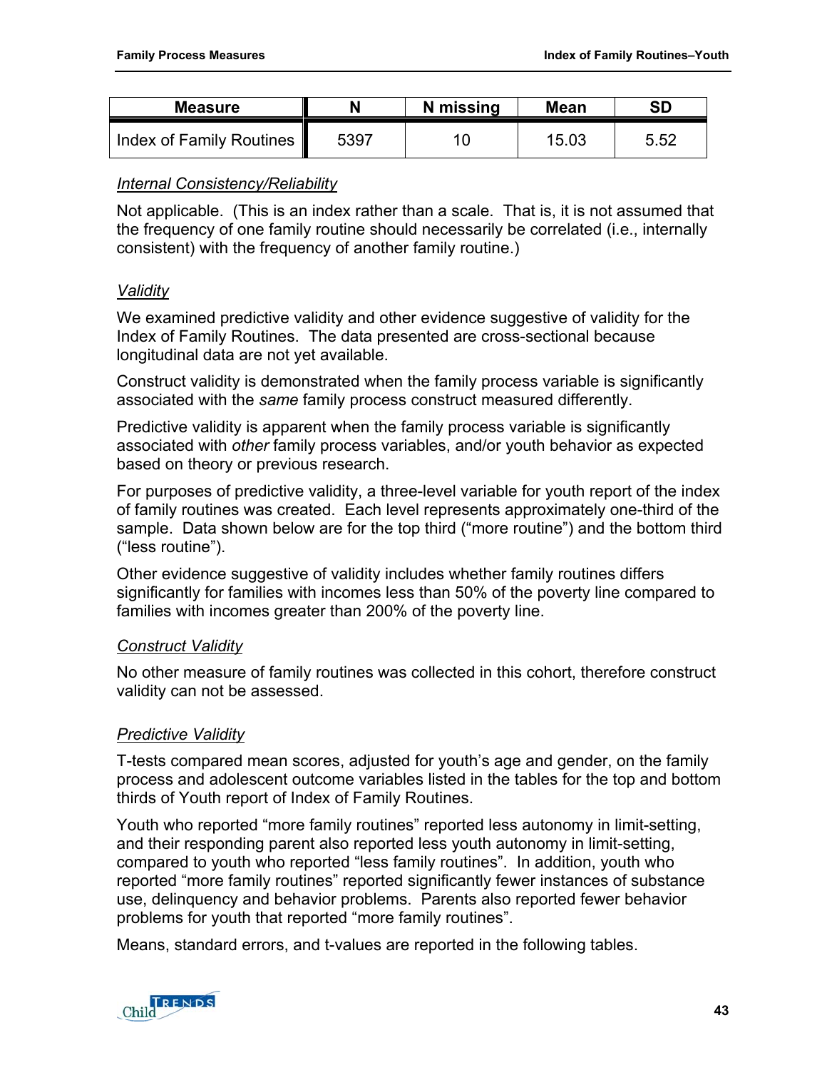| Measure | N | N missing | Mean | SD |
| --- | --- | --- | --- | --- |
| Index of Family Routines | 5397 | 10 | 15.03 | 5.52 |

*Internal Consistency/Reliability*

Not applicable. (This is an index rather than a scale. That is, it is not assumed that the frequency of one family routine should necessarily be correlated (i.e., internally consistent) with the frequency of another family routine.)

*Validity*

We examined predictive validity and other evidence suggestive of validity for the Index of Family Routines. The data presented are cross-sectional because longitudinal data are not yet available.

Construct validity is demonstrated when the family process variable is significantly associated with the *same* family process construct measured differently.

Predictive validity is apparent when the family process variable is significantly associated with *other* family process variables, and/or youth behavior as expected based on theory or previous research.

For purposes of predictive validity, a three-level variable for youth report of the index of family routines was created. Each level represents approximately one-third of the sample. Data shown below are for the top third ("more routine") and the bottom third ("less routine").

Other evidence suggestive of validity includes whether family routines differs significantly for families with incomes less than 50% of the poverty line compared to families with incomes greater than 200% of the poverty line.

*Construct Validity*

No other measure of family routines was collected in this cohort, therefore construct validity can not be assessed.

*Predictive Validity*

T-tests compared mean scores, adjusted for youth's age and gender, on the family process and adolescent outcome variables listed in the tables for the top and bottom thirds of Youth report of Index of Family Routines.

Youth who reported "more family routines" reported less autonomy in limit-setting, and their responding parent also reported less youth autonomy in limit-setting, compared to youth who reported "less family routines". In addition, youth who reported "more family routines" reported significantly fewer instances of substance use, delinquency and behavior problems. Parents also reported fewer behavior problems for youth that reported "more family routines".

Means, standard errors, and t-values are reported in the following tables.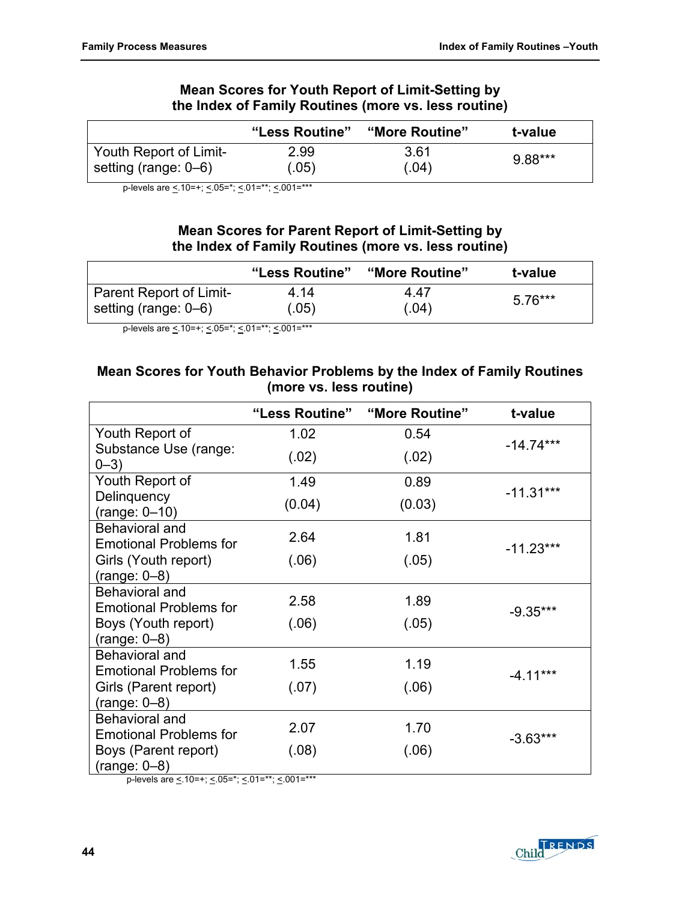### Mean Scores for Youth Report of Limit-Setting by the Index of Family Routines (more vs. less routine)

| | "Less Routine" | "More Routine" | t-value |
|---|---|---|---|
| Youth Report of Limit-setting (range: 0–6) | 2.99 (.05) | 3.61 (.04) | 9.88*** |

p-levels are ≤.10=+; ≤.05=*; ≤.01=**; ≤.001=***

### Mean Scores for Parent Report of Limit-Setting by the Index of Family Routines (more vs. less routine)

| | "Less Routine" | "More Routine" | t-value |
|---|---|---|---|
| Parent Report of Limit-setting (range: 0–6) | 4.14 (.05) | 4.47 (.04) | 5.76*** |

p-levels are ≤.10=+; ≤.05=*; ≤.01=**; ≤.001=***

### Mean Scores for Youth Behavior Problems by the Index of Family Routines (more vs. less routine)

| | "Less Routine" | "More Routine" | t-value |
|---|---|---|---|
| Youth Report of Substance Use (range: 0–3) | 1.02 (.02) | 0.54 (.02) | -14.74*** |
| Youth Report of Delinquency (range: 0–10) | 1.49 (0.04) | 0.89 (0.03) | -11.31*** |
| Behavioral and Emotional Problems for Girls (Youth report) (range: 0–8) | 2.64 (.06) | 1.81 (.05) | -11.23*** |
| Behavioral and Emotional Problems for Boys (Youth report) (range: 0–8) | 2.58 (.06) | 1.89 (.05) | -9.35*** |
| Behavioral and Emotional Problems for Girls (Parent report) (range: 0–8) | 1.55 (.07) | 1.19 (.06) | -4.11*** |
| Behavioral and Emotional Problems for Boys (Parent report) (range: 0–8) | 2.07 (.08) | 1.70 (.06) | -3.63*** |

p-levels are ≤.10=+; ≤.05=*; ≤.01=**; ≤.001=***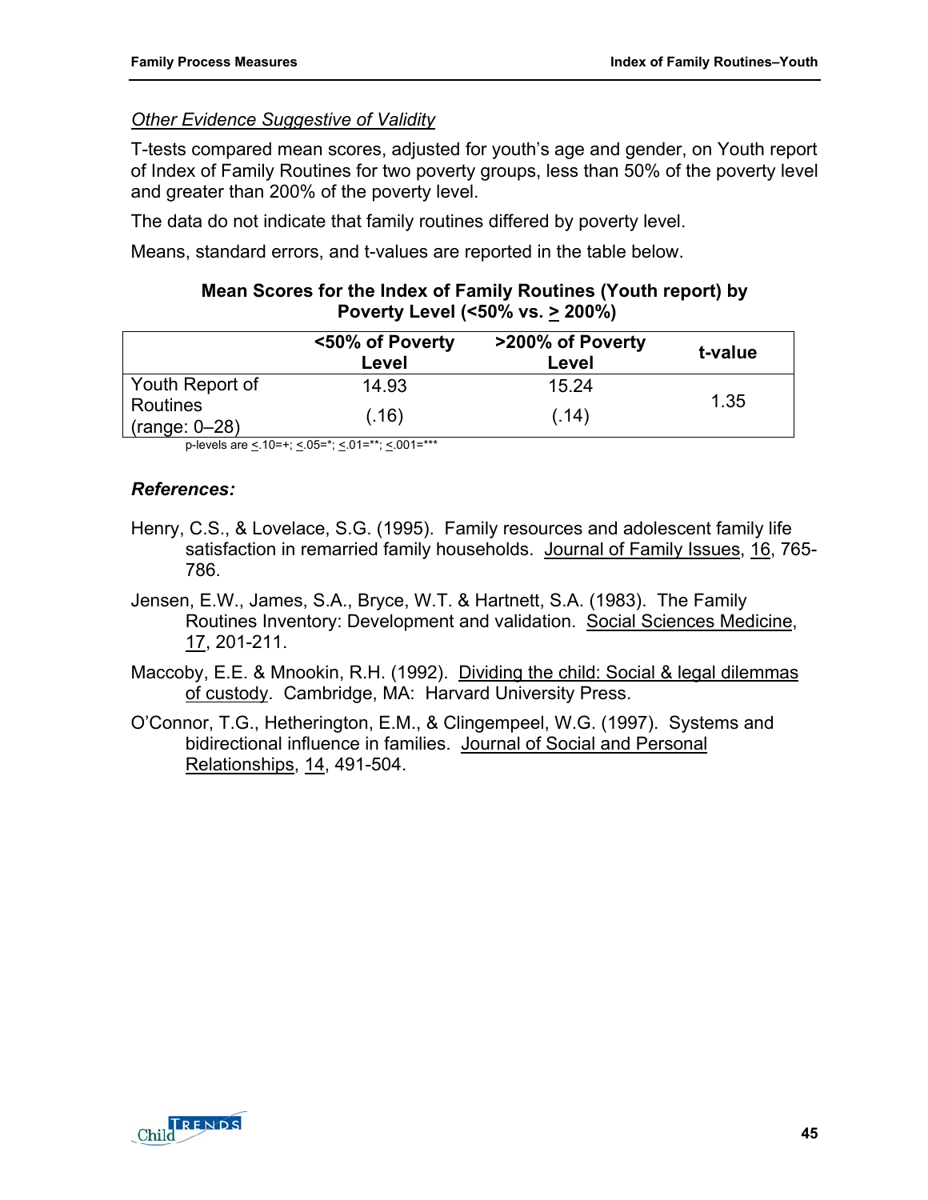*Other Evidence Suggestive of Validity*

T-tests compared mean scores, adjusted for youth's age and gender, on Youth report of Index of Family Routines for two poverty groups, less than 50% of the poverty level and greater than 200% of the poverty level.

The data do not indicate that family routines differed by poverty level.

Means, standard errors, and t-values are reported in the table below.

**Mean Scores for the Index of Family Routines (Youth report) by Poverty Level (<50% vs. ≥ 200%)**

| | <50% of Poverty Level | >200% of Poverty Level | t-value |
|---|---|---|---|
| Youth Report of Routines (range: 0–28) | 14.93<br>(.16) | 15.24<br>(.14) | 1.35 |

p-levels are ≤.10=+; ≤.05=*; ≤.01=**; ≤.001=***

***References:***

Henry, C.S., & Lovelace, S.G. (1995). Family resources and adolescent family life satisfaction in remarried family households. Journal of Family Issues, 16, 765-786.

Jensen, E.W., James, S.A., Bryce, W.T. & Hartnett, S.A. (1983). The Family Routines Inventory: Development and validation. Social Sciences Medicine, 17, 201-211.

Maccoby, E.E. & Mnookin, R.H. (1992). Dividing the child: Social & legal dilemmas of custody. Cambridge, MA: Harvard University Press.

O'Connor, T.G., Hetherington, E.M., & Clingempeel, W.G. (1997). Systems and bidirectional influence in families. Journal of Social and Personal Relationships, 14, 491-504.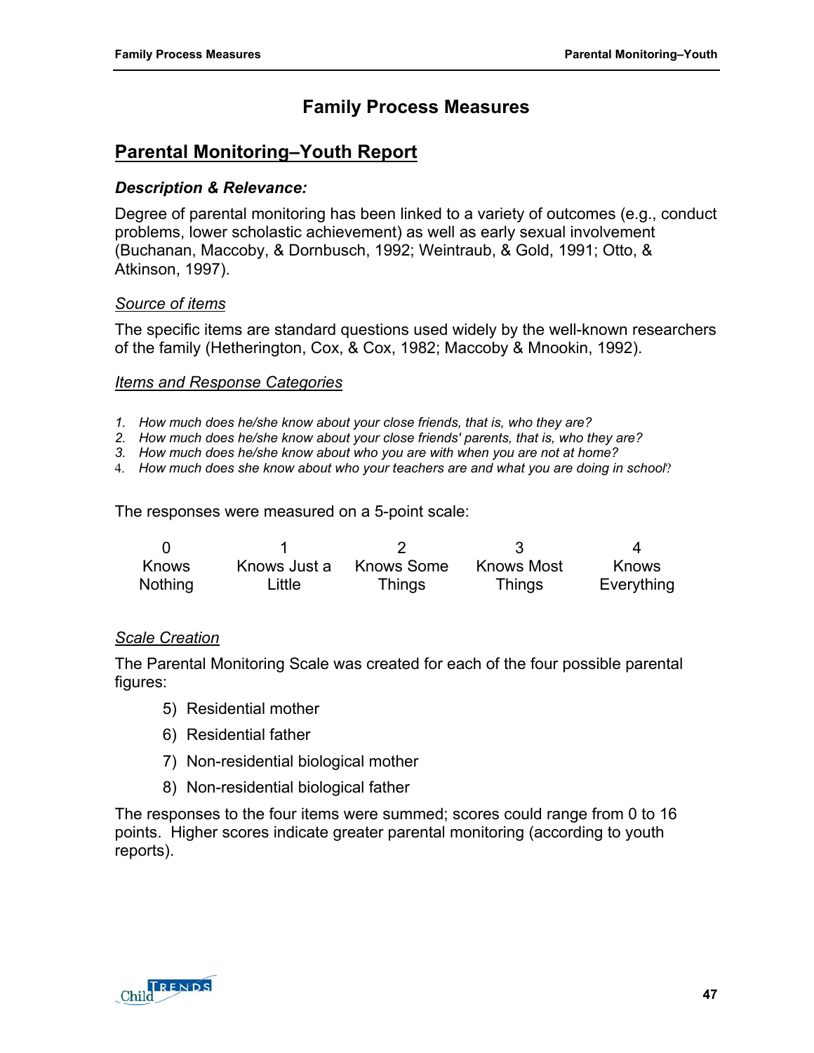# Family Process Measures

## Parental Monitoring–Youth Report

### *Description & Relevance:*

Degree of parental monitoring has been linked to a variety of outcomes (e.g., conduct problems, lower scholastic achievement) as well as early sexual involvement (Buchanan, Maccoby, & Dornbusch, 1992; Weintraub, & Gold, 1991; Otto, & Atkinson, 1997).

*Source of items*

The specific items are standard questions used widely by the well-known researchers of the family (Hetherington, Cox, & Cox, 1982; Maccoby & Mnookin, 1992).

*Items and Response Categories*

1. *How much does he/she know about your close friends, that is, who they are?*
2. *How much does he/she know about your close friends' parents, that is, who they are?*
3. *How much does he/she know about who you are with when you are not at home?*
4. *How much does she know about who your teachers are and what you are doing in school?*

The responses were measured on a 5-point scale:

| 0 | 1 | 2 | 3 | 4 |
|---|---|---|---|---|
| Knows Nothing | Knows Just a Little | Knows Some Things | Knows Most Things | Knows Everything |

*Scale Creation*

The Parental Monitoring Scale was created for each of the four possible parental figures:

5) Residential mother
6) Residential father
7) Non-residential biological mother
8) Non-residential biological father

The responses to the four items were summed; scores could range from 0 to 16 points. Higher scores indicate greater parental monitoring (according to youth reports).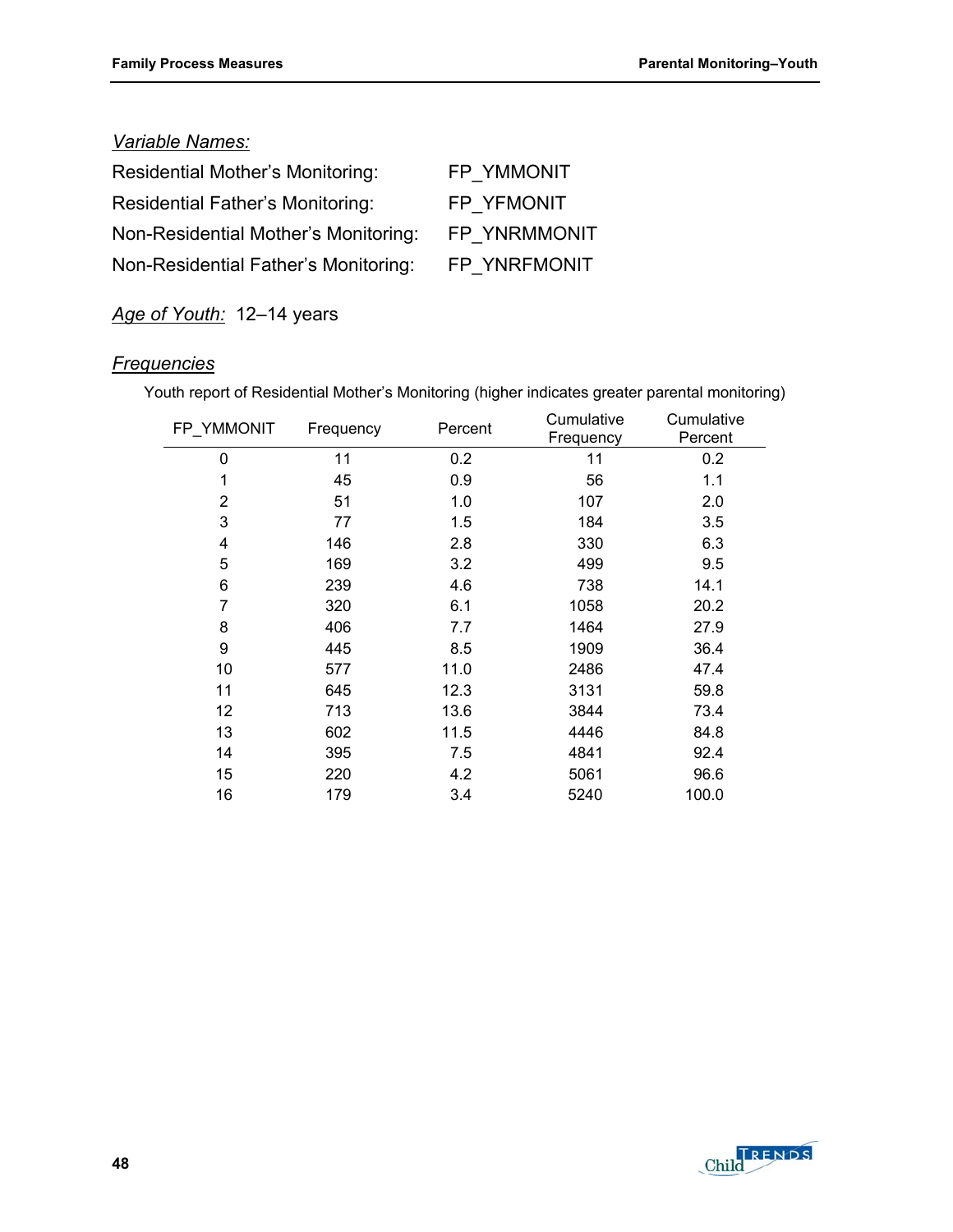*Variable Names:*

| | |
|---|---|
| Residential Mother's Monitoring: | FP_YMMONIT |
| Residential Father's Monitoring: | FP_YFMONIT |
| Non-Residential Mother's Monitoring: | FP_YNRMMONIT |
| Non-Residential Father's Monitoring: | FP_YNRFMONIT |

*Age of Youth:* 12–14 years

*Frequencies*

Youth report of Residential Mother's Monitoring (higher indicates greater parental monitoring)

| FP_YMMONIT | Frequency | Percent | Cumulative Frequency | Cumulative Percent |
|---|---|---|---|---|
| 0 | 11 | 0.2 | 11 | 0.2 |
| 1 | 45 | 0.9 | 56 | 1.1 |
| 2 | 51 | 1.0 | 107 | 2.0 |
| 3 | 77 | 1.5 | 184 | 3.5 |
| 4 | 146 | 2.8 | 330 | 6.3 |
| 5 | 169 | 3.2 | 499 | 9.5 |
| 6 | 239 | 4.6 | 738 | 14.1 |
| 7 | 320 | 6.1 | 1058 | 20.2 |
| 8 | 406 | 7.7 | 1464 | 27.9 |
| 9 | 445 | 8.5 | 1909 | 36.4 |
| 10 | 577 | 11.0 | 2486 | 47.4 |
| 11 | 645 | 12.3 | 3131 | 59.8 |
| 12 | 713 | 13.6 | 3844 | 73.4 |
| 13 | 602 | 11.5 | 4446 | 84.8 |
| 14 | 395 | 7.5 | 4841 | 92.4 |
| 15 | 220 | 4.2 | 5061 | 96.6 |
| 16 | 179 | 3.4 | 5240 | 100.0 |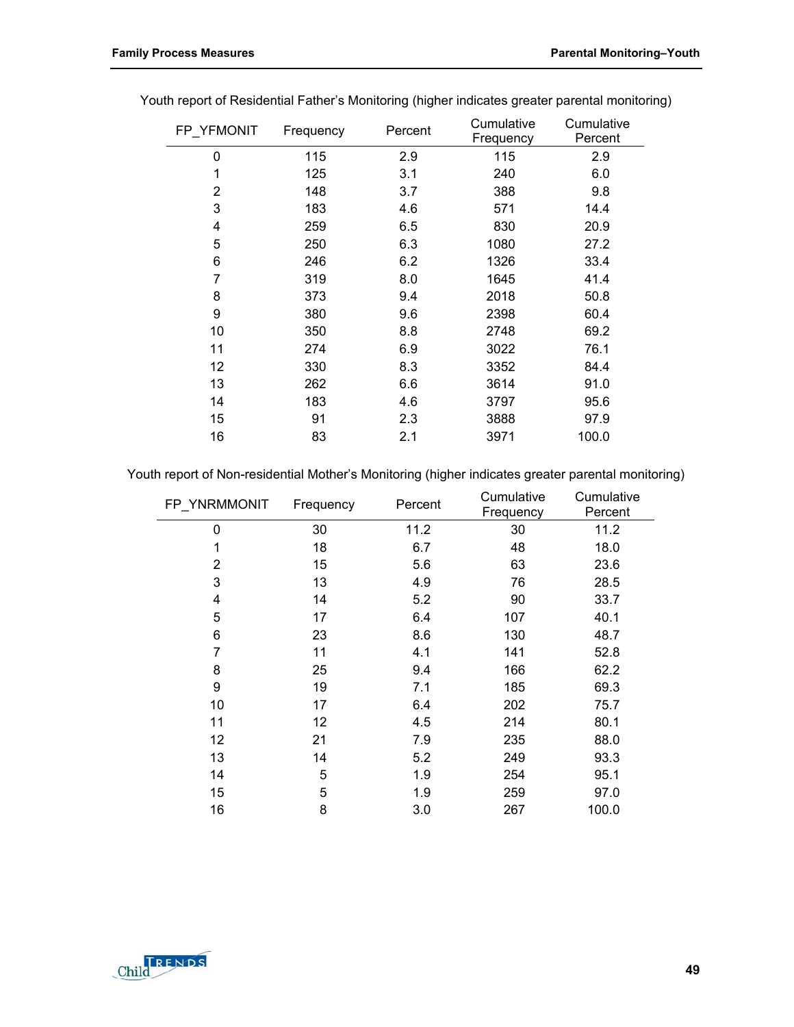Youth report of Residential Father's Monitoring (higher indicates greater parental monitoring)

| FP_YFMONIT | Frequency | Percent | Cumulative Frequency | Cumulative Percent |
|---|---|---|---|---|
| 0 | 115 | 2.9 | 115 | 2.9 |
| 1 | 125 | 3.1 | 240 | 6.0 |
| 2 | 148 | 3.7 | 388 | 9.8 |
| 3 | 183 | 4.6 | 571 | 14.4 |
| 4 | 259 | 6.5 | 830 | 20.9 |
| 5 | 250 | 6.3 | 1080 | 27.2 |
| 6 | 246 | 6.2 | 1326 | 33.4 |
| 7 | 319 | 8.0 | 1645 | 41.4 |
| 8 | 373 | 9.4 | 2018 | 50.8 |
| 9 | 380 | 9.6 | 2398 | 60.4 |
| 10 | 350 | 8.8 | 2748 | 69.2 |
| 11 | 274 | 6.9 | 3022 | 76.1 |
| 12 | 330 | 8.3 | 3352 | 84.4 |
| 13 | 262 | 6.6 | 3614 | 91.0 |
| 14 | 183 | 4.6 | 3797 | 95.6 |
| 15 | 91 | 2.3 | 3888 | 97.9 |
| 16 | 83 | 2.1 | 3971 | 100.0 |

Youth report of Non-residential Mother's Monitoring (higher indicates greater parental monitoring)

| FP_YNRMMONIT | Frequency | Percent | Cumulative Frequency | Cumulative Percent |
|---|---|---|---|---|
| 0 | 30 | 11.2 | 30 | 11.2 |
| 1 | 18 | 6.7 | 48 | 18.0 |
| 2 | 15 | 5.6 | 63 | 23.6 |
| 3 | 13 | 4.9 | 76 | 28.5 |
| 4 | 14 | 5.2 | 90 | 33.7 |
| 5 | 17 | 6.4 | 107 | 40.1 |
| 6 | 23 | 8.6 | 130 | 48.7 |
| 7 | 11 | 4.1 | 141 | 52.8 |
| 8 | 25 | 9.4 | 166 | 62.2 |
| 9 | 19 | 7.1 | 185 | 69.3 |
| 10 | 17 | 6.4 | 202 | 75.7 |
| 11 | 12 | 4.5 | 214 | 80.1 |
| 12 | 21 | 7.9 | 235 | 88.0 |
| 13 | 14 | 5.2 | 249 | 93.3 |
| 14 | 5 | 1.9 | 254 | 95.1 |
| 15 | 5 | 1.9 | 259 | 97.0 |
| 16 | 8 | 3.0 | 267 | 100.0 |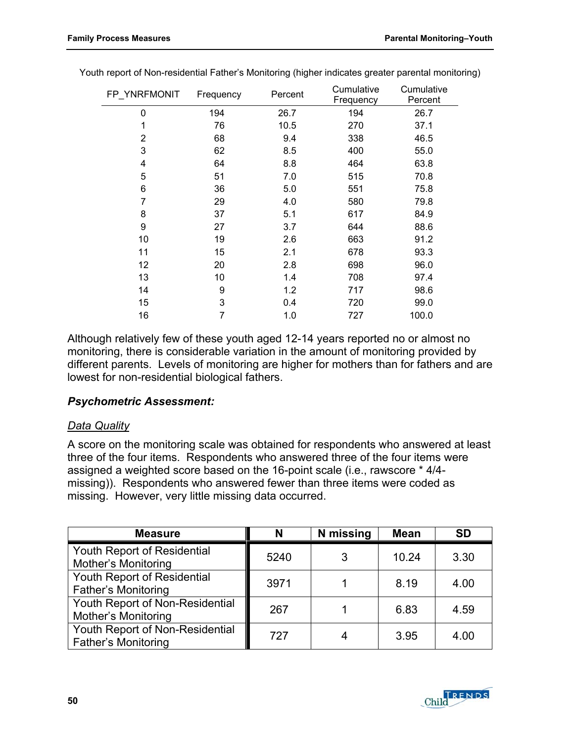Youth report of Non-residential Father's Monitoring (higher indicates greater parental monitoring)

| FP_YNRFMONIT | Frequency | Percent | Cumulative Frequency | Cumulative Percent |
|---|---|---|---|---|
| 0 | 194 | 26.7 | 194 | 26.7 |
| 1 | 76 | 10.5 | 270 | 37.1 |
| 2 | 68 | 9.4 | 338 | 46.5 |
| 3 | 62 | 8.5 | 400 | 55.0 |
| 4 | 64 | 8.8 | 464 | 63.8 |
| 5 | 51 | 7.0 | 515 | 70.8 |
| 6 | 36 | 5.0 | 551 | 75.8 |
| 7 | 29 | 4.0 | 580 | 79.8 |
| 8 | 37 | 5.1 | 617 | 84.9 |
| 9 | 27 | 3.7 | 644 | 88.6 |
| 10 | 19 | 2.6 | 663 | 91.2 |
| 11 | 15 | 2.1 | 678 | 93.3 |
| 12 | 20 | 2.8 | 698 | 96.0 |
| 13 | 10 | 1.4 | 708 | 97.4 |
| 14 | 9 | 1.2 | 717 | 98.6 |
| 15 | 3 | 0.4 | 720 | 99.0 |
| 16 | 7 | 1.0 | 727 | 100.0 |

Although relatively few of these youth aged 12-14 years reported no or almost no monitoring, there is considerable variation in the amount of monitoring provided by different parents. Levels of monitoring are higher for mothers than for fathers and are lowest for non-residential biological fathers.

***Psychometric Assessment:***

## Data Quality

A score on the monitoring scale was obtained for respondents who answered at least three of the four items. Respondents who answered three of the four items were assigned a weighted score based on the 16-point scale (i.e., rawscore * 4/4-missing)). Respondents who answered fewer than three items were coded as missing. However, very little missing data occurred.

| Measure | N | N missing | Mean | SD |
|---|---|---|---|---|
| Youth Report of Residential Mother's Monitoring | 5240 | 3 | 10.24 | 3.30 |
| Youth Report of Residential Father's Monitoring | 3971 | 1 | 8.19 | 4.00 |
| Youth Report of Non-Residential Mother's Monitoring | 267 | 1 | 6.83 | 4.59 |
| Youth Report of Non-Residential Father's Monitoring | 727 | 4 | 3.95 | 4.00 |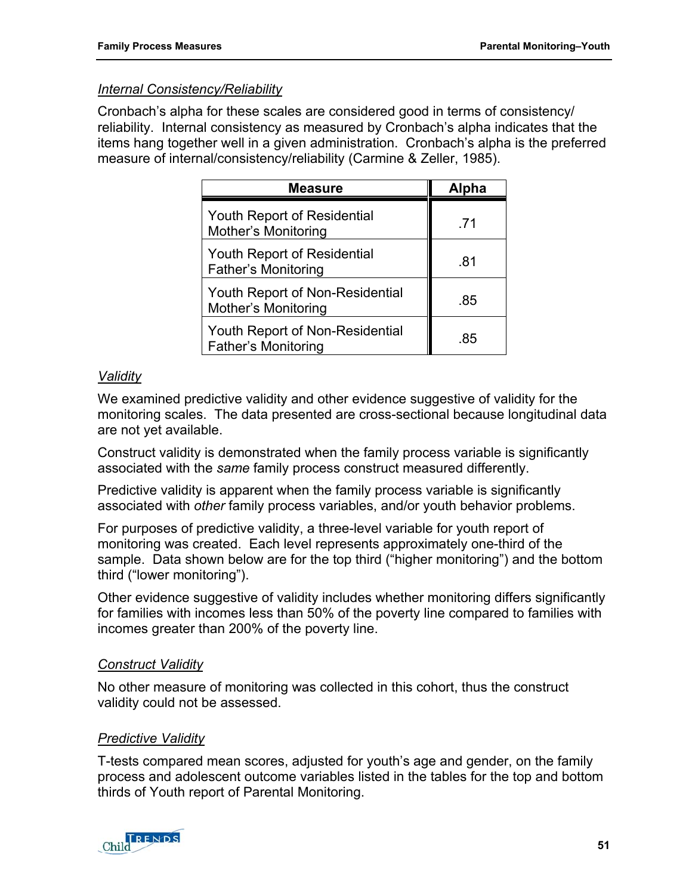*Internal Consistency/Reliability*

Cronbach's alpha for these scales are considered good in terms of consistency/ reliability. Internal consistency as measured by Cronbach's alpha indicates that the items hang together well in a given administration. Cronbach's alpha is the preferred measure of internal/consistency/reliability (Carmine & Zeller, 1985).

| Measure | Alpha |
|---|---|
| Youth Report of Residential Mother's Monitoring | .71 |
| Youth Report of Residential Father's Monitoring | .81 |
| Youth Report of Non-Residential Mother's Monitoring | .85 |
| Youth Report of Non-Residential Father's Monitoring | .85 |

*Validity*

We examined predictive validity and other evidence suggestive of validity for the monitoring scales. The data presented are cross-sectional because longitudinal data are not yet available.

Construct validity is demonstrated when the family process variable is significantly associated with the *same* family process construct measured differently.

Predictive validity is apparent when the family process variable is significantly associated with *other* family process variables, and/or youth behavior problems.

For purposes of predictive validity, a three-level variable for youth report of monitoring was created. Each level represents approximately one-third of the sample. Data shown below are for the top third ("higher monitoring") and the bottom third ("lower monitoring").

Other evidence suggestive of validity includes whether monitoring differs significantly for families with incomes less than 50% of the poverty line compared to families with incomes greater than 200% of the poverty line.

*Construct Validity*

No other measure of monitoring was collected in this cohort, thus the construct validity could not be assessed.

*Predictive Validity*

T-tests compared mean scores, adjusted for youth's age and gender, on the family process and adolescent outcome variables listed in the tables for the top and bottom thirds of Youth report of Parental Monitoring.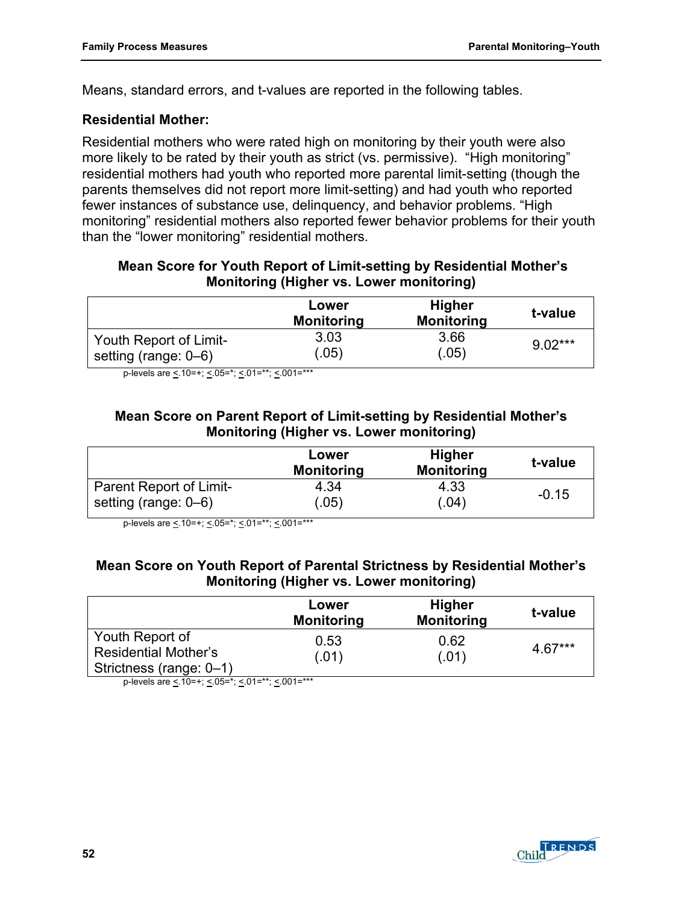Means, standard errors, and t-values are reported in the following tables.

**Residential Mother:**

Residential mothers who were rated high on monitoring by their youth were also more likely to be rated by their youth as strict (vs. permissive). "High monitoring" residential mothers had youth who reported more parental limit-setting (though the parents themselves did not report more limit-setting) and had youth who reported fewer instances of substance use, delinquency, and behavior problems. "High monitoring" residential mothers also reported fewer behavior problems for their youth than the "lower monitoring" residential mothers.

**Mean Score for Youth Report of Limit-setting by Residential Mother's Monitoring (Higher vs. Lower monitoring)**

| | Lower Monitoring | Higher Monitoring | t-value |
|---|---|---|---|
| Youth Report of Limit-setting (range: 0–6) | 3.03 (.05) | 3.66 (.05) | 9.02*** |

p-levels are ≤.10=+; ≤.05=*; ≤.01=**; ≤.001=***

**Mean Score on Parent Report of Limit-setting by Residential Mother's Monitoring (Higher vs. Lower monitoring)**

| | Lower Monitoring | Higher Monitoring | t-value |
|---|---|---|---|
| Parent Report of Limit-setting (range: 0–6) | 4.34 (.05) | 4.33 (.04) | -0.15 |

p-levels are ≤.10=+; ≤.05=*; ≤.01=**; ≤.001=***

**Mean Score on Youth Report of Parental Strictness by Residential Mother's Monitoring (Higher vs. Lower monitoring)**

| | Lower Monitoring | Higher Monitoring | t-value |
|---|---|---|---|
| Youth Report of Residential Mother's Strictness (range: 0–1) | 0.53 (.01) | 0.62 (.01) | 4.67*** |

p-levels are ≤.10=+; ≤.05=*; ≤.01=**; ≤.001=***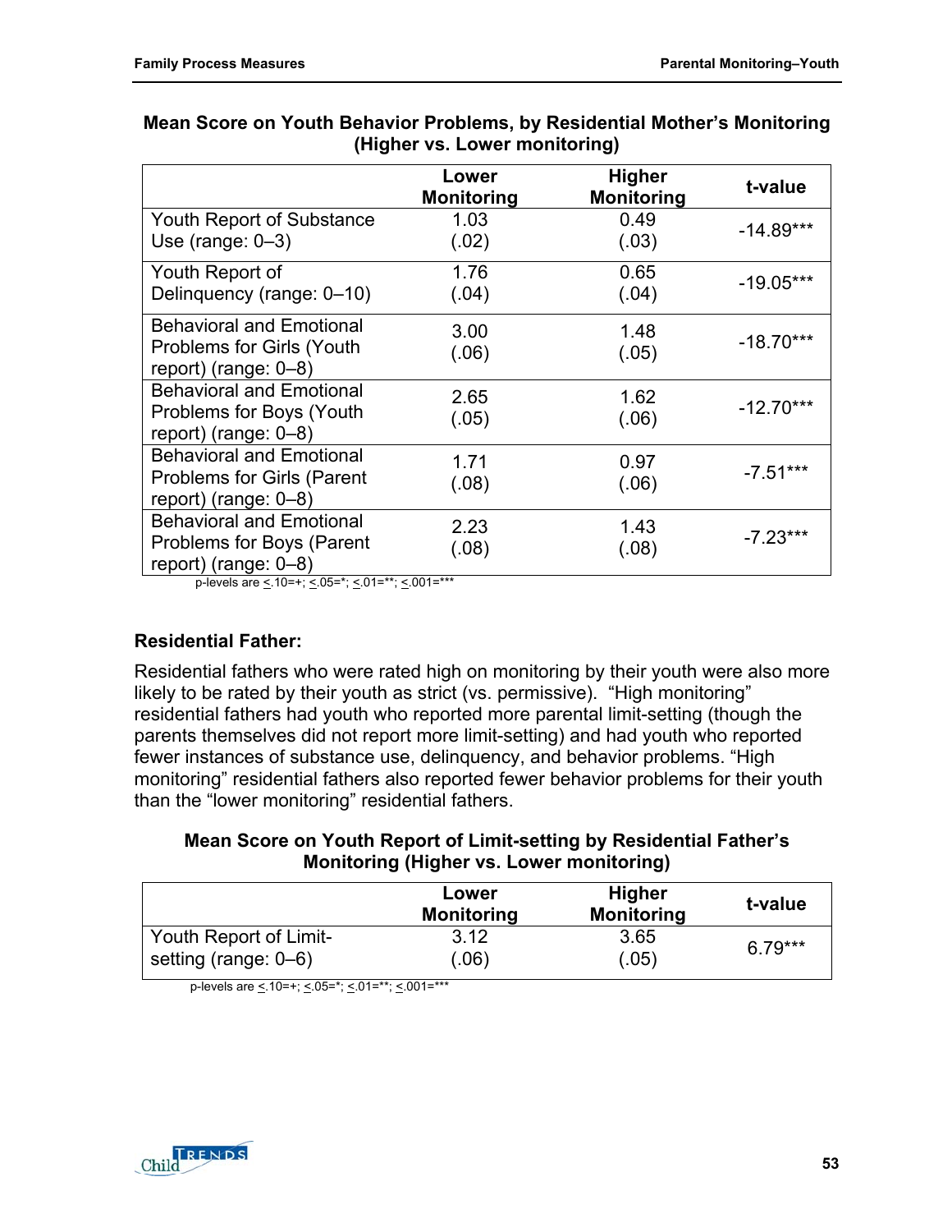**Mean Score on Youth Behavior Problems, by Residential Mother's Monitoring (Higher vs. Lower monitoring)**

| | Lower Monitoring | Higher Monitoring | t-value |
|---|---|---|---|
| Youth Report of Substance Use (range: 0–3) | 1.03 (.02) | 0.49 (.03) | -14.89*** |
| Youth Report of Delinquency (range: 0–10) | 1.76 (.04) | 0.65 (.04) | -19.05*** |
| Behavioral and Emotional Problems for Girls (Youth report) (range: 0–8) | 3.00 (.06) | 1.48 (.05) | -18.70*** |
| Behavioral and Emotional Problems for Boys (Youth report) (range: 0–8) | 2.65 (.05) | 1.62 (.06) | -12.70*** |
| Behavioral and Emotional Problems for Girls (Parent report) (range: 0–8) | 1.71 (.08) | 0.97 (.06) | -7.51*** |
| Behavioral and Emotional Problems for Boys (Parent report) (range: 0–8) | 2.23 (.08) | 1.43 (.08) | -7.23*** |

p-levels are <.10=+; <.05=*; <.01=**; <.001=***

**Residential Father:**

Residential fathers who were rated high on monitoring by their youth were also more likely to be rated by their youth as strict (vs. permissive). "High monitoring" residential fathers had youth who reported more parental limit-setting (though the parents themselves did not report more limit-setting) and had youth who reported fewer instances of substance use, delinquency, and behavior problems. "High monitoring" residential fathers also reported fewer behavior problems for their youth than the "lower monitoring" residential fathers.

**Mean Score on Youth Report of Limit-setting by Residential Father's Monitoring (Higher vs. Lower monitoring)**

| | Lower Monitoring | Higher Monitoring | t-value |
|---|---|---|---|
| Youth Report of Limit-setting (range: 0–6) | 3.12 (.06) | 3.65 (.05) | 6.79*** |

p-levels are <.10=+; <.05=*; <.01=**; <.001=***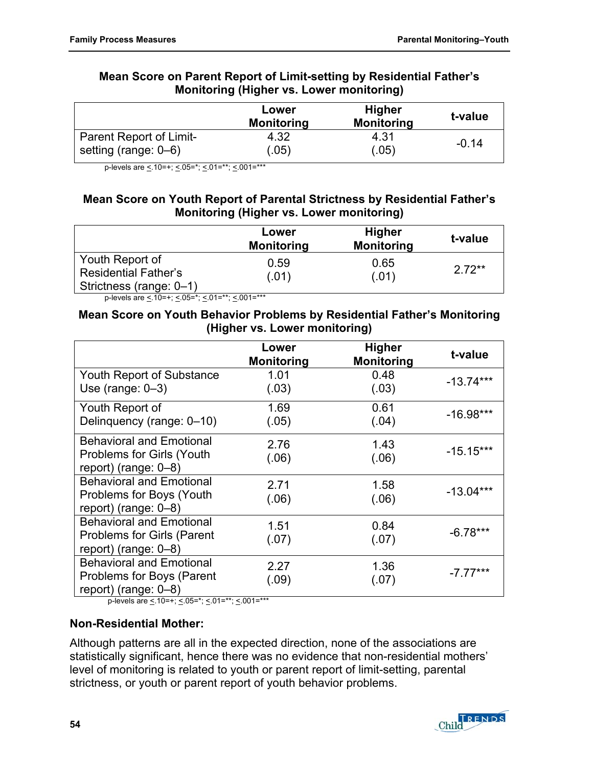**Mean Score on Parent Report of Limit-setting by Residential Father's Monitoring (Higher vs. Lower monitoring)**

| | Lower Monitoring | Higher Monitoring | t-value |
|---|---|---|---|
| Parent Report of Limit-setting (range: 0–6) | 4.32 (.05) | 4.31 (.05) | -0.14 |

p-levels are <.10=+; <.05=*; <.01=**; <.001=***

**Mean Score on Youth Report of Parental Strictness by Residential Father's Monitoring (Higher vs. Lower monitoring)**

| | Lower Monitoring | Higher Monitoring | t-value |
|---|---|---|---|
| Youth Report of Residential Father's Strictness (range: 0–1) | 0.59 (.01) | 0.65 (.01) | 2.72** |

p-levels are <.10=+; <.05=*; <.01=**; <.001=***

**Mean Score on Youth Behavior Problems by Residential Father's Monitoring (Higher vs. Lower monitoring)**

| | Lower Monitoring | Higher Monitoring | t-value |
|---|---|---|---|
| Youth Report of Substance Use (range: 0–3) | 1.01 (.03) | 0.48 (.03) | -13.74*** |
| Youth Report of Delinquency (range: 0–10) | 1.69 (.05) | 0.61 (.04) | -16.98*** |
| Behavioral and Emotional Problems for Girls (Youth report) (range: 0–8) | 2.76 (.06) | 1.43 (.06) | -15.15*** |
| Behavioral and Emotional Problems for Boys (Youth report) (range: 0–8) | 2.71 (.06) | 1.58 (.06) | -13.04*** |
| Behavioral and Emotional Problems for Girls (Parent report) (range: 0–8) | 1.51 (.07) | 0.84 (.07) | -6.78*** |
| Behavioral and Emotional Problems for Boys (Parent report) (range: 0–8) | 2.27 (.09) | 1.36 (.07) | -7.77*** |

p-levels are <.10=+; <.05=*; <.01=**; <.001=***

**Non-Residential Mother:**

Although patterns are all in the expected direction, none of the associations are statistically significant, hence there was no evidence that non-residential mothers' level of monitoring is related to youth or parent report of limit-setting, parental strictness, or youth or parent report of youth behavior problems.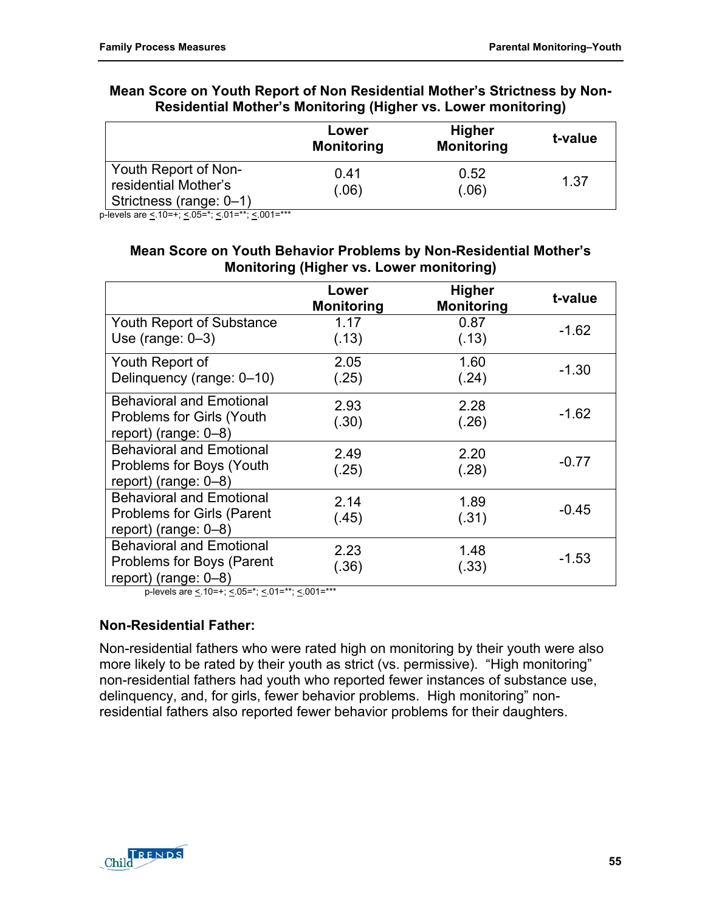### Mean Score on Youth Report of Non Residential Mother's Strictness by Non-Residential Mother's Monitoring (Higher vs. Lower monitoring)

| | Lower Monitoring | Higher Monitoring | t-value |
|---|---|---|---|
| Youth Report of Non-residential Mother's Strictness (range: 0–1) | 0.41 (.06) | 0.52 (.06) | 1.37 |

p-levels are <.10=+; <.05=*; <.01=**; <.001=***

### Mean Score on Youth Behavior Problems by Non-Residential Mother's Monitoring (Higher vs. Lower monitoring)

| | Lower Monitoring | Higher Monitoring | t-value |
|---|---|---|---|
| Youth Report of Substance Use (range: 0–3) | 1.17 (.13) | 0.87 (.13) | -1.62 |
| Youth Report of Delinquency (range: 0–10) | 2.05 (.25) | 1.60 (.24) | -1.30 |
| Behavioral and Emotional Problems for Girls (Youth report) (range: 0–8) | 2.93 (.30) | 2.28 (.26) | -1.62 |
| Behavioral and Emotional Problems for Boys (Youth report) (range: 0–8) | 2.49 (.25) | 2.20 (.28) | -0.77 |
| Behavioral and Emotional Problems for Girls (Parent report) (range: 0–8) | 2.14 (.45) | 1.89 (.31) | -0.45 |
| Behavioral and Emotional Problems for Boys (Parent report) (range: 0–8) | 2.23 (.36) | 1.48 (.33) | -1.53 |

p-levels are <.10=+; <.05=*; <.01=**; <.001=***

### Non-Residential Father:

Non-residential fathers who were rated high on monitoring by their youth were also more likely to be rated by their youth as strict (vs. permissive). "High monitoring" non-residential fathers had youth who reported fewer instances of substance use, delinquency, and, for girls, fewer behavior problems. High monitoring" non-residential fathers also reported fewer behavior problems for their daughters.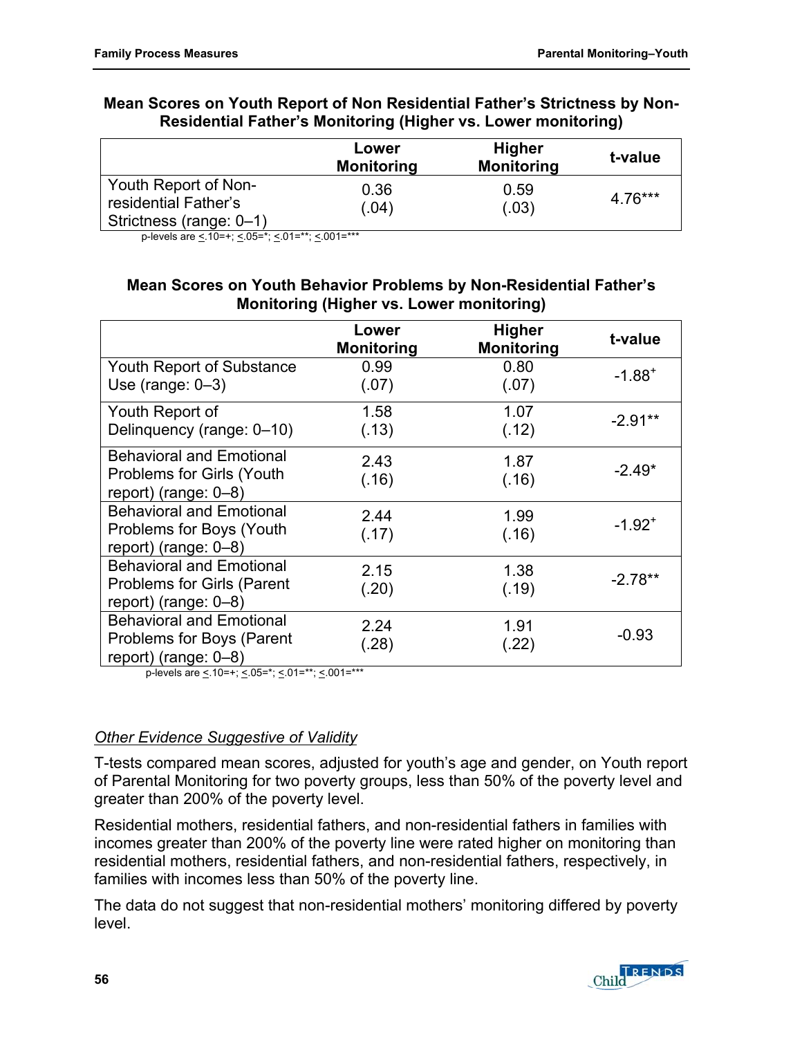**Mean Scores on Youth Report of Non Residential Father's Strictness by Non-Residential Father's Monitoring (Higher vs. Lower monitoring)**

| | Lower Monitoring | Higher Monitoring | t-value |
|---|---|---|---|
| Youth Report of Non-residential Father's Strictness (range: 0–1) | 0.36 (.04) | 0.59 (.03) | 4.76*** |

p-levels are <.10=+; <.05=*; <.01=**; <.001=***

**Mean Scores on Youth Behavior Problems by Non-Residential Father's Monitoring (Higher vs. Lower monitoring)**

| | Lower Monitoring | Higher Monitoring | t-value |
|---|---|---|---|
| Youth Report of Substance Use (range: 0–3) | 0.99 (.07) | 0.80 (.07) | -1.88+ |
| Youth Report of Delinquency (range: 0–10) | 1.58 (.13) | 1.07 (.12) | -2.91** |
| Behavioral and Emotional Problems for Girls (Youth report) (range: 0–8) | 2.43 (.16) | 1.87 (.16) | -2.49* |
| Behavioral and Emotional Problems for Boys (Youth report) (range: 0–8) | 2.44 (.17) | 1.99 (.16) | -1.92+ |
| Behavioral and Emotional Problems for Girls (Parent report) (range: 0–8) | 2.15 (.20) | 1.38 (.19) | -2.78** |
| Behavioral and Emotional Problems for Boys (Parent report) (range: 0–8) | 2.24 (.28) | 1.91 (.22) | -0.93 |

p-levels are <.10=+; <.05=*; <.01=**; <.001=***

*Other Evidence Suggestive of Validity*

T-tests compared mean scores, adjusted for youth's age and gender, on Youth report of Parental Monitoring for two poverty groups, less than 50% of the poverty level and greater than 200% of the poverty level.

Residential mothers, residential fathers, and non-residential fathers in families with incomes greater than 200% of the poverty line were rated higher on monitoring than residential mothers, residential fathers, and non-residential fathers, respectively, in families with incomes less than 50% of the poverty line.

The data do not suggest that non-residential mothers' monitoring differed by poverty level.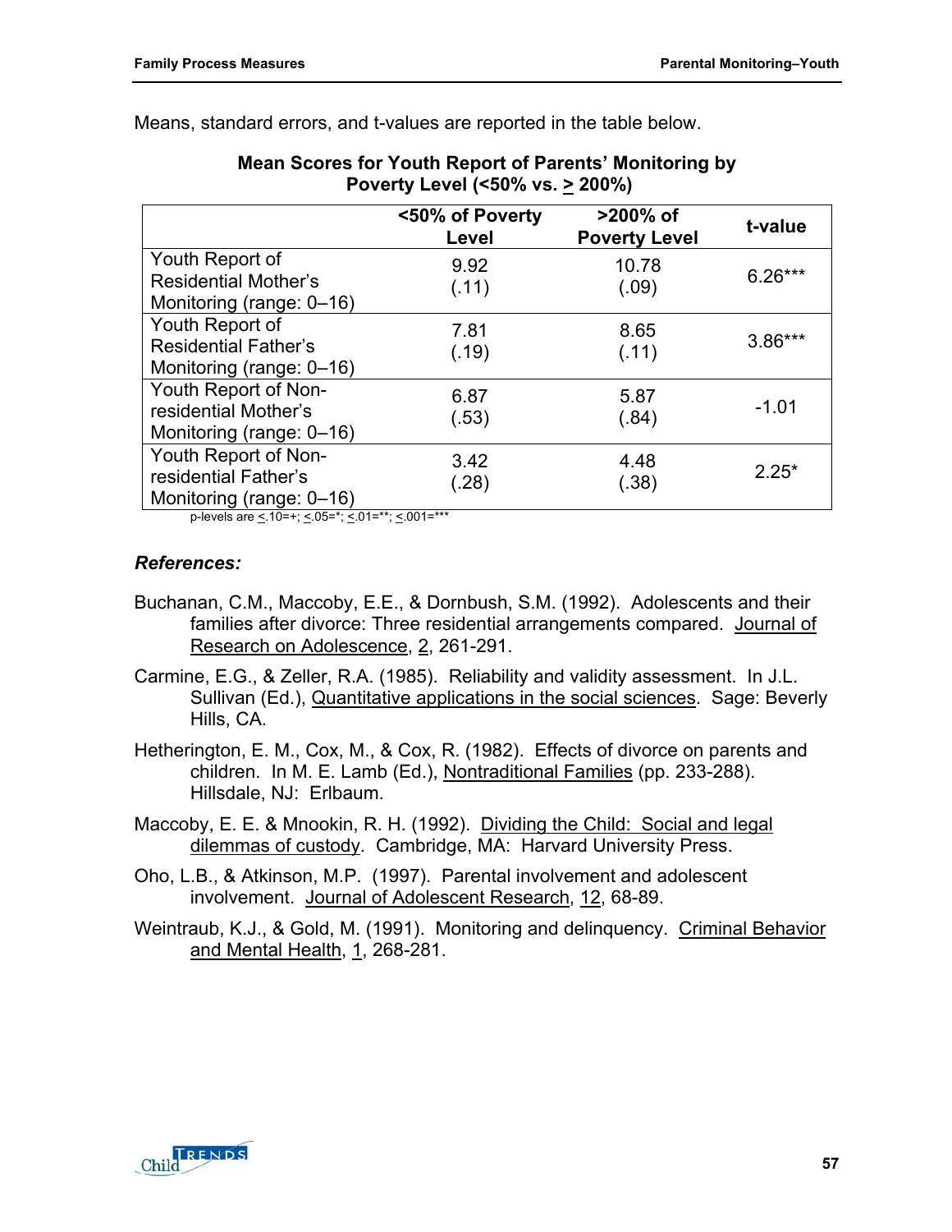Means, standard errors, and t-values are reported in the table below.

**Mean Scores for Youth Report of Parents' Monitoring by Poverty Level (<50% vs. ≥ 200%)**

| | <50% of Poverty Level | >200% of Poverty Level | t-value |
|---|---|---|---|
| Youth Report of Residential Mother's Monitoring (range: 0–16) | 9.92 (.11) | 10.78 (.09) | 6.26*** |
| Youth Report of Residential Father's Monitoring (range: 0–16) | 7.81 (.19) | 8.65 (.11) | 3.86*** |
| Youth Report of Non-residential Mother's Monitoring (range: 0–16) | 6.87 (.53) | 5.87 (.84) | -1.01 |
| Youth Report of Non-residential Father's Monitoring (range: 0–16) | 3.42 (.28) | 4.48 (.38) | 2.25* |

p-levels are ≤.10=+; ≤.05=*; ≤.01=**; ≤.001=***

### *References:*

Buchanan, C.M., Maccoby, E.E., & Dornbush, S.M. (1992). Adolescents and their families after divorce: Three residential arrangements compared. Journal of Research on Adolescence, 2, 261-291.

Carmine, E.G., & Zeller, R.A. (1985). Reliability and validity assessment. In J.L. Sullivan (Ed.), Quantitative applications in the social sciences. Sage: Beverly Hills, CA.

Hetherington, E. M., Cox, M., & Cox, R. (1982). Effects of divorce on parents and children. In M. E. Lamb (Ed.), Nontraditional Families (pp. 233-288). Hillsdale, NJ: Erlbaum.

Maccoby, E. E. & Mnookin, R. H. (1992). Dividing the Child: Social and legal dilemmas of custody. Cambridge, MA: Harvard University Press.

Oho, L.B., & Atkinson, M.P. (1997). Parental involvement and adolescent involvement. Journal of Adolescent Research, 12, 68-89.

Weintraub, K.J., & Gold, M. (1991). Monitoring and delinquency. Criminal Behavior and Mental Health, 1, 268-281.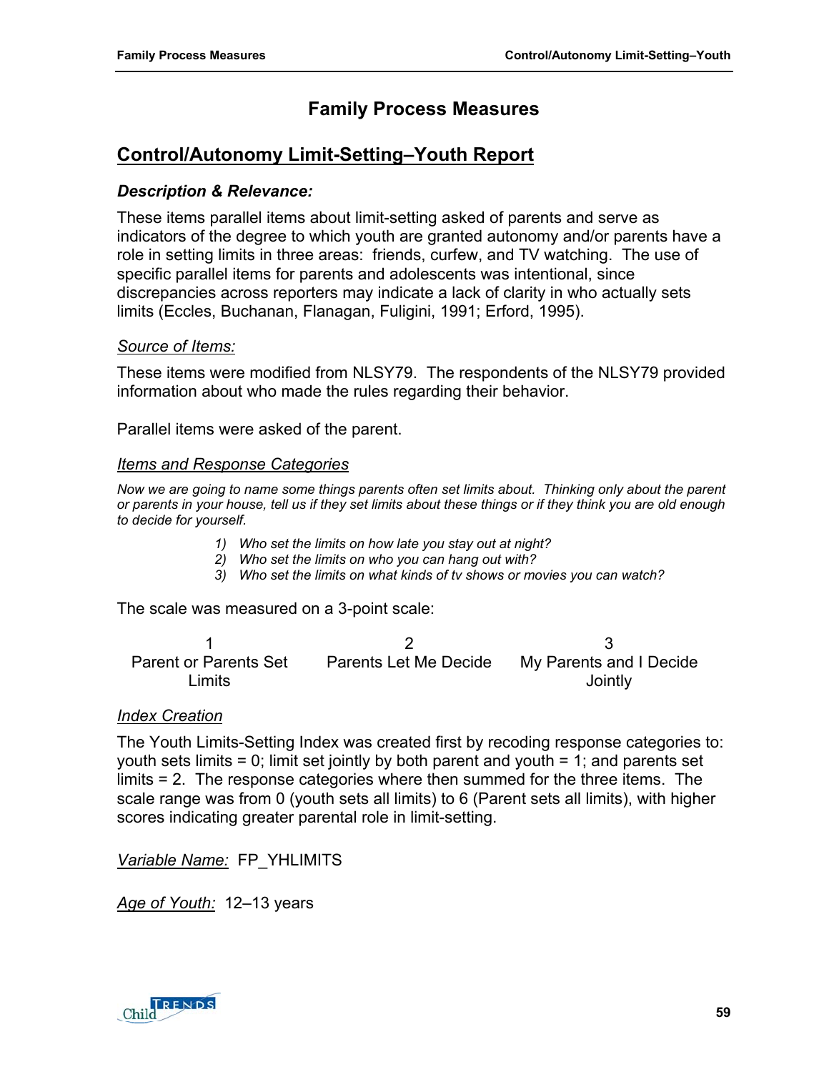# Family Process Measures

## Control/Autonomy Limit-Setting–Youth Report

### *Description & Relevance:*

These items parallel items about limit-setting asked of parents and serve as indicators of the degree to which youth are granted autonomy and/or parents have a role in setting limits in three areas: friends, curfew, and TV watching. The use of specific parallel items for parents and adolescents was intentional, since discrepancies across reporters may indicate a lack of clarity in who actually sets limits (Eccles, Buchanan, Flanagan, Fuligini, 1991; Erford, 1995).

*Source of Items:*

These items were modified from NLSY79. The respondents of the NLSY79 provided information about who made the rules regarding their behavior.

Parallel items were asked of the parent.

*Items and Response Categories*

*Now we are going to name some things parents often set limits about. Thinking only about the parent or parents in your house, tell us if they set limits about these things or if they think you are old enough to decide for yourself.*

1) *Who set the limits on how late you stay out at night?*
2) *Who set the limits on who you can hang out with?*
3) *Who set the limits on what kinds of tv shows or movies you can watch?*

The scale was measured on a 3-point scale:

| 1 | 2 | 3 |
|---|---|---|
| Parent or Parents Set Limits | Parents Let Me Decide | My Parents and I Decide Jointly |

*Index Creation*

The Youth Limits-Setting Index was created first by recoding response categories to: youth sets limits = 0; limit set jointly by both parent and youth = 1; and parents set limits = 2. The response categories where then summed for the three items. The scale range was from 0 (youth sets all limits) to 6 (Parent sets all limits), with higher scores indicating greater parental role in limit-setting.

*Variable Name:* FP_YHLIMITS

*Age of Youth:* 12–13 years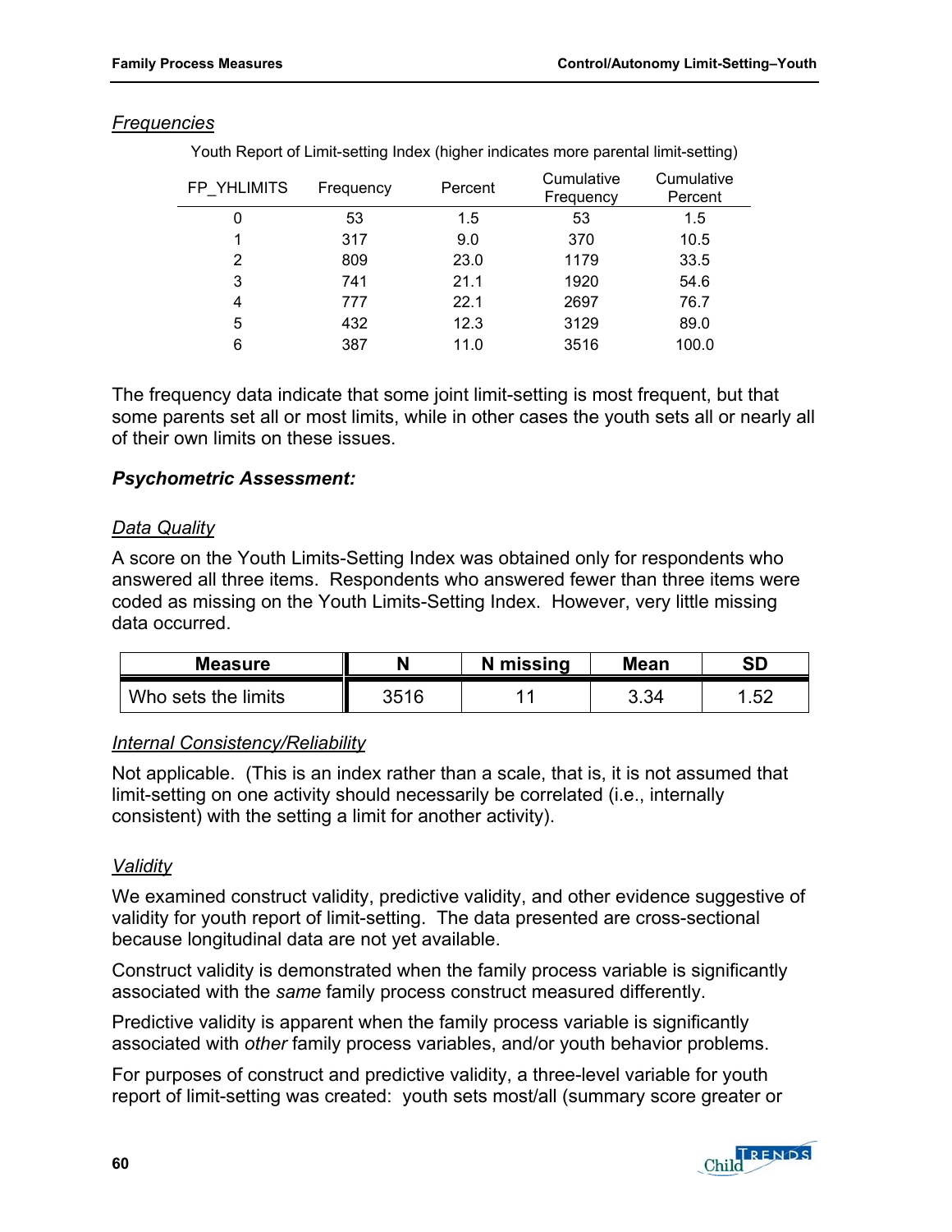*Frequencies*

Youth Report of Limit-setting Index (higher indicates more parental limit-setting)

| FP_YHLIMITS | Frequency | Percent | Cumulative Frequency | Cumulative Percent |
|---|---|---|---|---|
| 0 | 53 | 1.5 | 53 | 1.5 |
| 1 | 317 | 9.0 | 370 | 10.5 |
| 2 | 809 | 23.0 | 1179 | 33.5 |
| 3 | 741 | 21.1 | 1920 | 54.6 |
| 4 | 777 | 22.1 | 2697 | 76.7 |
| 5 | 432 | 12.3 | 3129 | 89.0 |
| 6 | 387 | 11.0 | 3516 | 100.0 |

The frequency data indicate that some joint limit-setting is most frequent, but that some parents set all or most limits, while in other cases the youth sets all or nearly all of their own limits on these issues.

### *Psychometric Assessment:*

*Data Quality*

A score on the Youth Limits-Setting Index was obtained only for respondents who answered all three items. Respondents who answered fewer than three items were coded as missing on the Youth Limits-Setting Index. However, very little missing data occurred.

| Measure | N | N missing | Mean | SD |
|---|---|---|---|---|
| Who sets the limits | 3516 | 11 | 3.34 | 1.52 |

*Internal Consistency/Reliability*

Not applicable. (This is an index rather than a scale, that is, it is not assumed that limit-setting on one activity should necessarily be correlated (i.e., internally consistent) with the setting a limit for another activity).

*Validity*

We examined construct validity, predictive validity, and other evidence suggestive of validity for youth report of limit-setting. The data presented are cross-sectional because longitudinal data are not yet available.

Construct validity is demonstrated when the family process variable is significantly associated with the *same* family process construct measured differently.

Predictive validity is apparent when the family process variable is significantly associated with *other* family process variables, and/or youth behavior problems.

For purposes of construct and predictive validity, a three-level variable for youth report of limit-setting was created: youth sets most/all (summary score greater or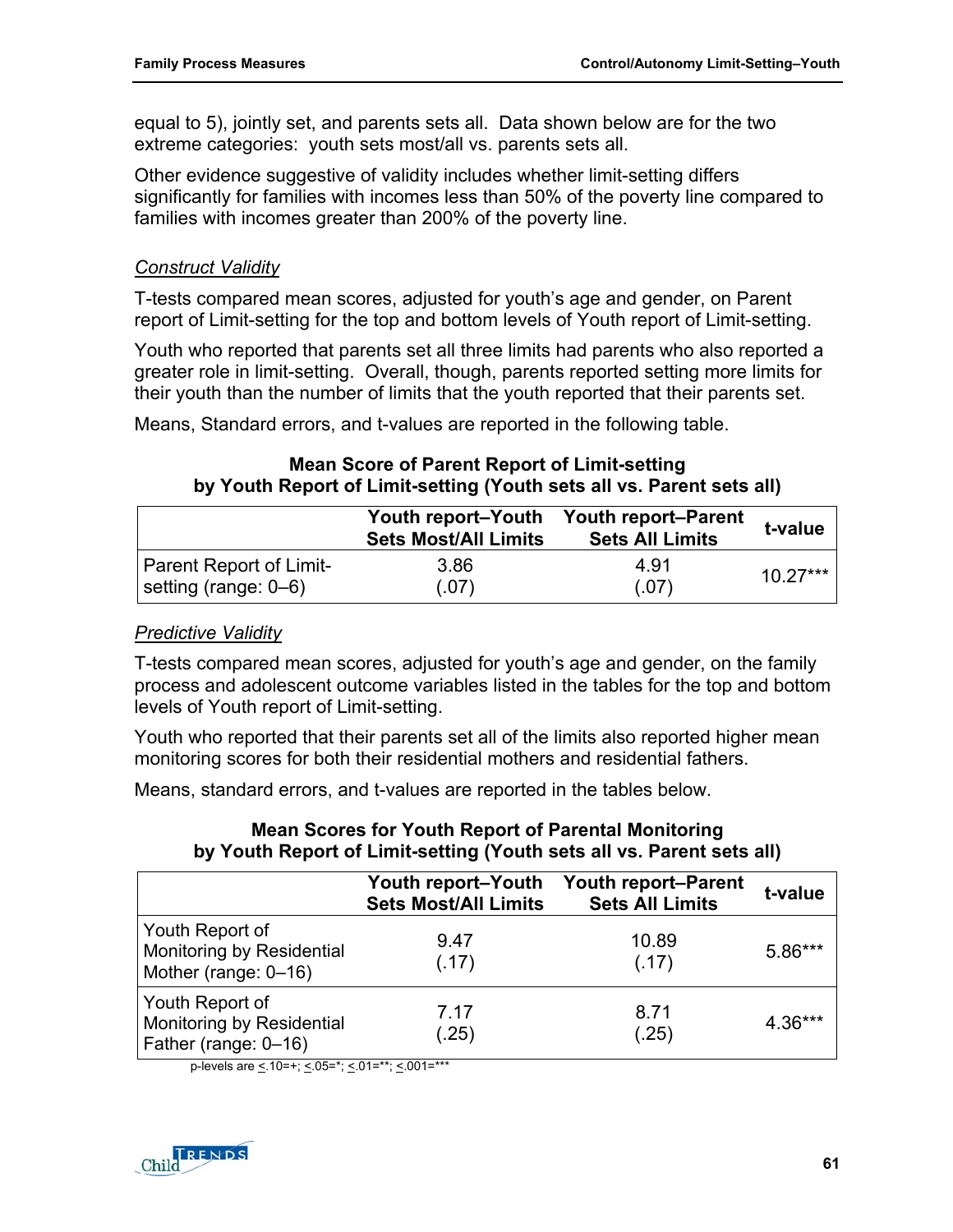equal to 5), jointly set, and parents sets all. Data shown below are for the two extreme categories: youth sets most/all vs. parents sets all.

Other evidence suggestive of validity includes whether limit-setting differs significantly for families with incomes less than 50% of the poverty line compared to families with incomes greater than 200% of the poverty line.

*Construct Validity*

T-tests compared mean scores, adjusted for youth's age and gender, on Parent report of Limit-setting for the top and bottom levels of Youth report of Limit-setting.

Youth who reported that parents set all three limits had parents who also reported a greater role in limit-setting. Overall, though, parents reported setting more limits for their youth than the number of limits that the youth reported that their parents set.

Means, Standard errors, and t-values are reported in the following table.

**Mean Score of Parent Report of Limit-setting by Youth Report of Limit-setting (Youth sets all vs. Parent sets all)**

| | Youth report–Youth Sets Most/All Limits | Youth report–Parent Sets All Limits | t-value |
|---|---|---|---|
| Parent Report of Limit-setting (range: 0–6) | 3.86 (.07) | 4.91 (.07) | 10.27*** |

*Predictive Validity*

T-tests compared mean scores, adjusted for youth's age and gender, on the family process and adolescent outcome variables listed in the tables for the top and bottom levels of Youth report of Limit-setting.

Youth who reported that their parents set all of the limits also reported higher mean monitoring scores for both their residential mothers and residential fathers.

Means, standard errors, and t-values are reported in the tables below.

**Mean Scores for Youth Report of Parental Monitoring by Youth Report of Limit-setting (Youth sets all vs. Parent sets all)**

| | Youth report–Youth Sets Most/All Limits | Youth report–Parent Sets All Limits | t-value |
|---|---|---|---|
| Youth Report of Monitoring by Residential Mother (range: 0–16) | 9.47 (.17) | 10.89 (.17) | 5.86*** |
| Youth Report of Monitoring by Residential Father (range: 0–16) | 7.17 (.25) | 8.71 (.25) | 4.36*** |

p-levels are ≤.10=+; ≤.05=*; ≤.01=**; ≤.001=***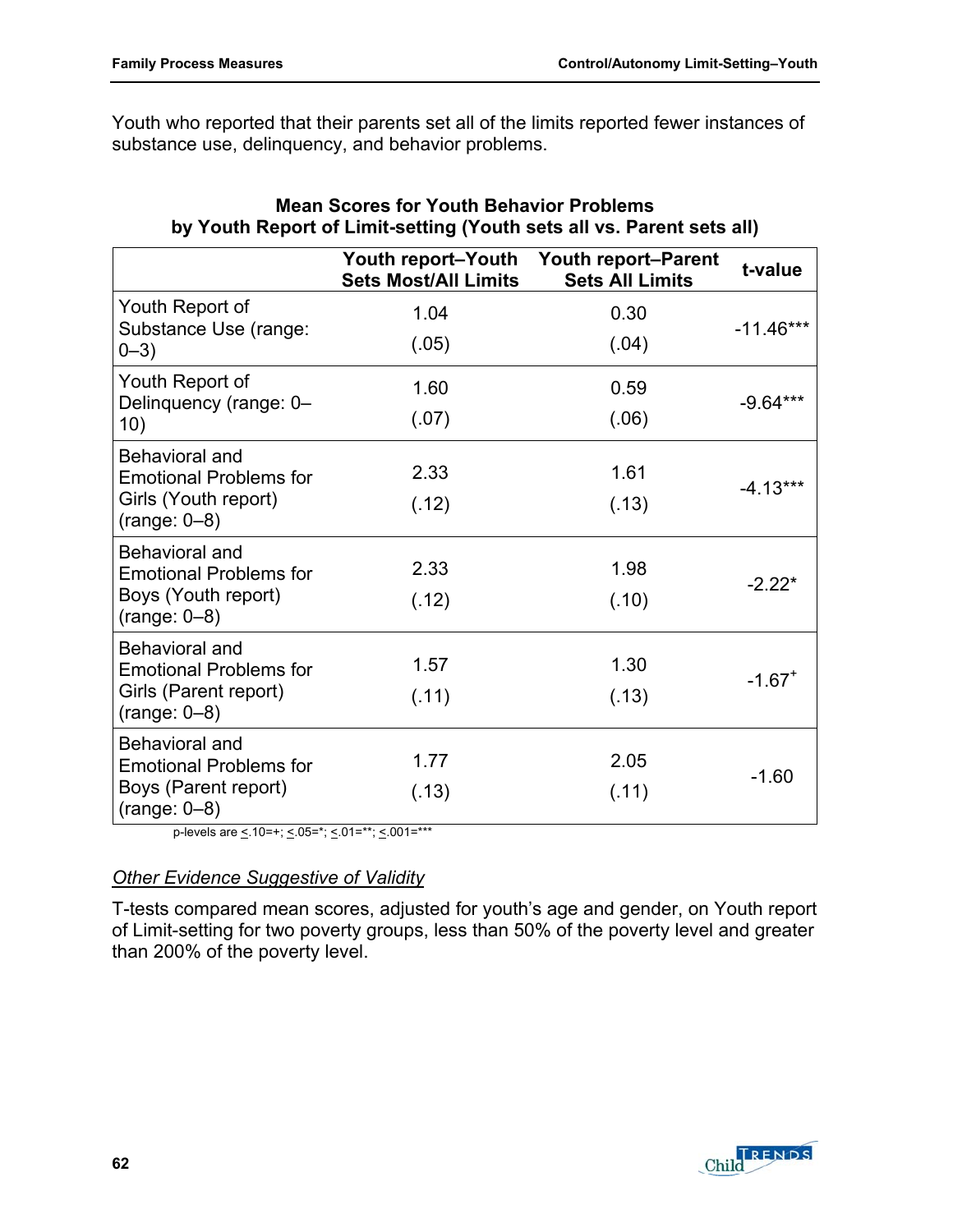Youth who reported that their parents set all of the limits reported fewer instances of substance use, delinquency, and behavior problems.

**Mean Scores for Youth Behavior Problems by Youth Report of Limit-setting (Youth sets all vs. Parent sets all)**

| | Youth report–Youth Sets Most/All Limits | Youth report–Parent Sets All Limits | t-value |
|---|---|---|---|
| Youth Report of Substance Use (range: 0–3) | 1.04 (.05) | 0.30 (.04) | -11.46*** |
| Youth Report of Delinquency (range: 0–10) | 1.60 (.07) | 0.59 (.06) | -9.64*** |
| Behavioral and Emotional Problems for Girls (Youth report) (range: 0–8) | 2.33 (.12) | 1.61 (.13) | -4.13*** |
| Behavioral and Emotional Problems for Boys (Youth report) (range: 0–8) | 2.33 (.12) | 1.98 (.10) | -2.22* |
| Behavioral and Emotional Problems for Girls (Parent report) (range: 0–8) | 1.57 (.11) | 1.30 (.13) | -1.67+ |
| Behavioral and Emotional Problems for Boys (Parent report) (range: 0–8) | 1.77 (.13) | 2.05 (.11) | -1.60 |

p-levels are ≤.10=+; ≤.05=*; ≤.01=**; ≤.001=***

*Other Evidence Suggestive of Validity*

T-tests compared mean scores, adjusted for youth's age and gender, on Youth report of Limit-setting for two poverty groups, less than 50% of the poverty level and greater than 200% of the poverty level.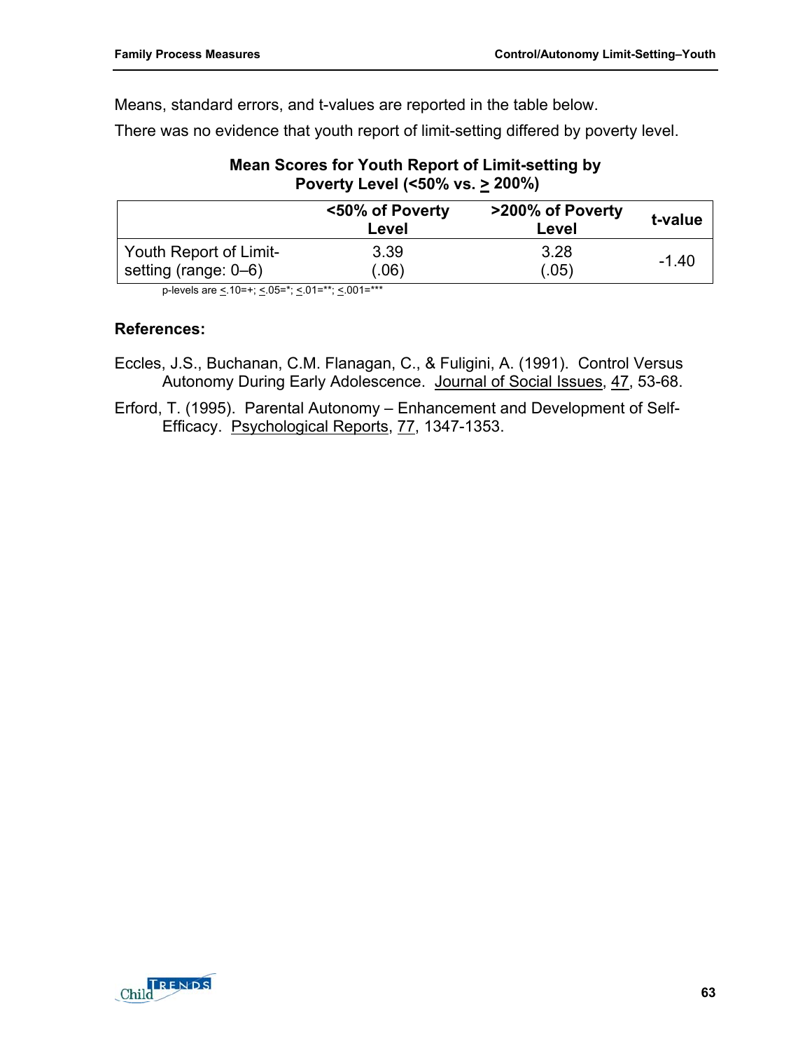Means, standard errors, and t-values are reported in the table below.

There was no evidence that youth report of limit-setting differed by poverty level.

**Mean Scores for Youth Report of Limit-setting by Poverty Level (<50% vs. ≥ 200%)**

| | <50% of Poverty Level | >200% of Poverty Level | t-value |
|---|---|---|---|
| Youth Report of Limit-setting (range: 0–6) | 3.39 (.06) | 3.28 (.05) | -1.40 |

p-levels are ≤.10=+; ≤.05=*; ≤.01=**; ≤.001=***

**References:**

Eccles, J.S., Buchanan, C.M. Flanagan, C., & Fuligini, A. (1991). Control Versus Autonomy During Early Adolescence. Journal of Social Issues, 47, 53-68.

Erford, T. (1995). Parental Autonomy – Enhancement and Development of Self-Efficacy. Psychological Reports, 77, 1347-1353.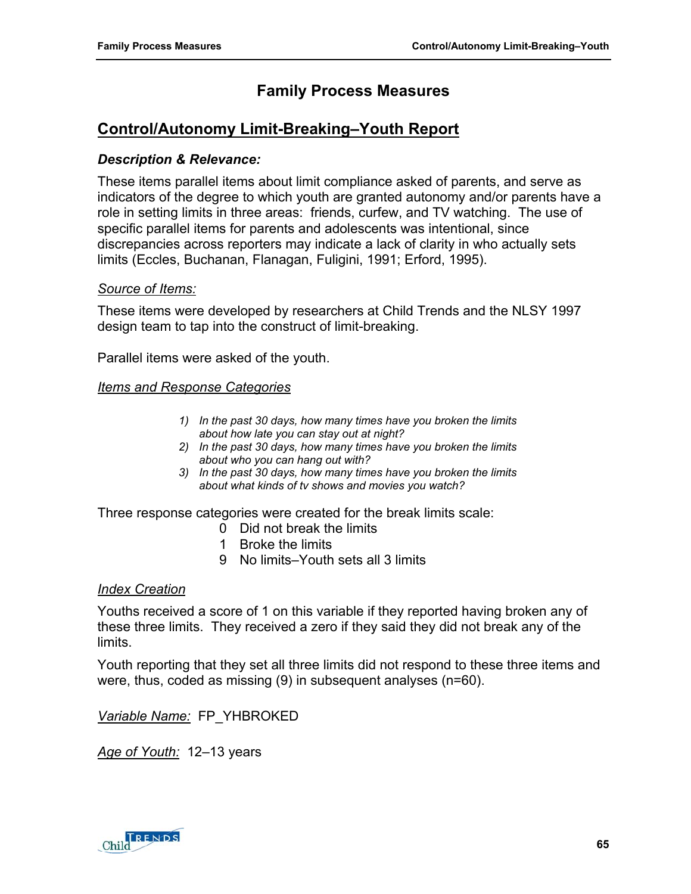# Family Process Measures

## Control/Autonomy Limit-Breaking–Youth Report

### *Description & Relevance:*

These items parallel items about limit compliance asked of parents, and serve as indicators of the degree to which youth are granted autonomy and/or parents have a role in setting limits in three areas: friends, curfew, and TV watching. The use of specific parallel items for parents and adolescents was intentional, since discrepancies across reporters may indicate a lack of clarity in who actually sets limits (Eccles, Buchanan, Flanagan, Fuligini, 1991; Erford, 1995).

*Source of Items:*

These items were developed by researchers at Child Trends and the NLSY 1997 design team to tap into the construct of limit-breaking.

Parallel items were asked of the youth.

*Items and Response Categories*

1) *In the past 30 days, how many times have you broken the limits about how late you can stay out at night?*
2) *In the past 30 days, how many times have you broken the limits about who you can hang out with?*
3) *In the past 30 days, how many times have you broken the limits about what kinds of tv shows and movies you watch?*

Three response categories were created for the break limits scale:

0 Did not break the limits
1 Broke the limits
9 No limits–Youth sets all 3 limits

*Index Creation*

Youths received a score of 1 on this variable if they reported having broken any of these three limits. They received a zero if they said they did not break any of the limits.

Youth reporting that they set all three limits did not respond to these three items and were, thus, coded as missing (9) in subsequent analyses (n=60).

*Variable Name:* FP_YHBROKED

*Age of Youth:* 12–13 years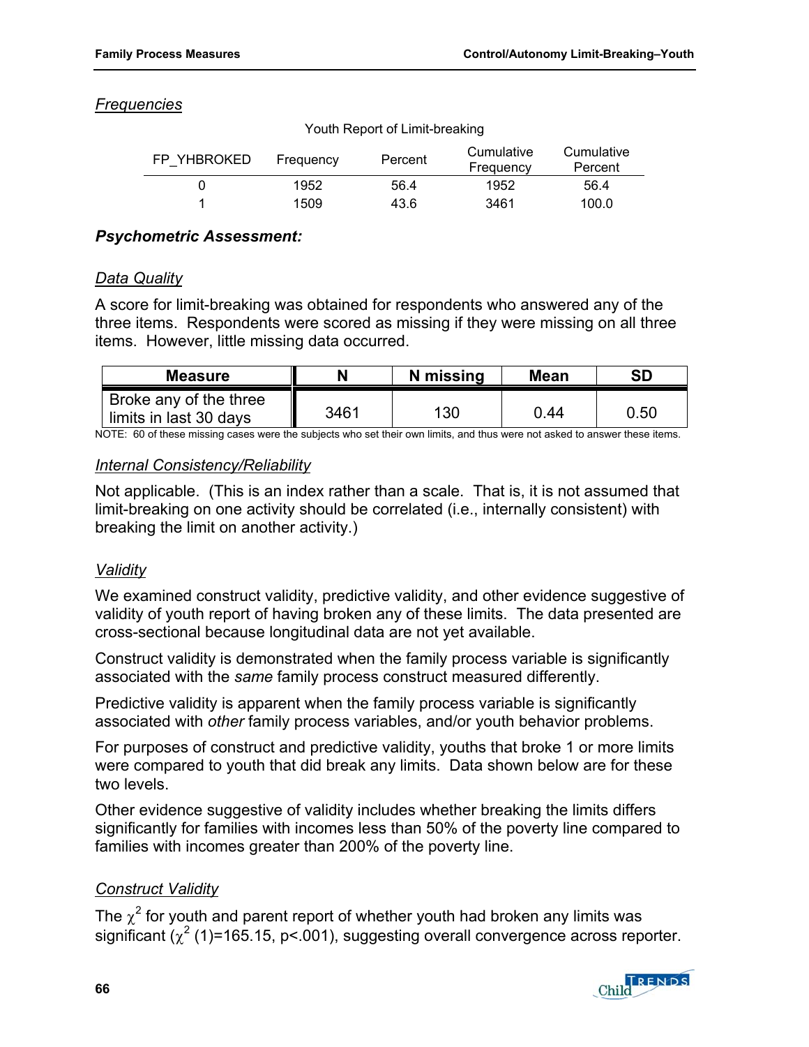## *Frequencies*

Youth Report of Limit-breaking

| FP_YHBROKED | Frequency | Percent | Cumulative Frequency | Cumulative Percent |
|---|---|---|---|---|
| 0 | 1952 | 56.4 | 1952 | 56.4 |
| 1 | 1509 | 43.6 | 3461 | 100.0 |

### ***Psychometric Assessment:***

#### *Data Quality*

A score for limit-breaking was obtained for respondents who answered any of the three items. Respondents were scored as missing if they were missing on all three items. However, little missing data occurred.

| Measure | N | N missing | Mean | SD |
|---|---|---|---|---|
| Broke any of the three limits in last 30 days | 3461 | 130 | 0.44 | 0.50 |

NOTE: 60 of these missing cases were the subjects who set their own limits, and thus were not asked to answer these items.

#### *Internal Consistency/Reliability*

Not applicable. (This is an index rather than a scale. That is, it is not assumed that limit-breaking on one activity should be correlated (i.e., internally consistent) with breaking the limit on another activity.)

#### *Validity*

We examined construct validity, predictive validity, and other evidence suggestive of validity of youth report of having broken any of these limits. The data presented are cross-sectional because longitudinal data are not yet available.

Construct validity is demonstrated when the family process variable is significantly associated with the *same* family process construct measured differently.

Predictive validity is apparent when the family process variable is significantly associated with *other* family process variables, and/or youth behavior problems.

For purposes of construct and predictive validity, youths that broke 1 or more limits were compared to youth that did break any limits. Data shown below are for these two levels.

Other evidence suggestive of validity includes whether breaking the limits differs significantly for families with incomes less than 50% of the poverty line compared to families with incomes greater than 200% of the poverty line.

#### *Construct Validity*

The $\chi^2$ for youth and parent report of whether youth had broken any limits was significant ($\chi^2$ (1)=165.15, p<.001), suggesting overall convergence across reporter.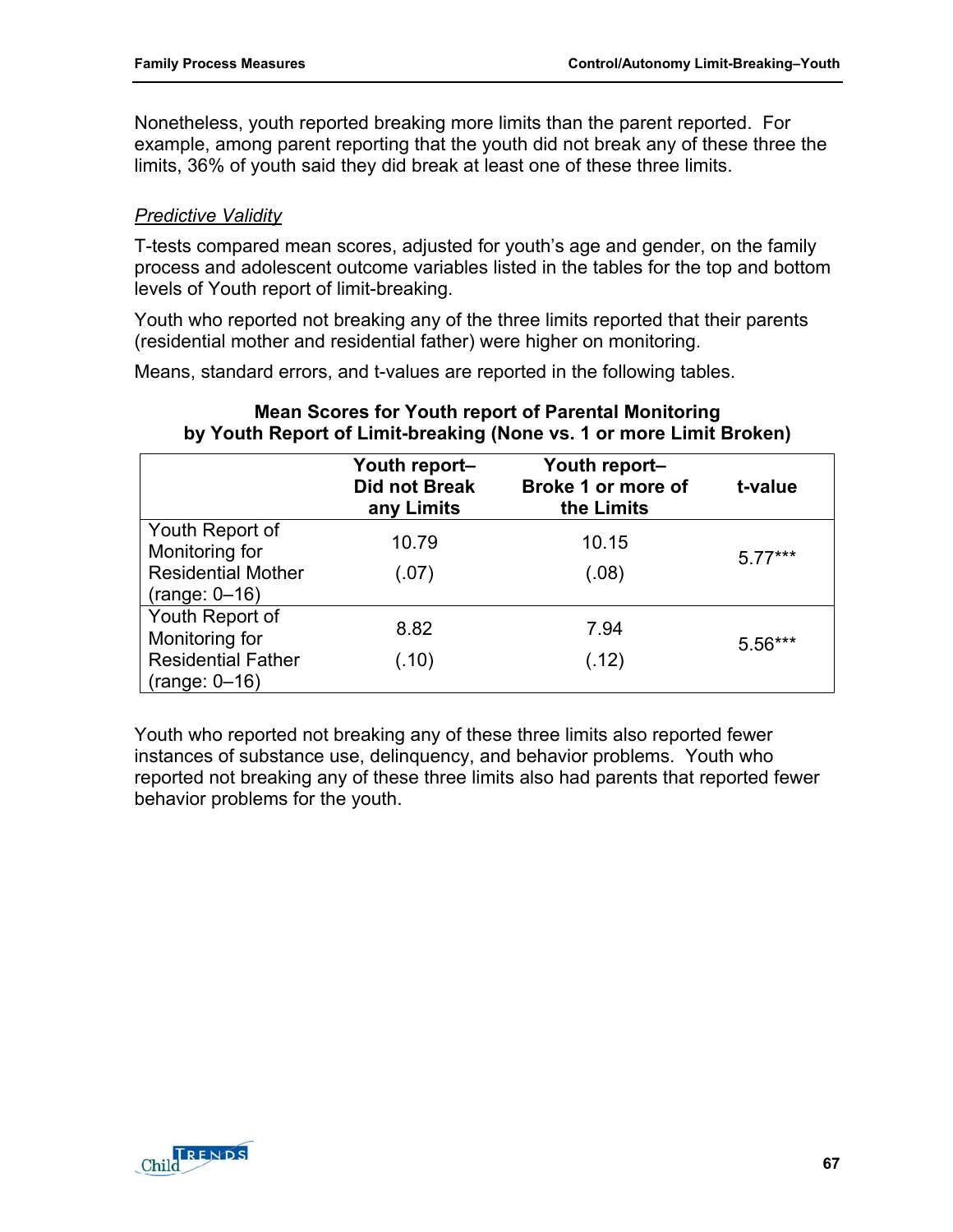Nonetheless, youth reported breaking more limits than the parent reported. For example, among parent reporting that the youth did not break any of these three the limits, 36% of youth said they did break at least one of these three limits.

*Predictive Validity*

T-tests compared mean scores, adjusted for youth's age and gender, on the family process and adolescent outcome variables listed in the tables for the top and bottom levels of Youth report of limit-breaking.

Youth who reported not breaking any of the three limits reported that their parents (residential mother and residential father) were higher on monitoring.

Means, standard errors, and t-values are reported in the following tables.

**Mean Scores for Youth report of Parental Monitoring by Youth Report of Limit-breaking (None vs. 1 or more Limit Broken)**

| | Youth report–Did not Break any Limits | Youth report–Broke 1 or more of the Limits | t-value |
|---|---|---|---|
| Youth Report of Monitoring for Residential Mother (range: 0–16) | 10.79 (.07) | 10.15 (.08) | 5.77*** |
| Youth Report of Monitoring for Residential Father (range: 0–16) | 8.82 (.10) | 7.94 (.12) | 5.56*** |

Youth who reported not breaking any of these three limits also reported fewer instances of substance use, delinquency, and behavior problems. Youth who reported not breaking any of these three limits also had parents that reported fewer behavior problems for the youth.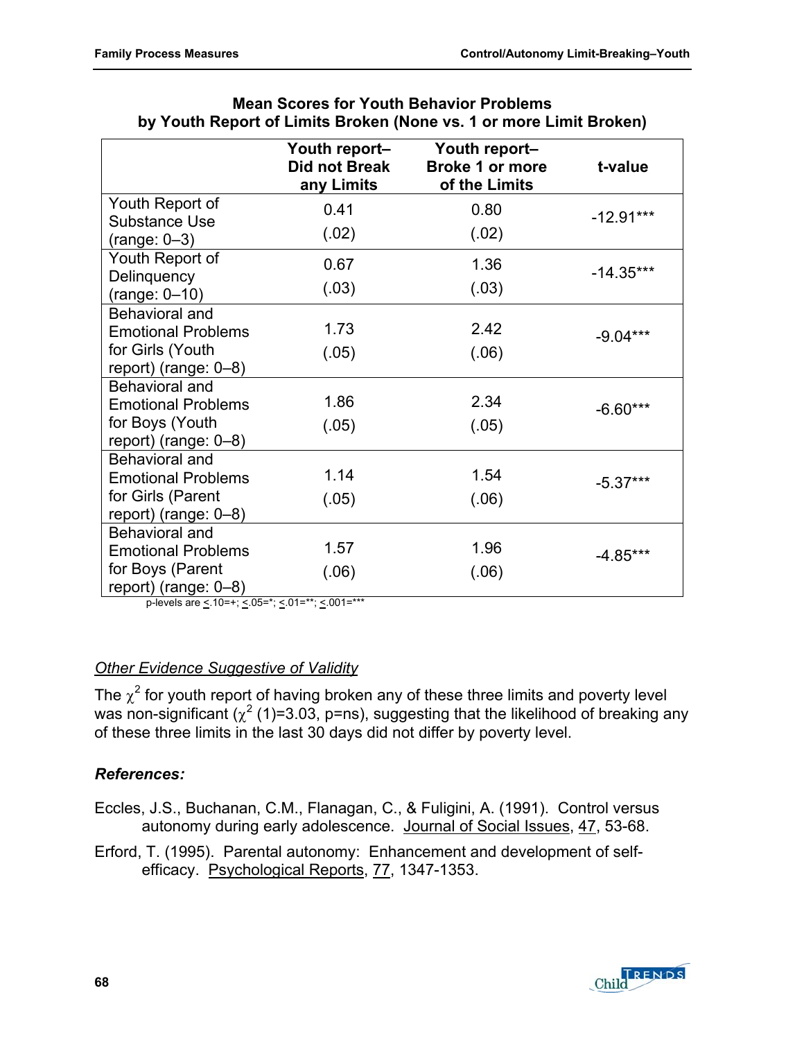**Mean Scores for Youth Behavior Problems by Youth Report of Limits Broken (None vs. 1 or more Limit Broken)**

| | Youth report–Did not Break any Limits | Youth report–Broke 1 or more of the Limits | t-value |
|---|---|---|---|
| Youth Report of Substance Use (range: 0–3) | 0.41 (.02) | 0.80 (.02) | -12.91*** |
| Youth Report of Delinquency (range: 0–10) | 0.67 (.03) | 1.36 (.03) | -14.35*** |
| Behavioral and Emotional Problems for Girls (Youth report) (range: 0–8) | 1.73 (.05) | 2.42 (.06) | -9.04*** |
| Behavioral and Emotional Problems for Boys (Youth report) (range: 0–8) | 1.86 (.05) | 2.34 (.05) | -6.60*** |
| Behavioral and Emotional Problems for Girls (Parent report) (range: 0–8) | 1.14 (.05) | 1.54 (.06) | -5.37*** |
| Behavioral and Emotional Problems for Boys (Parent report) (range: 0–8) | 1.57 (.06) | 1.96 (.06) | -4.85*** |

p-levels are <.10=+; <.05=*; <.01=**; <.001=***

*Other Evidence Suggestive of Validity*

The $\chi^2$ for youth report of having broken any of these three limits and poverty level was non-significant ($\chi^2$ (1)=3.03, p=ns), suggesting that the likelihood of breaking any of these three limits in the last 30 days did not differ by poverty level.

### References:

Eccles, J.S., Buchanan, C.M., Flanagan, C., & Fuligini, A. (1991). Control versus autonomy during early adolescence. Journal of Social Issues, 47, 53-68.

Erford, T. (1995). Parental autonomy: Enhancement and development of self-efficacy. Psychological Reports, 77, 1347-1353.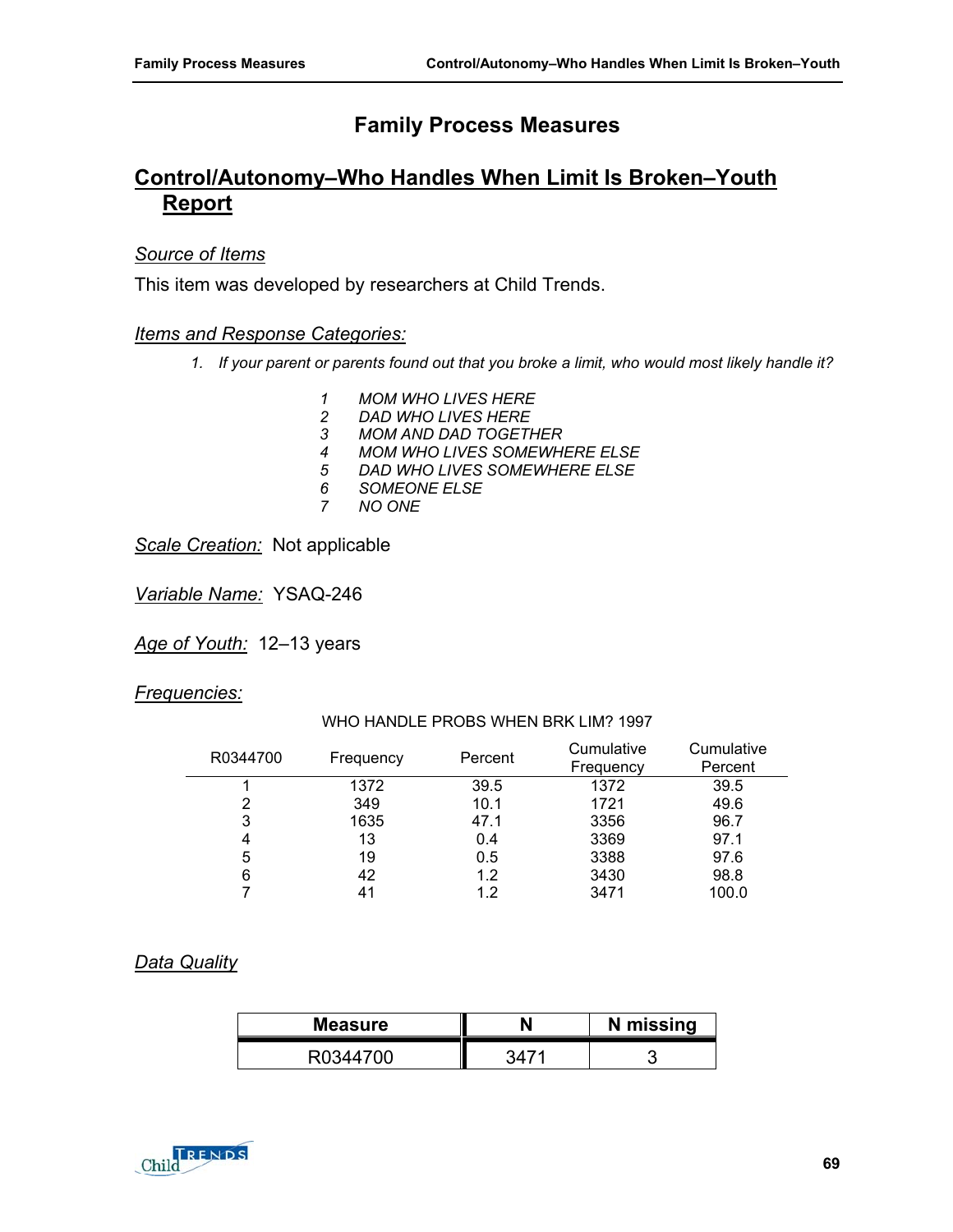# Family Process Measures

## Control/Autonomy–Who Handles When Limit Is Broken–Youth Report

*Source of Items*

This item was developed by researchers at Child Trends.

*Items and Response Categories:*

1. *If your parent or parents found out that you broke a limit, who would most likely handle it?*

   1 MOM WHO LIVES HERE
   2 DAD WHO LIVES HERE
   3 MOM AND DAD TOGETHER
   4 MOM WHO LIVES SOMEWHERE ELSE
   5 DAD WHO LIVES SOMEWHERE ELSE
   6 SOMEONE ELSE
   7 NO ONE

*Scale Creation:* Not applicable

*Variable Name:* YSAQ-246

*Age of Youth:* 12–13 years

*Frequencies:*

WHO HANDLE PROBS WHEN BRK LIM? 1997

| R0344700 | Frequency | Percent | Cumulative Frequency | Cumulative Percent |
|---|---|---|---|---|
| 1 | 1372 | 39.5 | 1372 | 39.5 |
| 2 | 349 | 10.1 | 1721 | 49.6 |
| 3 | 1635 | 47.1 | 3356 | 96.7 |
| 4 | 13 | 0.4 | 3369 | 97.1 |
| 5 | 19 | 0.5 | 3388 | 97.6 |
| 6 | 42 | 1.2 | 3430 | 98.8 |
| 7 | 41 | 1.2 | 3471 | 100.0 |

*Data Quality*

| Measure | N | N missing |
|---|---|---|
| R0344700 | 3471 | 3 |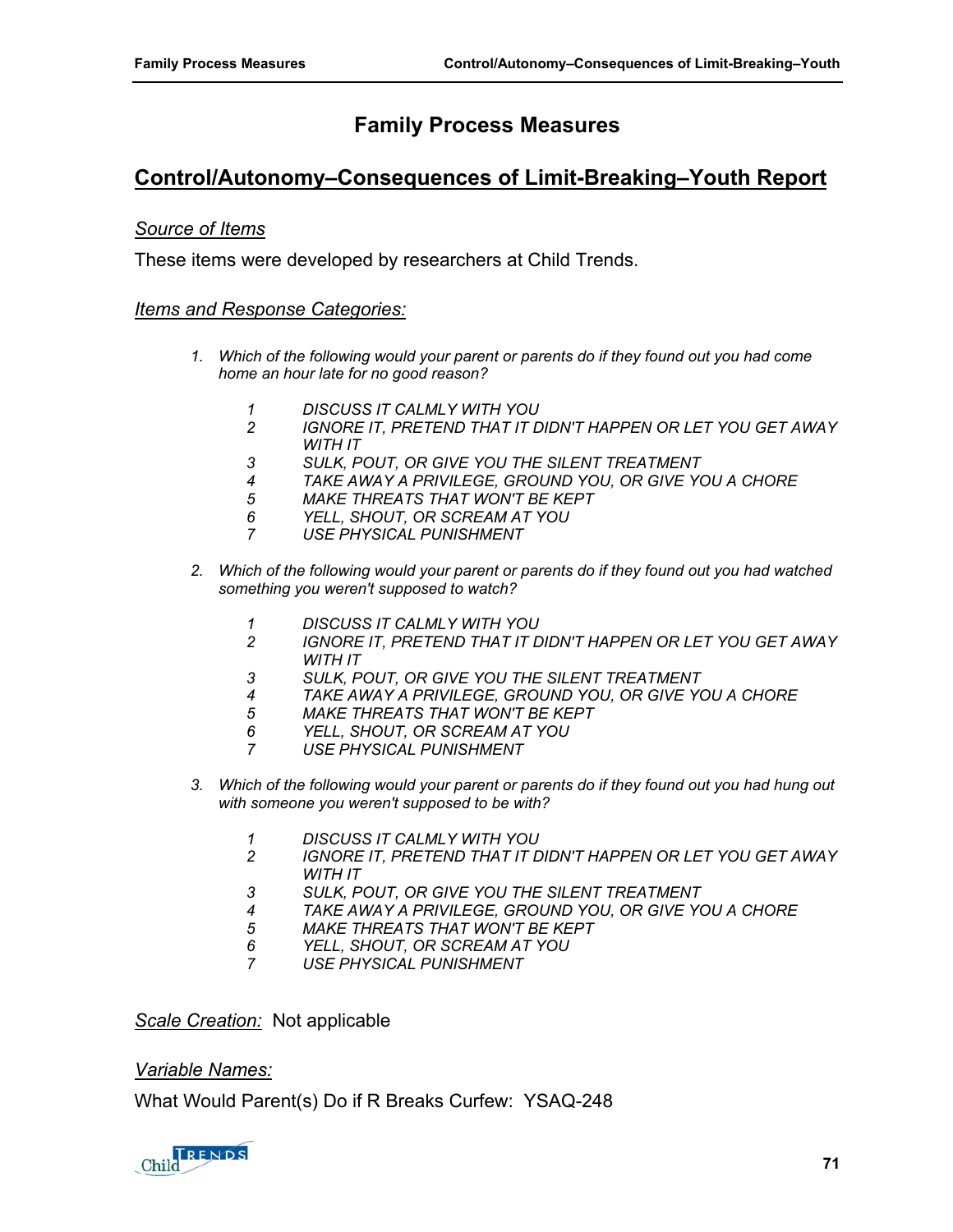# Family Process Measures

## Control/Autonomy–Consequences of Limit-Breaking–Youth Report

*Source of Items*

These items were developed by researchers at Child Trends.

*Items and Response Categories:*

1. *Which of the following would your parent or parents do if they found out you had come home an hour late for no good reason?*

   - *1 DISCUSS IT CALMLY WITH YOU*
   - *2 IGNORE IT, PRETEND THAT IT DIDN'T HAPPEN OR LET YOU GET AWAY WITH IT*
   - *3 SULK, POUT, OR GIVE YOU THE SILENT TREATMENT*
   - *4 TAKE AWAY A PRIVILEGE, GROUND YOU, OR GIVE YOU A CHORE*
   - *5 MAKE THREATS THAT WON'T BE KEPT*
   - *6 YELL, SHOUT, OR SCREAM AT YOU*
   - *7 USE PHYSICAL PUNISHMENT*

2. *Which of the following would your parent or parents do if they found out you had watched something you weren't supposed to watch?*

   - *1 DISCUSS IT CALMLY WITH YOU*
   - *2 IGNORE IT, PRETEND THAT IT DIDN'T HAPPEN OR LET YOU GET AWAY WITH IT*
   - *3 SULK, POUT, OR GIVE YOU THE SILENT TREATMENT*
   - *4 TAKE AWAY A PRIVILEGE, GROUND YOU, OR GIVE YOU A CHORE*
   - *5 MAKE THREATS THAT WON'T BE KEPT*
   - *6 YELL, SHOUT, OR SCREAM AT YOU*
   - *7 USE PHYSICAL PUNISHMENT*

3. *Which of the following would your parent or parents do if they found out you had hung out with someone you weren't supposed to be with?*

   - *1 DISCUSS IT CALMLY WITH YOU*
   - *2 IGNORE IT, PRETEND THAT IT DIDN'T HAPPEN OR LET YOU GET AWAY WITH IT*
   - *3 SULK, POUT, OR GIVE YOU THE SILENT TREATMENT*
   - *4 TAKE AWAY A PRIVILEGE, GROUND YOU, OR GIVE YOU A CHORE*
   - *5 MAKE THREATS THAT WON'T BE KEPT*
   - *6 YELL, SHOUT, OR SCREAM AT YOU*
   - *7 USE PHYSICAL PUNISHMENT*

*Scale Creation:* Not applicable

*Variable Names:*

What Would Parent(s) Do if R Breaks Curfew: YSAQ-248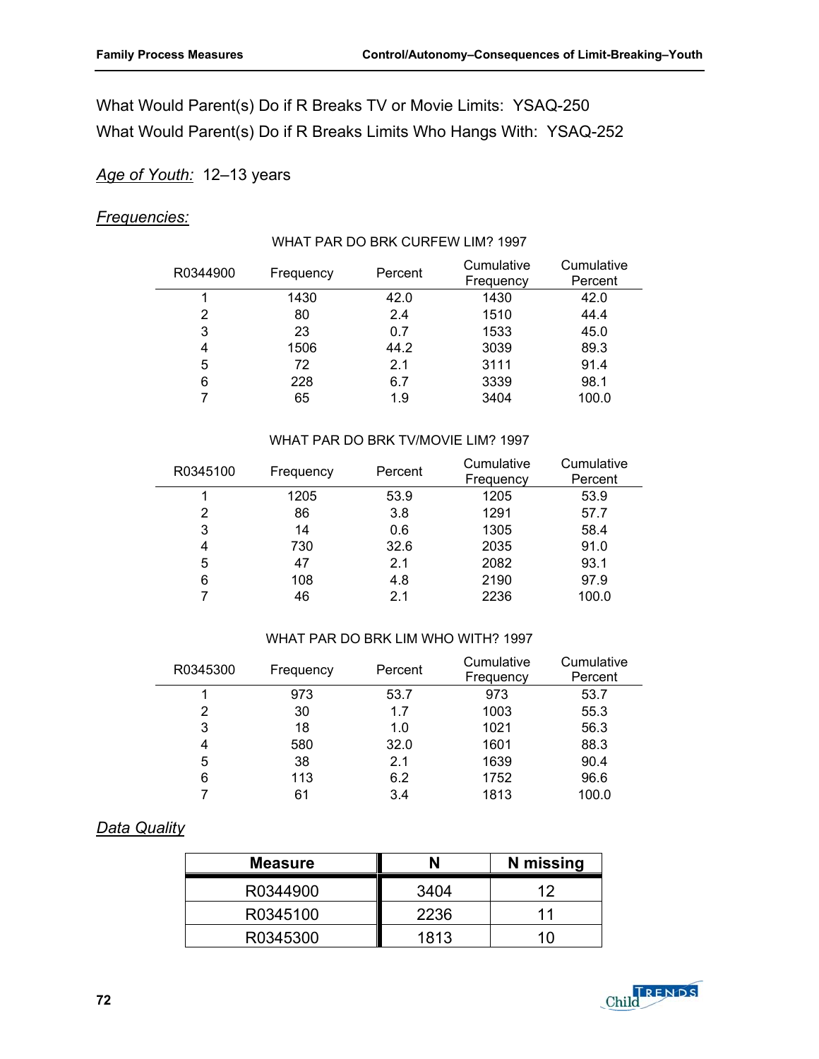What Would Parent(s) Do if R Breaks TV or Movie Limits:  YSAQ-250
What Would Parent(s) Do if R Breaks Limits Who Hangs With:  YSAQ-252

*Age of Youth:*  12–13 years

*Frequencies:*

WHAT PAR DO BRK CURFEW LIM? 1997

| R0344900 | Frequency | Percent | Cumulative Frequency | Cumulative Percent |
|---|---|---|---|---|
| 1 | 1430 | 42.0 | 1430 | 42.0 |
| 2 | 80 | 2.4 | 1510 | 44.4 |
| 3 | 23 | 0.7 | 1533 | 45.0 |
| 4 | 1506 | 44.2 | 3039 | 89.3 |
| 5 | 72 | 2.1 | 3111 | 91.4 |
| 6 | 228 | 6.7 | 3339 | 98.1 |
| 7 | 65 | 1.9 | 3404 | 100.0 |

WHAT PAR DO BRK TV/MOVIE LIM? 1997

| R0345100 | Frequency | Percent | Cumulative Frequency | Cumulative Percent |
|---|---|---|---|---|
| 1 | 1205 | 53.9 | 1205 | 53.9 |
| 2 | 86 | 3.8 | 1291 | 57.7 |
| 3 | 14 | 0.6 | 1305 | 58.4 |
| 4 | 730 | 32.6 | 2035 | 91.0 |
| 5 | 47 | 2.1 | 2082 | 93.1 |
| 6 | 108 | 4.8 | 2190 | 97.9 |
| 7 | 46 | 2.1 | 2236 | 100.0 |

WHAT PAR DO BRK LIM WHO WITH? 1997

| R0345300 | Frequency | Percent | Cumulative Frequency | Cumulative Percent |
|---|---|---|---|---|
| 1 | 973 | 53.7 | 973 | 53.7 |
| 2 | 30 | 1.7 | 1003 | 55.3 |
| 3 | 18 | 1.0 | 1021 | 56.3 |
| 4 | 580 | 32.0 | 1601 | 88.3 |
| 5 | 38 | 2.1 | 1639 | 90.4 |
| 6 | 113 | 6.2 | 1752 | 96.6 |
| 7 | 61 | 3.4 | 1813 | 100.0 |

*Data Quality*

| Measure | N | N missing |
|---|---|---|
| R0344900 | 3404 | 12 |
| R0345100 | 2236 | 11 |
| R0345300 | 1813 | 10 |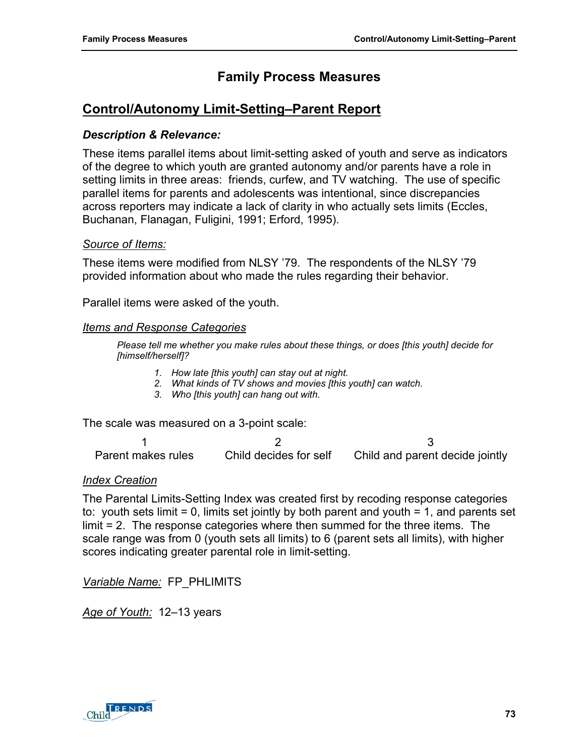# Family Process Measures

## Control/Autonomy Limit-Setting–Parent Report

### *Description & Relevance:*

These items parallel items about limit-setting asked of youth and serve as indicators of the degree to which youth are granted autonomy and/or parents have a role in setting limits in three areas: friends, curfew, and TV watching. The use of specific parallel items for parents and adolescents was intentional, since discrepancies across reporters may indicate a lack of clarity in who actually sets limits (Eccles, Buchanan, Flanagan, Fuligini, 1991; Erford, 1995).

*Source of Items:*

These items were modified from NLSY '79. The respondents of the NLSY '79 provided information about who made the rules regarding their behavior.

Parallel items were asked of the youth.

*Items and Response Categories*

*Please tell me whether you make rules about these things, or does [this youth] decide for [himself/herself]?*

1. *How late [this youth] can stay out at night.*
2. *What kinds of TV shows and movies [this youth] can watch.*
3. *Who [this youth] can hang out with.*

The scale was measured on a 3-point scale:

| 1 | 2 | 3 |
|---|---|---|
| Parent makes rules | Child decides for self | Child and parent decide jointly |

*Index Creation*

The Parental Limits-Setting Index was created first by recoding response categories to: youth sets limit = 0, limits set jointly by both parent and youth = 1, and parents set limit = 2. The response categories where then summed for the three items. The scale range was from 0 (youth sets all limits) to 6 (parent sets all limits), with higher scores indicating greater parental role in limit-setting.

*Variable Name:* FP_PHLIMITS

*Age of Youth:* 12–13 years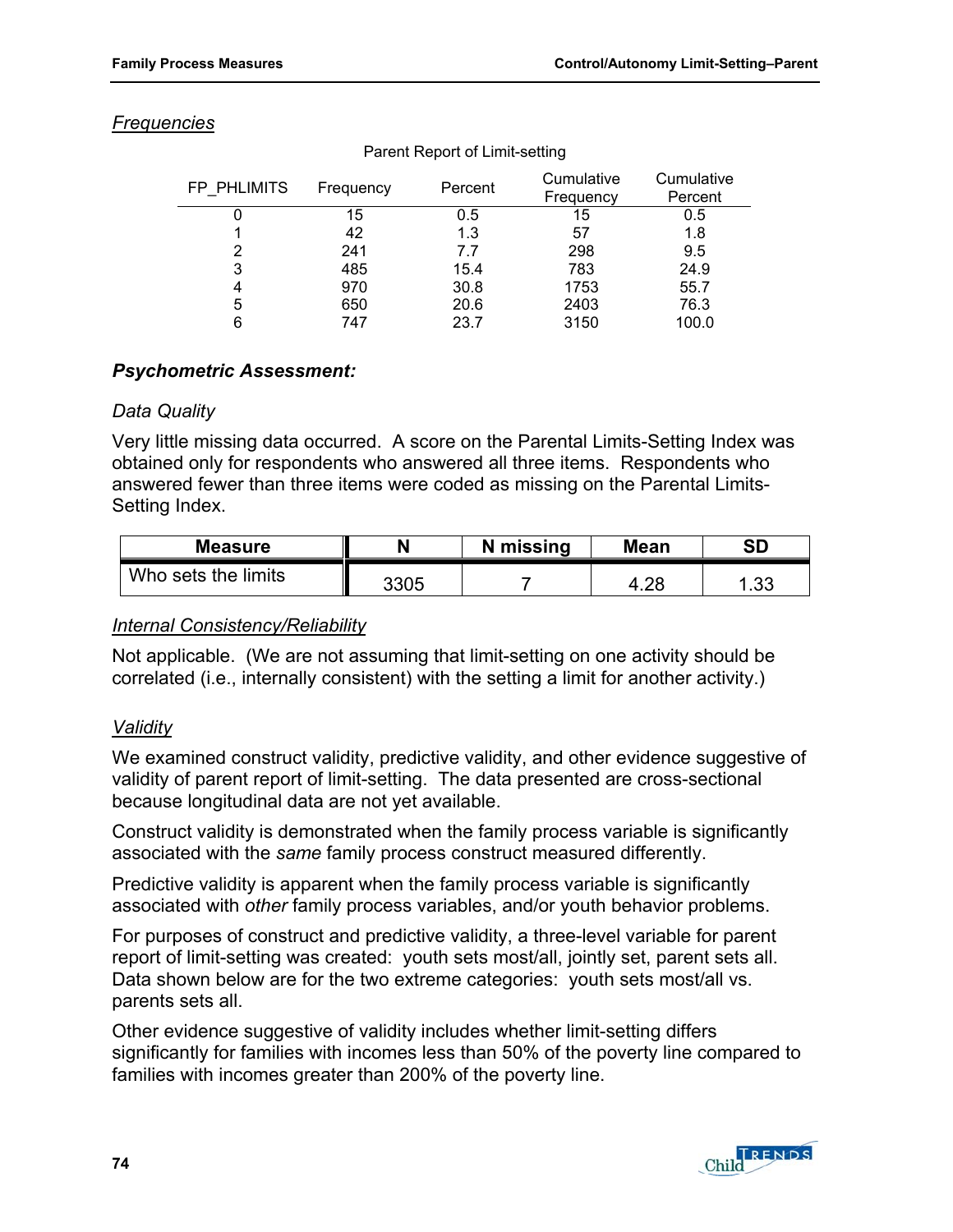## *Frequencies*

Parent Report of Limit-setting

| FP_PHLIMITS | Frequency | Percent | Cumulative Frequency | Cumulative Percent |
|---|---|---|---|---|
| 0 | 15 | 0.5 | 15 | 0.5 |
| 1 | 42 | 1.3 | 57 | 1.8 |
| 2 | 241 | 7.7 | 298 | 9.5 |
| 3 | 485 | 15.4 | 783 | 24.9 |
| 4 | 970 | 30.8 | 1753 | 55.7 |
| 5 | 650 | 20.6 | 2403 | 76.3 |
| 6 | 747 | 23.7 | 3150 | 100.0 |

## ***Psychometric Assessment:***

### *Data Quality*

Very little missing data occurred. A score on the Parental Limits-Setting Index was obtained only for respondents who answered all three items. Respondents who answered fewer than three items were coded as missing on the Parental Limits-Setting Index.

| Measure | N | N missing | Mean | SD |
|---|---|---|---|---|
| Who sets the limits | 3305 | 7 | 4.28 | 1.33 |

### *Internal Consistency/Reliability*

Not applicable. (We are not assuming that limit-setting on one activity should be correlated (i.e., internally consistent) with the setting a limit for another activity.)

### *Validity*

We examined construct validity, predictive validity, and other evidence suggestive of validity of parent report of limit-setting. The data presented are cross-sectional because longitudinal data are not yet available.

Construct validity is demonstrated when the family process variable is significantly associated with the *same* family process construct measured differently.

Predictive validity is apparent when the family process variable is significantly associated with *other* family process variables, and/or youth behavior problems.

For purposes of construct and predictive validity, a three-level variable for parent report of limit-setting was created: youth sets most/all, jointly set, parent sets all. Data shown below are for the two extreme categories: youth sets most/all vs. parents sets all.

Other evidence suggestive of validity includes whether limit-setting differs significantly for families with incomes less than 50% of the poverty line compared to families with incomes greater than 200% of the poverty line.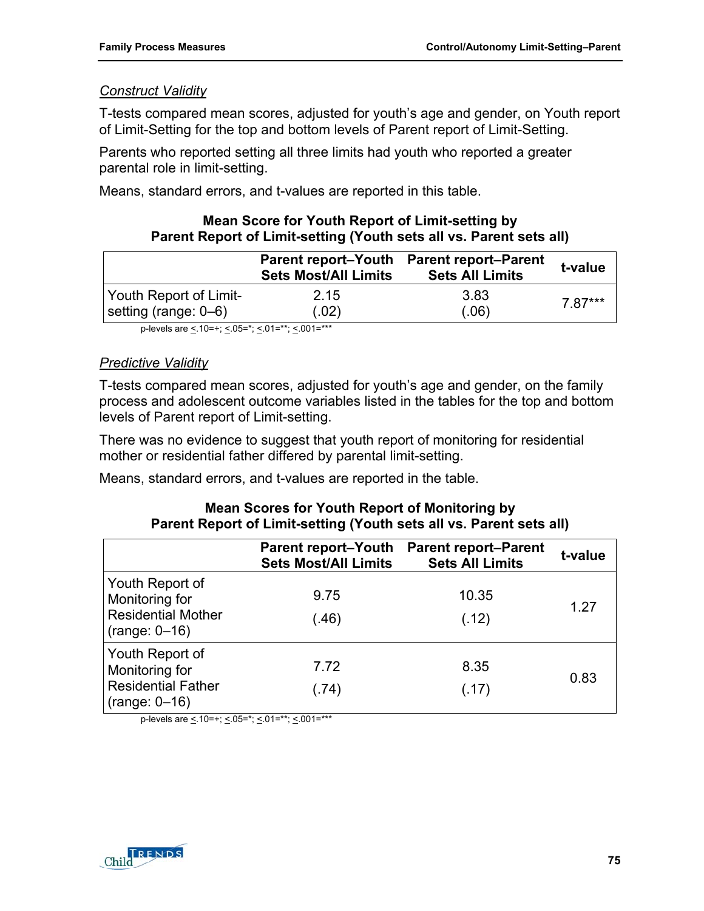*Construct Validity*

T-tests compared mean scores, adjusted for youth's age and gender, on Youth report of Limit-Setting for the top and bottom levels of Parent report of Limit-Setting.

Parents who reported setting all three limits had youth who reported a greater parental role in limit-setting.

Means, standard errors, and t-values are reported in this table.

**Mean Score for Youth Report of Limit-setting by Parent Report of Limit-setting (Youth sets all vs. Parent sets all)**

| | Parent report–Youth Sets Most/All Limits | Parent report–Parent Sets All Limits | t-value |
|---|---|---|---|
| Youth Report of Limit-setting (range: 0–6) | 2.15<br>(.02) | 3.83<br>(.06) | 7.87*** |

p-levels are <.10=+; <.05=*; <.01=**; <.001=***

*Predictive Validity*

T-tests compared mean scores, adjusted for youth's age and gender, on the family process and adolescent outcome variables listed in the tables for the top and bottom levels of Parent report of Limit-setting.

There was no evidence to suggest that youth report of monitoring for residential mother or residential father differed by parental limit-setting.

Means, standard errors, and t-values are reported in the table.

**Mean Scores for Youth Report of Monitoring by Parent Report of Limit-setting (Youth sets all vs. Parent sets all)**

| | Parent report–Youth Sets Most/All Limits | Parent report–Parent Sets All Limits | t-value |
|---|---|---|---|
| Youth Report of Monitoring for Residential Mother (range: 0–16) | 9.75<br>(.46) | 10.35<br>(.12) | 1.27 |
| Youth Report of Monitoring for Residential Father (range: 0–16) | 7.72<br>(.74) | 8.35<br>(.17) | 0.83 |

p-levels are <.10=+; <.05=*; <.01=**; <.001=***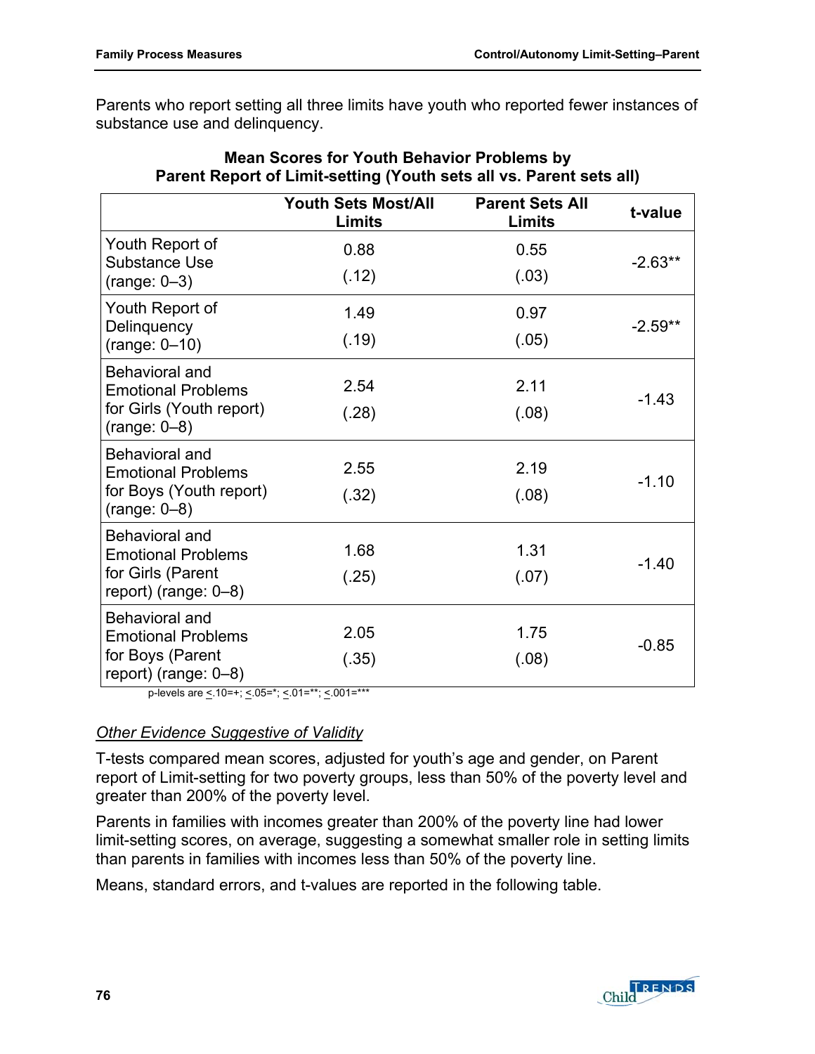Parents who report setting all three limits have youth who reported fewer instances of substance use and delinquency.

**Mean Scores for Youth Behavior Problems by Parent Report of Limit-setting (Youth sets all vs. Parent sets all)**

| | Youth Sets Most/All Limits | Parent Sets All Limits | t-value |
|---|---|---|---|
| Youth Report of Substance Use (range: 0–3) | 0.88 (.12) | 0.55 (.03) | -2.63** |
| Youth Report of Delinquency (range: 0–10) | 1.49 (.19) | 0.97 (.05) | -2.59** |
| Behavioral and Emotional Problems for Girls (Youth report) (range: 0–8) | 2.54 (.28) | 2.11 (.08) | -1.43 |
| Behavioral and Emotional Problems for Boys (Youth report) (range: 0–8) | 2.55 (.32) | 2.19 (.08) | -1.10 |
| Behavioral and Emotional Problems for Girls (Parent report) (range: 0–8) | 1.68 (.25) | 1.31 (.07) | -1.40 |
| Behavioral and Emotional Problems for Boys (Parent report) (range: 0–8) | 2.05 (.35) | 1.75 (.08) | -0.85 |

p-levels are <.10=+; <.05=*; <.01=**; <.001=***

*Other Evidence Suggestive of Validity*

T-tests compared mean scores, adjusted for youth's age and gender, on Parent report of Limit-setting for two poverty groups, less than 50% of the poverty level and greater than 200% of the poverty level.

Parents in families with incomes greater than 200% of the poverty line had lower limit-setting scores, on average, suggesting a somewhat smaller role in setting limits than parents in families with incomes less than 50% of the poverty line.

Means, standard errors, and t-values are reported in the following table.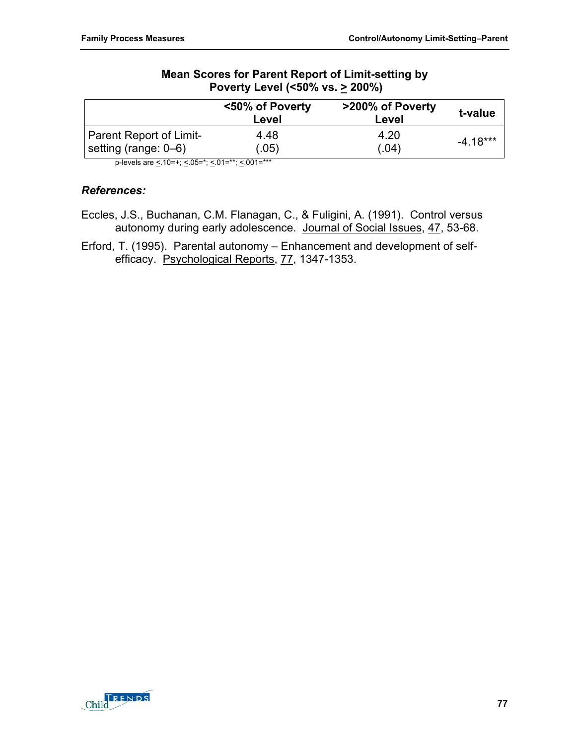**Mean Scores for Parent Report of Limit-setting by Poverty Level (<50% vs. ≥ 200%)**

| | <50% of Poverty Level | >200% of Poverty Level | t-value |
|---|---|---|---|
| Parent Report of Limit-setting (range: 0–6) | 4.48<br>(.05) | 4.20<br>(.04) | -4.18*** |

p-levels are ≤.10=+; ≤.05=*; ≤.01=**; ≤.001=***

### *References:*

Eccles, J.S., Buchanan, C.M. Flanagan, C., & Fuligini, A. (1991). Control versus autonomy during early adolescence. Journal of Social Issues, 47, 53-68.

Erford, T. (1995). Parental autonomy – Enhancement and development of self-efficacy. Psychological Reports, 77, 1347-1353.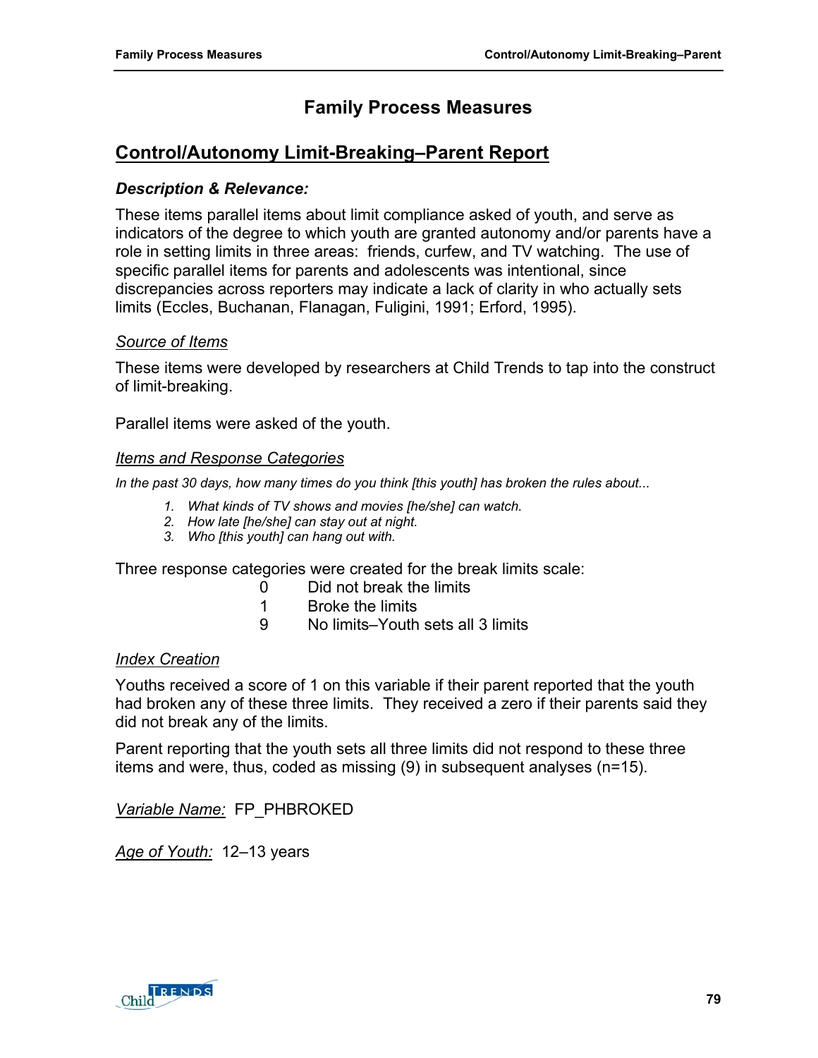# Family Process Measures

## Control/Autonomy Limit-Breaking–Parent Report

### *Description & Relevance:*

These items parallel items about limit compliance asked of youth, and serve as indicators of the degree to which youth are granted autonomy and/or parents have a role in setting limits in three areas: friends, curfew, and TV watching. The use of specific parallel items for parents and adolescents was intentional, since discrepancies across reporters may indicate a lack of clarity in who actually sets limits (Eccles, Buchanan, Flanagan, Fuligini, 1991; Erford, 1995).

#### Source of Items

These items were developed by researchers at Child Trends to tap into the construct of limit-breaking.

Parallel items were asked of the youth.

#### Items and Response Categories

*In the past 30 days, how many times do you think [this youth] has broken the rules about...*

1. *What kinds of TV shows and movies [he/she] can watch.*
2. *How late [he/she] can stay out at night.*
3. *Who [this youth] can hang out with.*

Three response categories were created for the break limits scale:

- 0 Did not break the limits
- 1 Broke the limits
- 9 No limits–Youth sets all 3 limits

#### Index Creation

Youths received a score of 1 on this variable if their parent reported that the youth had broken any of these three limits. They received a zero if their parents said they did not break any of the limits.

Parent reporting that the youth sets all three limits did not respond to these three items and were, thus, coded as missing (9) in subsequent analyses (n=15).

*Variable Name:* FP_PHBROKED

*Age of Youth:* 12–13 years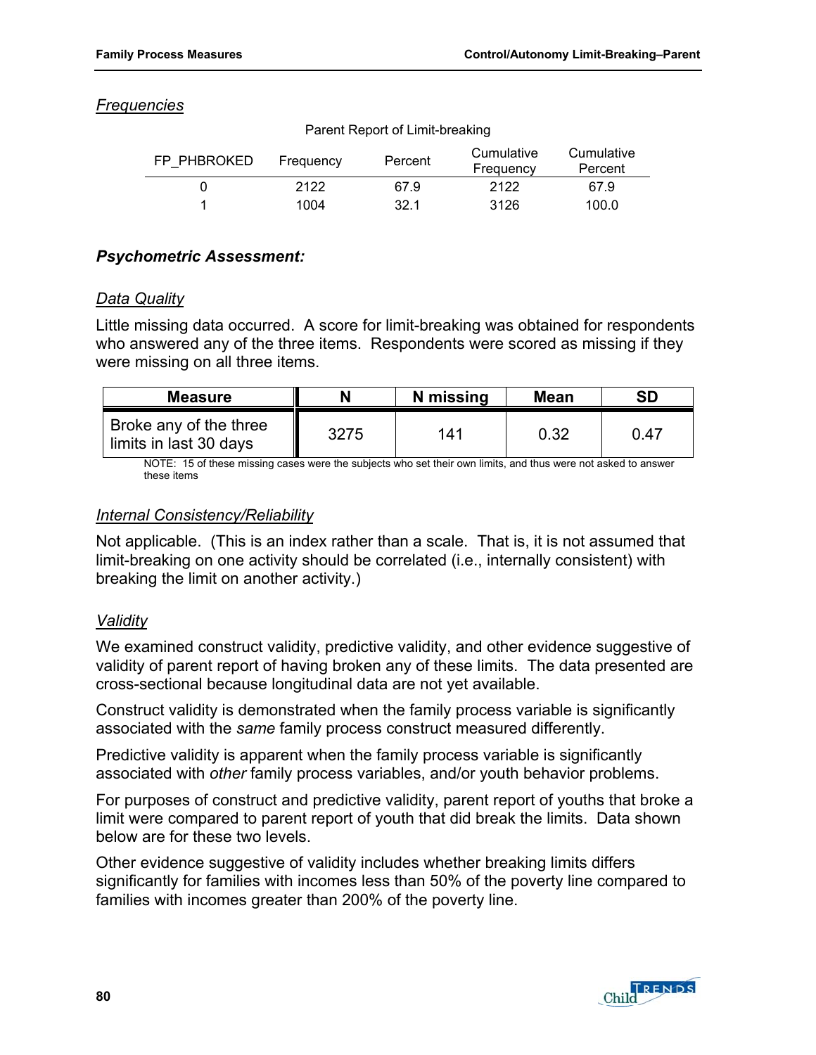## *Frequencies*

Parent Report of Limit-breaking

| FP_PHBROKED | Frequency | Percent | Cumulative Frequency | Cumulative Percent |
|---|---|---|---|---|
| 0 | 2122 | 67.9 | 2122 | 67.9 |
| 1 | 1004 | 32.1 | 3126 | 100.0 |

### ***Psychometric Assessment:***

#### *Data Quality*

Little missing data occurred. A score for limit-breaking was obtained for respondents who answered any of the three items. Respondents were scored as missing if they were missing on all three items.

| Measure | N | N missing | Mean | SD |
|---|---|---|---|---|
| Broke any of the three limits in last 30 days | 3275 | 141 | 0.32 | 0.47 |

NOTE: 15 of these missing cases were the subjects who set their own limits, and thus were not asked to answer these items

#### *Internal Consistency/Reliability*

Not applicable. (This is an index rather than a scale. That is, it is not assumed that limit-breaking on one activity should be correlated (i.e., internally consistent) with breaking the limit on another activity.)

#### *Validity*

We examined construct validity, predictive validity, and other evidence suggestive of validity of parent report of having broken any of these limits. The data presented are cross-sectional because longitudinal data are not yet available.

Construct validity is demonstrated when the family process variable is significantly associated with the *same* family process construct measured differently.

Predictive validity is apparent when the family process variable is significantly associated with *other* family process variables, and/or youth behavior problems.

For purposes of construct and predictive validity, parent report of youths that broke a limit were compared to parent report of youth that did break the limits. Data shown below are for these two levels.

Other evidence suggestive of validity includes whether breaking limits differs significantly for families with incomes less than 50% of the poverty line compared to families with incomes greater than 200% of the poverty line.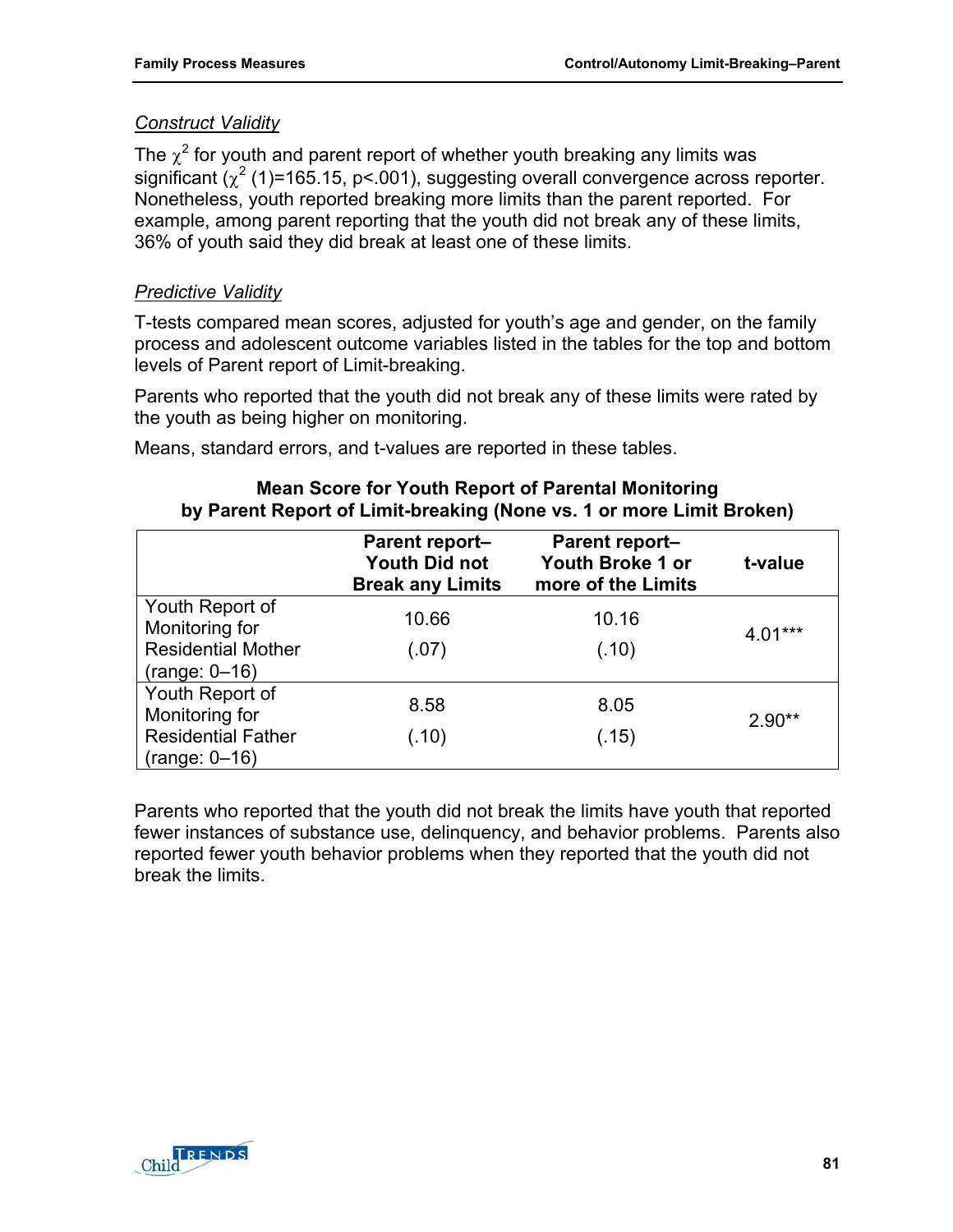*Construct Validity*

The $\chi^2$ for youth and parent report of whether youth breaking any limits was significant ($\chi^2$ (1)=165.15, p<.001), suggesting overall convergence across reporter. Nonetheless, youth reported breaking more limits than the parent reported. For example, among parent reporting that the youth did not break any of these limits, 36% of youth said they did break at least one of these limits.

*Predictive Validity*

T-tests compared mean scores, adjusted for youth's age and gender, on the family process and adolescent outcome variables listed in the tables for the top and bottom levels of Parent report of Limit-breaking.

Parents who reported that the youth did not break any of these limits were rated by the youth as being higher on monitoring.

Means, standard errors, and t-values are reported in these tables.

**Mean Score for Youth Report of Parental Monitoring by Parent Report of Limit-breaking (None vs. 1 or more Limit Broken)**

| | Parent report–Youth Did not Break any Limits | Parent report–Youth Broke 1 or more of the Limits | t-value |
|---|---|---|---|
| Youth Report of Monitoring for Residential Mother (range: 0–16) | 10.66<br>(.07) | 10.16<br>(.10) | 4.01*** |
| Youth Report of Monitoring for Residential Father (range: 0–16) | 8.58<br>(.10) | 8.05<br>(.15) | 2.90** |

Parents who reported that the youth did not break the limits have youth that reported fewer instances of substance use, delinquency, and behavior problems. Parents also reported fewer youth behavior problems when they reported that the youth did not break the limits.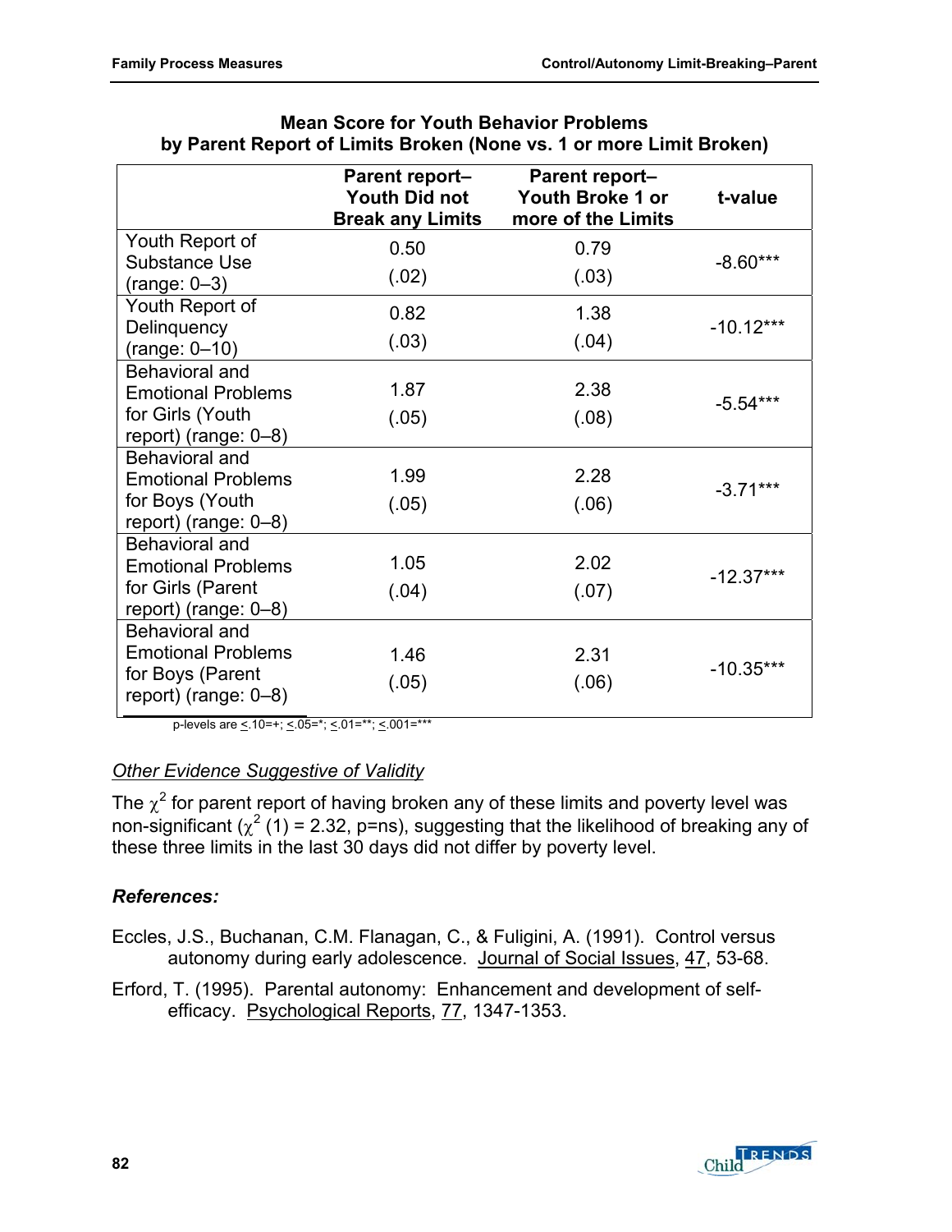**Mean Score for Youth Behavior Problems by Parent Report of Limits Broken (None vs. 1 or more Limit Broken)**

| | Parent report–Youth Did not Break any Limits | Parent report–Youth Broke 1 or more of the Limits | t-value |
|---|---|---|---|
| Youth Report of Substance Use (range: 0–3) | 0.50 (.02) | 0.79 (.03) | -8.60*** |
| Youth Report of Delinquency (range: 0–10) | 0.82 (.03) | 1.38 (.04) | -10.12*** |
| Behavioral and Emotional Problems for Girls (Youth report) (range: 0–8) | 1.87 (.05) | 2.38 (.08) | -5.54*** |
| Behavioral and Emotional Problems for Boys (Youth report) (range: 0–8) | 1.99 (.05) | 2.28 (.06) | -3.71*** |
| Behavioral and Emotional Problems for Girls (Parent report) (range: 0–8) | 1.05 (.04) | 2.02 (.07) | -12.37*** |
| Behavioral and Emotional Problems for Boys (Parent report) (range: 0–8) | 1.46 (.05) | 2.31 (.06) | -10.35*** |

p-levels are ≤.10=+; ≤.05=*; ≤.01=**; ≤.001=***

*Other Evidence Suggestive of Validity*

The $\chi^2$ for parent report of having broken any of these limits and poverty level was non-significant ($\chi^2$ (1) = 2.32, p=ns), suggesting that the likelihood of breaking any of these three limits in the last 30 days did not differ by poverty level.

***References:***

Eccles, J.S., Buchanan, C.M. Flanagan, C., & Fuligini, A. (1991). Control versus autonomy during early adolescence. Journal of Social Issues, 47, 53-68.

Erford, T. (1995). Parental autonomy: Enhancement and development of self-efficacy. Psychological Reports, 77, 1347-1353.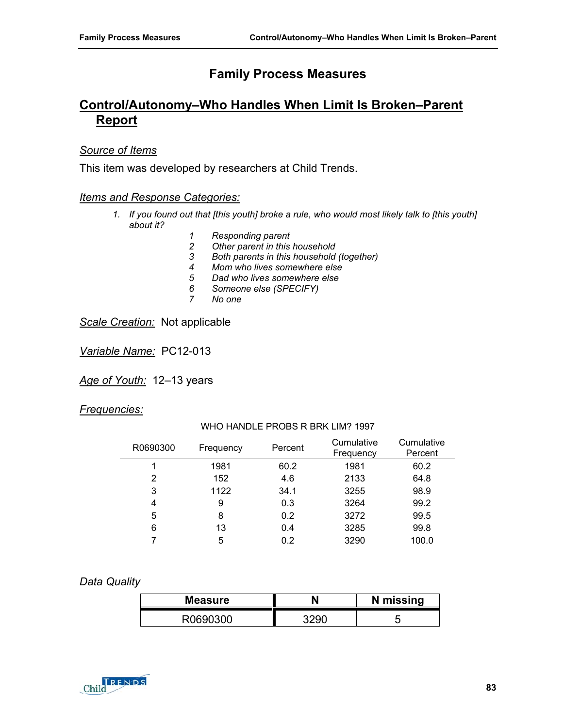# Family Process Measures

## Control/Autonomy–Who Handles When Limit Is Broken–Parent Report

*Source of Items*

This item was developed by researchers at Child Trends.

*Items and Response Categories:*

1. *If you found out that [this youth] broke a rule, who would most likely talk to [this youth] about it?*

   *1 Responding parent*
   *2 Other parent in this household*
   *3 Both parents in this household (together)*
   *4 Mom who lives somewhere else*
   *5 Dad who lives somewhere else*
   *6 Someone else (SPECIFY)*
   *7 No one*

*Scale Creation:* Not applicable

*Variable Name:* PC12-013

*Age of Youth:* 12–13 years

*Frequencies:*

WHO HANDLE PROBS R BRK LIM? 1997

| R0690300 | Frequency | Percent | Cumulative Frequency | Cumulative Percent |
|---|---|---|---|---|
| 1 | 1981 | 60.2 | 1981 | 60.2 |
| 2 | 152 | 4.6 | 2133 | 64.8 |
| 3 | 1122 | 34.1 | 3255 | 98.9 |
| 4 | 9 | 0.3 | 3264 | 99.2 |
| 5 | 8 | 0.2 | 3272 | 99.5 |
| 6 | 13 | 0.4 | 3285 | 99.8 |
| 7 | 5 | 0.2 | 3290 | 100.0 |

*Data Quality*

| Measure | N | N missing |
|---|---|---|
| R0690300 | 3290 | 5 |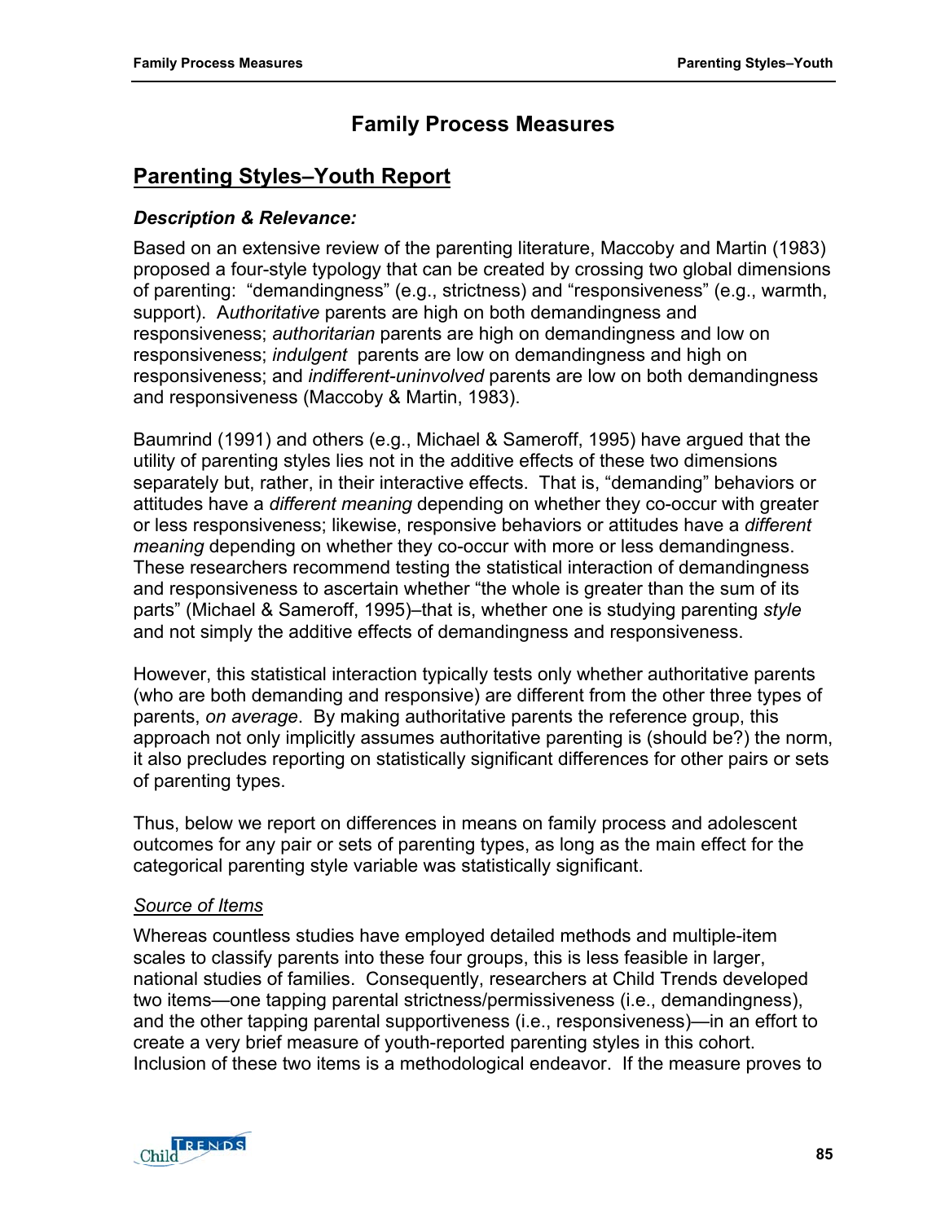# Family Process Measures

## Parenting Styles–Youth Report

### *Description & Relevance:*

Based on an extensive review of the parenting literature, Maccoby and Martin (1983) proposed a four-style typology that can be created by crossing two global dimensions of parenting: "demandingness" (e.g., strictness) and "responsiveness" (e.g., warmth, support). *Authoritative* parents are high on both demandingness and responsiveness; *authoritarian* parents are high on demandingness and low on responsiveness; *indulgent* parents are low on demandingness and high on responsiveness; and *indifferent-uninvolved* parents are low on both demandingness and responsiveness (Maccoby & Martin, 1983).

Baumrind (1991) and others (e.g., Michael & Sameroff, 1995) have argued that the utility of parenting styles lies not in the additive effects of these two dimensions separately but, rather, in their interactive effects. That is, "demanding" behaviors or attitudes have a *different meaning* depending on whether they co-occur with greater or less responsiveness; likewise, responsive behaviors or attitudes have a *different meaning* depending on whether they co-occur with more or less demandingness. These researchers recommend testing the statistical interaction of demandingness and responsiveness to ascertain whether "the whole is greater than the sum of its parts" (Michael & Sameroff, 1995)–that is, whether one is studying parenting *style* and not simply the additive effects of demandingness and responsiveness.

However, this statistical interaction typically tests only whether authoritative parents (who are both demanding and responsive) are different from the other three types of parents, *on average*. By making authoritative parents the reference group, this approach not only implicitly assumes authoritative parenting is (should be?) the norm, it also precludes reporting on statistically significant differences for other pairs or sets of parenting types.

Thus, below we report on differences in means on family process and adolescent outcomes for any pair or sets of parenting types, as long as the main effect for the categorical parenting style variable was statistically significant.

#### *Source of Items*

Whereas countless studies have employed detailed methods and multiple-item scales to classify parents into these four groups, this is less feasible in larger, national studies of families. Consequently, researchers at Child Trends developed two items—one tapping parental strictness/permissiveness (i.e., demandingness), and the other tapping parental supportiveness (i.e., responsiveness)—in an effort to create a very brief measure of youth-reported parenting styles in this cohort. Inclusion of these two items is a methodological endeavor. If the measure proves to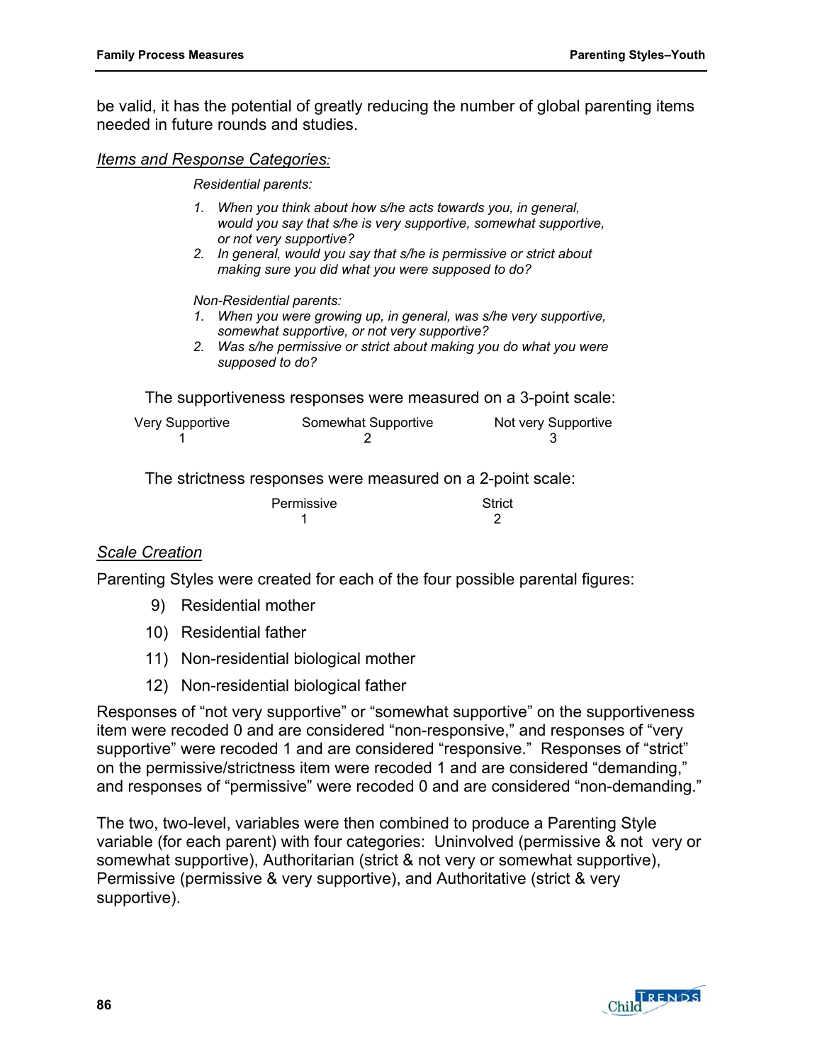be valid, it has the potential of greatly reducing the number of global parenting items needed in future rounds and studies.

*Items and Response Categories:*

*Residential parents:*

1. *When you think about how s/he acts towards you, in general, would you say that s/he is very supportive, somewhat supportive, or not very supportive?*
2. *In general, would you say that s/he is permissive or strict about making sure you did what you were supposed to do?*

*Non-Residential parents:*

1. *When you were growing up, in general, was s/he very supportive, somewhat supportive, or not very supportive?*
2. *Was s/he permissive or strict about making you do what you were supposed to do?*

The supportiveness responses were measured on a 3-point scale:

| Very Supportive | Somewhat Supportive | Not very Supportive |
|---|---|---|
| 1 | 2 | 3 |

The strictness responses were measured on a 2-point scale:

| Permissive | Strict |
|---|---|
| 1 | 2 |

*Scale Creation*

Parenting Styles were created for each of the four possible parental figures:

9) Residential mother
10) Residential father
11) Non-residential biological mother
12) Non-residential biological father

Responses of "not very supportive" or "somewhat supportive" on the supportiveness item were recoded 0 and are considered "non-responsive," and responses of "very supportive" were recoded 1 and are considered "responsive." Responses of "strict" on the permissive/strictness item were recoded 1 and are considered "demanding," and responses of "permissive" were recoded 0 and are considered "non-demanding."

The two, two-level, variables were then combined to produce a Parenting Style variable (for each parent) with four categories: Uninvolved (permissive & not very or somewhat supportive), Authoritarian (strict & not very or somewhat supportive), Permissive (permissive & very supportive), and Authoritative (strict & very supportive).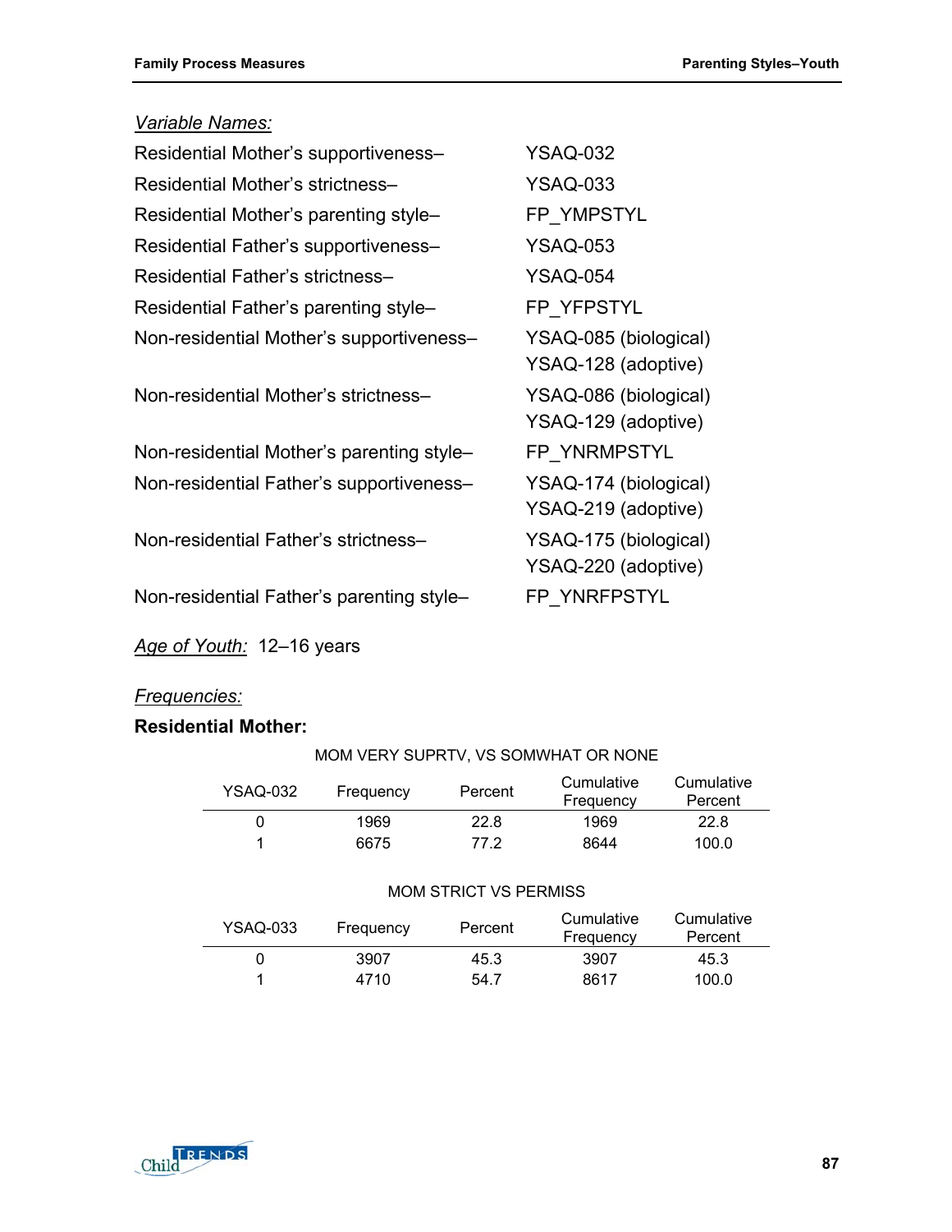*Variable Names:*

| | |
|---|---|
| Residential Mother's supportiveness– | YSAQ-032 |
| Residential Mother's strictness– | YSAQ-033 |
| Residential Mother's parenting style– | FP_YMPSTYL |
| Residential Father's supportiveness– | YSAQ-053 |
| Residential Father's strictness– | YSAQ-054 |
| Residential Father's parenting style– | FP_YFPSTYL |
| Non-residential Mother's supportiveness– | YSAQ-085 (biological) YSAQ-128 (adoptive) |
| Non-residential Mother's strictness– | YSAQ-086 (biological) YSAQ-129 (adoptive) |
| Non-residential Mother's parenting style– | FP_YNRMPSTYL |
| Non-residential Father's supportiveness– | YSAQ-174 (biological) YSAQ-219 (adoptive) |
| Non-residential Father's strictness– | YSAQ-175 (biological) YSAQ-220 (adoptive) |
| Non-residential Father's parenting style– | FP_YNRFPSTYL |

*Age of Youth:* 12–16 years

*Frequencies:*

**Residential Mother:**

MOM VERY SUPRTV, VS SOMWHAT OR NONE

| YSAQ-032 | Frequency | Percent | Cumulative Frequency | Cumulative Percent |
|---|---|---|---|---|
| 0 | 1969 | 22.8 | 1969 | 22.8 |
| 1 | 6675 | 77.2 | 8644 | 100.0 |

MOM STRICT VS PERMISS

| YSAQ-033 | Frequency | Percent | Cumulative Frequency | Cumulative Percent |
|---|---|---|---|---|
| 0 | 3907 | 45.3 | 3907 | 45.3 |
| 1 | 4710 | 54.7 | 8617 | 100.0 |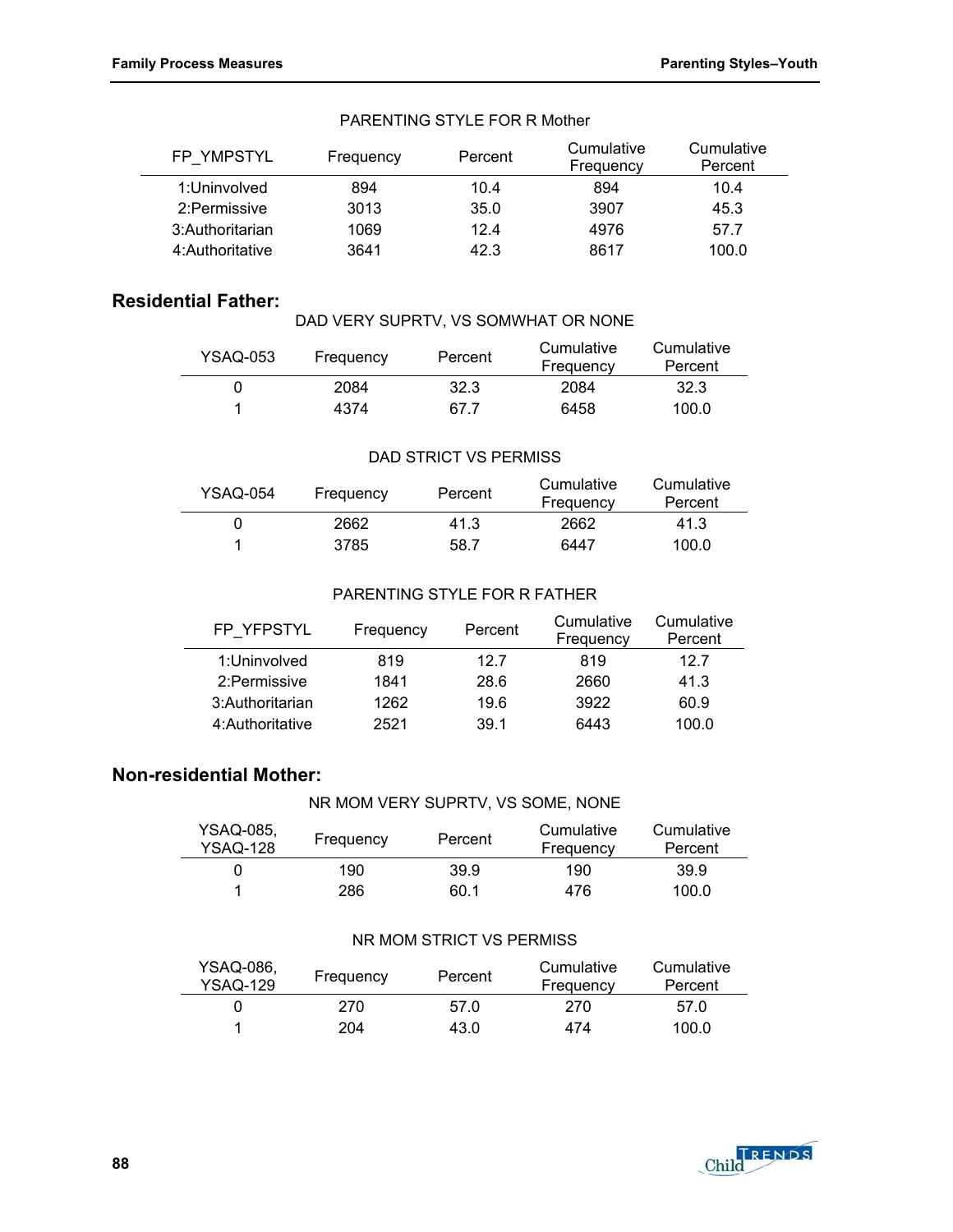PARENTING STYLE FOR R Mother

| FP_YMPSTYL | Frequency | Percent | Cumulative Frequency | Cumulative Percent |
|---|---|---|---|---|
| 1:Uninvolved | 894 | 10.4 | 894 | 10.4 |
| 2:Permissive | 3013 | 35.0 | 3907 | 45.3 |
| 3:Authoritarian | 1069 | 12.4 | 4976 | 57.7 |
| 4:Authoritative | 3641 | 42.3 | 8617 | 100.0 |

## Residential Father:

DAD VERY SUPRTV, VS SOMWHAT OR NONE

| YSAQ-053 | Frequency | Percent | Cumulative Frequency | Cumulative Percent |
|---|---|---|---|---|
| 0 | 2084 | 32.3 | 2084 | 32.3 |
| 1 | 4374 | 67.7 | 6458 | 100.0 |

DAD STRICT VS PERMISS

| YSAQ-054 | Frequency | Percent | Cumulative Frequency | Cumulative Percent |
|---|---|---|---|---|
| 0 | 2662 | 41.3 | 2662 | 41.3 |
| 1 | 3785 | 58.7 | 6447 | 100.0 |

PARENTING STYLE FOR R FATHER

| FP_YFPSTYL | Frequency | Percent | Cumulative Frequency | Cumulative Percent |
|---|---|---|---|---|
| 1:Uninvolved | 819 | 12.7 | 819 | 12.7 |
| 2:Permissive | 1841 | 28.6 | 2660 | 41.3 |
| 3:Authoritarian | 1262 | 19.6 | 3922 | 60.9 |
| 4:Authoritative | 2521 | 39.1 | 6443 | 100.0 |

## Non-residential Mother:

NR MOM VERY SUPRTV, VS SOME, NONE

| YSAQ-085, YSAQ-128 | Frequency | Percent | Cumulative Frequency | Cumulative Percent |
|---|---|---|---|---|
| 0 | 190 | 39.9 | 190 | 39.9 |
| 1 | 286 | 60.1 | 476 | 100.0 |

NR MOM STRICT VS PERMISS

| YSAQ-086, YSAQ-129 | Frequency | Percent | Cumulative Frequency | Cumulative Percent |
|---|---|---|---|---|
| 0 | 270 | 57.0 | 270 | 57.0 |
| 1 | 204 | 43.0 | 474 | 100.0 |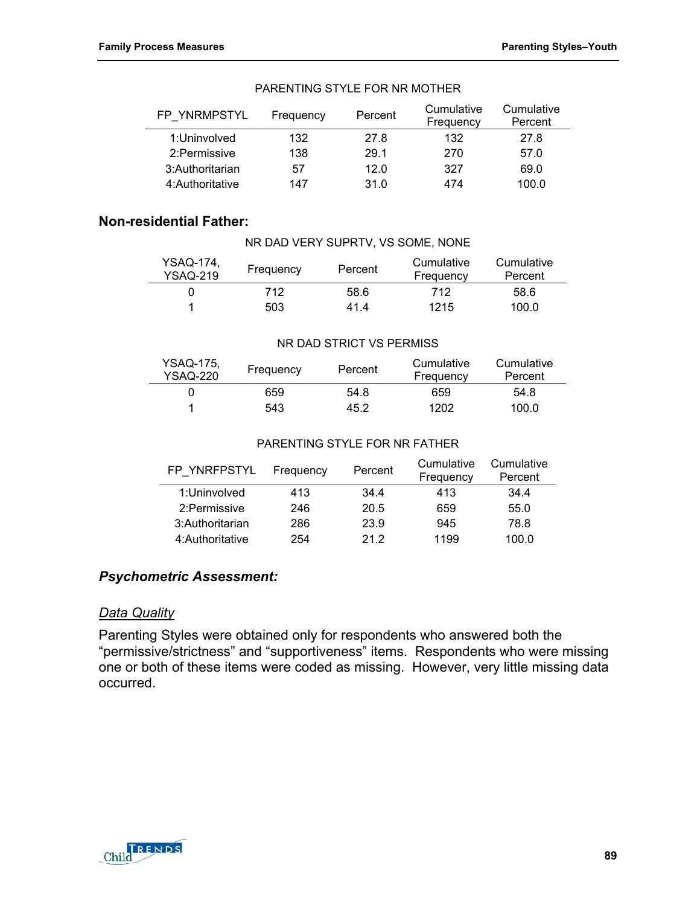PARENTING STYLE FOR NR MOTHER

| FP_YNRMPSTYL | Frequency | Percent | Cumulative Frequency | Cumulative Percent |
|---|---|---|---|---|
| 1:Uninvolved | 132 | 27.8 | 132 | 27.8 |
| 2:Permissive | 138 | 29.1 | 270 | 57.0 |
| 3:Authoritarian | 57 | 12.0 | 327 | 69.0 |
| 4:Authoritative | 147 | 31.0 | 474 | 100.0 |

### Non-residential Father:

NR DAD VERY SUPRTV, VS SOME, NONE

| YSAQ-174, YSAQ-219 | Frequency | Percent | Cumulative Frequency | Cumulative Percent |
|---|---|---|---|---|
| 0 | 712 | 58.6 | 712 | 58.6 |
| 1 | 503 | 41.4 | 1215 | 100.0 |

NR DAD STRICT VS PERMISS

| YSAQ-175, YSAQ-220 | Frequency | Percent | Cumulative Frequency | Cumulative Percent |
|---|---|---|---|---|
| 0 | 659 | 54.8 | 659 | 54.8 |
| 1 | 543 | 45.2 | 1202 | 100.0 |

PARENTING STYLE FOR NR FATHER

| FP_YNRFPSTYL | Frequency | Percent | Cumulative Frequency | Cumulative Percent |
|---|---|---|---|---|
| 1:Uninvolved | 413 | 34.4 | 413 | 34.4 |
| 2:Permissive | 246 | 20.5 | 659 | 55.0 |
| 3:Authoritarian | 286 | 23.9 | 945 | 78.8 |
| 4:Authoritative | 254 | 21.2 | 1199 | 100.0 |

### *Psychometric Assessment:*

#### *Data Quality*

Parenting Styles were obtained only for respondents who answered both the "permissive/strictness" and "supportiveness" items. Respondents who were missing one or both of these items were coded as missing. However, very little missing data occurred.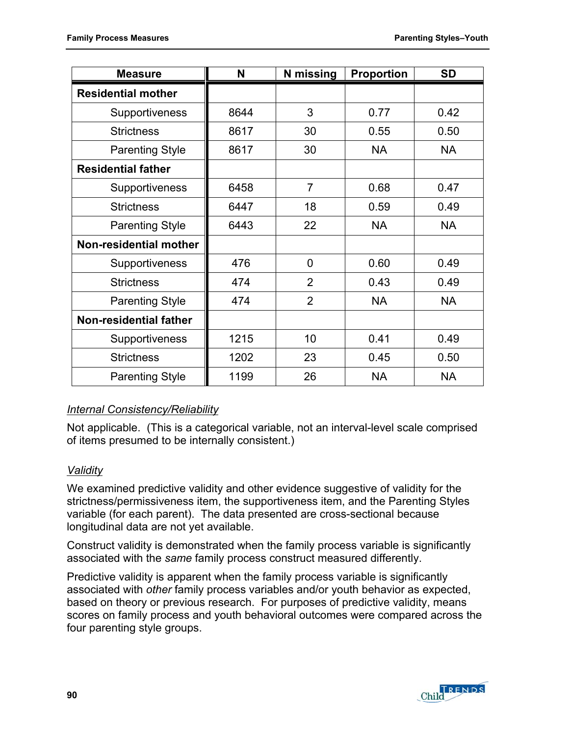| Measure | N | N missing | Proportion | SD |
|---|---|---|---|---|
| **Residential mother** | | | | |
| Supportiveness | 8644 | 3 | 0.77 | 0.42 |
| Strictness | 8617 | 30 | 0.55 | 0.50 |
| Parenting Style | 8617 | 30 | NA | NA |
| **Residential father** | | | | |
| Supportiveness | 6458 | 7 | 0.68 | 0.47 |
| Strictness | 6447 | 18 | 0.59 | 0.49 |
| Parenting Style | 6443 | 22 | NA | NA |
| **Non-residential mother** | | | | |
| Supportiveness | 476 | 0 | 0.60 | 0.49 |
| Strictness | 474 | 2 | 0.43 | 0.49 |
| Parenting Style | 474 | 2 | NA | NA |
| **Non-residential father** | | | | |
| Supportiveness | 1215 | 10 | 0.41 | 0.49 |
| Strictness | 1202 | 23 | 0.45 | 0.50 |
| Parenting Style | 1199 | 26 | NA | NA |

*Internal Consistency/Reliability*

Not applicable. (This is a categorical variable, not an interval-level scale comprised of items presumed to be internally consistent.)

*Validity*

We examined predictive validity and other evidence suggestive of validity for the strictness/permissiveness item, the supportiveness item, and the Parenting Styles variable (for each parent). The data presented are cross-sectional because longitudinal data are not yet available.

Construct validity is demonstrated when the family process variable is significantly associated with the *same* family process construct measured differently.

Predictive validity is apparent when the family process variable is significantly associated with *other* family process variables and/or youth behavior as expected, based on theory or previous research. For purposes of predictive validity, means scores on family process and youth behavioral outcomes were compared across the four parenting style groups.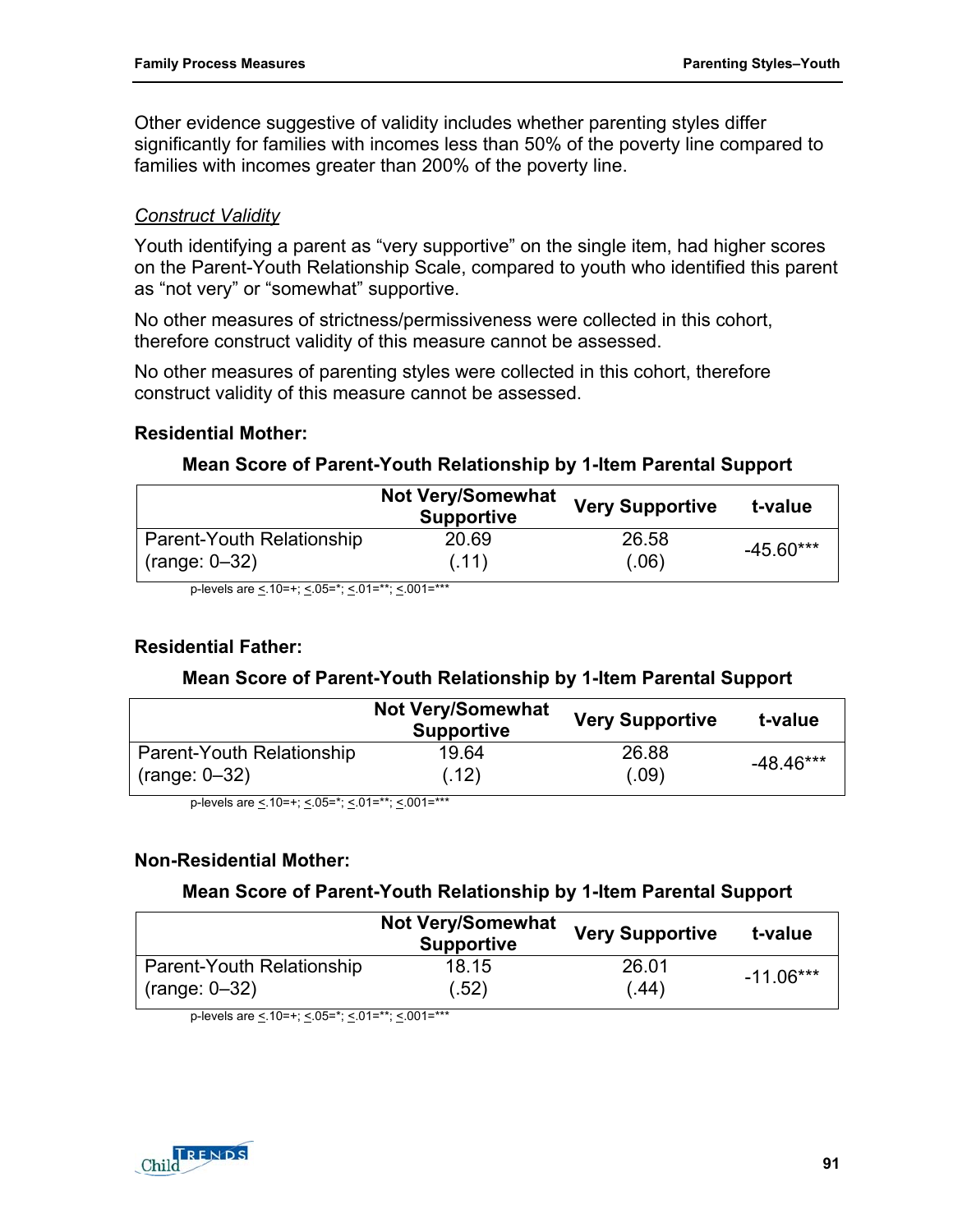Other evidence suggestive of validity includes whether parenting styles differ significantly for families with incomes less than 50% of the poverty line compared to families with incomes greater than 200% of the poverty line.

*Construct Validity*

Youth identifying a parent as "very supportive" on the single item, had higher scores on the Parent-Youth Relationship Scale, compared to youth who identified this parent as "not very" or "somewhat" supportive.

No other measures of strictness/permissiveness were collected in this cohort, therefore construct validity of this measure cannot be assessed.

No other measures of parenting styles were collected in this cohort, therefore construct validity of this measure cannot be assessed.

**Residential Mother:**

**Mean Score of Parent-Youth Relationship by 1-Item Parental Support**

| | Not Very/Somewhat Supportive | Very Supportive | t-value |
|---|---|---|---|
| Parent-Youth Relationship (range: 0–32) | 20.69 (.11) | 26.58 (.06) | -45.60*** |

p-levels are <.10=+; <.05=*; <.01=**; <.001=***

**Residential Father:**

**Mean Score of Parent-Youth Relationship by 1-Item Parental Support**

| | Not Very/Somewhat Supportive | Very Supportive | t-value |
|---|---|---|---|
| Parent-Youth Relationship (range: 0–32) | 19.64 (.12) | 26.88 (.09) | -48.46*** |

p-levels are <.10=+; <.05=*; <.01=**; <.001=***

**Non-Residential Mother:**

**Mean Score of Parent-Youth Relationship by 1-Item Parental Support**

| | Not Very/Somewhat Supportive | Very Supportive | t-value |
|---|---|---|---|
| Parent-Youth Relationship (range: 0–32) | 18.15 (.52) | 26.01 (.44) | -11.06*** |

p-levels are <.10=+; <.05=*; <.01=**; <.001=***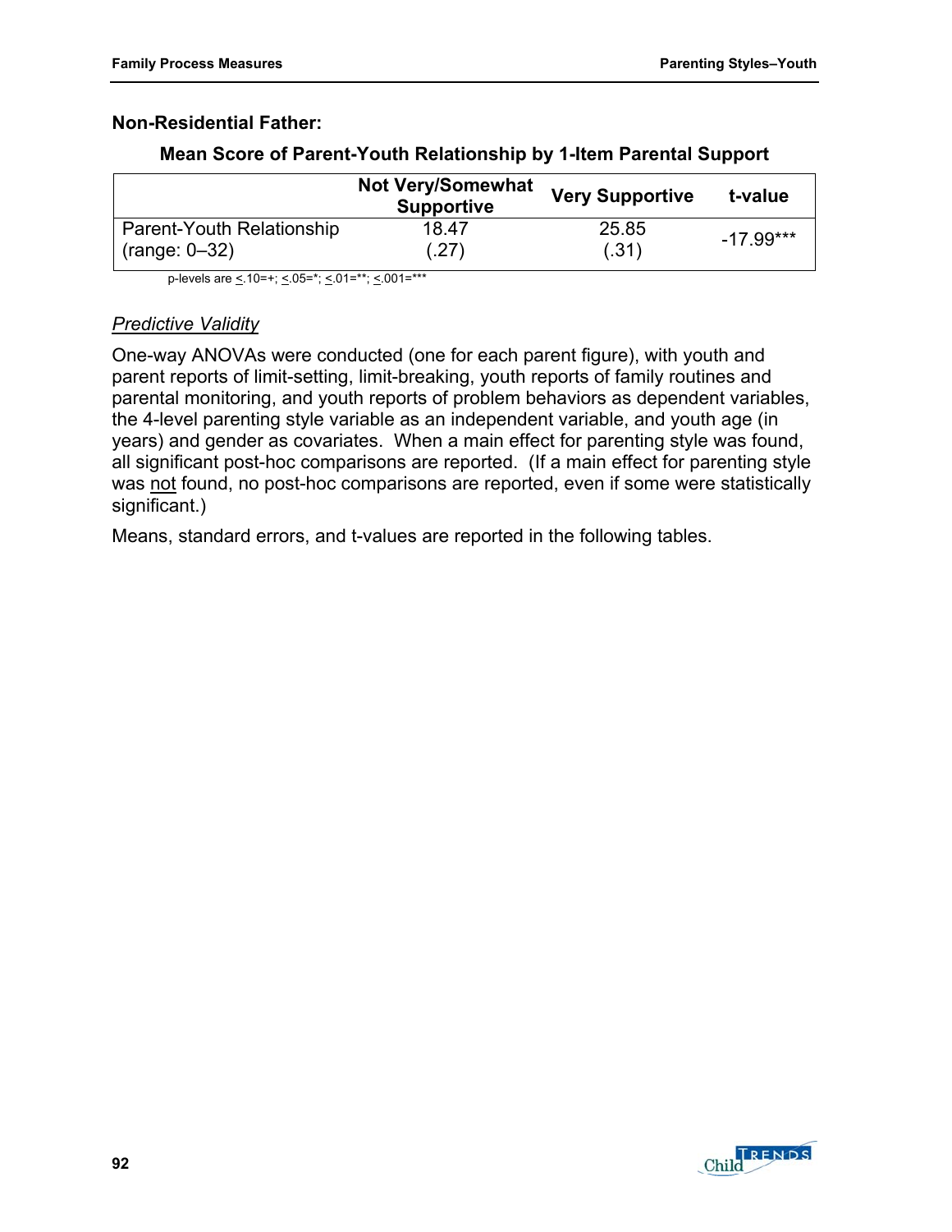**Non-Residential Father:**

**Mean Score of Parent-Youth Relationship by 1-Item Parental Support**

| | Not Very/Somewhat Supportive | Very Supportive | t-value |
|---|---|---|---|
| Parent-Youth Relationship (range: 0–32) | 18.47 (.27) | 25.85 (.31) | -17.99*** |

p-levels are ≤.10=+; ≤.05=*; ≤.01=**; ≤.001=***

*Predictive Validity*

One-way ANOVAs were conducted (one for each parent figure), with youth and parent reports of limit-setting, limit-breaking, youth reports of family routines and parental monitoring, and youth reports of problem behaviors as dependent variables, the 4-level parenting style variable as an independent variable, and youth age (in years) and gender as covariates. When a main effect for parenting style was found, all significant post-hoc comparisons are reported. (If a main effect for parenting style was not found, no post-hoc comparisons are reported, even if some were statistically significant.)

Means, standard errors, and t-values are reported in the following tables.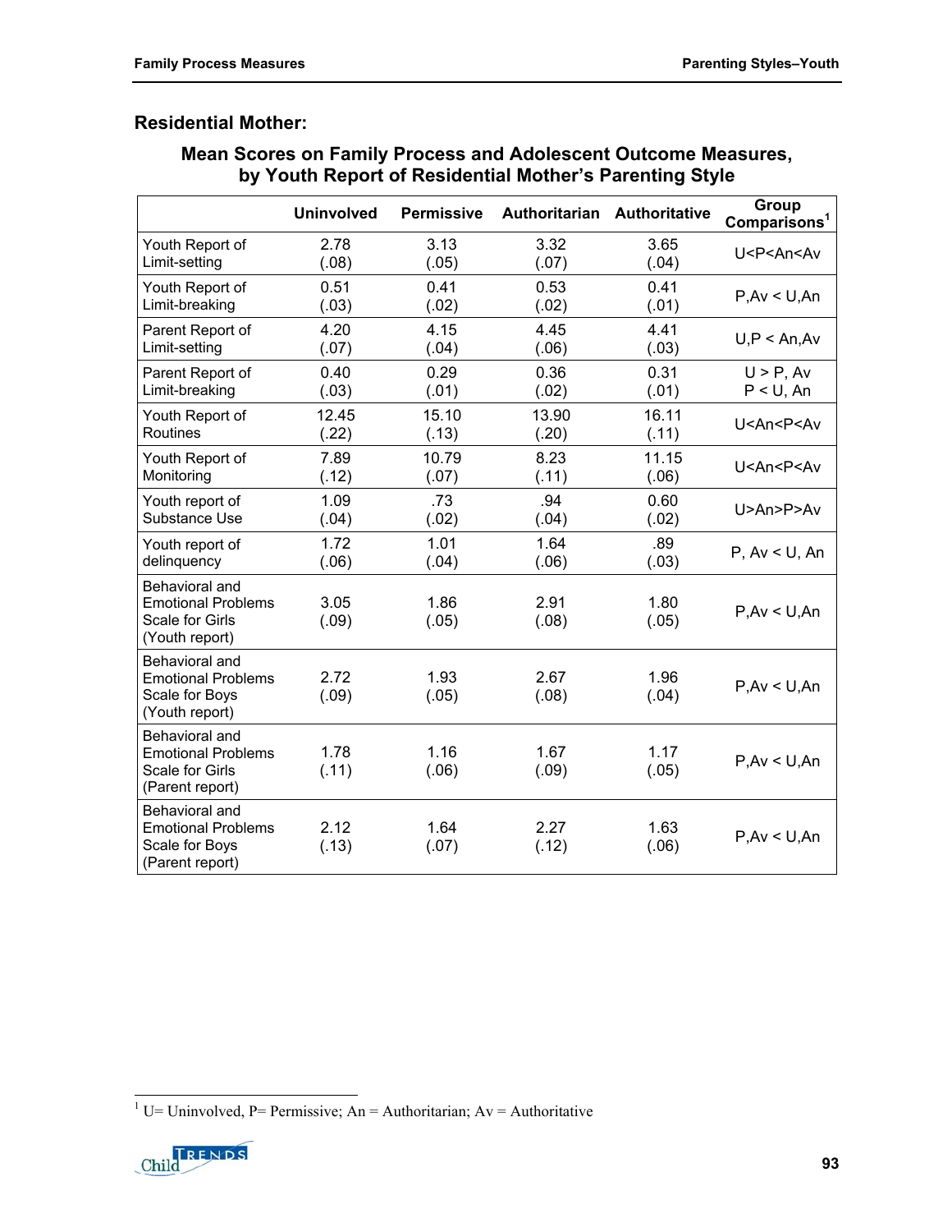### Residential Mother:

**Mean Scores on Family Process and Adolescent Outcome Measures, by Youth Report of Residential Mother's Parenting Style**

| | Uninvolved | Permissive | Authoritarian | Authoritative | Group Comparisons[1] |
|---|---|---|---|---|---|
| Youth Report of Limit-setting | 2.78 (.08) | 3.13 (.05) | 3.32 (.07) | 3.65 (.04) | U<P<An<Av |
| Youth Report of Limit-breaking | 0.51 (.03) | 0.41 (.02) | 0.53 (.02) | 0.41 (.01) | P,Av < U,An |
| Parent Report of Limit-setting | 4.20 (.07) | 4.15 (.04) | 4.45 (.06) | 4.41 (.03) | U,P < An,Av |
| Parent Report of Limit-breaking | 0.40 (.03) | 0.29 (.01) | 0.36 (.02) | 0.31 (.01) | U > P, Av<br>P < U, An |
| Youth Report of Routines | 12.45 (.22) | 15.10 (.13) | 13.90 (.20) | 16.11 (.11) | U<An<P<Av |
| Youth Report of Monitoring | 7.89 (.12) | 10.79 (.07) | 8.23 (.11) | 11.15 (.06) | U<An<P<Av |
| Youth report of Substance Use | 1.09 (.04) | .73 (.02) | .94 (.04) | 0.60 (.02) | U>An>P>Av |
| Youth report of delinquency | 1.72 (.06) | 1.01 (.04) | 1.64 (.06) | .89 (.03) | P, Av < U, An |
| Behavioral and Emotional Problems Scale for Girls (Youth report) | 3.05 (.09) | 1.86 (.05) | 2.91 (.08) | 1.80 (.05) | P,Av < U,An |
| Behavioral and Emotional Problems Scale for Boys (Youth report) | 2.72 (.09) | 1.93 (.05) | 2.67 (.08) | 1.96 (.04) | P,Av < U,An |
| Behavioral and Emotional Problems Scale for Girls (Parent report) | 1.78 (.11) | 1.16 (.06) | 1.67 (.09) | 1.17 (.05) | P,Av < U,An |
| Behavioral and Emotional Problems Scale for Boys (Parent report) | 2.12 (.13) | 1.64 (.07) | 2.27 (.12) | 1.63 (.06) | P,Av < U,An |

[1] U= Uninvolved, P= Permissive; An = Authoritarian; Av = Authoritative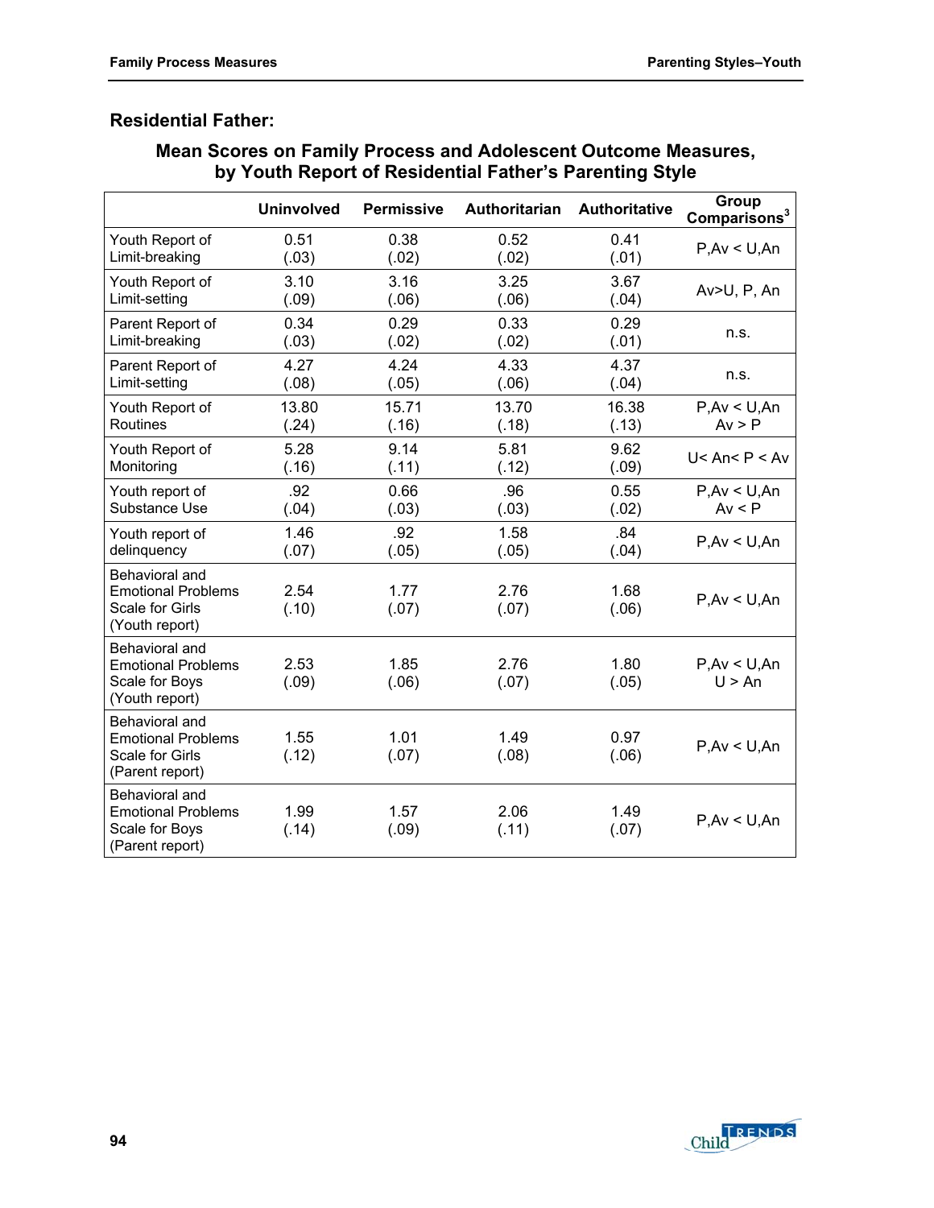## Residential Father:

### Mean Scores on Family Process and Adolescent Outcome Measures, by Youth Report of Residential Father's Parenting Style

| | Uninvolved | Permissive | Authoritarian | Authoritative | Group Comparisons[3] |
|---|---|---|---|---|---|
| Youth Report of Limit-breaking | 0.51 (.03) | 0.38 (.02) | 0.52 (.02) | 0.41 (.01) | P,Av < U,An |
| Youth Report of Limit-setting | 3.10 (.09) | 3.16 (.06) | 3.25 (.06) | 3.67 (.04) | Av>U, P, An |
| Parent Report of Limit-breaking | 0.34 (.03) | 0.29 (.02) | 0.33 (.02) | 0.29 (.01) | n.s. |
| Parent Report of Limit-setting | 4.27 (.08) | 4.24 (.05) | 4.33 (.06) | 4.37 (.04) | n.s. |
| Youth Report of Routines | 13.80 (.24) | 15.71 (.16) | 13.70 (.18) | 16.38 (.13) | P,Av < U,An Av > P |
| Youth Report of Monitoring | 5.28 (.16) | 9.14 (.11) | 5.81 (.12) | 9.62 (.09) | U< An< P < Av |
| Youth report of Substance Use | .92 (.04) | 0.66 (.03) | .96 (.03) | 0.55 (.02) | P,Av < U,An Av < P |
| Youth report of delinquency | 1.46 (.07) | .92 (.05) | 1.58 (.05) | .84 (.04) | P,Av < U,An |
| Behavioral and Emotional Problems Scale for Girls (Youth report) | 2.54 (.10) | 1.77 (.07) | 2.76 (.07) | 1.68 (.06) | P,Av < U,An |
| Behavioral and Emotional Problems Scale for Boys (Youth report) | 2.53 (.09) | 1.85 (.06) | 2.76 (.07) | 1.80 (.05) | P,Av < U,An U > An |
| Behavioral and Emotional Problems Scale for Girls (Parent report) | 1.55 (.12) | 1.01 (.07) | 1.49 (.08) | 0.97 (.06) | P,Av < U,An |
| Behavioral and Emotional Problems Scale for Boys (Parent report) | 1.99 (.14) | 1.57 (.09) | 2.06 (.11) | 1.49 (.07) | P,Av < U,An |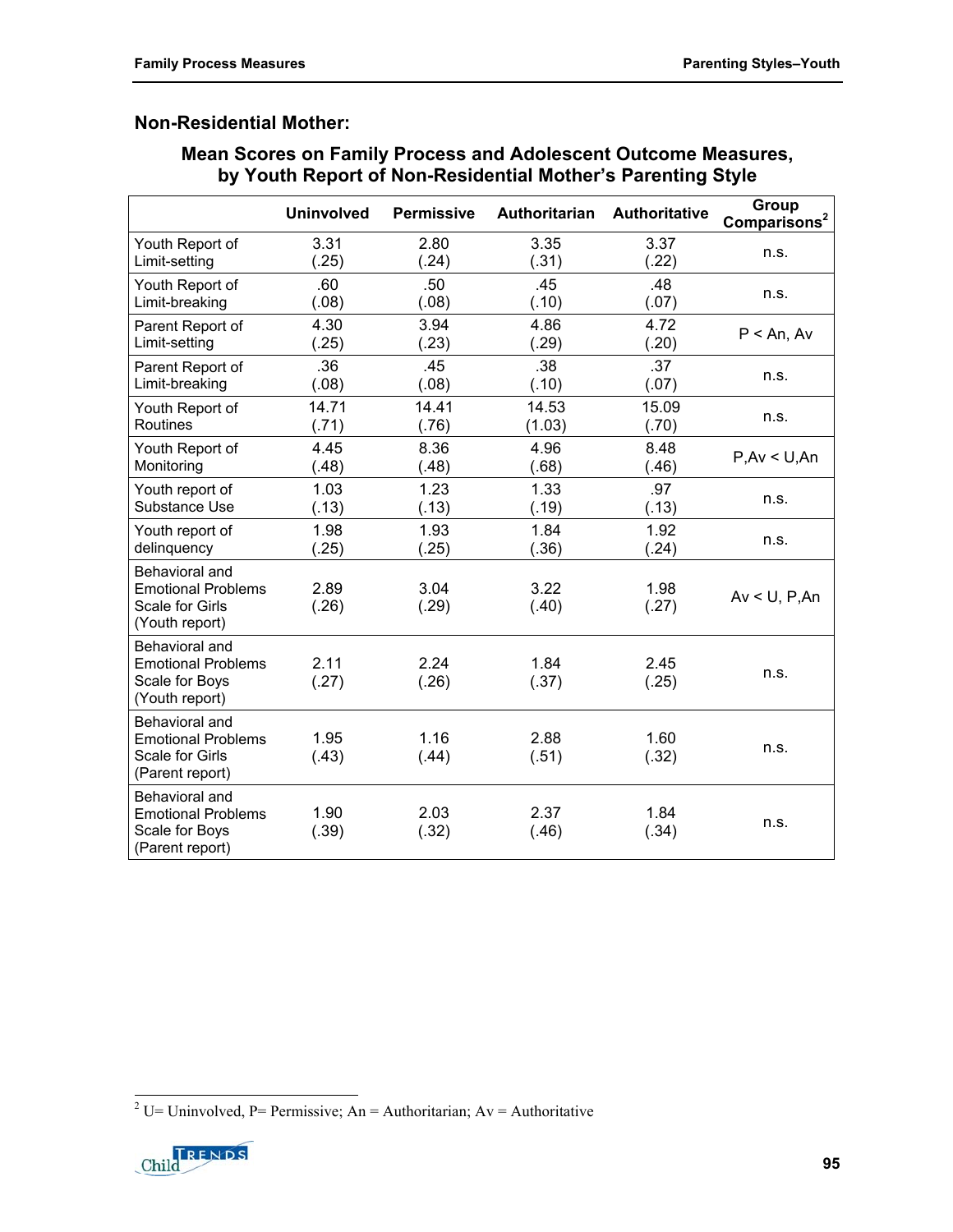## Non-Residential Mother:

### Mean Scores on Family Process and Adolescent Outcome Measures, by Youth Report of Non-Residential Mother's Parenting Style

| | Uninvolved | Permissive | Authoritarian | Authoritative | Group Comparisons[2] |
|---|---|---|---|---|---|
| Youth Report of Limit-setting | 3.31 (.25) | 2.80 (.24) | 3.35 (.31) | 3.37 (.22) | n.s. |
| Youth Report of Limit-breaking | .60 (.08) | .50 (.08) | .45 (.10) | .48 (.07) | n.s. |
| Parent Report of Limit-setting | 4.30 (.25) | 3.94 (.23) | 4.86 (.29) | 4.72 (.20) | P < An, Av |
| Parent Report of Limit-breaking | .36 (.08) | .45 (.08) | .38 (.10) | .37 (.07) | n.s. |
| Youth Report of Routines | 14.71 (.71) | 14.41 (.76) | 14.53 (1.03) | 15.09 (.70) | n.s. |
| Youth Report of Monitoring | 4.45 (.48) | 8.36 (.48) | 4.96 (.68) | 8.48 (.46) | P,Av < U,An |
| Youth report of Substance Use | 1.03 (.13) | 1.23 (.13) | 1.33 (.19) | .97 (.13) | n.s. |
| Youth report of delinquency | 1.98 (.25) | 1.93 (.25) | 1.84 (.36) | 1.92 (.24) | n.s. |
| Behavioral and Emotional Problems Scale for Girls (Youth report) | 2.89 (.26) | 3.04 (.29) | 3.22 (.40) | 1.98 (.27) | Av < U, P,An |
| Behavioral and Emotional Problems Scale for Boys (Youth report) | 2.11 (.27) | 2.24 (.26) | 1.84 (.37) | 2.45 (.25) | n.s. |
| Behavioral and Emotional Problems Scale for Girls (Parent report) | 1.95 (.43) | 1.16 (.44) | 2.88 (.51) | 1.60 (.32) | n.s. |
| Behavioral and Emotional Problems Scale for Boys (Parent report) | 1.90 (.39) | 2.03 (.32) | 2.37 (.46) | 1.84 (.34) | n.s. |

[2] U= Uninvolved, P= Permissive; An = Authoritarian; Av = Authoritative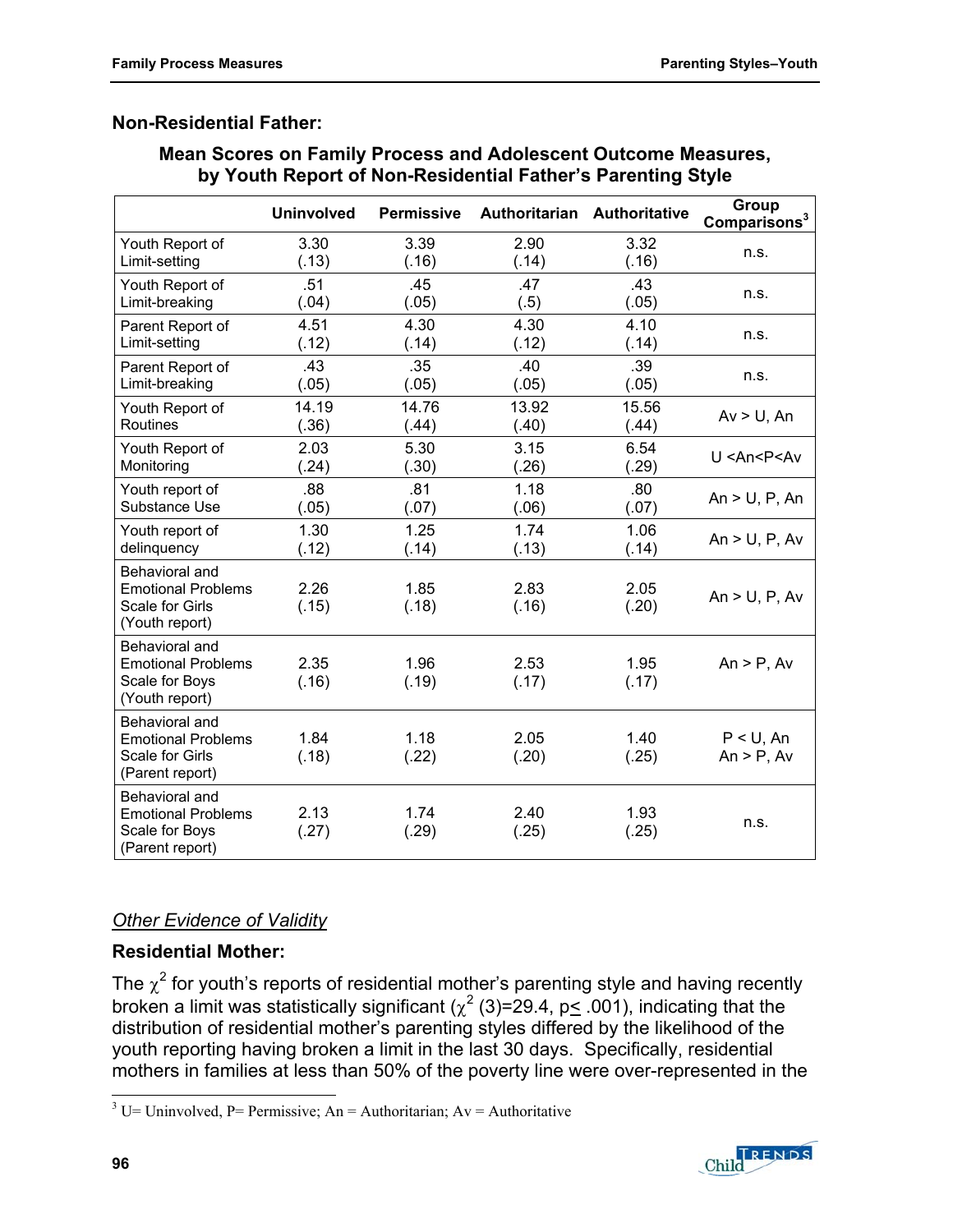## Non-Residential Father:

**Mean Scores on Family Process and Adolescent Outcome Measures, by Youth Report of Non-Residential Father's Parenting Style**

| | Uninvolved | Permissive | Authoritarian | Authoritative | Group Comparisons[3] |
|---|---|---|---|---|---|
| Youth Report of Limit-setting | 3.30 (.13) | 3.39 (.16) | 2.90 (.14) | 3.32 (.16) | n.s. |
| Youth Report of Limit-breaking | .51 (.04) | .45 (.05) | .47 (.5) | .43 (.05) | n.s. |
| Parent Report of Limit-setting | 4.51 (.12) | 4.30 (.14) | 4.30 (.12) | 4.10 (.14) | n.s. |
| Parent Report of Limit-breaking | .43 (.05) | .35 (.05) | .40 (.05) | .39 (.05) | n.s. |
| Youth Report of Routines | 14.19 (.36) | 14.76 (.44) | 13.92 (.40) | 15.56 (.44) | Av > U, An |
| Youth Report of Monitoring | 2.03 (.24) | 5.30 (.30) | 3.15 (.26) | 6.54 (.29) | U <An<P<Av |
| Youth report of Substance Use | .88 (.05) | .81 (.07) | 1.18 (.06) | .80 (.07) | An > U, P, An |
| Youth report of delinquency | 1.30 (.12) | 1.25 (.14) | 1.74 (.13) | 1.06 (.14) | An > U, P, Av |
| Behavioral and Emotional Problems Scale for Girls (Youth report) | 2.26 (.15) | 1.85 (.18) | 2.83 (.16) | 2.05 (.20) | An > U, P, Av |
| Behavioral and Emotional Problems Scale for Boys (Youth report) | 2.35 (.16) | 1.96 (.19) | 2.53 (.17) | 1.95 (.17) | An > P, Av |
| Behavioral and Emotional Problems Scale for Girls (Parent report) | 1.84 (.18) | 1.18 (.22) | 2.05 (.20) | 1.40 (.25) | P < U, An<br>An > P, Av |
| Behavioral and Emotional Problems Scale for Boys (Parent report) | 2.13 (.27) | 1.74 (.29) | 2.40 (.25) | 1.93 (.25) | n.s. |

### *Other Evidence of Validity*

## Residential Mother:

The $\chi^2$ for youth's reports of residential mother's parenting style and having recently broken a limit was statistically significant ($\chi^2$ (3)=29.4, $p \leq .001$), indicating that the distribution of residential mother's parenting styles differed by the likelihood of the youth reporting having broken a limit in the last 30 days. Specifically, residential mothers in families at less than 50% of the poverty line were over-represented in the

[3] U= Uninvolved, P= Permissive; An = Authoritarian; Av = Authoritative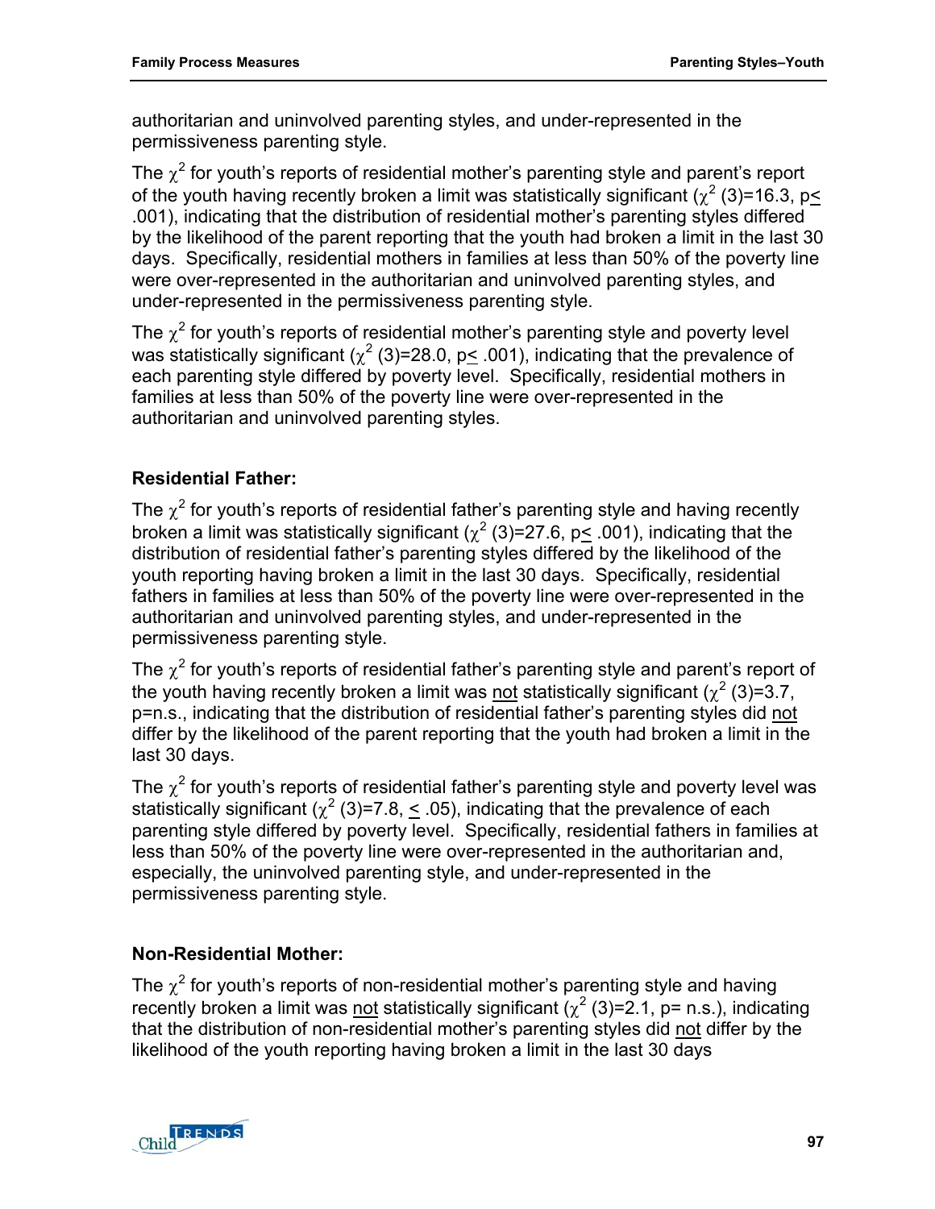authoritarian and uninvolved parenting styles, and under-represented in the permissiveness parenting style.

The $\chi^2$ for youth's reports of residential mother's parenting style and parent's report of the youth having recently broken a limit was statistically significant ($\chi^2$ (3)=16.3, $p \leq .001$), indicating that the distribution of residential mother's parenting styles differed by the likelihood of the parent reporting that the youth had broken a limit in the last 30 days. Specifically, residential mothers in families at less than 50% of the poverty line were over-represented in the authoritarian and uninvolved parenting styles, and under-represented in the permissiveness parenting style.

The $\chi^2$ for youth's reports of residential mother's parenting style and poverty level was statistically significant ($\chi^2$ (3)=28.0, $p \leq .001$), indicating that the prevalence of each parenting style differed by poverty level. Specifically, residential mothers in families at less than 50% of the poverty line were over-represented in the authoritarian and uninvolved parenting styles.

### Residential Father:

The $\chi^2$ for youth's reports of residential father's parenting style and having recently broken a limit was statistically significant ($\chi^2$ (3)=27.6, $p \leq .001$), indicating that the distribution of residential father's parenting styles differed by the likelihood of the youth reporting having broken a limit in the last 30 days. Specifically, residential fathers in families at less than 50% of the poverty line were over-represented in the authoritarian and uninvolved parenting styles, and under-represented in the permissiveness parenting style.

The $\chi^2$ for youth's reports of residential father's parenting style and parent's report of the youth having recently broken a limit was <u>not</u> statistically significant ($\chi^2$ (3)=3.7, p=n.s., indicating that the distribution of residential father's parenting styles did <u>not</u> differ by the likelihood of the parent reporting that the youth had broken a limit in the last 30 days.

The $\chi^2$ for youth's reports of residential father's parenting style and poverty level was statistically significant ($\chi^2$ (3)=7.8, $\leq .05$), indicating that the prevalence of each parenting style differed by poverty level. Specifically, residential fathers in families at less than 50% of the poverty line were over-represented in the authoritarian and, especially, the uninvolved parenting style, and under-represented in the permissiveness parenting style.

### Non-Residential Mother:

The $\chi^2$ for youth's reports of non-residential mother's parenting style and having recently broken a limit was <u>not</u> statistically significant ($\chi^2$ (3)=2.1, p= n.s.), indicating that the distribution of non-residential mother's parenting styles did <u>not</u> differ by the likelihood of the youth reporting having broken a limit in the last 30 days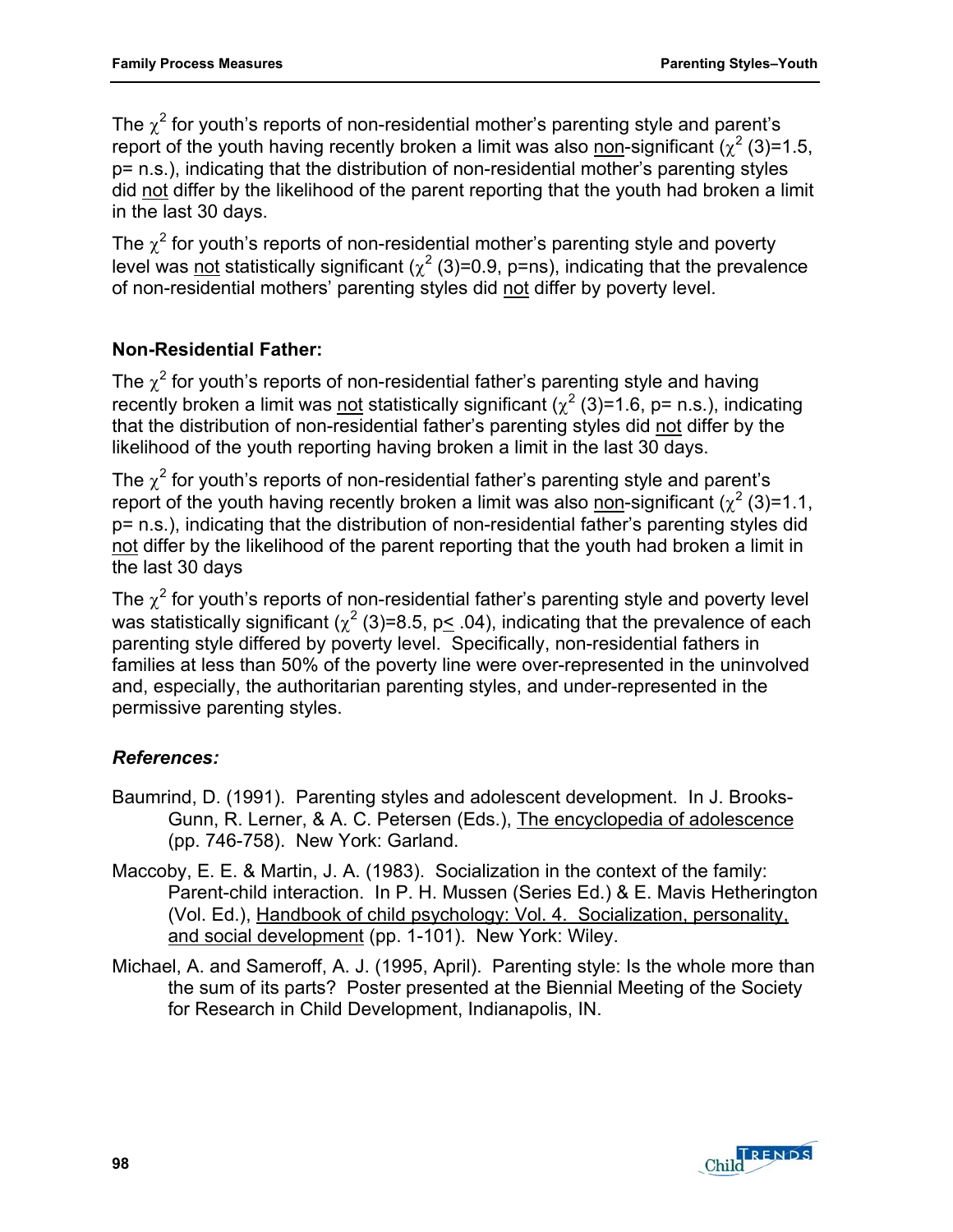The $\chi^2$ for youth's reports of non-residential mother's parenting style and parent's report of the youth having recently broken a limit was also non-significant ($\chi^2$ (3)=1.5, p= n.s.), indicating that the distribution of non-residential mother's parenting styles did not differ by the likelihood of the parent reporting that the youth had broken a limit in the last 30 days.

The $\chi^2$ for youth's reports of non-residential mother's parenting style and poverty level was not statistically significant ($\chi^2$ (3)=0.9, p=ns), indicating that the prevalence of non-residential mothers' parenting styles did not differ by poverty level.

**Non-Residential Father:**

The $\chi^2$ for youth's reports of non-residential father's parenting style and having recently broken a limit was not statistically significant ($\chi^2$ (3)=1.6, p= n.s.), indicating that the distribution of non-residential father's parenting styles did not differ by the likelihood of the youth reporting having broken a limit in the last 30 days.

The $\chi^2$ for youth's reports of non-residential father's parenting style and parent's report of the youth having recently broken a limit was also non-significant ($\chi^2$ (3)=1.1, p= n.s.), indicating that the distribution of non-residential father's parenting styles did not differ by the likelihood of the parent reporting that the youth had broken a limit in the last 30 days

The $\chi^2$ for youth's reports of non-residential father's parenting style and poverty level was statistically significant ($\chi^2$ (3)=8.5, $p \leq .04$), indicating that the prevalence of each parenting style differed by poverty level. Specifically, non-residential fathers in families at less than 50% of the poverty line were over-represented in the uninvolved and, especially, the authoritarian parenting styles, and under-represented in the permissive parenting styles.

***References:***

Baumrind, D. (1991). Parenting styles and adolescent development. In J. Brooks-Gunn, R. Lerner, & A. C. Petersen (Eds.), The encyclopedia of adolescence (pp. 746-758). New York: Garland.

Maccoby, E. E. & Martin, J. A. (1983). Socialization in the context of the family: Parent-child interaction. In P. H. Mussen (Series Ed.) & E. Mavis Hetherington (Vol. Ed.), Handbook of child psychology: Vol. 4. Socialization, personality, and social development (pp. 1-101). New York: Wiley.

Michael, A. and Sameroff, A. J. (1995, April). Parenting style: Is the whole more than the sum of its parts? Poster presented at the Biennial Meeting of the Society for Research in Child Development, Indianapolis, IN.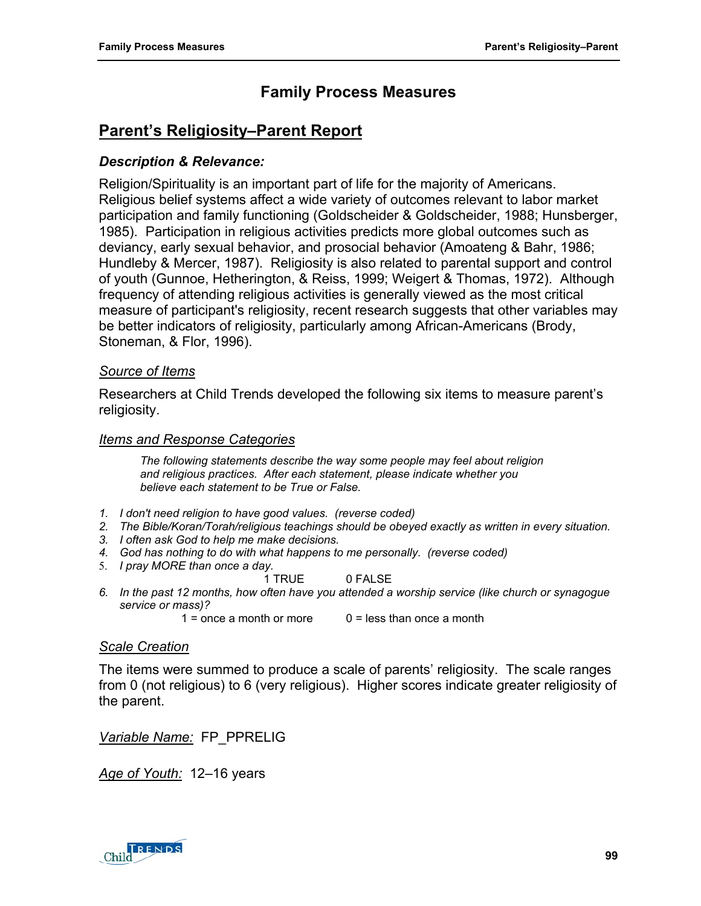# Family Process Measures

## Parent's Religiosity–Parent Report

### *Description & Relevance:*

Religion/Spirituality is an important part of life for the majority of Americans. Religious belief systems affect a wide variety of outcomes relevant to labor market participation and family functioning (Goldscheider & Goldscheider, 1988; Hunsberger, 1985). Participation in religious activities predicts more global outcomes such as deviancy, early sexual behavior, and prosocial behavior (Amoateng & Bahr, 1986; Hundleby & Mercer, 1987). Religiosity is also related to parental support and control of youth (Gunnoe, Hetherington, & Reiss, 1999; Weigert & Thomas, 1972). Although frequency of attending religious activities is generally viewed as the most critical measure of participant's religiosity, recent research suggests that other variables may be better indicators of religiosity, particularly among African-Americans (Brody, Stoneman, & Flor, 1996).

#### Source of Items

Researchers at Child Trends developed the following six items to measure parent's religiosity.

#### Items and Response Categories

*The following statements describe the way some people may feel about religion and religious practices. After each statement, please indicate whether you believe each statement to be True or False.*

1. *I don't need religion to have good values. (reverse coded)*
2. *The Bible/Koran/Torah/religious teachings should be obeyed exactly as written in every situation.*
3. *I often ask God to help me make decisions.*
4. *God has nothing to do with what happens to me personally. (reverse coded)*
5. *I pray MORE than once a day.*

   1 TRUE  0 FALSE

6. *In the past 12 months, how often have you attended a worship service (like church or synagogue service or mass)?*

   1 = once a month or more  0 = less than once a month

#### Scale Creation

The items were summed to produce a scale of parents' religiosity. The scale ranges from 0 (not religious) to 6 (very religious). Higher scores indicate greater religiosity of the parent.

*Variable Name:* FP_PPRELIG

*Age of Youth:* 12–16 years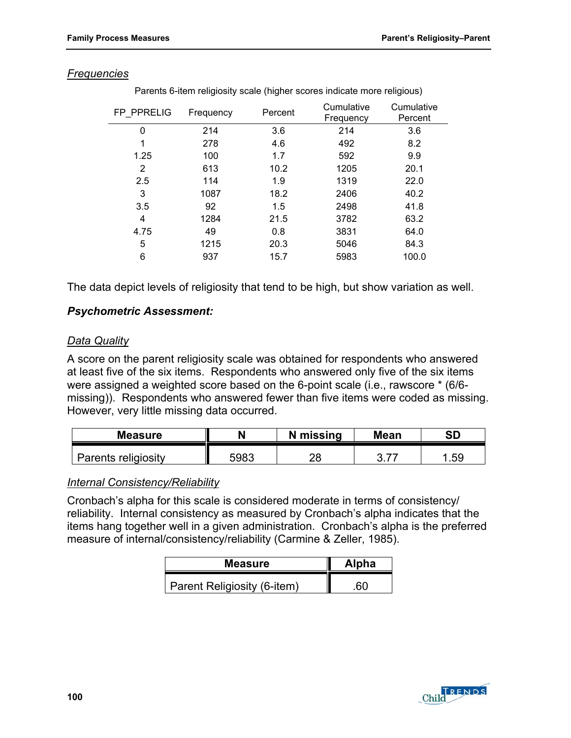*Frequencies*

Parents 6-item religiosity scale (higher scores indicate more religious)

| FP_PPRELIG | Frequency | Percent | Cumulative Frequency | Cumulative Percent |
|---|---|---|---|---|
| 0 | 214 | 3.6 | 214 | 3.6 |
| 1 | 278 | 4.6 | 492 | 8.2 |
| 1.25 | 100 | 1.7 | 592 | 9.9 |
| 2 | 613 | 10.2 | 1205 | 20.1 |
| 2.5 | 114 | 1.9 | 1319 | 22.0 |
| 3 | 1087 | 18.2 | 2406 | 40.2 |
| 3.5 | 92 | 1.5 | 2498 | 41.8 |
| 4 | 1284 | 21.5 | 3782 | 63.2 |
| 4.75 | 49 | 0.8 | 3831 | 64.0 |
| 5 | 1215 | 20.3 | 5046 | 84.3 |
| 6 | 937 | 15.7 | 5983 | 100.0 |

The data depict levels of religiosity that tend to be high, but show variation as well.

### *Psychometric Assessment:*

*Data Quality*

A score on the parent religiosity scale was obtained for respondents who answered at least five of the six items. Respondents who answered only five of the six items were assigned a weighted score based on the 6-point scale (i.e., rawscore * (6/6-missing)). Respondents who answered fewer than five items were coded as missing. However, very little missing data occurred.

| Measure | N | N missing | Mean | SD |
|---|---|---|---|---|
| Parents religiosity | 5983 | 28 | 3.77 | 1.59 |

*Internal Consistency/Reliability*

Cronbach's alpha for this scale is considered moderate in terms of consistency/ reliability. Internal consistency as measured by Cronbach's alpha indicates that the items hang together well in a given administration. Cronbach's alpha is the preferred measure of internal/consistency/reliability (Carmine & Zeller, 1985).

| Measure | Alpha |
|---|---|
| Parent Religiosity (6-item) | .60 |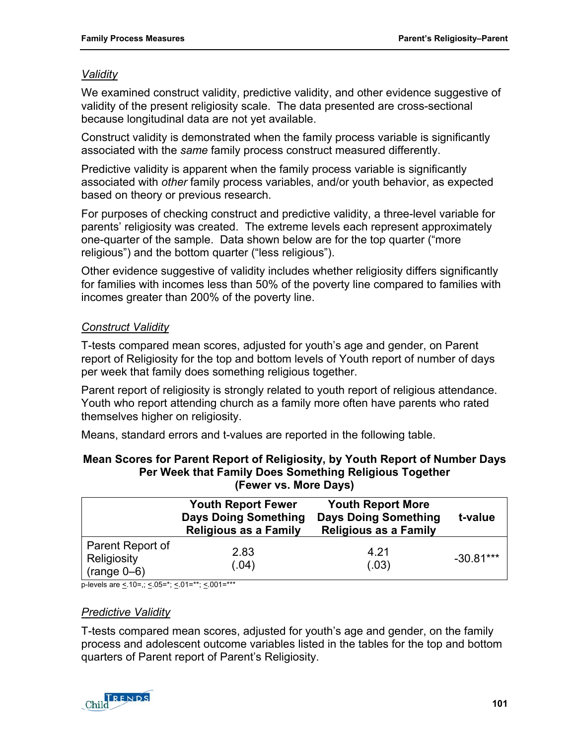*Validity*

We examined construct validity, predictive validity, and other evidence suggestive of validity of the present religiosity scale. The data presented are cross-sectional because longitudinal data are not yet available.

Construct validity is demonstrated when the family process variable is significantly associated with the *same* family process construct measured differently.

Predictive validity is apparent when the family process variable is significantly associated with *other* family process variables, and/or youth behavior, as expected based on theory or previous research.

For purposes of checking construct and predictive validity, a three-level variable for parents' religiosity was created. The extreme levels each represent approximately one-quarter of the sample. Data shown below are for the top quarter ("more religious") and the bottom quarter ("less religious").

Other evidence suggestive of validity includes whether religiosity differs significantly for families with incomes less than 50% of the poverty line compared to families with incomes greater than 200% of the poverty line.

*Construct Validity*

T-tests compared mean scores, adjusted for youth's age and gender, on Parent report of Religiosity for the top and bottom levels of Youth report of number of days per week that family does something religious together.

Parent report of religiosity is strongly related to youth report of religious attendance. Youth who report attending church as a family more often have parents who rated themselves higher on religiosity.

Means, standard errors and t-values are reported in the following table.

**Mean Scores for Parent Report of Religiosity, by Youth Report of Number Days Per Week that Family Does Something Religious Together (Fewer vs. More Days)**

| | Youth Report Fewer Days Doing Something Religious as a Family | Youth Report More Days Doing Something Religious as a Family | t-value |
|---|---|---|---|
| Parent Report of Religiosity (range 0–6) | 2.83 (.04) | 4.21 (.03) | -30.81*** |

p-levels are ≤.10=,; ≤.05=*; ≤.01=**; ≤.001=***

*Predictive Validity*

T-tests compared mean scores, adjusted for youth's age and gender, on the family process and adolescent outcome variables listed in the tables for the top and bottom quarters of Parent report of Parent's Religiosity.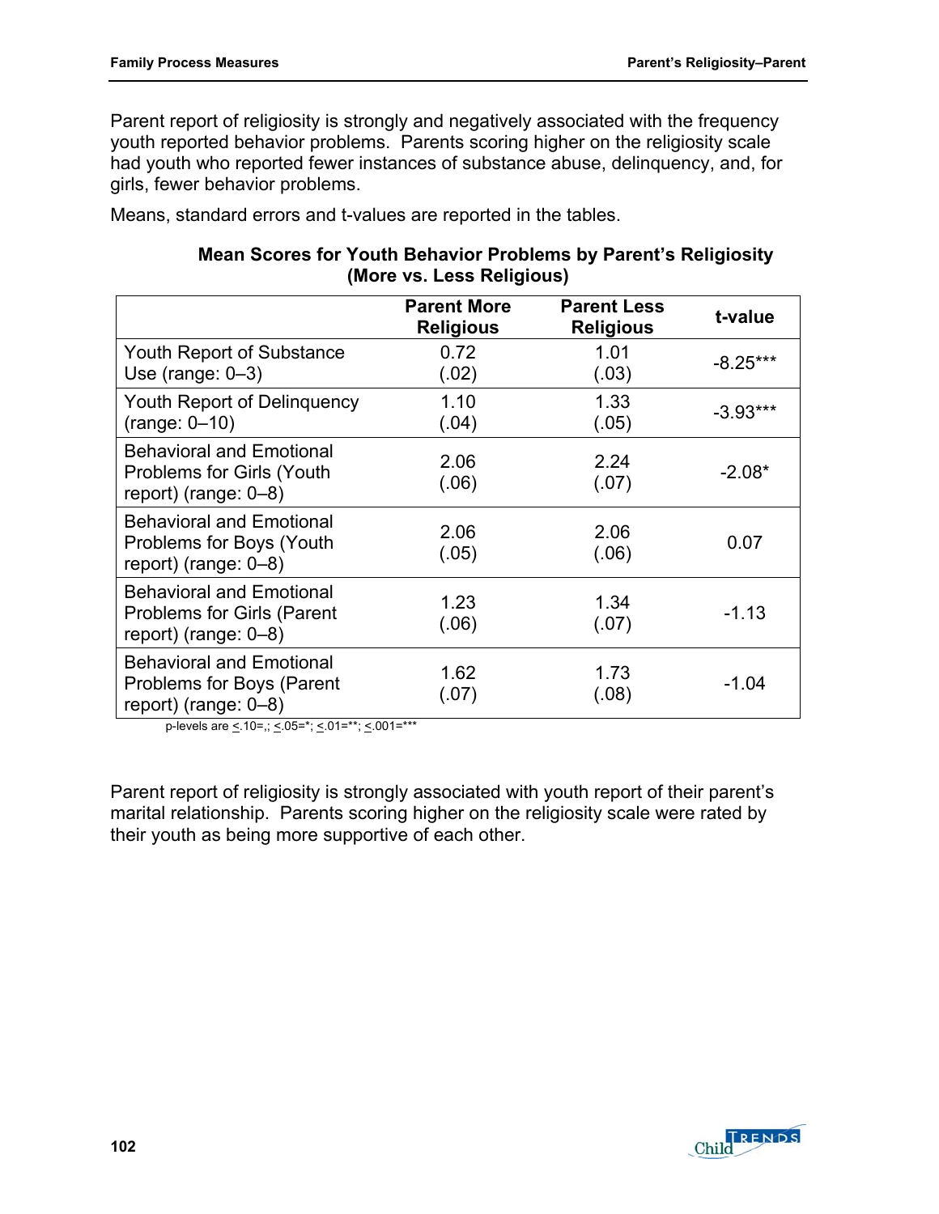Parent report of religiosity is strongly and negatively associated with the frequency youth reported behavior problems. Parents scoring higher on the religiosity scale had youth who reported fewer instances of substance abuse, delinquency, and, for girls, fewer behavior problems.

Means, standard errors and t-values are reported in the tables.

**Mean Scores for Youth Behavior Problems by Parent's Religiosity (More vs. Less Religious)**

| | Parent More Religious | Parent Less Religious | t-value |
|---|---|---|---|
| Youth Report of Substance Use (range: 0–3) | 0.72 (.02) | 1.01 (.03) | -8.25*** |
| Youth Report of Delinquency (range: 0–10) | 1.10 (.04) | 1.33 (.05) | -3.93*** |
| Behavioral and Emotional Problems for Girls (Youth report) (range: 0–8) | 2.06 (.06) | 2.24 (.07) | -2.08* |
| Behavioral and Emotional Problems for Boys (Youth report) (range: 0–8) | 2.06 (.05) | 2.06 (.06) | 0.07 |
| Behavioral and Emotional Problems for Girls (Parent report) (range: 0–8) | 1.23 (.06) | 1.34 (.07) | -1.13 |
| Behavioral and Emotional Problems for Boys (Parent report) (range: 0–8) | 1.62 (.07) | 1.73 (.08) | -1.04 |

p-levels are ≤.10=,; ≤.05=*; ≤.01=**; ≤.001=***

Parent report of religiosity is strongly associated with youth report of their parent's marital relationship. Parents scoring higher on the religiosity scale were rated by their youth as being more supportive of each other.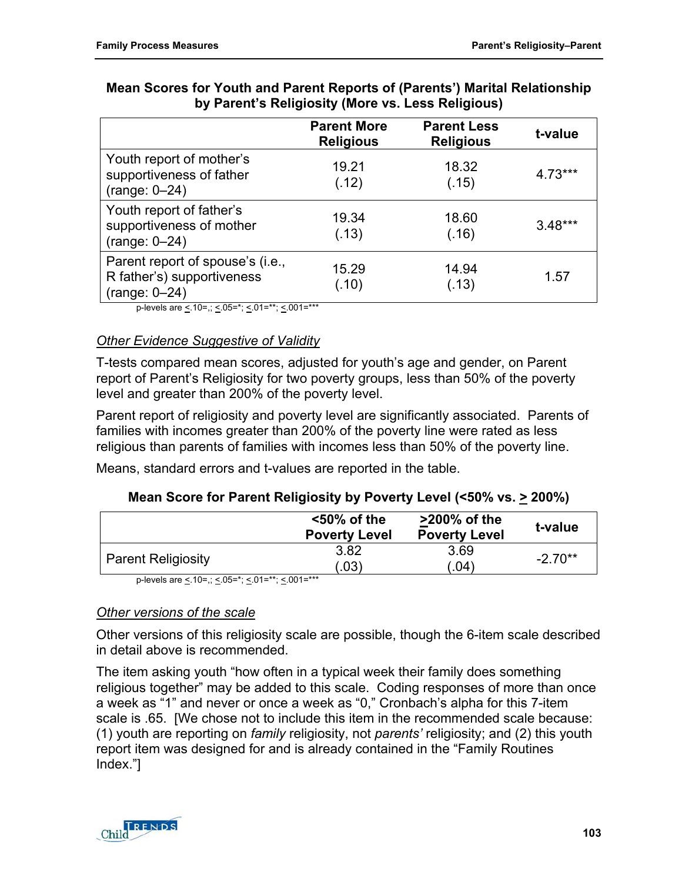**Mean Scores for Youth and Parent Reports of (Parents') Marital Relationship by Parent's Religiosity (More vs. Less Religious)**

| | Parent More Religious | Parent Less Religious | t-value |
|---|---|---|---|
| Youth report of mother's supportiveness of father (range: 0–24) | 19.21 (.12) | 18.32 (.15) | 4.73*** |
| Youth report of father's supportiveness of mother (range: 0–24) | 19.34 (.13) | 18.60 (.16) | 3.48*** |
| Parent report of spouse's (i.e., R father's) supportiveness (range: 0–24) | 15.29 (.10) | 14.94 (.13) | 1.57 |

p-levels are <.10=,; <.05=*; <.01=**; <.001=***

*Other Evidence Suggestive of Validity*

T-tests compared mean scores, adjusted for youth's age and gender, on Parent report of Parent's Religiosity for two poverty groups, less than 50% of the poverty level and greater than 200% of the poverty level.

Parent report of religiosity and poverty level are significantly associated. Parents of families with incomes greater than 200% of the poverty line were rated as less religious than parents of families with incomes less than 50% of the poverty line.

Means, standard errors and t-values are reported in the table.

**Mean Score for Parent Religiosity by Poverty Level (<50% vs. > 200%)**

| | <50% of the Poverty Level | >200% of the Poverty Level | t-value |
|---|---|---|---|
| Parent Religiosity | 3.82 (.03) | 3.69 (.04) | -2.70** |

p-levels are <.10=,; <.05=*; <.01=**; <.001=***

*Other versions of the scale*

Other versions of this religiosity scale are possible, though the 6-item scale described in detail above is recommended.

The item asking youth "how often in a typical week their family does something religious together" may be added to this scale. Coding responses of more than once a week as "1" and never or once a week as "0," Cronbach's alpha for this 7-item scale is .65. [We chose not to include this item in the recommended scale because: (1) youth are reporting on *family* religiosity, not *parents'* religiosity; and (2) this youth report item was designed for and is already contained in the "Family Routines Index."]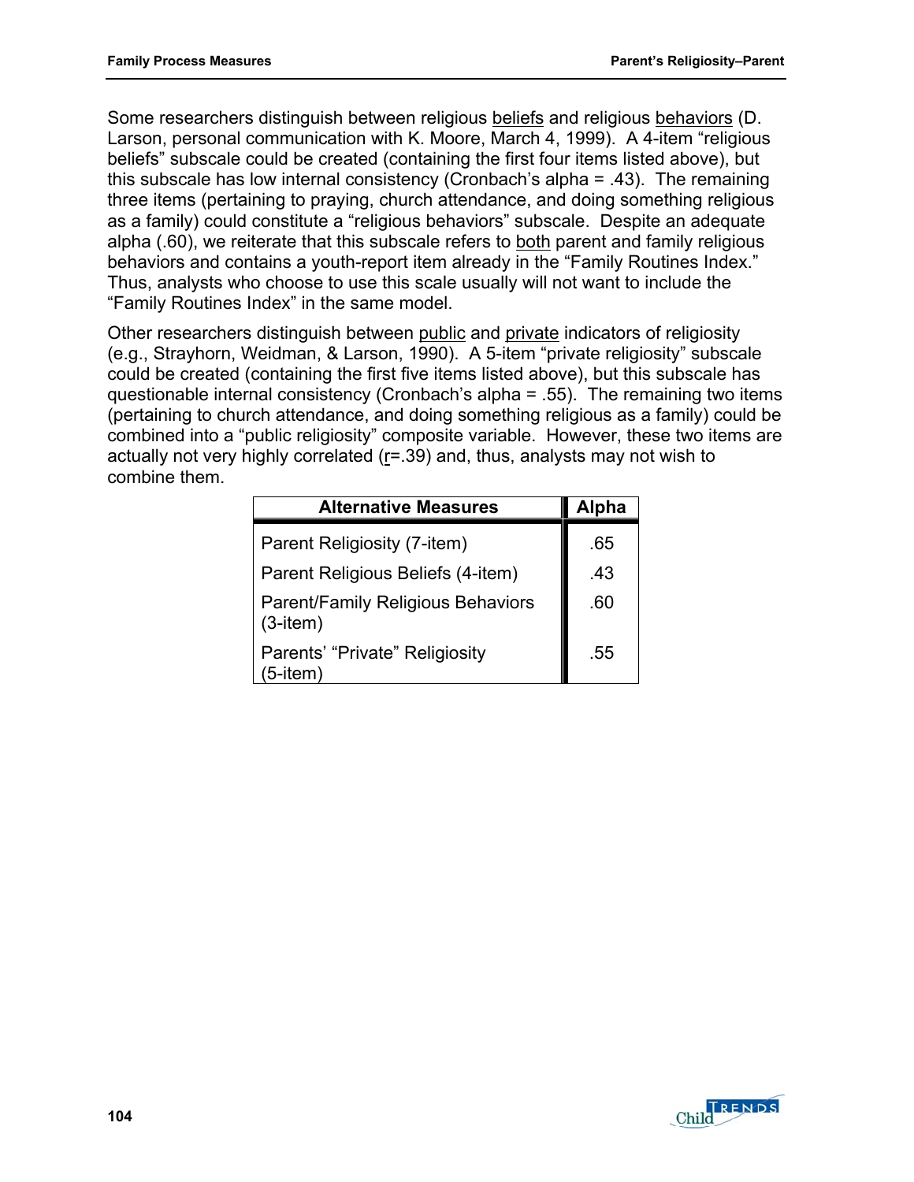Some researchers distinguish between religious beliefs and religious behaviors (D. Larson, personal communication with K. Moore, March 4, 1999). A 4-item "religious beliefs" subscale could be created (containing the first four items listed above), but this subscale has low internal consistency (Cronbach's alpha = .43). The remaining three items (pertaining to praying, church attendance, and doing something religious as a family) could constitute a "religious behaviors" subscale. Despite an adequate alpha (.60), we reiterate that this subscale refers to both parent and family religious behaviors and contains a youth-report item already in the "Family Routines Index." Thus, analysts who choose to use this scale usually will not want to include the "Family Routines Index" in the same model.

Other researchers distinguish between public and private indicators of religiosity (e.g., Strayhorn, Weidman, & Larson, 1990). A 5-item "private religiosity" subscale could be created (containing the first five items listed above), but this subscale has questionable internal consistency (Cronbach's alpha = .55). The remaining two items (pertaining to church attendance, and doing something religious as a family) could be combined into a "public religiosity" composite variable. However, these two items are actually not very highly correlated ($r$=.39) and, thus, analysts may not wish to combine them.

| Alternative Measures | Alpha |
|---|---|
| Parent Religiosity (7-item) | .65 |
| Parent Religious Beliefs (4-item) | .43 |
| Parent/Family Religious Behaviors (3-item) | .60 |
| Parents' "Private" Religiosity (5-item) | .55 |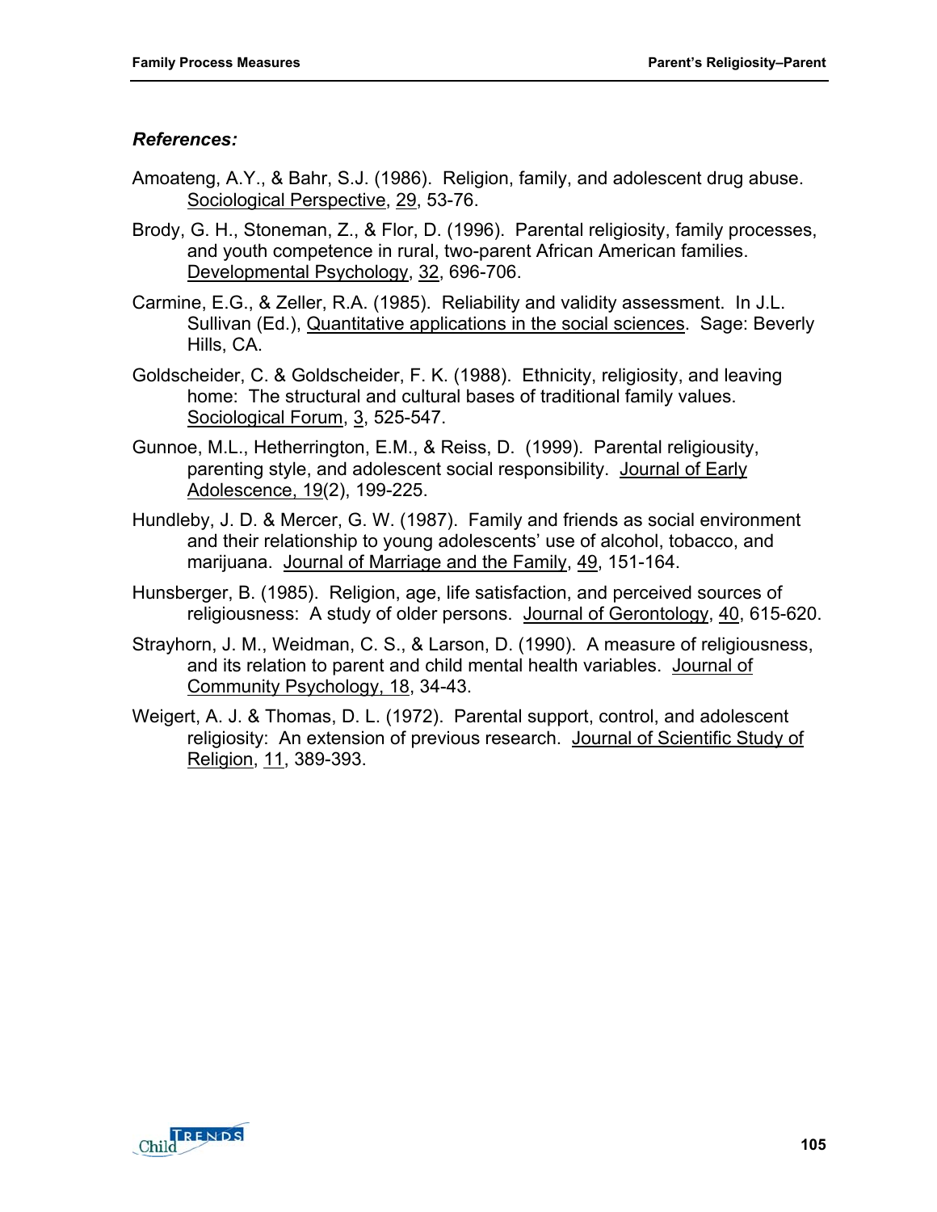***References:***

Amoateng, A.Y., & Bahr, S.J. (1986). Religion, family, and adolescent drug abuse. Sociological Perspective, 29, 53-76.

Brody, G. H., Stoneman, Z., & Flor, D. (1996). Parental religiosity, family processes, and youth competence in rural, two-parent African American families. Developmental Psychology, 32, 696-706.

Carmine, E.G., & Zeller, R.A. (1985). Reliability and validity assessment. In J.L. Sullivan (Ed.), Quantitative applications in the social sciences. Sage: Beverly Hills, CA.

Goldscheider, C. & Goldscheider, F. K. (1988). Ethnicity, religiosity, and leaving home: The structural and cultural bases of traditional family values. Sociological Forum, 3, 525-547.

Gunnoe, M.L., Hetherrington, E.M., & Reiss, D. (1999). Parental religiousity, parenting style, and adolescent social responsibility. Journal of Early Adolescence, 19(2), 199-225.

Hundleby, J. D. & Mercer, G. W. (1987). Family and friends as social environment and their relationship to young adolescents' use of alcohol, tobacco, and marijuana. Journal of Marriage and the Family, 49, 151-164.

Hunsberger, B. (1985). Religion, age, life satisfaction, and perceived sources of religiousness: A study of older persons. Journal of Gerontology, 40, 615-620.

Strayhorn, J. M., Weidman, C. S., & Larson, D. (1990). A measure of religiousness, and its relation to parent and child mental health variables. Journal of Community Psychology, 18, 34-43.

Weigert, A. J. & Thomas, D. L. (1972). Parental support, control, and adolescent religiosity: An extension of previous research. Journal of Scientific Study of Religion, 11, 389-393.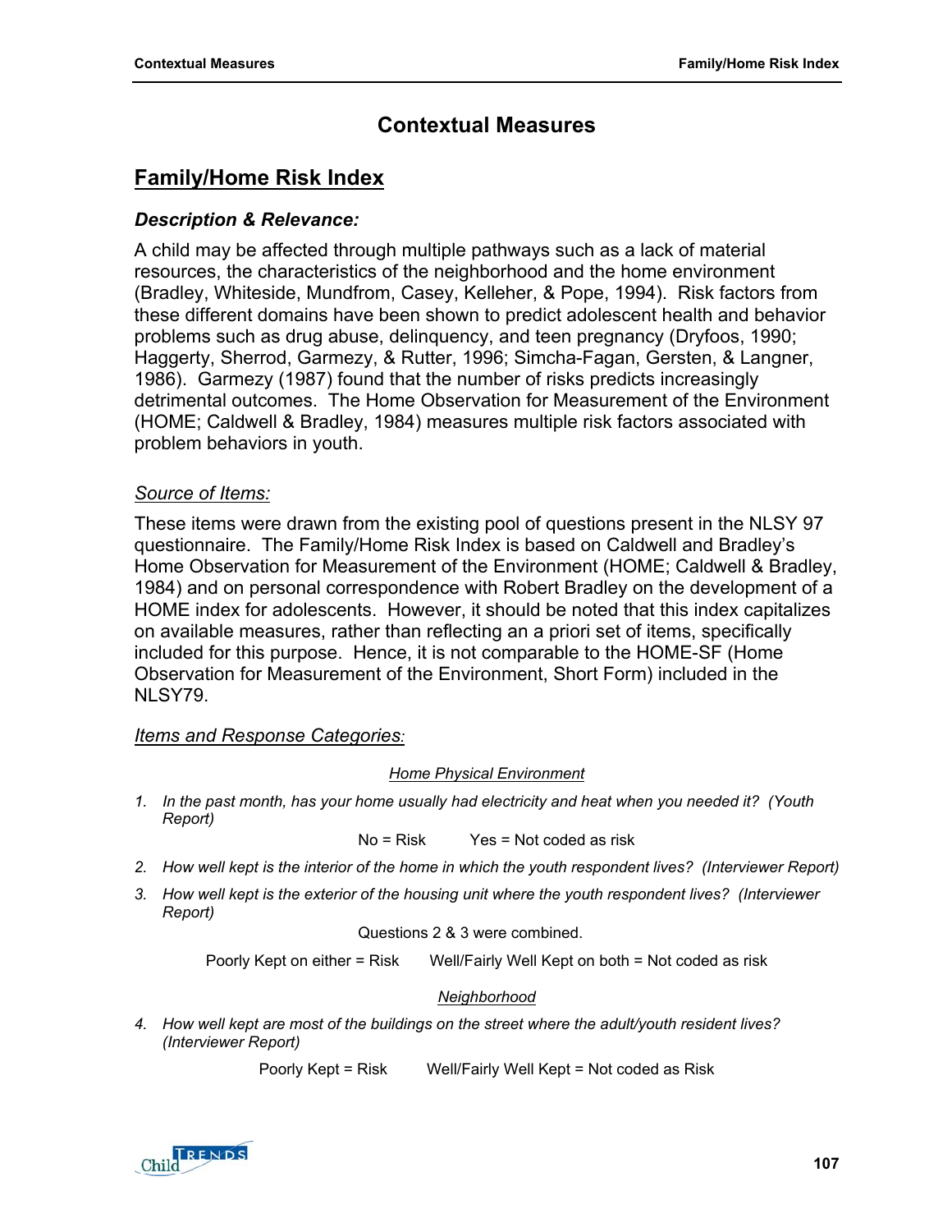# Contextual Measures

## Family/Home Risk Index

### *Description & Relevance:*

A child may be affected through multiple pathways such as a lack of material resources, the characteristics of the neighborhood and the home environment (Bradley, Whiteside, Mundfrom, Casey, Kelleher, & Pope, 1994). Risk factors from these different domains have been shown to predict adolescent health and behavior problems such as drug abuse, delinquency, and teen pregnancy (Dryfoos, 1990; Haggerty, Sherrod, Garmezy, & Rutter, 1996; Simcha-Fagan, Gersten, & Langner, 1986). Garmezy (1987) found that the number of risks predicts increasingly detrimental outcomes. The Home Observation for Measurement of the Environment (HOME; Caldwell & Bradley, 1984) measures multiple risk factors associated with problem behaviors in youth.

*Source of Items:*

These items were drawn from the existing pool of questions present in the NLSY 97 questionnaire. The Family/Home Risk Index is based on Caldwell and Bradley's Home Observation for Measurement of the Environment (HOME; Caldwell & Bradley, 1984) and on personal correspondence with Robert Bradley on the development of a HOME index for adolescents. However, it should be noted that this index capitalizes on available measures, rather than reflecting an a priori set of items, specifically included for this purpose. Hence, it is not comparable to the HOME-SF (Home Observation for Measurement of the Environment, Short Form) included in the NLSY79.

*Items and Response Categories:*

*Home Physical Environment*

1. *In the past month, has your home usually had electricity and heat when you needed it? (Youth Report)*

   No = Risk Yes = Not coded as risk

2. *How well kept is the interior of the home in which the youth respondent lives? (Interviewer Report)*
3. *How well kept is the exterior of the housing unit where the youth respondent lives? (Interviewer Report)*

   Questions 2 & 3 were combined.

   Poorly Kept on either = Risk Well/Fairly Well Kept on both = Not coded as risk

*Neighborhood*

4. *How well kept are most of the buildings on the street where the adult/youth resident lives? (Interviewer Report)*

   Poorly Kept = Risk Well/Fairly Well Kept = Not coded as Risk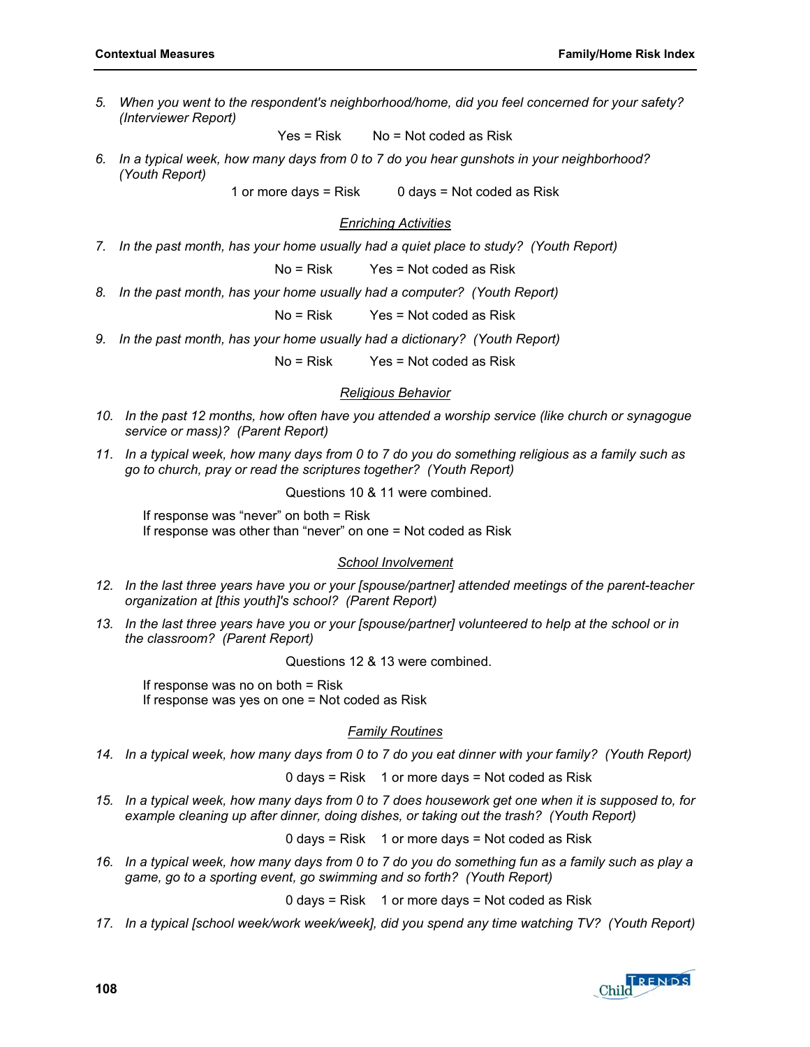5. *When you went to the respondent's neighborhood/home, did you feel concerned for your safety? (Interviewer Report)*

   Yes = Risk    No = Not coded as Risk

6. *In a typical week, how many days from 0 to 7 do you hear gunshots in your neighborhood? (Youth Report)*

   1 or more days = Risk    0 days = Not coded as Risk

<u>Enriching Activities</u>

7. *In the past month, has your home usually had a quiet place to study? (Youth Report)*

   No = Risk    Yes = Not coded as Risk

8. *In the past month, has your home usually had a computer? (Youth Report)*

   No = Risk    Yes = Not coded as Risk

9. *In the past month, has your home usually had a dictionary? (Youth Report)*

   No = Risk    Yes = Not coded as Risk

<u>Religious Behavior</u>

10. *In the past 12 months, how often have you attended a worship service (like church or synagogue service or mass)? (Parent Report)*

11. *In a typical week, how many days from 0 to 7 do you do something religious as a family such as go to church, pray or read the scriptures together? (Youth Report)*

    Questions 10 & 11 were combined.

    If response was "never" on both = Risk
    If response was other than "never" on one = Not coded as Risk

<u>School Involvement</u>

12. *In the last three years have you or your [spouse/partner] attended meetings of the parent-teacher organization at [this youth]'s school? (Parent Report)*

13. *In the last three years have you or your [spouse/partner] volunteered to help at the school or in the classroom? (Parent Report)*

    Questions 12 & 13 were combined.

    If response was no on both = Risk
    If response was yes on one = Not coded as Risk

<u>Family Routines</u>

14. *In a typical week, how many days from 0 to 7 do you eat dinner with your family? (Youth Report)*

    0 days = Risk    1 or more days = Not coded as Risk

15. *In a typical week, how many days from 0 to 7 does housework get one when it is supposed to, for example cleaning up after dinner, doing dishes, or taking out the trash? (Youth Report)*

    0 days = Risk    1 or more days = Not coded as Risk

16. *In a typical week, how many days from 0 to 7 do you do something fun as a family such as play a game, go to a sporting event, go swimming and so forth? (Youth Report)*

    0 days = Risk    1 or more days = Not coded as Risk

17. *In a typical [school week/work week/week], did you spend any time watching TV? (Youth Report)*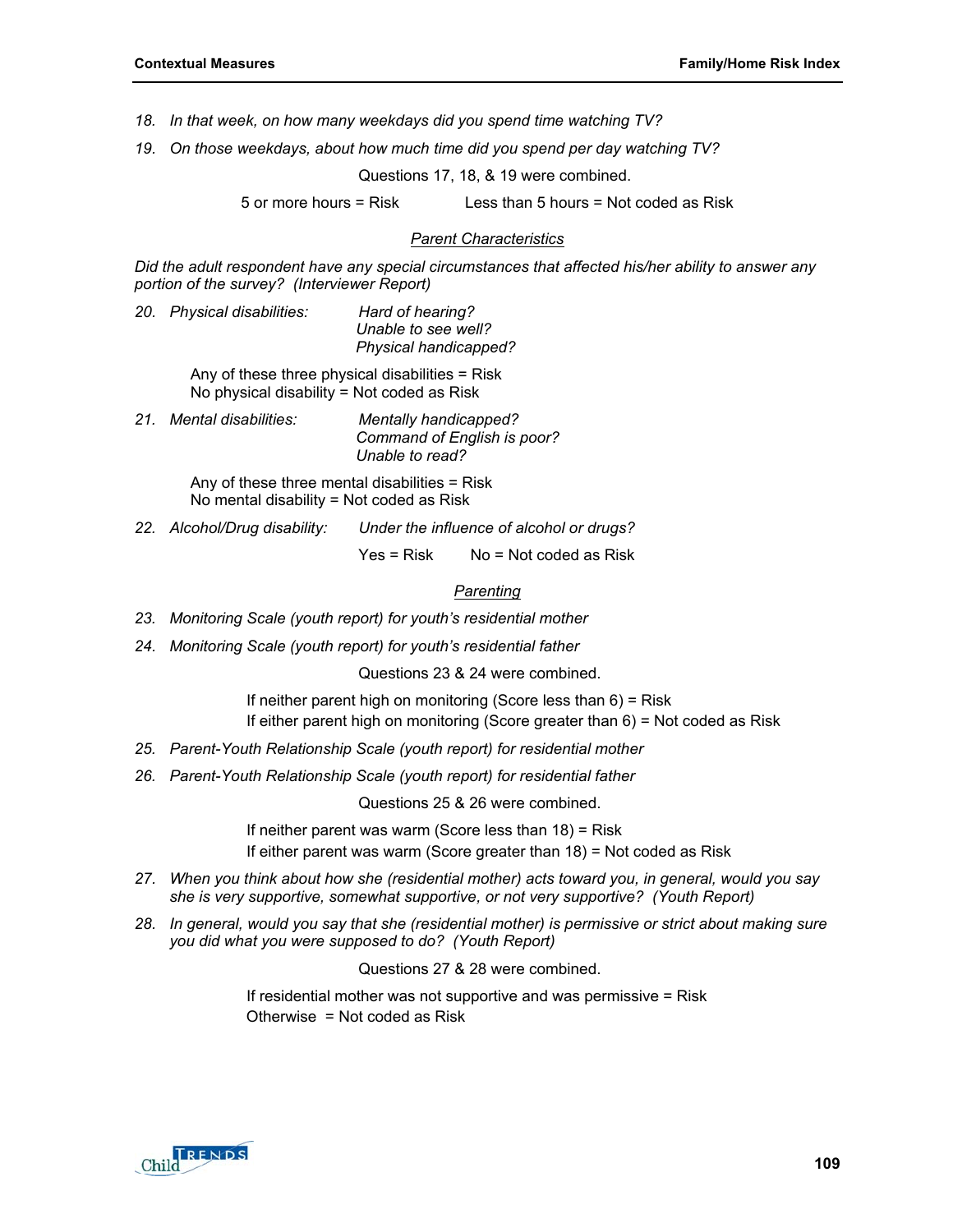18. *In that week, on how many weekdays did you spend time watching TV?*
19. *On those weekdays, about how much time did you spend per day watching TV?*

Questions 17, 18, & 19 were combined.

5 or more hours = Risk Less than 5 hours = Not coded as Risk

<u>Parent Characteristics</u>

*Did the adult respondent have any special circumstances that affected his/her ability to answer any portion of the survey? (Interviewer Report)*

20. *Physical disabilities:* *Hard of hearing?*
    *Unable to see well?*
    *Physical handicapped?*

    Any of these three physical disabilities = Risk
    No physical disability = Not coded as Risk

21. *Mental disabilities:* *Mentally handicapped?*
    *Command of English is poor?*
    *Unable to read?*

    Any of these three mental disabilities = Risk
    No mental disability = Not coded as Risk

22. *Alcohol/Drug disability:* *Under the influence of alcohol or drugs?*

    Yes = Risk No = Not coded as Risk

<u>Parenting</u>

23. *Monitoring Scale (youth report) for youth's residential mother*
24. *Monitoring Scale (youth report) for youth's residential father*

Questions 23 & 24 were combined.

If neither parent high on monitoring (Score less than 6) = Risk
If either parent high on monitoring (Score greater than 6) = Not coded as Risk

25. *Parent-Youth Relationship Scale (youth report) for residential mother*
26. *Parent-Youth Relationship Scale (youth report) for residential father*

Questions 25 & 26 were combined.

If neither parent was warm (Score less than 18) = Risk
If either parent was warm (Score greater than 18) = Not coded as Risk

27. *When you think about how she (residential mother) acts toward you, in general, would you say she is very supportive, somewhat supportive, or not very supportive? (Youth Report)*
28. *In general, would you say that she (residential mother) is permissive or strict about making sure you did what you were supposed to do? (Youth Report)*

Questions 27 & 28 were combined.

If residential mother was not supportive and was permissive = Risk
Otherwise = Not coded as Risk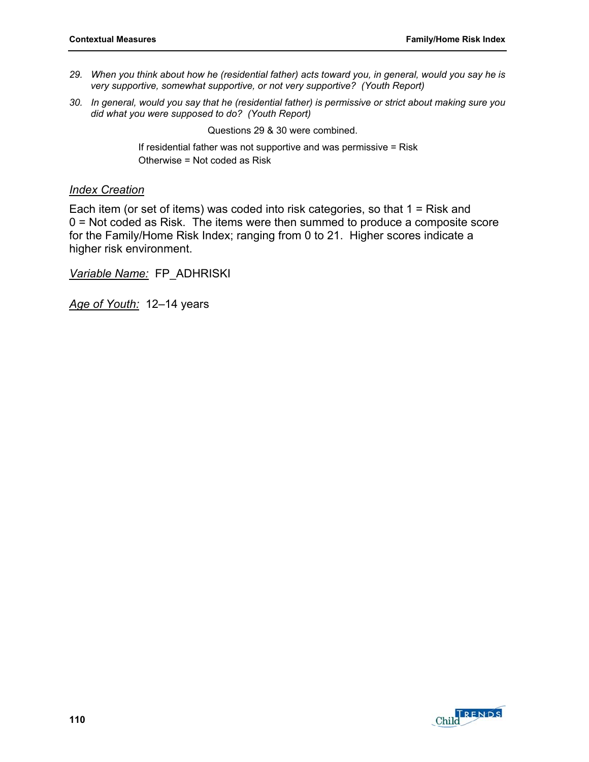29. *When you think about how he (residential father) acts toward you, in general, would you say he is very supportive, somewhat supportive, or not very supportive? (Youth Report)*
30. *In general, would you say that he (residential father) is permissive or strict about making sure you did what you were supposed to do? (Youth Report)*

Questions 29 & 30 were combined.

If residential father was not supportive and was permissive = Risk
Otherwise = Not coded as Risk

*Index Creation*

Each item (or set of items) was coded into risk categories, so that 1 = Risk and 0 = Not coded as Risk. The items were then summed to produce a composite score for the Family/Home Risk Index; ranging from 0 to 21. Higher scores indicate a higher risk environment.

*Variable Name:* FP_ADHRISKI

*Age of Youth:* 12–14 years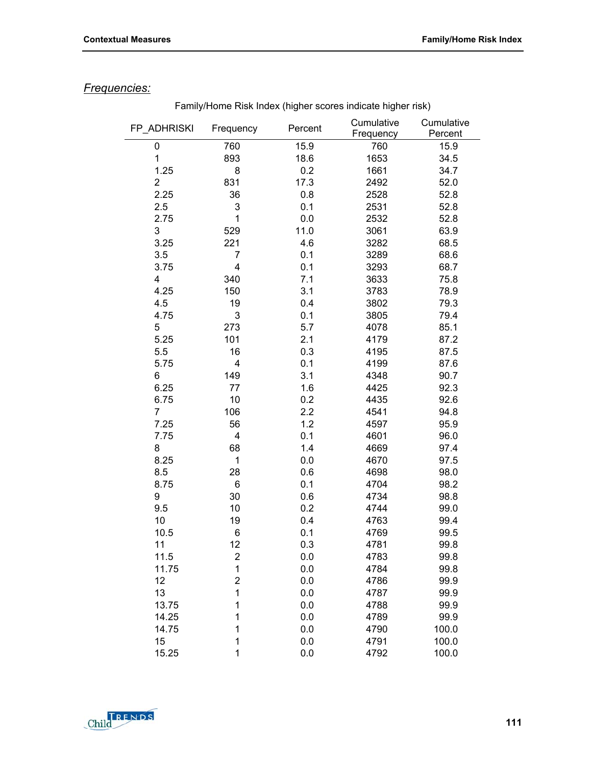*Frequencies:*

Family/Home Risk Index (higher scores indicate higher risk)

| FP_ADHRISKI | Frequency | Percent | Cumulative Frequency | Cumulative Percent |
|---|---|---|---|---|
| 0 | 760 | 15.9 | 760 | 15.9 |
| 1 | 893 | 18.6 | 1653 | 34.5 |
| 1.25 | 8 | 0.2 | 1661 | 34.7 |
| 2 | 831 | 17.3 | 2492 | 52.0 |
| 2.25 | 36 | 0.8 | 2528 | 52.8 |
| 2.5 | 3 | 0.1 | 2531 | 52.8 |
| 2.75 | 1 | 0.0 | 2532 | 52.8 |
| 3 | 529 | 11.0 | 3061 | 63.9 |
| 3.25 | 221 | 4.6 | 3282 | 68.5 |
| 3.5 | 7 | 0.1 | 3289 | 68.6 |
| 3.75 | 4 | 0.1 | 3293 | 68.7 |
| 4 | 340 | 7.1 | 3633 | 75.8 |
| 4.25 | 150 | 3.1 | 3783 | 78.9 |
| 4.5 | 19 | 0.4 | 3802 | 79.3 |
| 4.75 | 3 | 0.1 | 3805 | 79.4 |
| 5 | 273 | 5.7 | 4078 | 85.1 |
| 5.25 | 101 | 2.1 | 4179 | 87.2 |
| 5.5 | 16 | 0.3 | 4195 | 87.5 |
| 5.75 | 4 | 0.1 | 4199 | 87.6 |
| 6 | 149 | 3.1 | 4348 | 90.7 |
| 6.25 | 77 | 1.6 | 4425 | 92.3 |
| 6.75 | 10 | 0.2 | 4435 | 92.6 |
| 7 | 106 | 2.2 | 4541 | 94.8 |
| 7.25 | 56 | 1.2 | 4597 | 95.9 |
| 7.75 | 4 | 0.1 | 4601 | 96.0 |
| 8 | 68 | 1.4 | 4669 | 97.4 |
| 8.25 | 1 | 0.0 | 4670 | 97.5 |
| 8.5 | 28 | 0.6 | 4698 | 98.0 |
| 8.75 | 6 | 0.1 | 4704 | 98.2 |
| 9 | 30 | 0.6 | 4734 | 98.8 |
| 9.5 | 10 | 0.2 | 4744 | 99.0 |
| 10 | 19 | 0.4 | 4763 | 99.4 |
| 10.5 | 6 | 0.1 | 4769 | 99.5 |
| 11 | 12 | 0.3 | 4781 | 99.8 |
| 11.5 | 2 | 0.0 | 4783 | 99.8 |
| 11.75 | 1 | 0.0 | 4784 | 99.8 |
| 12 | 2 | 0.0 | 4786 | 99.9 |
| 13 | 1 | 0.0 | 4787 | 99.9 |
| 13.75 | 1 | 0.0 | 4788 | 99.9 |
| 14.25 | 1 | 0.0 | 4789 | 99.9 |
| 14.75 | 1 | 0.0 | 4790 | 100.0 |
| 15 | 1 | 0.0 | 4791 | 100.0 |
| 15.25 | 1 | 0.0 | 4792 | 100.0 |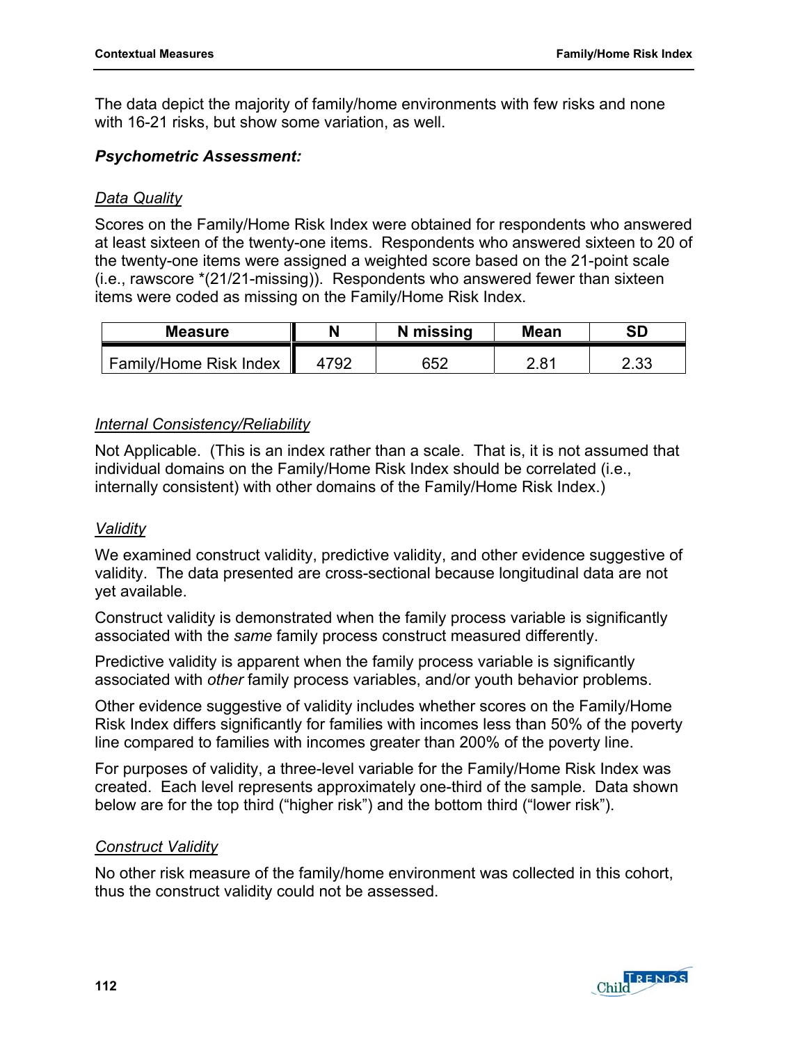The data depict the majority of family/home environments with few risks and none with 16-21 risks, but show some variation, as well.

***Psychometric Assessment:***

<u>Data Quality</u>

Scores on the Family/Home Risk Index were obtained for respondents who answered at least sixteen of the twenty-one items. Respondents who answered sixteen to 20 of the twenty-one items were assigned a weighted score based on the 21-point scale (i.e., rawscore *(21/21-missing)). Respondents who answered fewer than sixteen items were coded as missing on the Family/Home Risk Index.

| Measure | N | N missing | Mean | SD |
|---|---|---|---|---|
| Family/Home Risk Index | 4792 | 652 | 2.81 | 2.33 |

<u>Internal Consistency/Reliability</u>

Not Applicable. (This is an index rather than a scale. That is, it is not assumed that individual domains on the Family/Home Risk Index should be correlated (i.e., internally consistent) with other domains of the Family/Home Risk Index.)

<u>Validity</u>

We examined construct validity, predictive validity, and other evidence suggestive of validity. The data presented are cross-sectional because longitudinal data are not yet available.

Construct validity is demonstrated when the family process variable is significantly associated with the *same* family process construct measured differently.

Predictive validity is apparent when the family process variable is significantly associated with *other* family process variables, and/or youth behavior problems.

Other evidence suggestive of validity includes whether scores on the Family/Home Risk Index differs significantly for families with incomes less than 50% of the poverty line compared to families with incomes greater than 200% of the poverty line.

For purposes of validity, a three-level variable for the Family/Home Risk Index was created. Each level represents approximately one-third of the sample. Data shown below are for the top third ("higher risk") and the bottom third ("lower risk").

<u>Construct Validity</u>

No other risk measure of the family/home environment was collected in this cohort, thus the construct validity could not be assessed.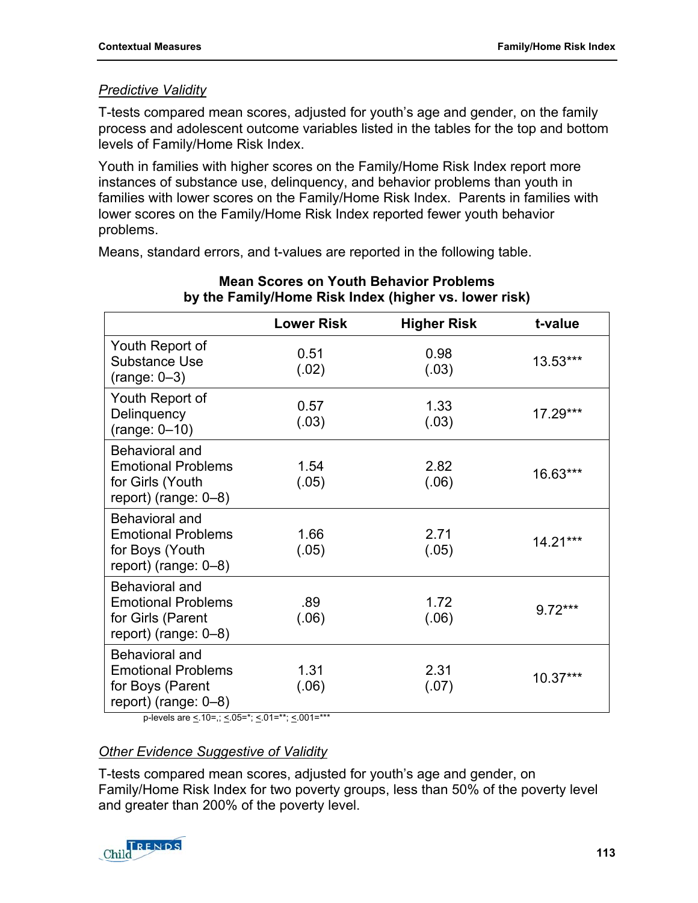*Predictive Validity*

T-tests compared mean scores, adjusted for youth's age and gender, on the family process and adolescent outcome variables listed in the tables for the top and bottom levels of Family/Home Risk Index.

Youth in families with higher scores on the Family/Home Risk Index report more instances of substance use, delinquency, and behavior problems than youth in families with lower scores on the Family/Home Risk Index. Parents in families with lower scores on the Family/Home Risk Index reported fewer youth behavior problems.

Means, standard errors, and t-values are reported in the following table.

**Mean Scores on Youth Behavior Problems by the Family/Home Risk Index (higher vs. lower risk)**

| | Lower Risk | Higher Risk | t-value |
|---|---|---|---|
| Youth Report of Substance Use (range: 0–3) | 0.51 (.02) | 0.98 (.03) | 13.53*** |
| Youth Report of Delinquency (range: 0–10) | 0.57 (.03) | 1.33 (.03) | 17.29*** |
| Behavioral and Emotional Problems for Girls (Youth report) (range: 0–8) | 1.54 (.05) | 2.82 (.06) | 16.63*** |
| Behavioral and Emotional Problems for Boys (Youth report) (range: 0–8) | 1.66 (.05) | 2.71 (.05) | 14.21*** |
| Behavioral and Emotional Problems for Girls (Parent report) (range: 0–8) | .89 (.06) | 1.72 (.06) | 9.72*** |
| Behavioral and Emotional Problems for Boys (Parent report) (range: 0–8) | 1.31 (.06) | 2.31 (.07) | 10.37*** |

p-levels are $\leq$.10=,; $\leq$.05=*; $\leq$.01=**; $\leq$.001=***

*Other Evidence Suggestive of Validity*

T-tests compared mean scores, adjusted for youth's age and gender, on Family/Home Risk Index for two poverty groups, less than 50% of the poverty level and greater than 200% of the poverty level.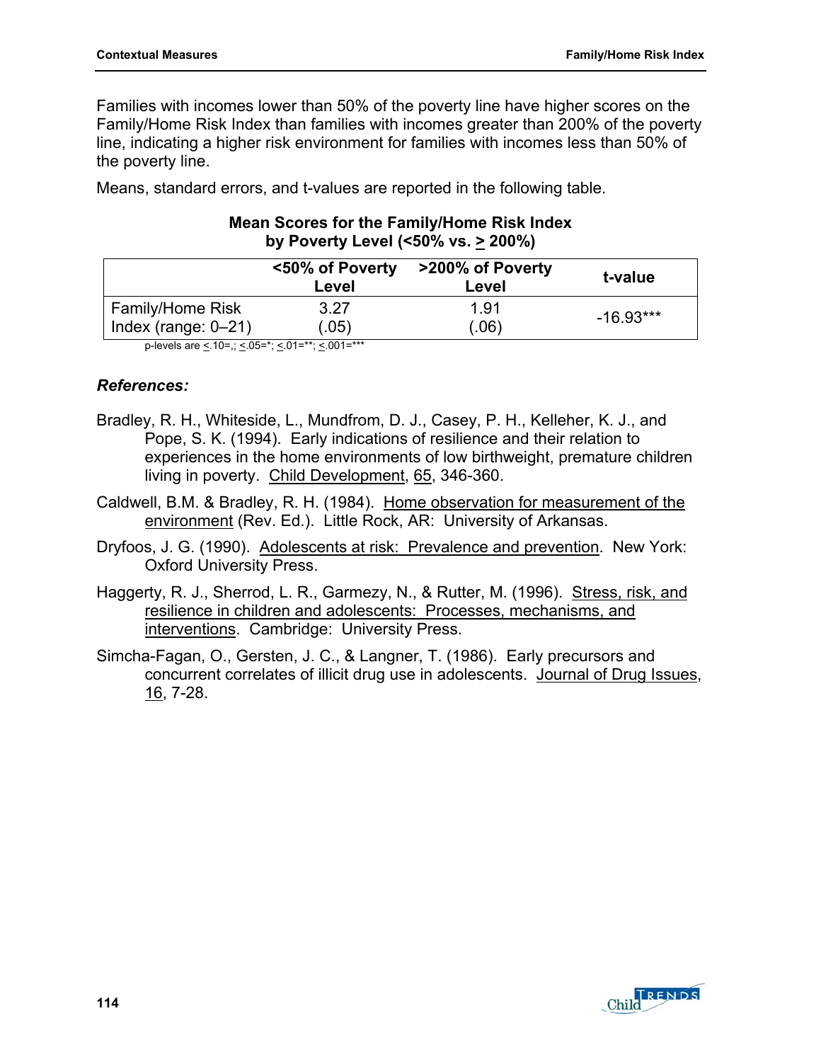Families with incomes lower than 50% of the poverty line have higher scores on the Family/Home Risk Index than families with incomes greater than 200% of the poverty line, indicating a higher risk environment for families with incomes less than 50% of the poverty line.

Means, standard errors, and t-values are reported in the following table.

**Mean Scores for the Family/Home Risk Index by Poverty Level (<50% vs. ≥ 200%)**

| | <50% of Poverty Level | >200% of Poverty Level | t-value |
|---|---|---|---|
| Family/Home Risk Index (range: 0–21) | 3.27 (.05) | 1.91 (.06) | -16.93*** |

p-levels are ≤.10=,; ≤.05=*; ≤.01=**; ≤.001=***

### *References:*

Bradley, R. H., Whiteside, L., Mundfrom, D. J., Casey, P. H., Kelleher, K. J., and Pope, S. K. (1994). Early indications of resilience and their relation to experiences in the home environments of low birthweight, premature children living in poverty. Child Development, 65, 346-360.

Caldwell, B.M. & Bradley, R. H. (1984). Home observation for measurement of the environment (Rev. Ed.). Little Rock, AR: University of Arkansas.

Dryfoos, J. G. (1990). Adolescents at risk: Prevalence and prevention. New York: Oxford University Press.

Haggerty, R. J., Sherrod, L. R., Garmezy, N., & Rutter, M. (1996). Stress, risk, and resilience in children and adolescents: Processes, mechanisms, and interventions. Cambridge: University Press.

Simcha-Fagan, O., Gersten, J. C., & Langner, T. (1986). Early precursors and concurrent correlates of illicit drug use in adolescents. Journal of Drug Issues, 16, 7-28.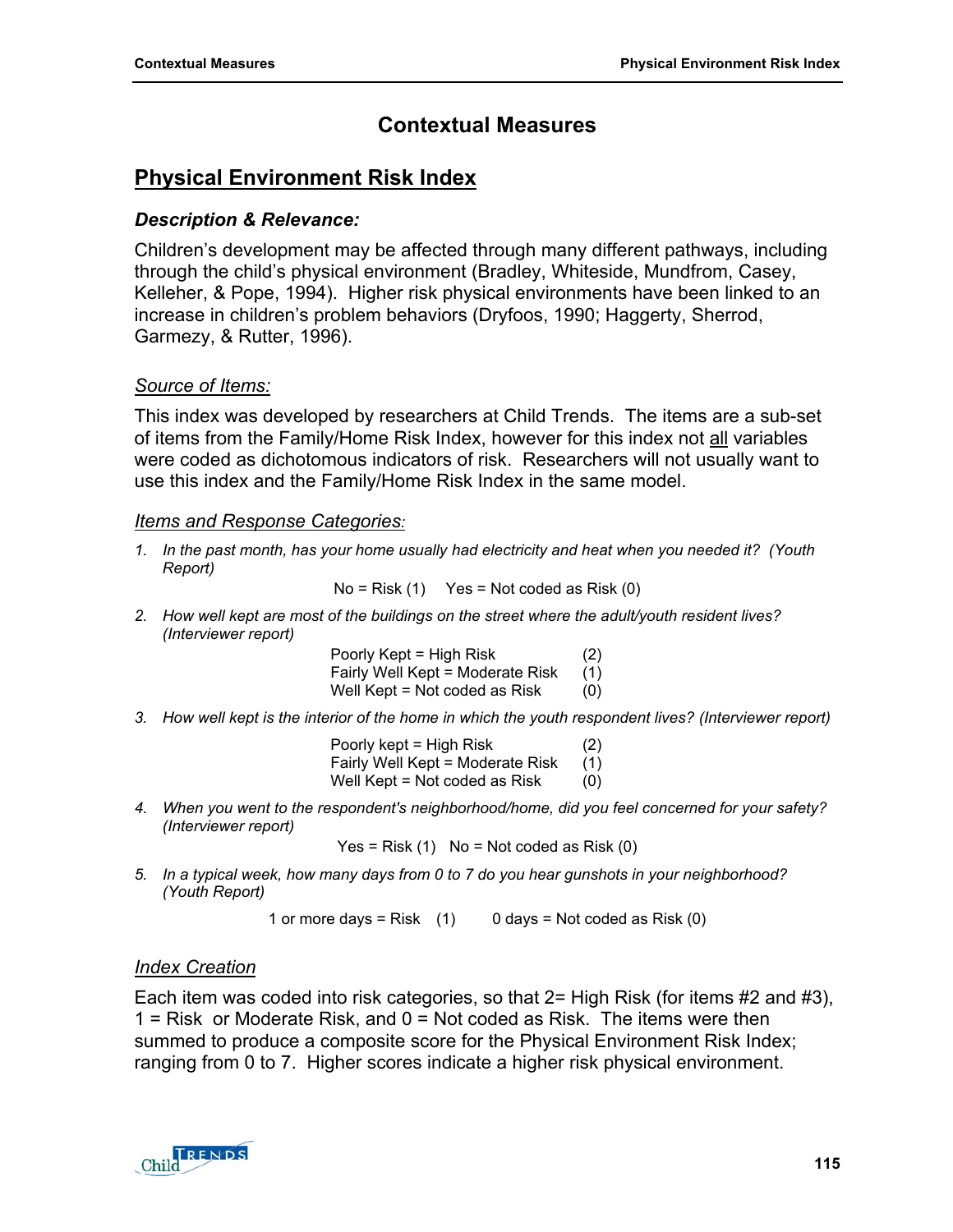# Contextual Measures

## Physical Environment Risk Index

### *Description & Relevance:*

Children's development may be affected through many different pathways, including through the child's physical environment (Bradley, Whiteside, Mundfrom, Casey, Kelleher, & Pope, 1994). Higher risk physical environments have been linked to an increase in children's problem behaviors (Dryfoos, 1990; Haggerty, Sherrod, Garmezy, & Rutter, 1996).

*Source of Items:*

This index was developed by researchers at Child Trends. The items are a sub-set of items from the Family/Home Risk Index, however for this index not all variables were coded as dichotomous indicators of risk. Researchers will not usually want to use this index and the Family/Home Risk Index in the same model.

*Items and Response Categories:*

1. *In the past month, has your home usually had electricity and heat when you needed it? (Youth Report)*

   No = Risk (1)  Yes = Not coded as Risk (0)

2. *How well kept are most of the buildings on the street where the adult/youth resident lives? (Interviewer report)*

   Poorly Kept = High Risk (2)
   Fairly Well Kept = Moderate Risk (1)
   Well Kept = Not coded as Risk (0)

3. *How well kept is the interior of the home in which the youth respondent lives? (Interviewer report)*

   Poorly kept = High Risk (2)
   Fairly Well Kept = Moderate Risk (1)
   Well Kept = Not coded as Risk (0)

4. *When you went to the respondent's neighborhood/home, did you feel concerned for your safety? (Interviewer report)*

   Yes = Risk (1)  No = Not coded as Risk (0)

5. *In a typical week, how many days from 0 to 7 do you hear gunshots in your neighborhood? (Youth Report)*

   1 or more days = Risk (1)  0 days = Not coded as Risk (0)

*Index Creation*

Each item was coded into risk categories, so that 2= High Risk (for items #2 and #3), 1 = Risk or Moderate Risk, and 0 = Not coded as Risk. The items were then summed to produce a composite score for the Physical Environment Risk Index; ranging from 0 to 7. Higher scores indicate a higher risk physical environment.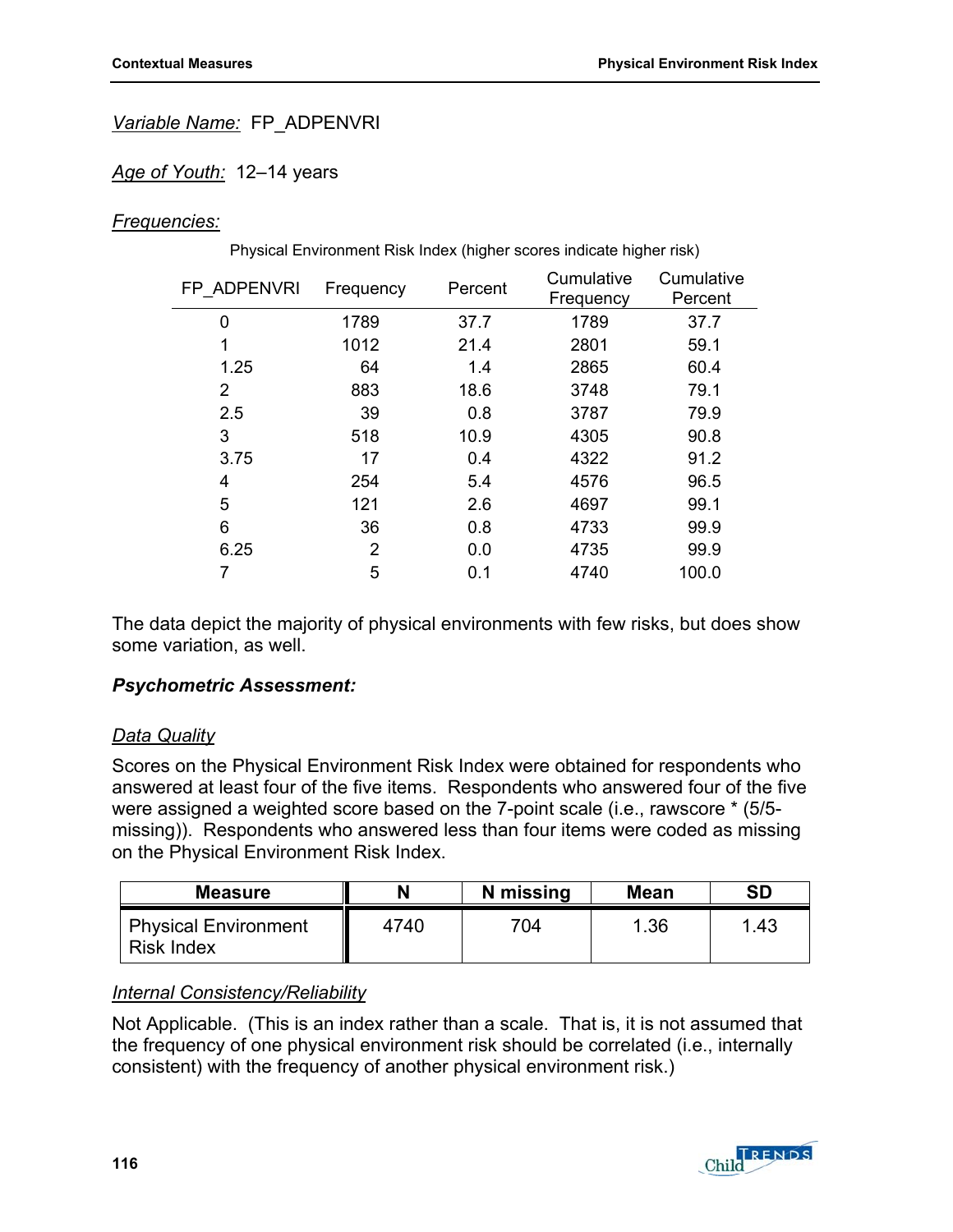*Variable Name:* FP_ADPENVRI

*Age of Youth:* 12–14 years

*Frequencies:*

Physical Environment Risk Index (higher scores indicate higher risk)

| FP_ADPENVRI | Frequency | Percent | Cumulative Frequency | Cumulative Percent |
|---|---|---|---|---|
| 0 | 1789 | 37.7 | 1789 | 37.7 |
| 1 | 1012 | 21.4 | 2801 | 59.1 |
| 1.25 | 64 | 1.4 | 2865 | 60.4 |
| 2 | 883 | 18.6 | 3748 | 79.1 |
| 2.5 | 39 | 0.8 | 3787 | 79.9 |
| 3 | 518 | 10.9 | 4305 | 90.8 |
| 3.75 | 17 | 0.4 | 4322 | 91.2 |
| 4 | 254 | 5.4 | 4576 | 96.5 |
| 5 | 121 | 2.6 | 4697 | 99.1 |
| 6 | 36 | 0.8 | 4733 | 99.9 |
| 6.25 | 2 | 0.0 | 4735 | 99.9 |
| 7 | 5 | 0.1 | 4740 | 100.0 |

The data depict the majority of physical environments with few risks, but does show some variation, as well.

***Psychometric Assessment:***

*Data Quality*

Scores on the Physical Environment Risk Index were obtained for respondents who answered at least four of the five items. Respondents who answered four of the five were assigned a weighted score based on the 7-point scale (i.e., rawscore * (5/5-missing)). Respondents who answered less than four items were coded as missing on the Physical Environment Risk Index.

| Measure | N | N missing | Mean | SD |
|---|---|---|---|---|
| Physical Environment Risk Index | 4740 | 704 | 1.36 | 1.43 |

*Internal Consistency/Reliability*

Not Applicable. (This is an index rather than a scale. That is, it is not assumed that the frequency of one physical environment risk should be correlated (i.e., internally consistent) with the frequency of another physical environment risk.)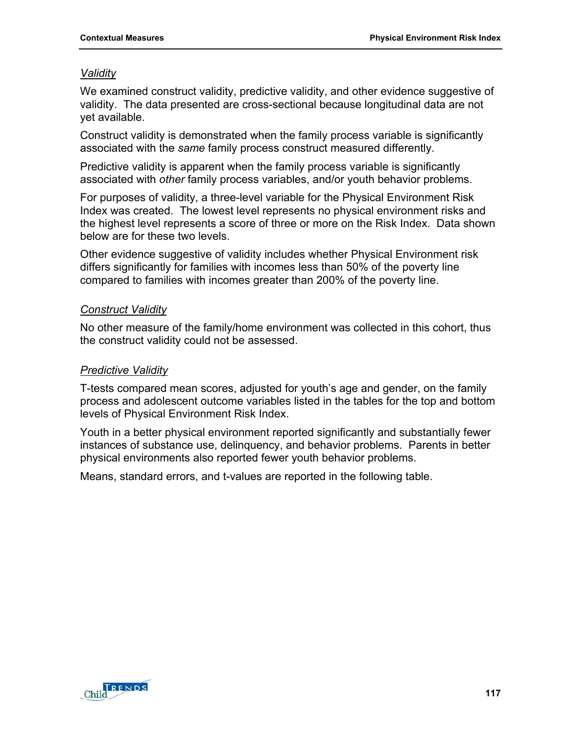*Validity*

We examined construct validity, predictive validity, and other evidence suggestive of validity. The data presented are cross-sectional because longitudinal data are not yet available.

Construct validity is demonstrated when the family process variable is significantly associated with the *same* family process construct measured differently.

Predictive validity is apparent when the family process variable is significantly associated with *other* family process variables, and/or youth behavior problems.

For purposes of validity, a three-level variable for the Physical Environment Risk Index was created. The lowest level represents no physical environment risks and the highest level represents a score of three or more on the Risk Index. Data shown below are for these two levels.

Other evidence suggestive of validity includes whether Physical Environment risk differs significantly for families with incomes less than 50% of the poverty line compared to families with incomes greater than 200% of the poverty line.

*Construct Validity*

No other measure of the family/home environment was collected in this cohort, thus the construct validity could not be assessed.

*Predictive Validity*

T-tests compared mean scores, adjusted for youth's age and gender, on the family process and adolescent outcome variables listed in the tables for the top and bottom levels of Physical Environment Risk Index.

Youth in a better physical environment reported significantly and substantially fewer instances of substance use, delinquency, and behavior problems. Parents in better physical environments also reported fewer youth behavior problems.

Means, standard errors, and t-values are reported in the following table.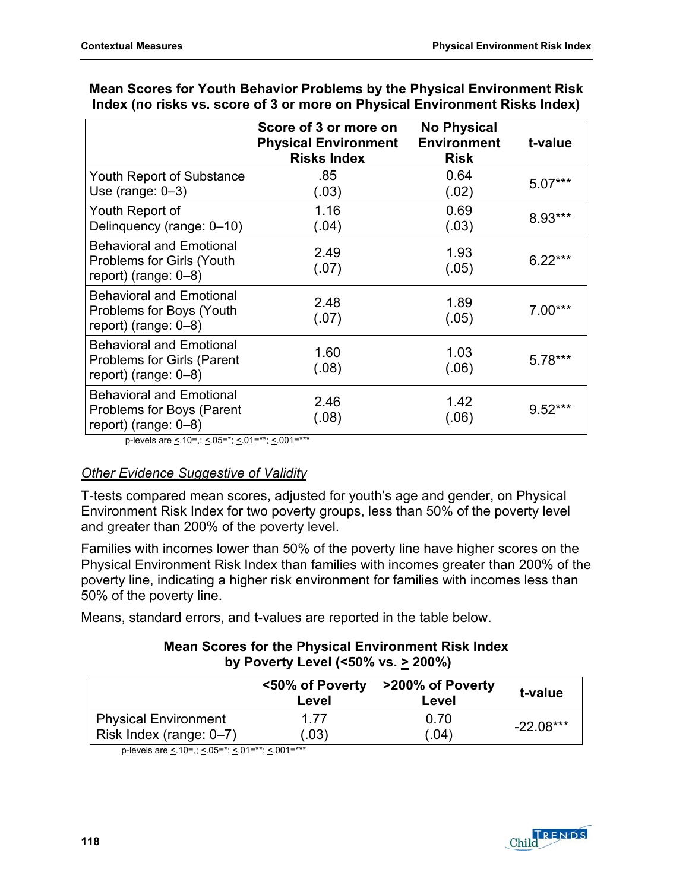**Mean Scores for Youth Behavior Problems by the Physical Environment Risk Index (no risks vs. score of 3 or more on Physical Environment Risks Index)**

| | Score of 3 or more on Physical Environment Risks Index | No Physical Environment Risk | t-value |
|---|---|---|---|
| Youth Report of Substance Use (range: 0–3) | .85 (.03) | 0.64 (.02) | 5.07*** |
| Youth Report of Delinquency (range: 0–10) | 1.16 (.04) | 0.69 (.03) | 8.93*** |
| Behavioral and Emotional Problems for Girls (Youth report) (range: 0–8) | 2.49 (.07) | 1.93 (.05) | 6.22*** |
| Behavioral and Emotional Problems for Boys (Youth report) (range: 0–8) | 2.48 (.07) | 1.89 (.05) | 7.00*** |
| Behavioral and Emotional Problems for Girls (Parent report) (range: 0–8) | 1.60 (.08) | 1.03 (.06) | 5.78*** |
| Behavioral and Emotional Problems for Boys (Parent report) (range: 0–8) | 2.46 (.08) | 1.42 (.06) | 9.52*** |

p-levels are ≤.10=,; ≤.05=*; ≤.01=**; ≤.001=***

*Other Evidence Suggestive of Validity*

T-tests compared mean scores, adjusted for youth's age and gender, on Physical Environment Risk Index for two poverty groups, less than 50% of the poverty level and greater than 200% of the poverty level.

Families with incomes lower than 50% of the poverty line have higher scores on the Physical Environment Risk Index than families with incomes greater than 200% of the poverty line, indicating a higher risk environment for families with incomes less than 50% of the poverty line.

Means, standard errors, and t-values are reported in the table below.

**Mean Scores for the Physical Environment Risk Index by Poverty Level (<50% vs. ≥ 200%)**

| | <50% of Poverty Level | >200% of Poverty Level | t-value |
|---|---|---|---|
| Physical Environment Risk Index (range: 0–7) | 1.77 (.03) | 0.70 (.04) | -22.08*** |

p-levels are ≤.10=,; ≤.05=*; ≤.01=**; ≤.001=***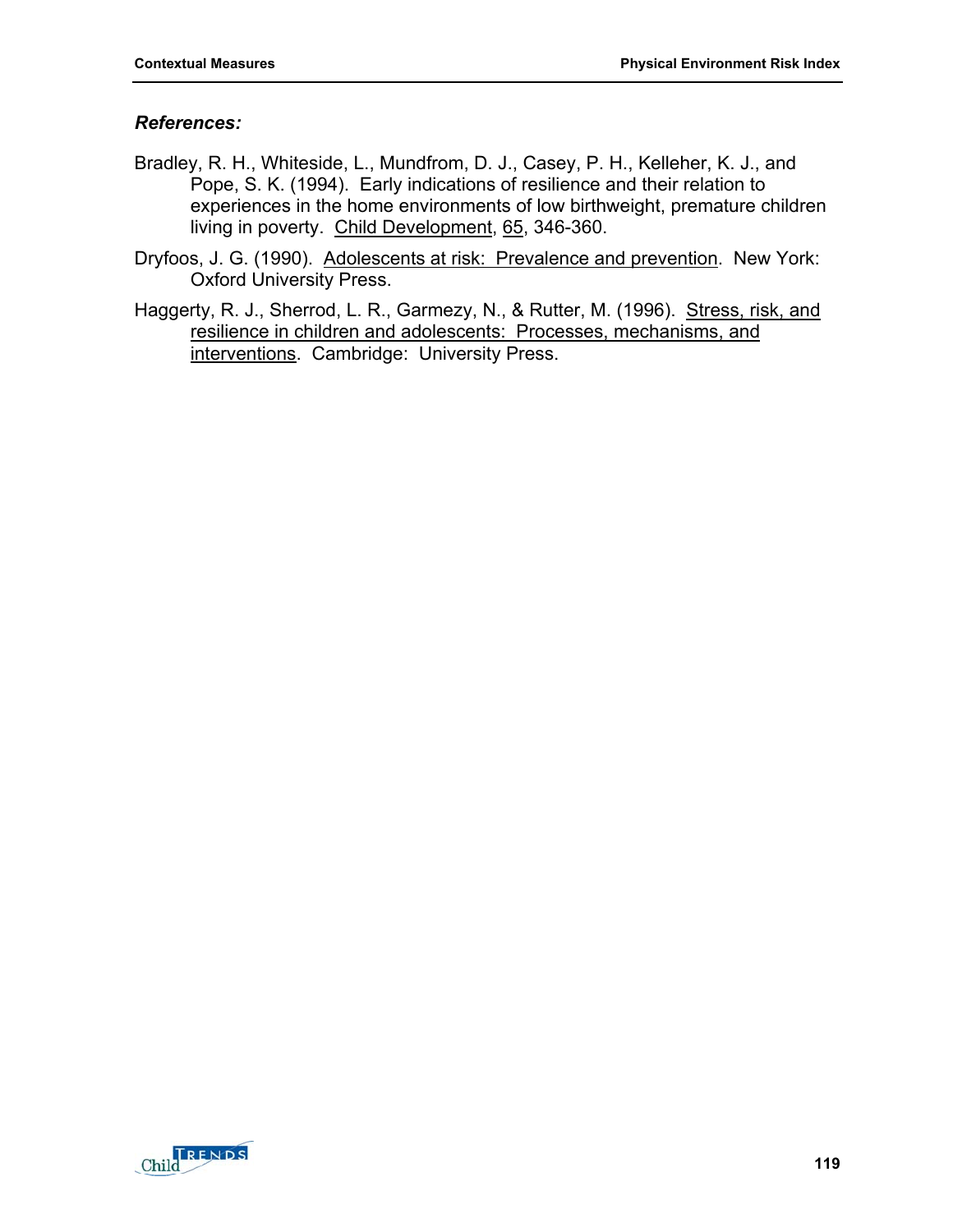***References:***

Bradley, R. H., Whiteside, L., Mundfrom, D. J., Casey, P. H., Kelleher, K. J., and Pope, S. K. (1994). Early indications of resilience and their relation to experiences in the home environments of low birthweight, premature children living in poverty. Child Development, 65, 346-360.

Dryfoos, J. G. (1990). Adolescents at risk: Prevalence and prevention. New York: Oxford University Press.

Haggerty, R. J., Sherrod, L. R., Garmezy, N., & Rutter, M. (1996). Stress, risk, and resilience in children and adolescents: Processes, mechanisms, and interventions. Cambridge: University Press.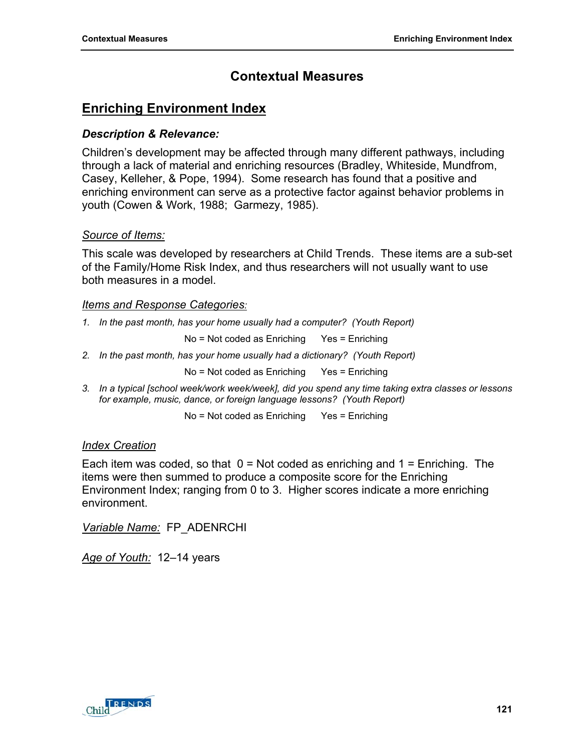# Contextual Measures

## Enriching Environment Index

### *Description & Relevance:*

Children's development may be affected through many different pathways, including through a lack of material and enriching resources (Bradley, Whiteside, Mundfrom, Casey, Kelleher, & Pope, 1994). Some research has found that a positive and enriching environment can serve as a protective factor against behavior problems in youth (Cowen & Work, 1988; Garmezy, 1985).

*Source of Items:*

This scale was developed by researchers at Child Trends. These items are a sub-set of the Family/Home Risk Index, and thus researchers will not usually want to use both measures in a model.

*Items and Response Categories:*

1. *In the past month, has your home usually had a computer? (Youth Report)*

   No = Not coded as Enriching    Yes = Enriching

2. *In the past month, has your home usually had a dictionary? (Youth Report)*

   No = Not coded as Enriching    Yes = Enriching

3. *In a typical [school week/work week/week], did you spend any time taking extra classes or lessons for example, music, dance, or foreign language lessons? (Youth Report)*

   No = Not coded as Enriching    Yes = Enriching

*Index Creation*

Each item was coded, so that 0 = Not coded as enriching and 1 = Enriching. The items were then summed to produce a composite score for the Enriching Environment Index; ranging from 0 to 3. Higher scores indicate a more enriching environment.

*Variable Name:* FP_ADENRCHI

*Age of Youth:* 12–14 years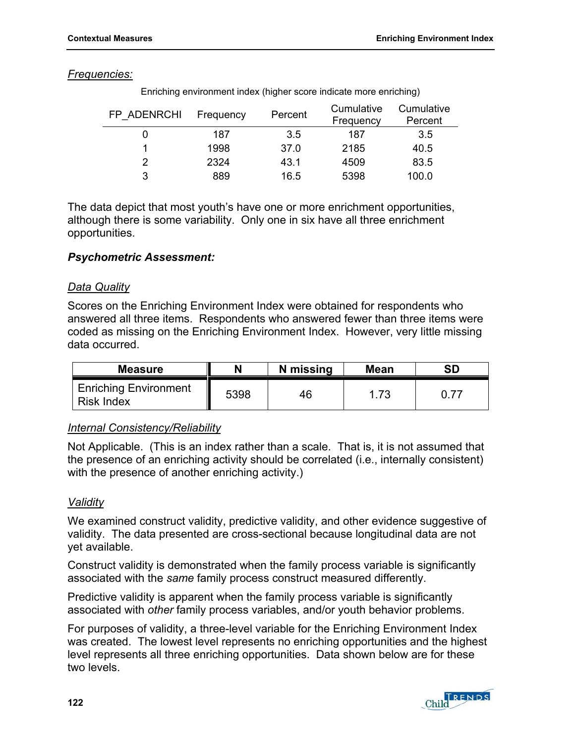*Frequencies:*

Enriching environment index (higher score indicate more enriching)

| FP_ADENRCHI | Frequency | Percent | Cumulative Frequency | Cumulative Percent |
|---|---|---|---|---|
| 0 | 187 | 3.5 | 187 | 3.5 |
| 1 | 1998 | 37.0 | 2185 | 40.5 |
| 2 | 2324 | 43.1 | 4509 | 83.5 |
| 3 | 889 | 16.5 | 5398 | 100.0 |

The data depict that most youth's have one or more enrichment opportunities, although there is some variability. Only one in six have all three enrichment opportunities.

***Psychometric Assessment:***

*Data Quality*

Scores on the Enriching Environment Index were obtained for respondents who answered all three items. Respondents who answered fewer than three items were coded as missing on the Enriching Environment Index. However, very little missing data occurred.

| Measure | N | N missing | Mean | SD |
|---|---|---|---|---|
| Enriching Environment Risk Index | 5398 | 46 | 1.73 | 0.77 |

*Internal Consistency/Reliability*

Not Applicable. (This is an index rather than a scale. That is, it is not assumed that the presence of an enriching activity should be correlated (i.e., internally consistent) with the presence of another enriching activity.)

*Validity*

We examined construct validity, predictive validity, and other evidence suggestive of validity. The data presented are cross-sectional because longitudinal data are not yet available.

Construct validity is demonstrated when the family process variable is significantly associated with the *same* family process construct measured differently.

Predictive validity is apparent when the family process variable is significantly associated with *other* family process variables, and/or youth behavior problems.

For purposes of validity, a three-level variable for the Enriching Environment Index was created. The lowest level represents no enriching opportunities and the highest level represents all three enriching opportunities. Data shown below are for these two levels.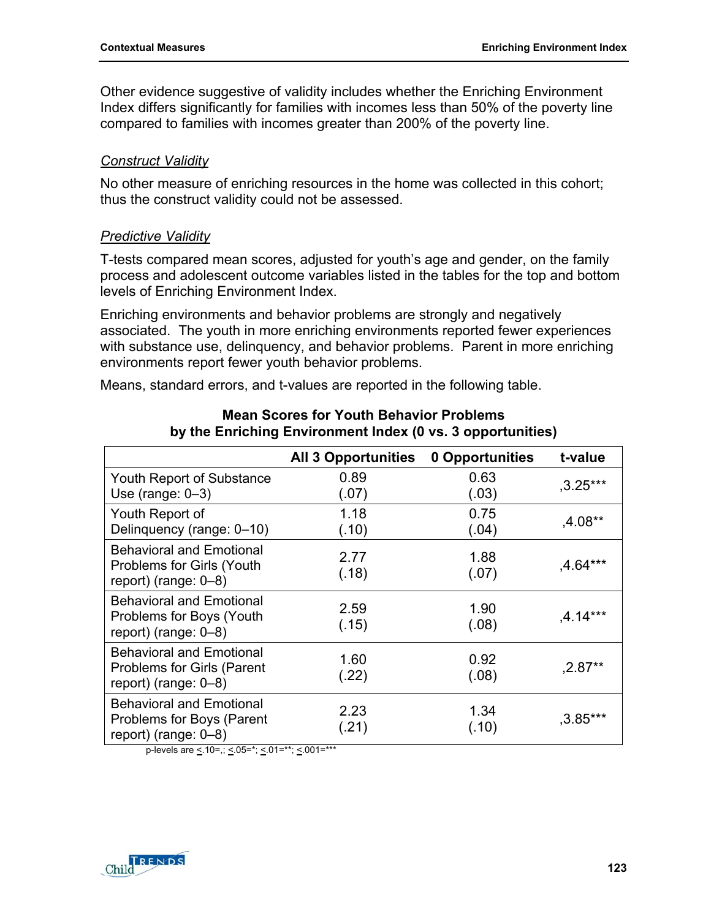Other evidence suggestive of validity includes whether the Enriching Environment Index differs significantly for families with incomes less than 50% of the poverty line compared to families with incomes greater than 200% of the poverty line.

*Construct Validity*

No other measure of enriching resources in the home was collected in this cohort; thus the construct validity could not be assessed.

*Predictive Validity*

T-tests compared mean scores, adjusted for youth's age and gender, on the family process and adolescent outcome variables listed in the tables for the top and bottom levels of Enriching Environment Index.

Enriching environments and behavior problems are strongly and negatively associated. The youth in more enriching environments reported fewer experiences with substance use, delinquency, and behavior problems. Parent in more enriching environments report fewer youth behavior problems.

Means, standard errors, and t-values are reported in the following table.

**Mean Scores for Youth Behavior Problems by the Enriching Environment Index (0 vs. 3 opportunities)**

| | All 3 Opportunities | 0 Opportunities | t-value |
|---|---|---|---|
| Youth Report of Substance Use (range: 0–3) | 0.89 (.07) | 0.63 (.03) | ,3.25*** |
| Youth Report of Delinquency (range: 0–10) | 1.18 (.10) | 0.75 (.04) | ,4.08** |
| Behavioral and Emotional Problems for Girls (Youth report) (range: 0–8) | 2.77 (.18) | 1.88 (.07) | ,4.64*** |
| Behavioral and Emotional Problems for Boys (Youth report) (range: 0–8) | 2.59 (.15) | 1.90 (.08) | ,4.14*** |
| Behavioral and Emotional Problems for Girls (Parent report) (range: 0–8) | 1.60 (.22) | 0.92 (.08) | ,2.87** |
| Behavioral and Emotional Problems for Boys (Parent report) (range: 0–8) | 2.23 (.21) | 1.34 (.10) | ,3.85*** |

p-levels are $\leq$.10=,; $\leq$.05=*; $\leq$.01=**; $\leq$.001=***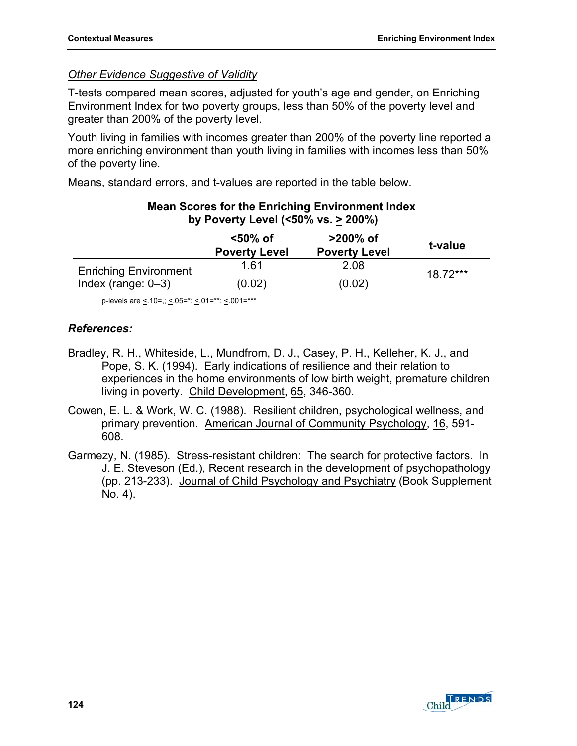*Other Evidence Suggestive of Validity*

T-tests compared mean scores, adjusted for youth's age and gender, on Enriching Environment Index for two poverty groups, less than 50% of the poverty level and greater than 200% of the poverty level.

Youth living in families with incomes greater than 200% of the poverty line reported a more enriching environment than youth living in families with incomes less than 50% of the poverty line.

Means, standard errors, and t-values are reported in the table below.

**Mean Scores for the Enriching Environment Index by Poverty Level (<50% vs. ≥ 200%)**

| | <50% of Poverty Level | >200% of Poverty Level | t-value |
|---|---|---|---|
| Enriching Environment Index (range: 0–3) | 1.61<br>(0.02) | 2.08<br>(0.02) | 18.72*** |

p-levels are ≤.10=,; ≤.05=*; ≤.01=**; ≤.001=***

### References:

Bradley, R. H., Whiteside, L., Mundfrom, D. J., Casey, P. H., Kelleher, K. J., and Pope, S. K. (1994). Early indications of resilience and their relation to experiences in the home environments of low birth weight, premature children living in poverty. Child Development, 65, 346-360.

Cowen, E. L. & Work, W. C. (1988). Resilient children, psychological wellness, and primary prevention. American Journal of Community Psychology, 16, 591-608.

Garmezy, N. (1985). Stress-resistant children: The search for protective factors. In J. E. Steveson (Ed.), Recent research in the development of psychopathology (pp. 213-233). Journal of Child Psychology and Psychiatry (Book Supplement No. 4).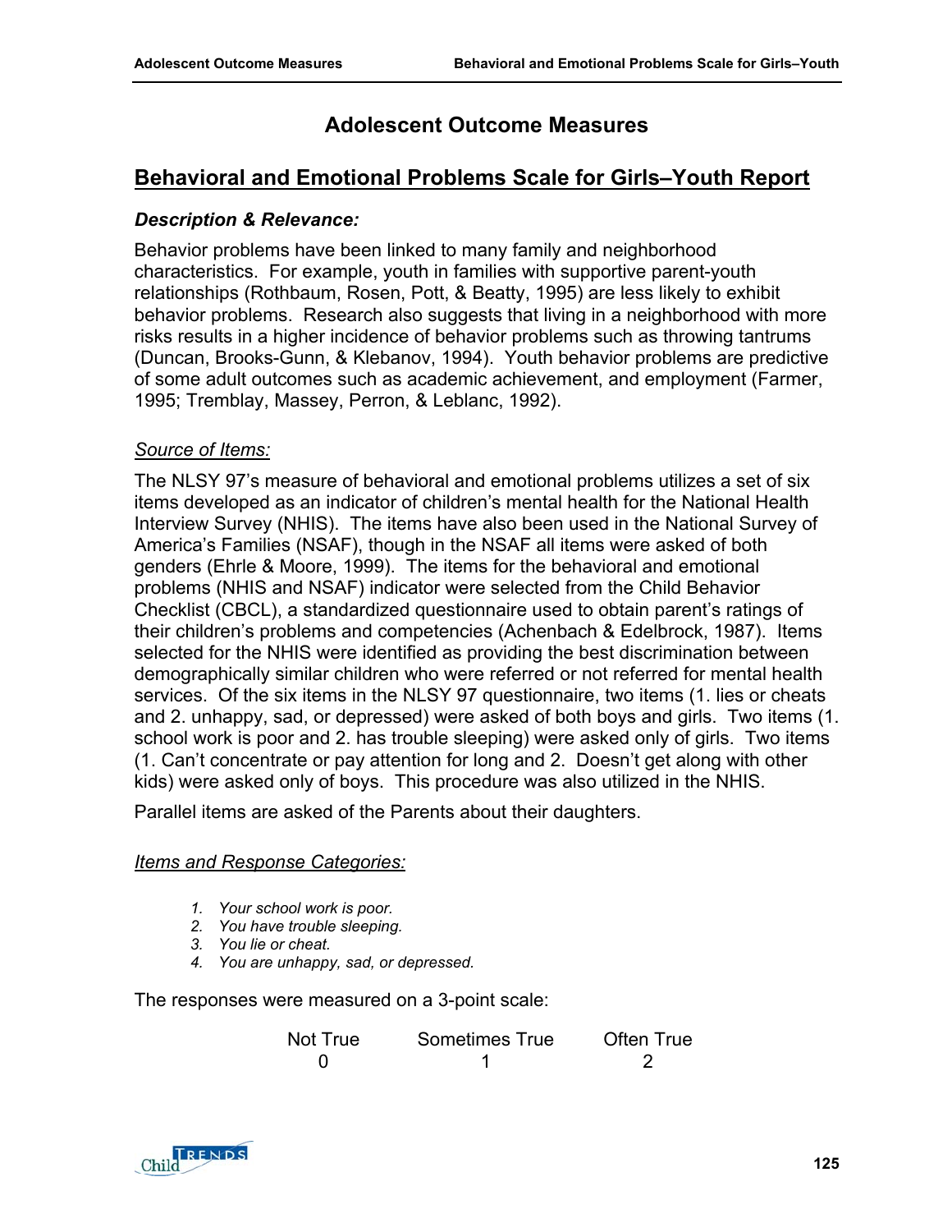# Adolescent Outcome Measures

## Behavioral and Emotional Problems Scale for Girls–Youth Report

### *Description & Relevance:*

Behavior problems have been linked to many family and neighborhood characteristics. For example, youth in families with supportive parent-youth relationships (Rothbaum, Rosen, Pott, & Beatty, 1995) are less likely to exhibit behavior problems. Research also suggests that living in a neighborhood with more risks results in a higher incidence of behavior problems such as throwing tantrums (Duncan, Brooks-Gunn, & Klebanov, 1994). Youth behavior problems are predictive of some adult outcomes such as academic achievement, and employment (Farmer, 1995; Tremblay, Massey, Perron, & Leblanc, 1992).

#### Source of Items:

The NLSY 97's measure of behavioral and emotional problems utilizes a set of six items developed as an indicator of children's mental health for the National Health Interview Survey (NHIS). The items have also been used in the National Survey of America's Families (NSAF), though in the NSAF all items were asked of both genders (Ehrle & Moore, 1999). The items for the behavioral and emotional problems (NHIS and NSAF) indicator were selected from the Child Behavior Checklist (CBCL), a standardized questionnaire used to obtain parent's ratings of their children's problems and competencies (Achenbach & Edelbrock, 1987). Items selected for the NHIS were identified as providing the best discrimination between demographically similar children who were referred or not referred for mental health services. Of the six items in the NLSY 97 questionnaire, two items (1. lies or cheats and 2. unhappy, sad, or depressed) were asked of both boys and girls. Two items (1. school work is poor and 2. has trouble sleeping) were asked only of girls. Two items (1. Can't concentrate or pay attention for long and 2. Doesn't get along with other kids) were asked only of boys. This procedure was also utilized in the NHIS.

Parallel items are asked of the Parents about their daughters.

#### Items and Response Categories:

1. *Your school work is poor.*
2. *You have trouble sleeping.*
3. *You lie or cheat.*
4. *You are unhappy, sad, or depressed.*

The responses were measured on a 3-point scale:

| Not True | Sometimes True | Often True |
|---|---|---|
| 0 | 1 | 2 |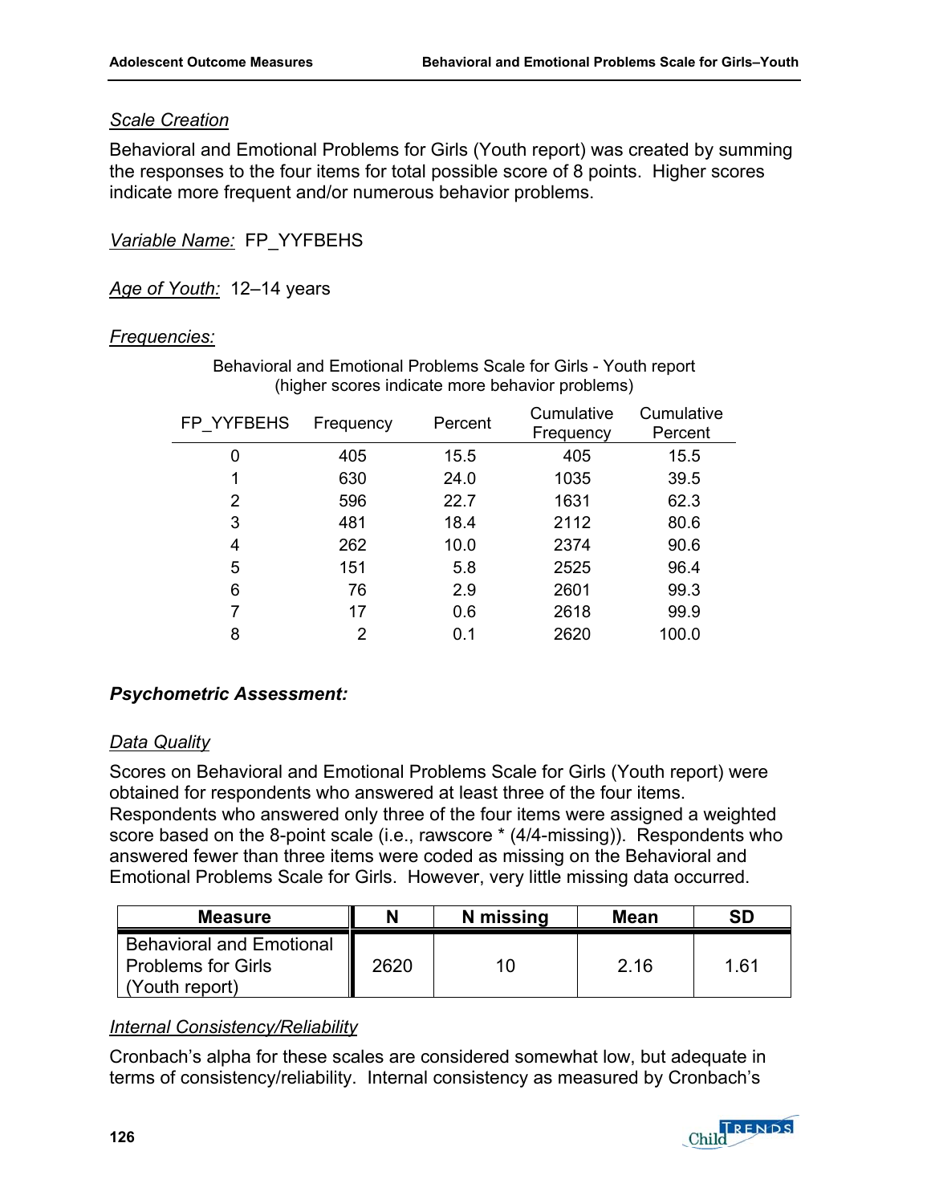*Scale Creation*

Behavioral and Emotional Problems for Girls (Youth report) was created by summing the responses to the four items for total possible score of 8 points. Higher scores indicate more frequent and/or numerous behavior problems.

*Variable Name:* FP_YYFBEHS

*Age of Youth:* 12–14 years

*Frequencies:*

Behavioral and Emotional Problems Scale for Girls - Youth report
(higher scores indicate more behavior problems)

| FP_YYFBEHS | Frequency | Percent | Cumulative Frequency | Cumulative Percent |
|---|---|---|---|---|
| 0 | 405 | 15.5 | 405 | 15.5 |
| 1 | 630 | 24.0 | 1035 | 39.5 |
| 2 | 596 | 22.7 | 1631 | 62.3 |
| 3 | 481 | 18.4 | 2112 | 80.6 |
| 4 | 262 | 10.0 | 2374 | 90.6 |
| 5 | 151 | 5.8 | 2525 | 96.4 |
| 6 | 76 | 2.9 | 2601 | 99.3 |
| 7 | 17 | 0.6 | 2618 | 99.9 |
| 8 | 2 | 0.1 | 2620 | 100.0 |

***Psychometric Assessment:***

*Data Quality*

Scores on Behavioral and Emotional Problems Scale for Girls (Youth report) were obtained for respondents who answered at least three of the four items. Respondents who answered only three of the four items were assigned a weighted score based on the 8-point scale (i.e., rawscore * (4/4-missing)). Respondents who answered fewer than three items were coded as missing on the Behavioral and Emotional Problems Scale for Girls. However, very little missing data occurred.

| Measure | N | N missing | Mean | SD |
|---|---|---|---|---|
| Behavioral and Emotional Problems for Girls (Youth report) | 2620 | 10 | 2.16 | 1.61 |

*Internal Consistency/Reliability*

Cronbach's alpha for these scales are considered somewhat low, but adequate in terms of consistency/reliability. Internal consistency as measured by Cronbach's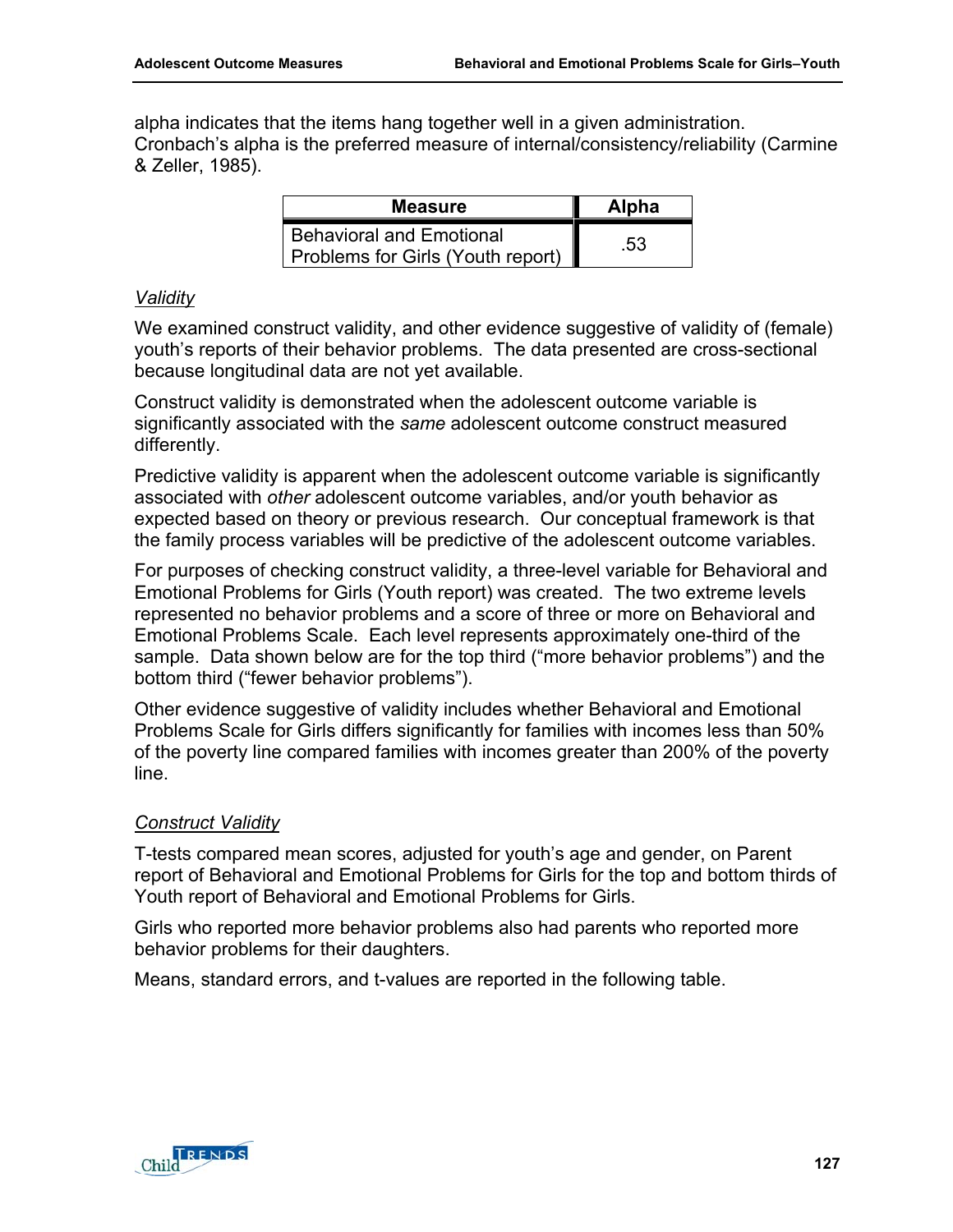alpha indicates that the items hang together well in a given administration. Cronbach's alpha is the preferred measure of internal/consistency/reliability (Carmine & Zeller, 1985).

| Measure | Alpha |
|---|---|
| Behavioral and Emotional Problems for Girls (Youth report) | .53 |

*Validity*

We examined construct validity, and other evidence suggestive of validity of (female) youth's reports of their behavior problems. The data presented are cross-sectional because longitudinal data are not yet available.

Construct validity is demonstrated when the adolescent outcome variable is significantly associated with the *same* adolescent outcome construct measured differently.

Predictive validity is apparent when the adolescent outcome variable is significantly associated with *other* adolescent outcome variables, and/or youth behavior as expected based on theory or previous research. Our conceptual framework is that the family process variables will be predictive of the adolescent outcome variables.

For purposes of checking construct validity, a three-level variable for Behavioral and Emotional Problems for Girls (Youth report) was created. The two extreme levels represented no behavior problems and a score of three or more on Behavioral and Emotional Problems Scale. Each level represents approximately one-third of the sample. Data shown below are for the top third ("more behavior problems") and the bottom third ("fewer behavior problems").

Other evidence suggestive of validity includes whether Behavioral and Emotional Problems Scale for Girls differs significantly for families with incomes less than 50% of the poverty line compared families with incomes greater than 200% of the poverty line.

*Construct Validity*

T-tests compared mean scores, adjusted for youth's age and gender, on Parent report of Behavioral and Emotional Problems for Girls for the top and bottom thirds of Youth report of Behavioral and Emotional Problems for Girls.

Girls who reported more behavior problems also had parents who reported more behavior problems for their daughters.

Means, standard errors, and t-values are reported in the following table.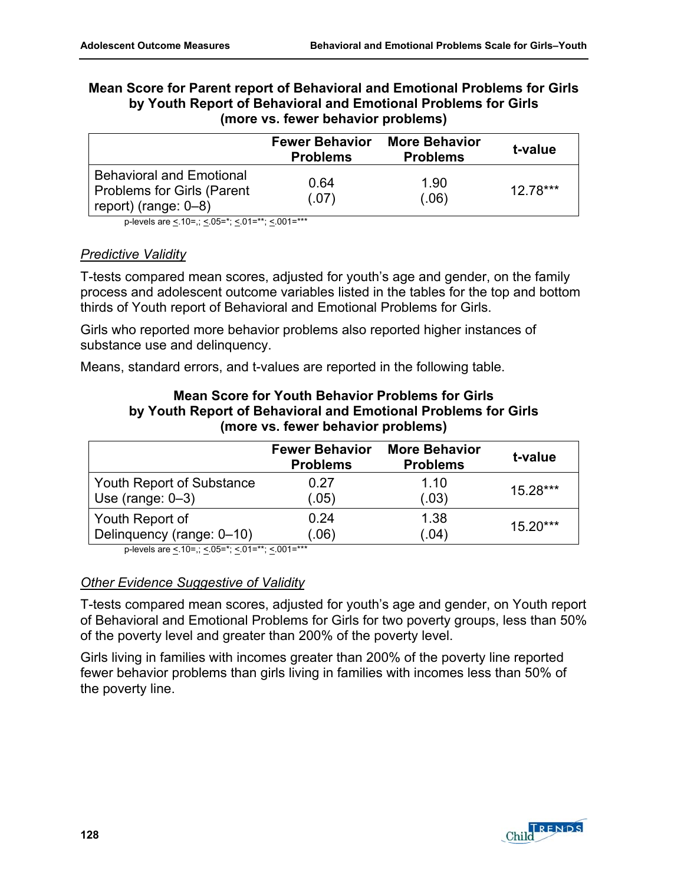**Mean Score for Parent report of Behavioral and Emotional Problems for Girls by Youth Report of Behavioral and Emotional Problems for Girls (more vs. fewer behavior problems)**

| | Fewer Behavior Problems | More Behavior Problems | t-value |
|---|---|---|---|
| Behavioral and Emotional Problems for Girls (Parent report) (range: 0–8) | 0.64 (.07) | 1.90 (.06) | 12.78*** |

p-levels are <.10=,; <.05=*; <.01=**; <.001=***

*Predictive Validity*

T-tests compared mean scores, adjusted for youth's age and gender, on the family process and adolescent outcome variables listed in the tables for the top and bottom thirds of Youth report of Behavioral and Emotional Problems for Girls.

Girls who reported more behavior problems also reported higher instances of substance use and delinquency.

Means, standard errors, and t-values are reported in the following table.

**Mean Score for Youth Behavior Problems for Girls by Youth Report of Behavioral and Emotional Problems for Girls (more vs. fewer behavior problems)**

| | Fewer Behavior Problems | More Behavior Problems | t-value |
|---|---|---|---|
| Youth Report of Substance Use (range: 0–3) | 0.27 (.05) | 1.10 (.03) | 15.28*** |
| Youth Report of Delinquency (range: 0–10) | 0.24 (.06) | 1.38 (.04) | 15.20*** |

p-levels are <.10=,; <.05=*; <.01=**; <.001=***

*Other Evidence Suggestive of Validity*

T-tests compared mean scores, adjusted for youth's age and gender, on Youth report of Behavioral and Emotional Problems for Girls for two poverty groups, less than 50% of the poverty level and greater than 200% of the poverty level.

Girls living in families with incomes greater than 200% of the poverty line reported fewer behavior problems than girls living in families with incomes less than 50% of the poverty line.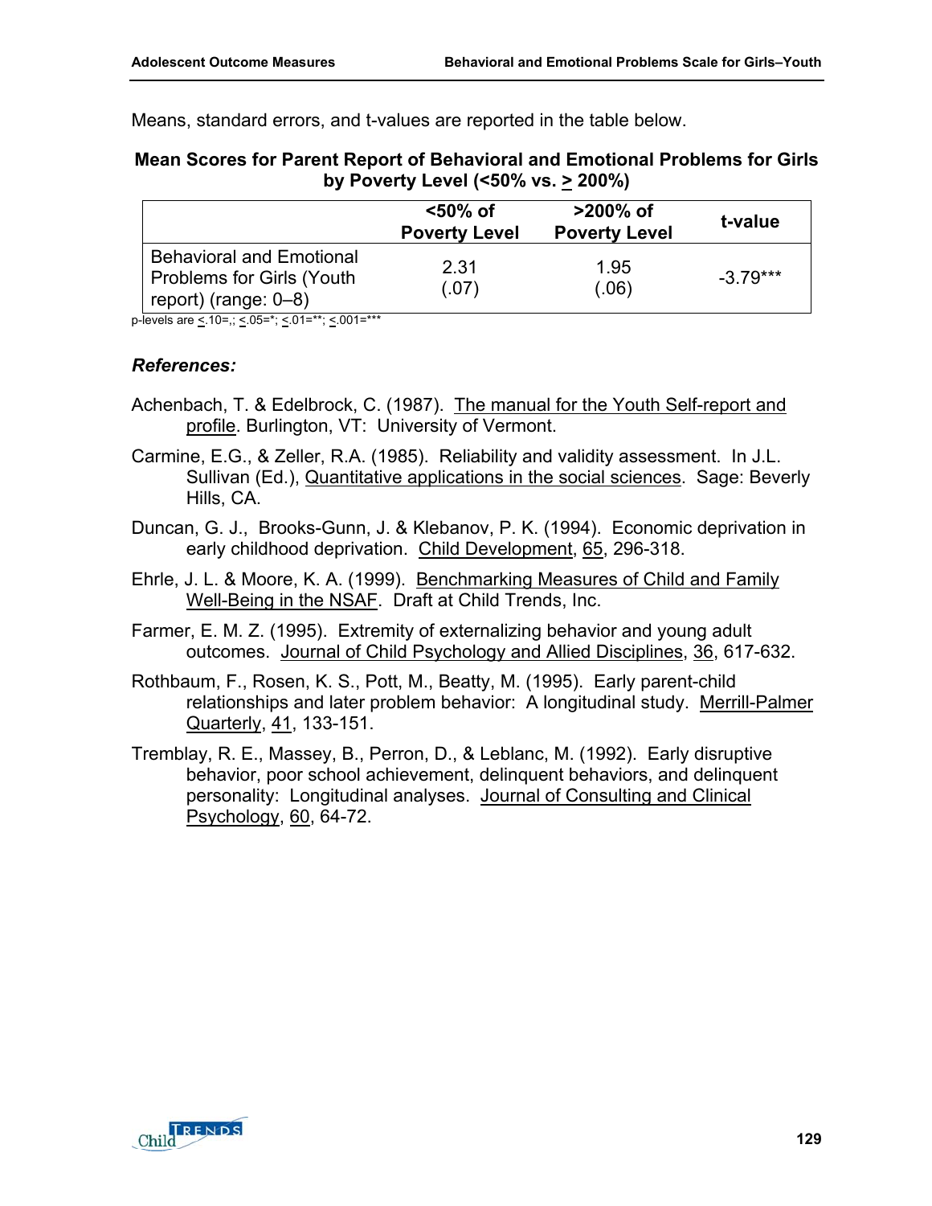Means, standard errors, and t-values are reported in the table below.

**Mean Scores for Parent Report of Behavioral and Emotional Problems for Girls by Poverty Level (<50% vs. ≥ 200%)**

| | <50% of Poverty Level | >200% of Poverty Level | t-value |
|---|---|---|---|
| Behavioral and Emotional Problems for Girls (Youth report) (range: 0–8) | 2.31 (.07) | 1.95 (.06) | -3.79*** |

p-levels are ≤.10=,; ≤.05=*; ≤.01=**; ≤.001=***

### *References:*

Achenbach, T. & Edelbrock, C. (1987). The manual for the Youth Self-report and profile. Burlington, VT: University of Vermont.

Carmine, E.G., & Zeller, R.A. (1985). Reliability and validity assessment. In J.L. Sullivan (Ed.), Quantitative applications in the social sciences. Sage: Beverly Hills, CA.

Duncan, G. J., Brooks-Gunn, J. & Klebanov, P. K. (1994). Economic deprivation in early childhood deprivation. Child Development, 65, 296-318.

Ehrle, J. L. & Moore, K. A. (1999). Benchmarking Measures of Child and Family Well-Being in the NSAF. Draft at Child Trends, Inc.

Farmer, E. M. Z. (1995). Extremity of externalizing behavior and young adult outcomes. Journal of Child Psychology and Allied Disciplines, 36, 617-632.

Rothbaum, F., Rosen, K. S., Pott, M., Beatty, M. (1995). Early parent-child relationships and later problem behavior: A longitudinal study. Merrill-Palmer Quarterly, 41, 133-151.

Tremblay, R. E., Massey, B., Perron, D., & Leblanc, M. (1992). Early disruptive behavior, poor school achievement, delinquent behaviors, and delinquent personality: Longitudinal analyses. Journal of Consulting and Clinical Psychology, 60, 64-72.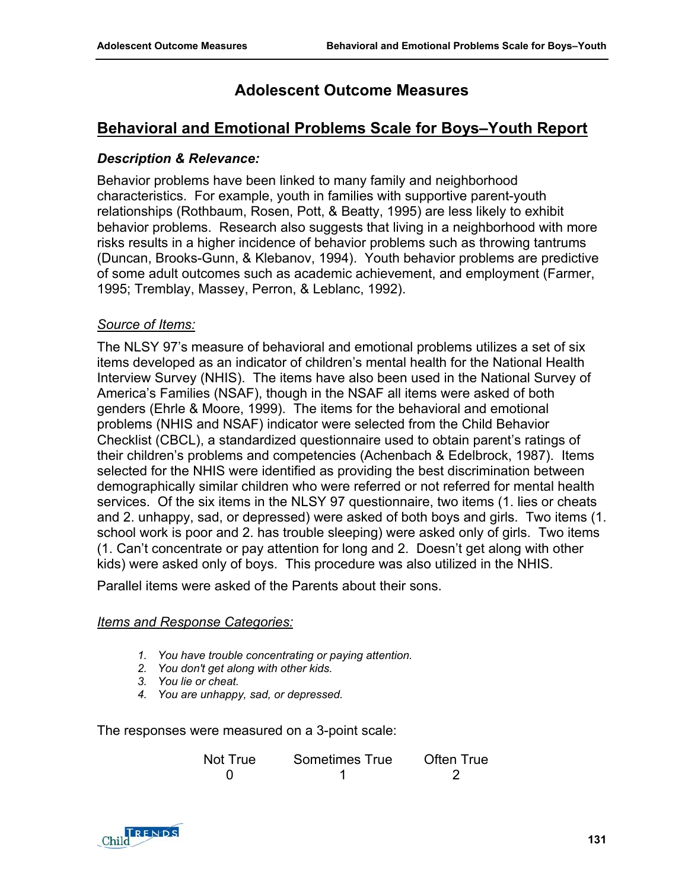# Adolescent Outcome Measures

## Behavioral and Emotional Problems Scale for Boys–Youth Report

### *Description & Relevance:*

Behavior problems have been linked to many family and neighborhood characteristics. For example, youth in families with supportive parent-youth relationships (Rothbaum, Rosen, Pott, & Beatty, 1995) are less likely to exhibit behavior problems. Research also suggests that living in a neighborhood with more risks results in a higher incidence of behavior problems such as throwing tantrums (Duncan, Brooks-Gunn, & Klebanov, 1994). Youth behavior problems are predictive of some adult outcomes such as academic achievement, and employment (Farmer, 1995; Tremblay, Massey, Perron, & Leblanc, 1992).

Source of Items:

The NLSY 97's measure of behavioral and emotional problems utilizes a set of six items developed as an indicator of children's mental health for the National Health Interview Survey (NHIS). The items have also been used in the National Survey of America's Families (NSAF), though in the NSAF all items were asked of both genders (Ehrle & Moore, 1999). The items for the behavioral and emotional problems (NHIS and NSAF) indicator were selected from the Child Behavior Checklist (CBCL), a standardized questionnaire used to obtain parent's ratings of their children's problems and competencies (Achenbach & Edelbrock, 1987). Items selected for the NHIS were identified as providing the best discrimination between demographically similar children who were referred or not referred for mental health services. Of the six items in the NLSY 97 questionnaire, two items (1. lies or cheats and 2. unhappy, sad, or depressed) were asked of both boys and girls. Two items (1. school work is poor and 2. has trouble sleeping) were asked only of girls. Two items (1. Can't concentrate or pay attention for long and 2. Doesn't get along with other kids) were asked only of boys. This procedure was also utilized in the NHIS.

Parallel items were asked of the Parents about their sons.

Items and Response Categories:

1. *You have trouble concentrating or paying attention.*
2. *You don't get along with other kids.*
3. *You lie or cheat.*
4. *You are unhappy, sad, or depressed.*

The responses were measured on a 3-point scale:

| Not True | Sometimes True | Often True |
|---|---|---|
| 0 | 1 | 2 |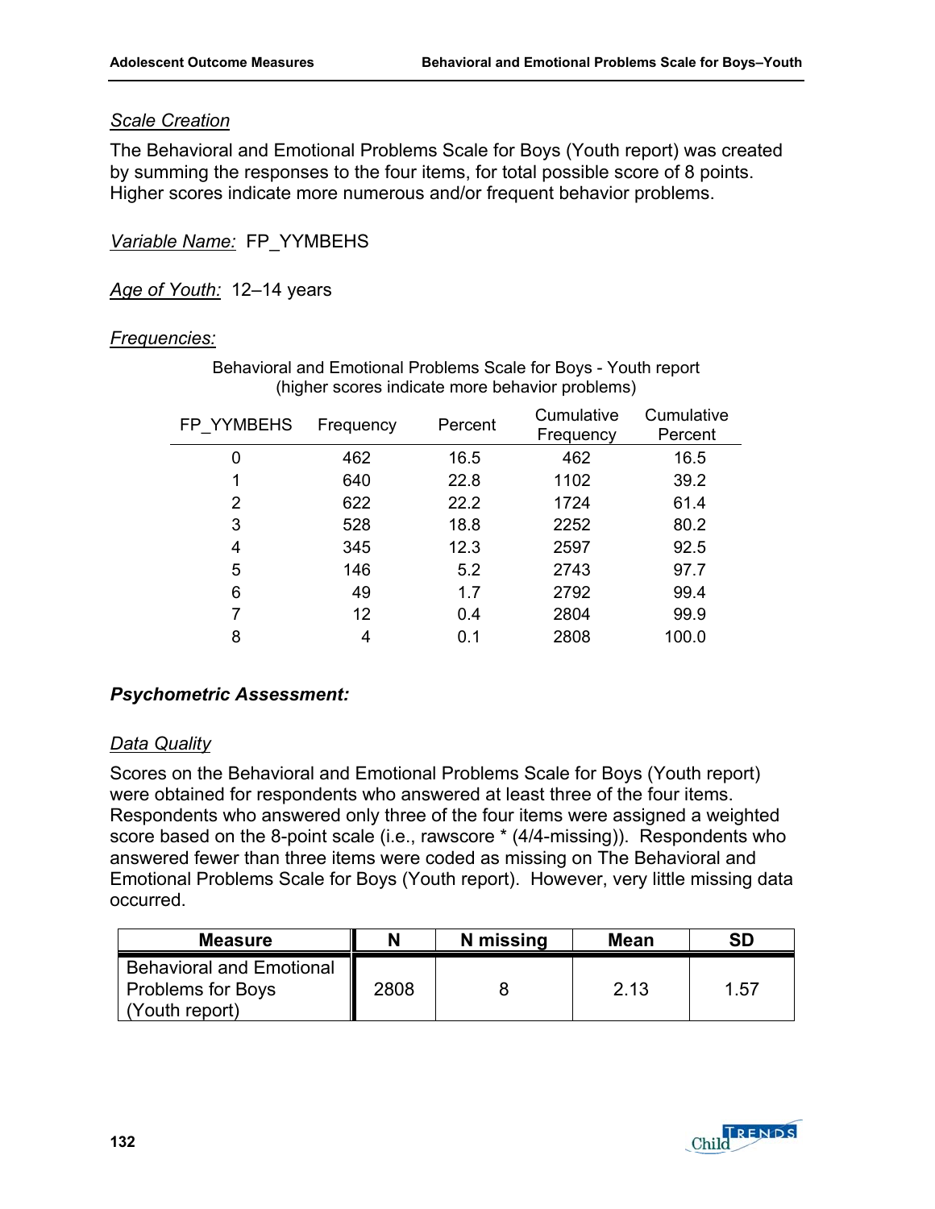*Scale Creation*

The Behavioral and Emotional Problems Scale for Boys (Youth report) was created by summing the responses to the four items, for total possible score of 8 points. Higher scores indicate more numerous and/or frequent behavior problems.

*Variable Name:* FP_YYMBEHS

*Age of Youth:* 12–14 years

*Frequencies:*

Behavioral and Emotional Problems Scale for Boys - Youth report
(higher scores indicate more behavior problems)

| FP_YYMBEHS | Frequency | Percent | Cumulative Frequency | Cumulative Percent |
|---|---|---|---|---|
| 0 | 462 | 16.5 | 462 | 16.5 |
| 1 | 640 | 22.8 | 1102 | 39.2 |
| 2 | 622 | 22.2 | 1724 | 61.4 |
| 3 | 528 | 18.8 | 2252 | 80.2 |
| 4 | 345 | 12.3 | 2597 | 92.5 |
| 5 | 146 | 5.2 | 2743 | 97.7 |
| 6 | 49 | 1.7 | 2792 | 99.4 |
| 7 | 12 | 0.4 | 2804 | 99.9 |
| 8 | 4 | 0.1 | 2808 | 100.0 |

***Psychometric Assessment:***

*Data Quality*

Scores on the Behavioral and Emotional Problems Scale for Boys (Youth report) were obtained for respondents who answered at least three of the four items. Respondents who answered only three of the four items were assigned a weighted score based on the 8-point scale (i.e., rawscore * (4/4-missing)). Respondents who answered fewer than three items were coded as missing on The Behavioral and Emotional Problems Scale for Boys (Youth report). However, very little missing data occurred.

| Measure | N | N missing | Mean | SD |
|---|---|---|---|---|
| Behavioral and Emotional Problems for Boys (Youth report) | 2808 | 8 | 2.13 | 1.57 |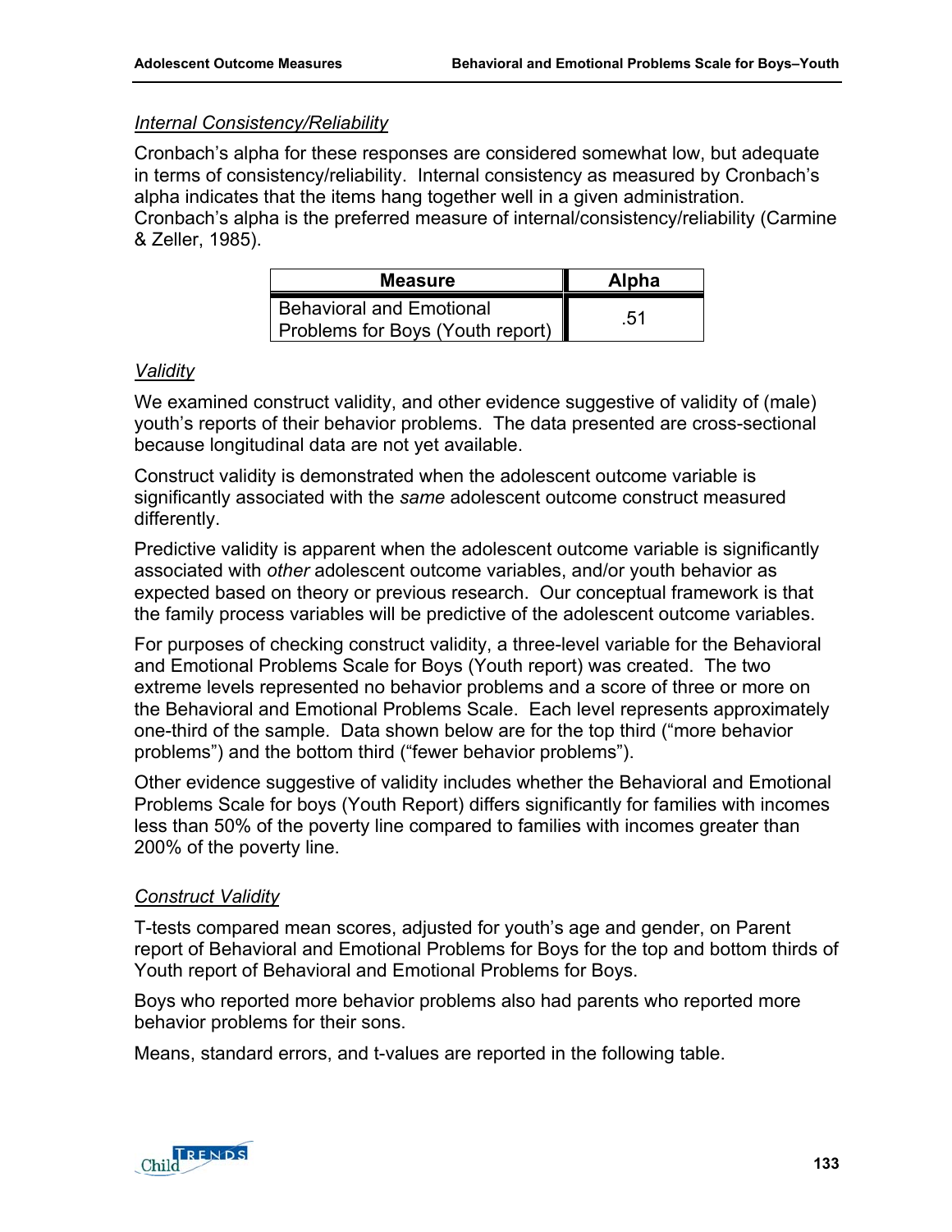*Internal Consistency/Reliability*

Cronbach's alpha for these responses are considered somewhat low, but adequate in terms of consistency/reliability. Internal consistency as measured by Cronbach's alpha indicates that the items hang together well in a given administration. Cronbach's alpha is the preferred measure of internal/consistency/reliability (Carmine & Zeller, 1985).

| Measure | Alpha |
|---|---|
| Behavioral and Emotional Problems for Boys (Youth report) | .51 |

*Validity*

We examined construct validity, and other evidence suggestive of validity of (male) youth's reports of their behavior problems. The data presented are cross-sectional because longitudinal data are not yet available.

Construct validity is demonstrated when the adolescent outcome variable is significantly associated with the *same* adolescent outcome construct measured differently.

Predictive validity is apparent when the adolescent outcome variable is significantly associated with *other* adolescent outcome variables, and/or youth behavior as expected based on theory or previous research. Our conceptual framework is that the family process variables will be predictive of the adolescent outcome variables.

For purposes of checking construct validity, a three-level variable for the Behavioral and Emotional Problems Scale for Boys (Youth report) was created. The two extreme levels represented no behavior problems and a score of three or more on the Behavioral and Emotional Problems Scale. Each level represents approximately one-third of the sample. Data shown below are for the top third ("more behavior problems") and the bottom third ("fewer behavior problems").

Other evidence suggestive of validity includes whether the Behavioral and Emotional Problems Scale for boys (Youth Report) differs significantly for families with incomes less than 50% of the poverty line compared to families with incomes greater than 200% of the poverty line.

*Construct Validity*

T-tests compared mean scores, adjusted for youth's age and gender, on Parent report of Behavioral and Emotional Problems for Boys for the top and bottom thirds of Youth report of Behavioral and Emotional Problems for Boys.

Boys who reported more behavior problems also had parents who reported more behavior problems for their sons.

Means, standard errors, and t-values are reported in the following table.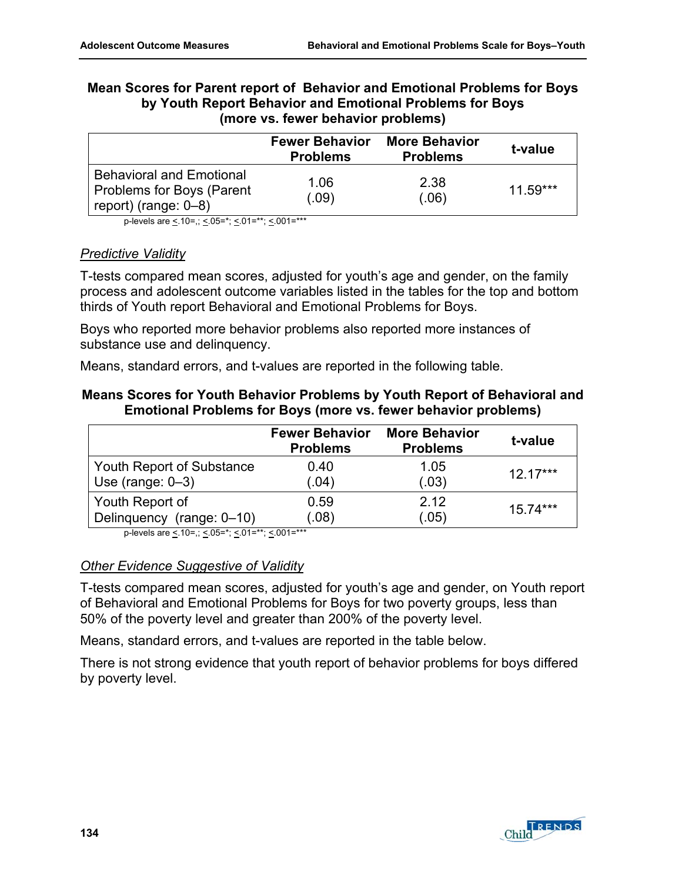**Mean Scores for Parent report of Behavior and Emotional Problems for Boys by Youth Report Behavior and Emotional Problems for Boys (more vs. fewer behavior problems)**

| | Fewer Behavior Problems | More Behavior Problems | t-value |
|---|---|---|---|
| Behavioral and Emotional Problems for Boys (Parent report) (range: 0–8) | 1.06 (.09) | 2.38 (.06) | 11.59*** |

p-levels are ≤.10=,; ≤.05=*; ≤.01=**; ≤.001=***

*Predictive Validity*

T-tests compared mean scores, adjusted for youth's age and gender, on the family process and adolescent outcome variables listed in the tables for the top and bottom thirds of Youth report Behavioral and Emotional Problems for Boys.

Boys who reported more behavior problems also reported more instances of substance use and delinquency.

Means, standard errors, and t-values are reported in the following table.

**Means Scores for Youth Behavior Problems by Youth Report of Behavioral and Emotional Problems for Boys (more vs. fewer behavior problems)**

| | Fewer Behavior Problems | More Behavior Problems | t-value |
|---|---|---|---|
| Youth Report of Substance Use (range: 0–3) | 0.40 (.04) | 1.05 (.03) | 12.17*** |
| Youth Report of Delinquency (range: 0–10) | 0.59 (.08) | 2.12 (.05) | 15.74*** |

p-levels are ≤.10=,; ≤.05=*; ≤.01=**; ≤.001=***

*Other Evidence Suggestive of Validity*

T-tests compared mean scores, adjusted for youth's age and gender, on Youth report of Behavioral and Emotional Problems for Boys for two poverty groups, less than 50% of the poverty level and greater than 200% of the poverty level.

Means, standard errors, and t-values are reported in the table below.

There is not strong evidence that youth report of behavior problems for boys differed by poverty level.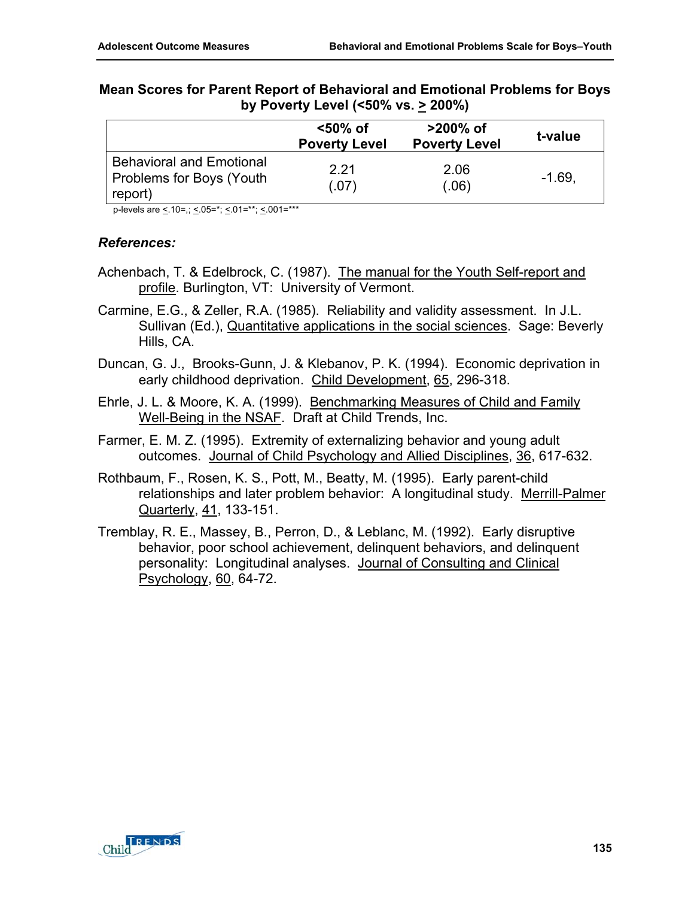**Mean Scores for Parent Report of Behavioral and Emotional Problems for Boys by Poverty Level (<50% vs. > 200%)**

| | <50% of Poverty Level | >200% of Poverty Level | t-value |
|---|---|---|---|
| Behavioral and Emotional Problems for Boys (Youth report) | 2.21 (.07) | 2.06 (.06) | -1.69, |

p-levels are <.10=,; <.05=*; <.01=**; <.001=***

### *References:*

Achenbach, T. & Edelbrock, C. (1987). The manual for the Youth Self-report and profile. Burlington, VT: University of Vermont.

Carmine, E.G., & Zeller, R.A. (1985). Reliability and validity assessment. In J.L. Sullivan (Ed.), Quantitative applications in the social sciences. Sage: Beverly Hills, CA.

Duncan, G. J., Brooks-Gunn, J. & Klebanov, P. K. (1994). Economic deprivation in early childhood deprivation. Child Development, 65, 296-318.

Ehrle, J. L. & Moore, K. A. (1999). Benchmarking Measures of Child and Family Well-Being in the NSAF. Draft at Child Trends, Inc.

Farmer, E. M. Z. (1995). Extremity of externalizing behavior and young adult outcomes. Journal of Child Psychology and Allied Disciplines, 36, 617-632.

Rothbaum, F., Rosen, K. S., Pott, M., Beatty, M. (1995). Early parent-child relationships and later problem behavior: A longitudinal study. Merrill-Palmer Quarterly, 41, 133-151.

Tremblay, R. E., Massey, B., Perron, D., & Leblanc, M. (1992). Early disruptive behavior, poor school achievement, delinquent behaviors, and delinquent personality: Longitudinal analyses. Journal of Consulting and Clinical Psychology, 60, 64-72.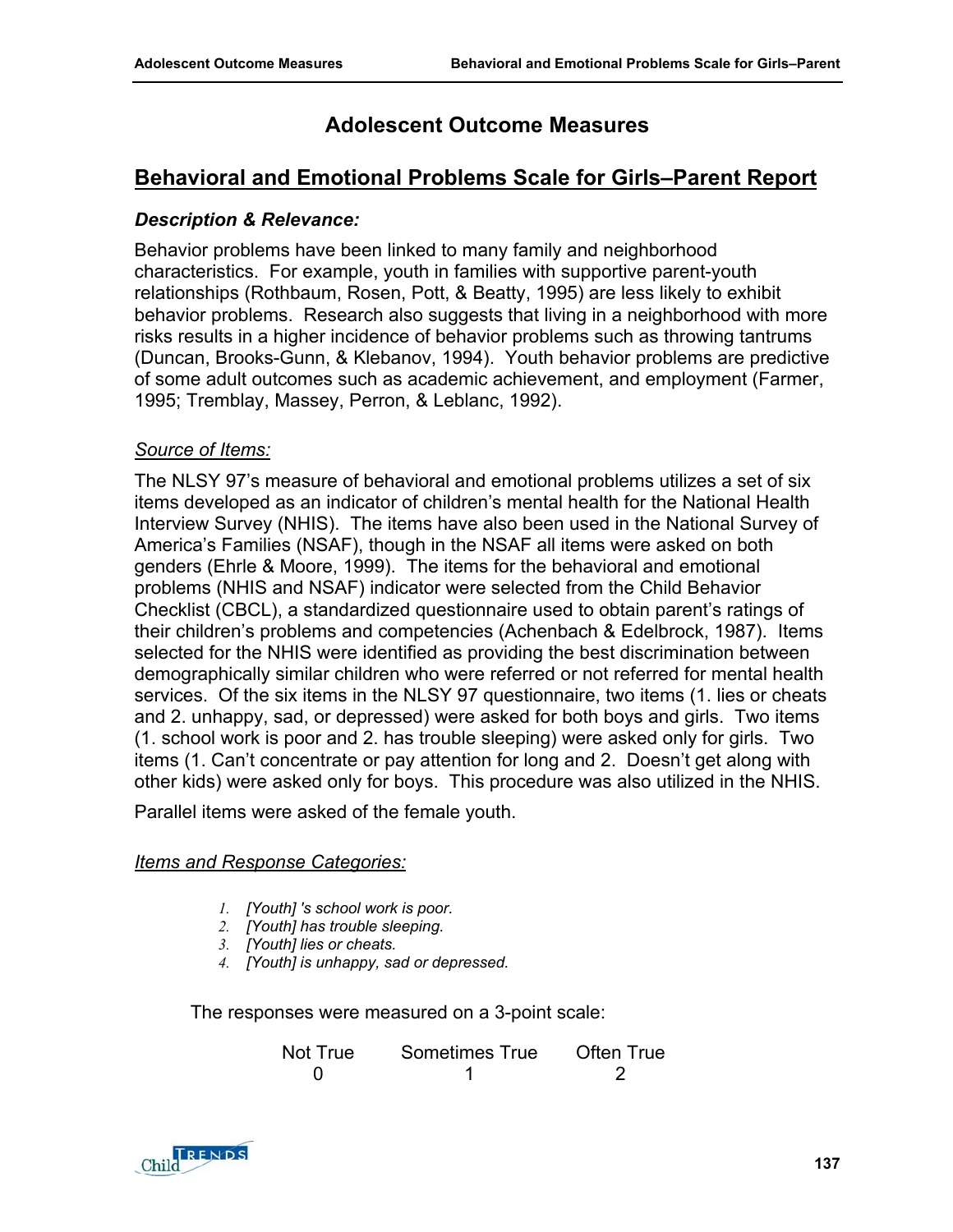# Adolescent Outcome Measures

## Behavioral and Emotional Problems Scale for Girls–Parent Report

### *Description & Relevance:*

Behavior problems have been linked to many family and neighborhood characteristics. For example, youth in families with supportive parent-youth relationships (Rothbaum, Rosen, Pott, & Beatty, 1995) are less likely to exhibit behavior problems. Research also suggests that living in a neighborhood with more risks results in a higher incidence of behavior problems such as throwing tantrums (Duncan, Brooks-Gunn, & Klebanov, 1994). Youth behavior problems are predictive of some adult outcomes such as academic achievement, and employment (Farmer, 1995; Tremblay, Massey, Perron, & Leblanc, 1992).

#### Source of Items:

The NLSY 97's measure of behavioral and emotional problems utilizes a set of six items developed as an indicator of children's mental health for the National Health Interview Survey (NHIS). The items have also been used in the National Survey of America's Families (NSAF), though in the NSAF all items were asked on both genders (Ehrle & Moore, 1999). The items for the behavioral and emotional problems (NHIS and NSAF) indicator were selected from the Child Behavior Checklist (CBCL), a standardized questionnaire used to obtain parent's ratings of their children's problems and competencies (Achenbach & Edelbrock, 1987). Items selected for the NHIS were identified as providing the best discrimination between demographically similar children who were referred or not referred for mental health services. Of the six items in the NLSY 97 questionnaire, two items (1. lies or cheats and 2. unhappy, sad, or depressed) were asked for both boys and girls. Two items (1. school work is poor and 2. has trouble sleeping) were asked only for girls. Two items (1. Can't concentrate or pay attention for long and 2. Doesn't get along with other kids) were asked only for boys. This procedure was also utilized in the NHIS.

Parallel items were asked of the female youth.

#### Items and Response Categories:

1. *[Youth] 's school work is poor.*
2. *[Youth] has trouble sleeping.*
3. *[Youth] lies or cheats.*
4. *[Youth] is unhappy, sad or depressed.*

The responses were measured on a 3-point scale:

| Not True | Sometimes True | Often True |
|---|---|---|
| 0 | 1 | 2 |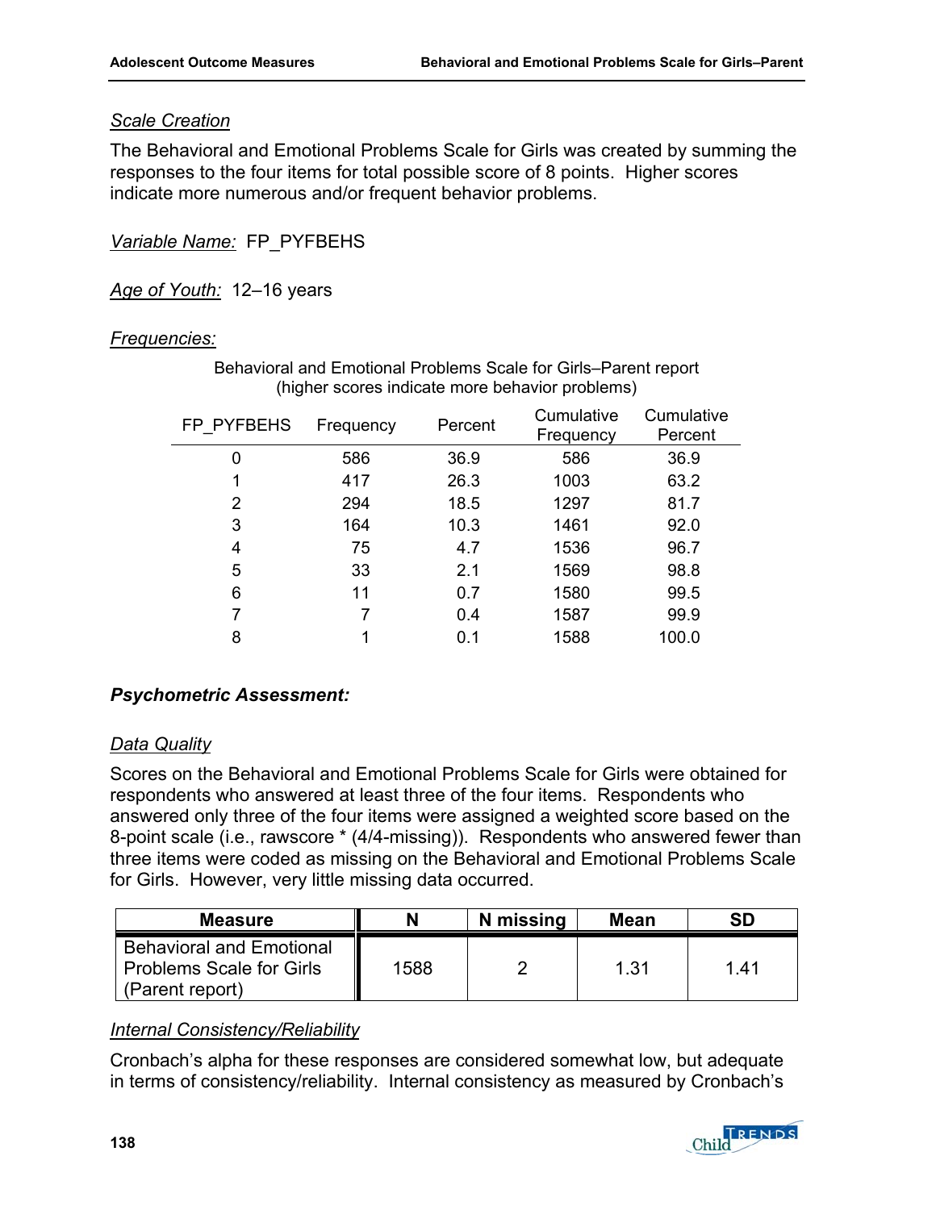*Scale Creation*

The Behavioral and Emotional Problems Scale for Girls was created by summing the responses to the four items for total possible score of 8 points. Higher scores indicate more numerous and/or frequent behavior problems.

*Variable Name:* FP_PYFBEHS

*Age of Youth:* 12–16 years

*Frequencies:*

Behavioral and Emotional Problems Scale for Girls–Parent report
(higher scores indicate more behavior problems)

| FP_PYFBEHS | Frequency | Percent | Cumulative Frequency | Cumulative Percent |
|---|---|---|---|---|
| 0 | 586 | 36.9 | 586 | 36.9 |
| 1 | 417 | 26.3 | 1003 | 63.2 |
| 2 | 294 | 18.5 | 1297 | 81.7 |
| 3 | 164 | 10.3 | 1461 | 92.0 |
| 4 | 75 | 4.7 | 1536 | 96.7 |
| 5 | 33 | 2.1 | 1569 | 98.8 |
| 6 | 11 | 0.7 | 1580 | 99.5 |
| 7 | 7 | 0.4 | 1587 | 99.9 |
| 8 | 1 | 0.1 | 1588 | 100.0 |

## *Psychometric Assessment:*

*Data Quality*

Scores on the Behavioral and Emotional Problems Scale for Girls were obtained for respondents who answered at least three of the four items. Respondents who answered only three of the four items were assigned a weighted score based on the 8-point scale (i.e., rawscore * (4/4-missing)). Respondents who answered fewer than three items were coded as missing on the Behavioral and Emotional Problems Scale for Girls. However, very little missing data occurred.

| Measure | N | N missing | Mean | SD |
|---|---|---|---|---|
| Behavioral and Emotional Problems Scale for Girls (Parent report) | 1588 | 2 | 1.31 | 1.41 |

*Internal Consistency/Reliability*

Cronbach's alpha for these responses are considered somewhat low, but adequate in terms of consistency/reliability. Internal consistency as measured by Cronbach's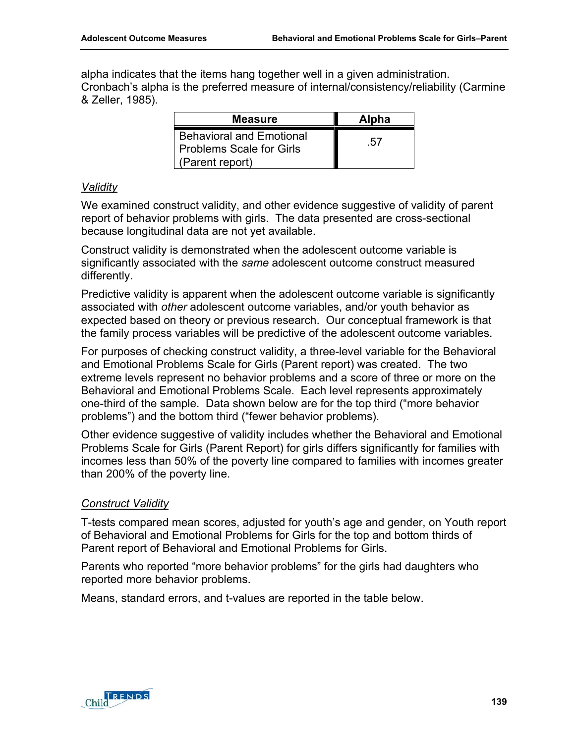alpha indicates that the items hang together well in a given administration. Cronbach's alpha is the preferred measure of internal/consistency/reliability (Carmine & Zeller, 1985).

| Measure | Alpha |
| --- | --- |
| Behavioral and Emotional Problems Scale for Girls (Parent report) | .57 |

*Validity*

We examined construct validity, and other evidence suggestive of validity of parent report of behavior problems with girls. The data presented are cross-sectional because longitudinal data are not yet available.

Construct validity is demonstrated when the adolescent outcome variable is significantly associated with the *same* adolescent outcome construct measured differently.

Predictive validity is apparent when the adolescent outcome variable is significantly associated with *other* adolescent outcome variables, and/or youth behavior as expected based on theory or previous research. Our conceptual framework is that the family process variables will be predictive of the adolescent outcome variables.

For purposes of checking construct validity, a three-level variable for the Behavioral and Emotional Problems Scale for Girls (Parent report) was created. The two extreme levels represent no behavior problems and a score of three or more on the Behavioral and Emotional Problems Scale. Each level represents approximately one-third of the sample. Data shown below are for the top third ("more behavior problems") and the bottom third ("fewer behavior problems).

Other evidence suggestive of validity includes whether the Behavioral and Emotional Problems Scale for Girls (Parent Report) for girls differs significantly for families with incomes less than 50% of the poverty line compared to families with incomes greater than 200% of the poverty line.

*Construct Validity*

T-tests compared mean scores, adjusted for youth's age and gender, on Youth report of Behavioral and Emotional Problems for Girls for the top and bottom thirds of Parent report of Behavioral and Emotional Problems for Girls.

Parents who reported "more behavior problems" for the girls had daughters who reported more behavior problems.

Means, standard errors, and t-values are reported in the table below.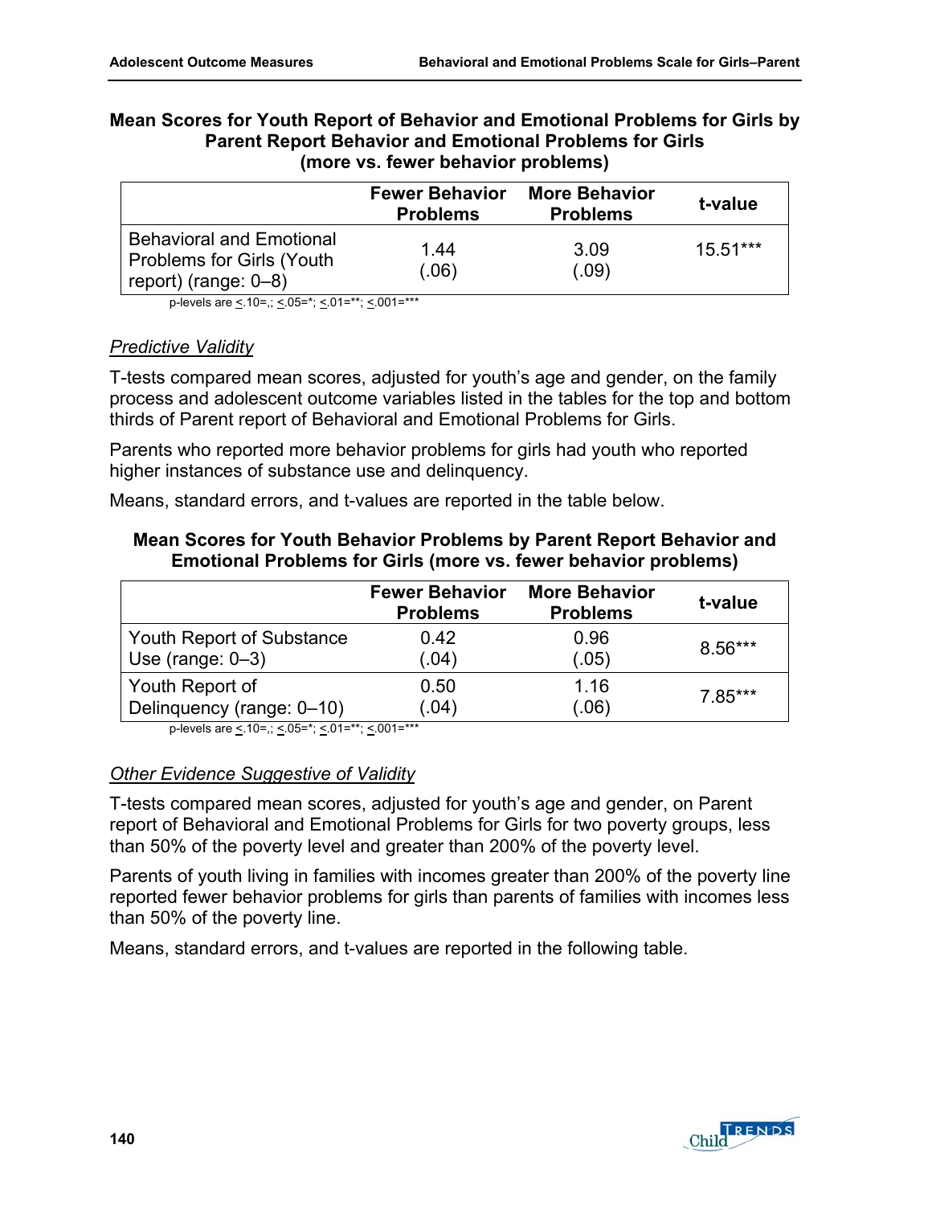**Mean Scores for Youth Report of Behavior and Emotional Problems for Girls by Parent Report Behavior and Emotional Problems for Girls (more vs. fewer behavior problems)**

| | Fewer Behavior Problems | More Behavior Problems | t-value |
|---|---|---|---|
| Behavioral and Emotional Problems for Girls (Youth report) (range: 0–8) | 1.44 (.06) | 3.09 (.09) | 15.51*** |

p-levels are <.10=,; <.05=*; <.01=**; <.001=***

### *Predictive Validity*

T-tests compared mean scores, adjusted for youth's age and gender, on the family process and adolescent outcome variables listed in the tables for the top and bottom thirds of Parent report of Behavioral and Emotional Problems for Girls.

Parents who reported more behavior problems for girls had youth who reported higher instances of substance use and delinquency.

Means, standard errors, and t-values are reported in the table below.

**Mean Scores for Youth Behavior Problems by Parent Report Behavior and Emotional Problems for Girls (more vs. fewer behavior problems)**

| | Fewer Behavior Problems | More Behavior Problems | t-value |
|---|---|---|---|
| Youth Report of Substance Use (range: 0–3) | 0.42 (.04) | 0.96 (.05) | 8.56*** |
| Youth Report of Delinquency (range: 0–10) | 0.50 (.04) | 1.16 (.06) | 7.85*** |

p-levels are <.10=,; <.05=*; <.01=**; <.001=***

### *Other Evidence Suggestive of Validity*

T-tests compared mean scores, adjusted for youth's age and gender, on Parent report of Behavioral and Emotional Problems for Girls for two poverty groups, less than 50% of the poverty level and greater than 200% of the poverty level.

Parents of youth living in families with incomes greater than 200% of the poverty line reported fewer behavior problems for girls than parents of families with incomes less than 50% of the poverty line.

Means, standard errors, and t-values are reported in the following table.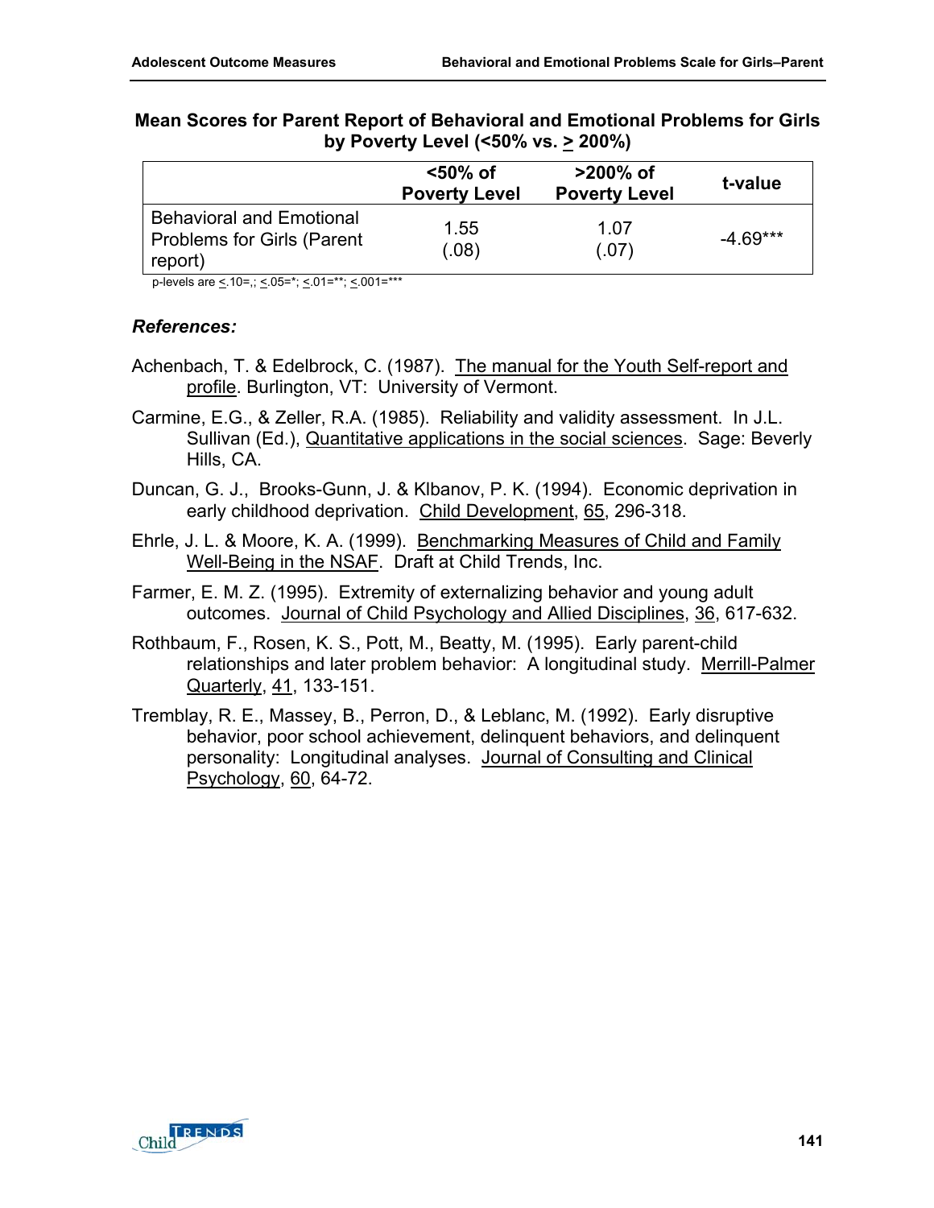**Mean Scores for Parent Report of Behavioral and Emotional Problems for Girls by Poverty Level (<50% vs. ≥ 200%)**

| | <50% of Poverty Level | >200% of Poverty Level | t-value |
|---|---|---|---|
| Behavioral and Emotional Problems for Girls (Parent report) | 1.55 (.08) | 1.07 (.07) | -4.69*** |

p-levels are ≤.10=,; ≤.05=*; ≤.01=**; ≤.001=***

***References:***

Achenbach, T. & Edelbrock, C. (1987). The manual for the Youth Self-report and profile. Burlington, VT: University of Vermont.

Carmine, E.G., & Zeller, R.A. (1985). Reliability and validity assessment. In J.L. Sullivan (Ed.), Quantitative applications in the social sciences. Sage: Beverly Hills, CA.

Duncan, G. J., Brooks-Gunn, J. & Klbanov, P. K. (1994). Economic deprivation in early childhood deprivation. Child Development, 65, 296-318.

Ehrle, J. L. & Moore, K. A. (1999). Benchmarking Measures of Child and Family Well-Being in the NSAF. Draft at Child Trends, Inc.

Farmer, E. M. Z. (1995). Extremity of externalizing behavior and young adult outcomes. Journal of Child Psychology and Allied Disciplines, 36, 617-632.

Rothbaum, F., Rosen, K. S., Pott, M., Beatty, M. (1995). Early parent-child relationships and later problem behavior: A longitudinal study. Merrill-Palmer Quarterly, 41, 133-151.

Tremblay, R. E., Massey, B., Perron, D., & Leblanc, M. (1992). Early disruptive behavior, poor school achievement, delinquent behaviors, and delinquent personality: Longitudinal analyses. Journal of Consulting and Clinical Psychology, 60, 64-72.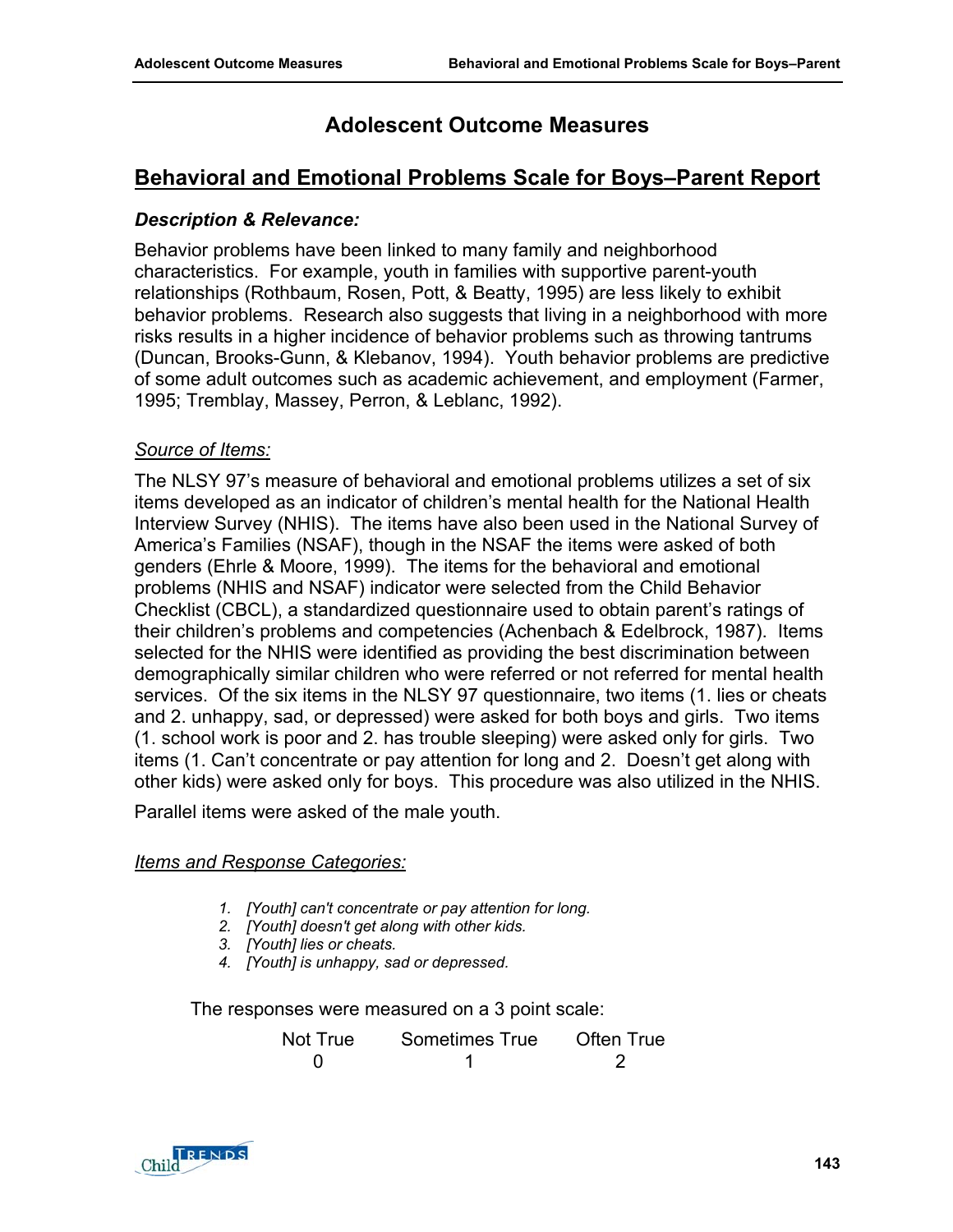# Adolescent Outcome Measures

## Behavioral and Emotional Problems Scale for Boys–Parent Report

### *Description & Relevance:*

Behavior problems have been linked to many family and neighborhood characteristics. For example, youth in families with supportive parent-youth relationships (Rothbaum, Rosen, Pott, & Beatty, 1995) are less likely to exhibit behavior problems. Research also suggests that living in a neighborhood with more risks results in a higher incidence of behavior problems such as throwing tantrums (Duncan, Brooks-Gunn, & Klebanov, 1994). Youth behavior problems are predictive of some adult outcomes such as academic achievement, and employment (Farmer, 1995; Tremblay, Massey, Perron, & Leblanc, 1992).

#### Source of Items:

The NLSY 97's measure of behavioral and emotional problems utilizes a set of six items developed as an indicator of children's mental health for the National Health Interview Survey (NHIS). The items have also been used in the National Survey of America's Families (NSAF), though in the NSAF the items were asked of both genders (Ehrle & Moore, 1999). The items for the behavioral and emotional problems (NHIS and NSAF) indicator were selected from the Child Behavior Checklist (CBCL), a standardized questionnaire used to obtain parent's ratings of their children's problems and competencies (Achenbach & Edelbrock, 1987). Items selected for the NHIS were identified as providing the best discrimination between demographically similar children who were referred or not referred for mental health services. Of the six items in the NLSY 97 questionnaire, two items (1. lies or cheats and 2. unhappy, sad, or depressed) were asked for both boys and girls. Two items (1. school work is poor and 2. has trouble sleeping) were asked only for girls. Two items (1. Can't concentrate or pay attention for long and 2. Doesn't get along with other kids) were asked only for boys. This procedure was also utilized in the NHIS.

Parallel items were asked of the male youth.

#### Items and Response Categories:

1. *[Youth] can't concentrate or pay attention for long.*
2. *[Youth] doesn't get along with other kids.*
3. *[Youth] lies or cheats.*
4. *[Youth] is unhappy, sad or depressed.*

The responses were measured on a 3 point scale:

| Not True | Sometimes True | Often True |
|---|---|---|
| 0 | 1 | 2 |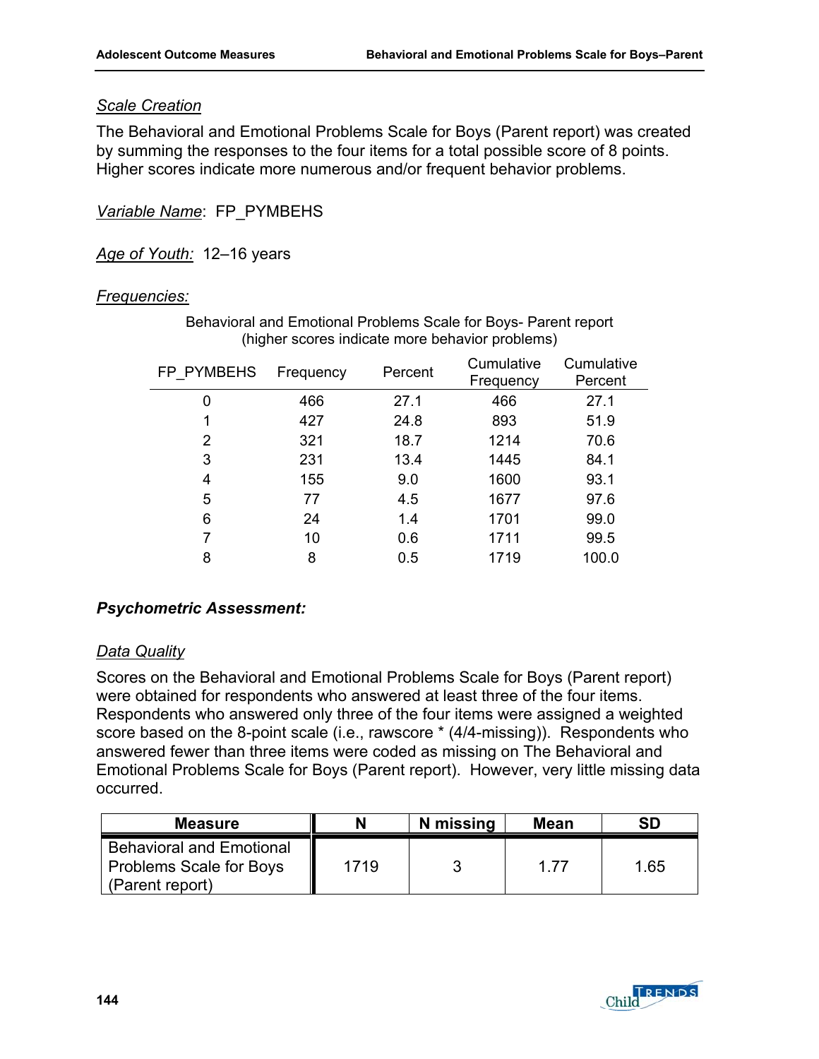*Scale Creation*

The Behavioral and Emotional Problems Scale for Boys (Parent report) was created by summing the responses to the four items for a total possible score of 8 points. Higher scores indicate more numerous and/or frequent behavior problems.

*Variable Name*: FP_PYMBEHS

*Age of Youth:* 12–16 years

*Frequencies:*

Behavioral and Emotional Problems Scale for Boys- Parent report (higher scores indicate more behavior problems)

| FP_PYMBEHS | Frequency | Percent | Cumulative Frequency | Cumulative Percent |
|---|---|---|---|---|
| 0 | 466 | 27.1 | 466 | 27.1 |
| 1 | 427 | 24.8 | 893 | 51.9 |
| 2 | 321 | 18.7 | 1214 | 70.6 |
| 3 | 231 | 13.4 | 1445 | 84.1 |
| 4 | 155 | 9.0 | 1600 | 93.1 |
| 5 | 77 | 4.5 | 1677 | 97.6 |
| 6 | 24 | 1.4 | 1701 | 99.0 |
| 7 | 10 | 0.6 | 1711 | 99.5 |
| 8 | 8 | 0.5 | 1719 | 100.0 |

***Psychometric Assessment:***

*Data Quality*

Scores on the Behavioral and Emotional Problems Scale for Boys (Parent report) were obtained for respondents who answered at least three of the four items. Respondents who answered only three of the four items were assigned a weighted score based on the 8-point scale (i.e., rawscore * (4/4-missing)). Respondents who answered fewer than three items were coded as missing on The Behavioral and Emotional Problems Scale for Boys (Parent report). However, very little missing data occurred.

| Measure | N | N missing | Mean | SD |
|---|---|---|---|---|
| Behavioral and Emotional Problems Scale for Boys (Parent report) | 1719 | 3 | 1.77 | 1.65 |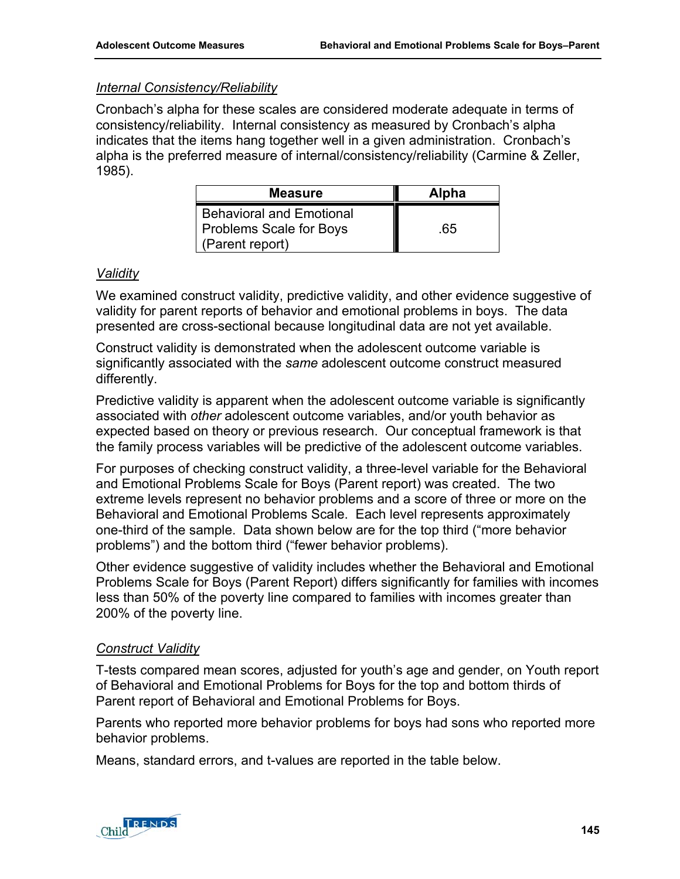*Internal Consistency/Reliability*

Cronbach's alpha for these scales are considered moderate adequate in terms of consistency/reliability. Internal consistency as measured by Cronbach's alpha indicates that the items hang together well in a given administration. Cronbach's alpha is the preferred measure of internal/consistency/reliability (Carmine & Zeller, 1985).

| Measure | Alpha |
|---|---|
| Behavioral and Emotional Problems Scale for Boys (Parent report) | .65 |

*Validity*

We examined construct validity, predictive validity, and other evidence suggestive of validity for parent reports of behavior and emotional problems in boys. The data presented are cross-sectional because longitudinal data are not yet available.

Construct validity is demonstrated when the adolescent outcome variable is significantly associated with the *same* adolescent outcome construct measured differently.

Predictive validity is apparent when the adolescent outcome variable is significantly associated with *other* adolescent outcome variables, and/or youth behavior as expected based on theory or previous research. Our conceptual framework is that the family process variables will be predictive of the adolescent outcome variables.

For purposes of checking construct validity, a three-level variable for the Behavioral and Emotional Problems Scale for Boys (Parent report) was created. The two extreme levels represent no behavior problems and a score of three or more on the Behavioral and Emotional Problems Scale. Each level represents approximately one-third of the sample. Data shown below are for the top third ("more behavior problems") and the bottom third ("fewer behavior problems).

Other evidence suggestive of validity includes whether the Behavioral and Emotional Problems Scale for Boys (Parent Report) differs significantly for families with incomes less than 50% of the poverty line compared to families with incomes greater than 200% of the poverty line.

*Construct Validity*

T-tests compared mean scores, adjusted for youth's age and gender, on Youth report of Behavioral and Emotional Problems for Boys for the top and bottom thirds of Parent report of Behavioral and Emotional Problems for Boys.

Parents who reported more behavior problems for boys had sons who reported more behavior problems.

Means, standard errors, and t-values are reported in the table below.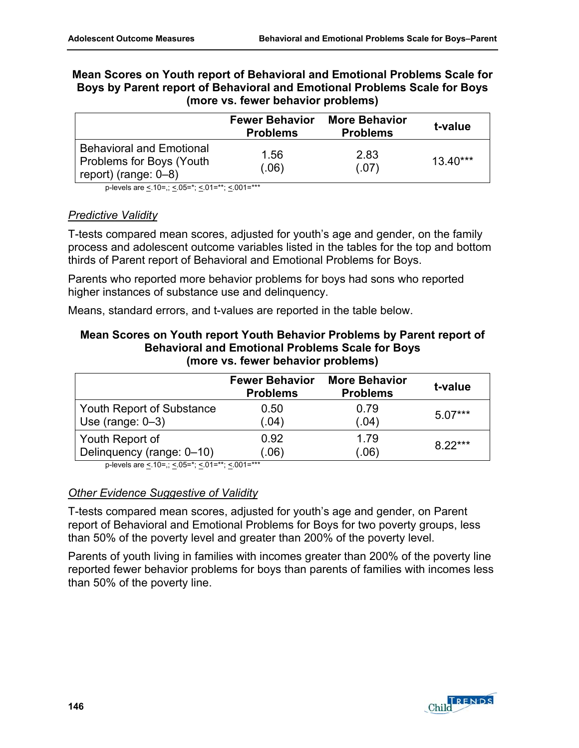**Mean Scores on Youth report of Behavioral and Emotional Problems Scale for Boys by Parent report of Behavioral and Emotional Problems Scale for Boys (more vs. fewer behavior problems)**

| | Fewer Behavior Problems | More Behavior Problems | t-value |
|---|---|---|---|
| Behavioral and Emotional Problems for Boys (Youth report) (range: 0–8) | 1.56 (.06) | 2.83 (.07) | 13.40*** |

p-levels are <.10=,; <.05=*; <.01=**; <.001=***

*Predictive Validity*

T-tests compared mean scores, adjusted for youth's age and gender, on the family process and adolescent outcome variables listed in the tables for the top and bottom thirds of Parent report of Behavioral and Emotional Problems for Boys.

Parents who reported more behavior problems for boys had sons who reported higher instances of substance use and delinquency.

Means, standard errors, and t-values are reported in the table below.

**Mean Scores on Youth report Youth Behavior Problems by Parent report of Behavioral and Emotional Problems Scale for Boys (more vs. fewer behavior problems)**

| | Fewer Behavior Problems | More Behavior Problems | t-value |
|---|---|---|---|
| Youth Report of Substance Use (range: 0–3) | 0.50 (.04) | 0.79 (.04) | 5.07*** |
| Youth Report of Delinquency (range: 0–10) | 0.92 (.06) | 1.79 (.06) | 8.22*** |

p-levels are <.10=,; <.05=*; <.01=**; <.001=***

*Other Evidence Suggestive of Validity*

T-tests compared mean scores, adjusted for youth's age and gender, on Parent report of Behavioral and Emotional Problems for Boys for two poverty groups, less than 50% of the poverty level and greater than 200% of the poverty level.

Parents of youth living in families with incomes greater than 200% of the poverty line reported fewer behavior problems for boys than parents of families with incomes less than 50% of the poverty line.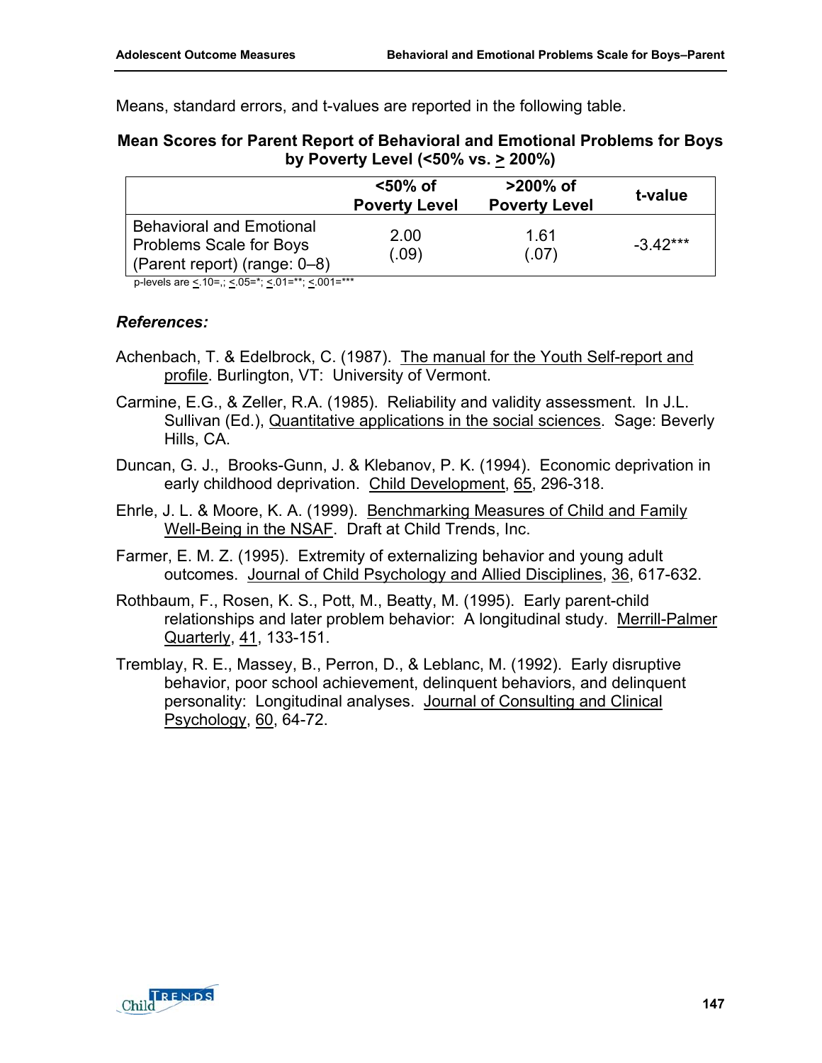Means, standard errors, and t-values are reported in the following table.

**Mean Scores for Parent Report of Behavioral and Emotional Problems for Boys by Poverty Level (<50% vs. ≥ 200%)**

| | <50% of Poverty Level | >200% of Poverty Level | t-value |
|---|---|---|---|
| Behavioral and Emotional Problems Scale for Boys (Parent report) (range: 0–8) | 2.00 (.09) | 1.61 (.07) | -3.42*** |

p-levels are ≤.10=,; ≤.05=*; ≤.01=**; ≤.001=***

***References:***

Achenbach, T. & Edelbrock, C. (1987). The manual for the Youth Self-report and profile. Burlington, VT: University of Vermont.

Carmine, E.G., & Zeller, R.A. (1985). Reliability and validity assessment. In J.L. Sullivan (Ed.), Quantitative applications in the social sciences. Sage: Beverly Hills, CA.

Duncan, G. J., Brooks-Gunn, J. & Klebanov, P. K. (1994). Economic deprivation in early childhood deprivation. Child Development, 65, 296-318.

Ehrle, J. L. & Moore, K. A. (1999). Benchmarking Measures of Child and Family Well-Being in the NSAF. Draft at Child Trends, Inc.

Farmer, E. M. Z. (1995). Extremity of externalizing behavior and young adult outcomes. Journal of Child Psychology and Allied Disciplines, 36, 617-632.

Rothbaum, F., Rosen, K. S., Pott, M., Beatty, M. (1995). Early parent-child relationships and later problem behavior: A longitudinal study. Merrill-Palmer Quarterly, 41, 133-151.

Tremblay, R. E., Massey, B., Perron, D., & Leblanc, M. (1992). Early disruptive behavior, poor school achievement, delinquent behaviors, and delinquent personality: Longitudinal analyses. Journal of Consulting and Clinical Psychology, 60, 64-72.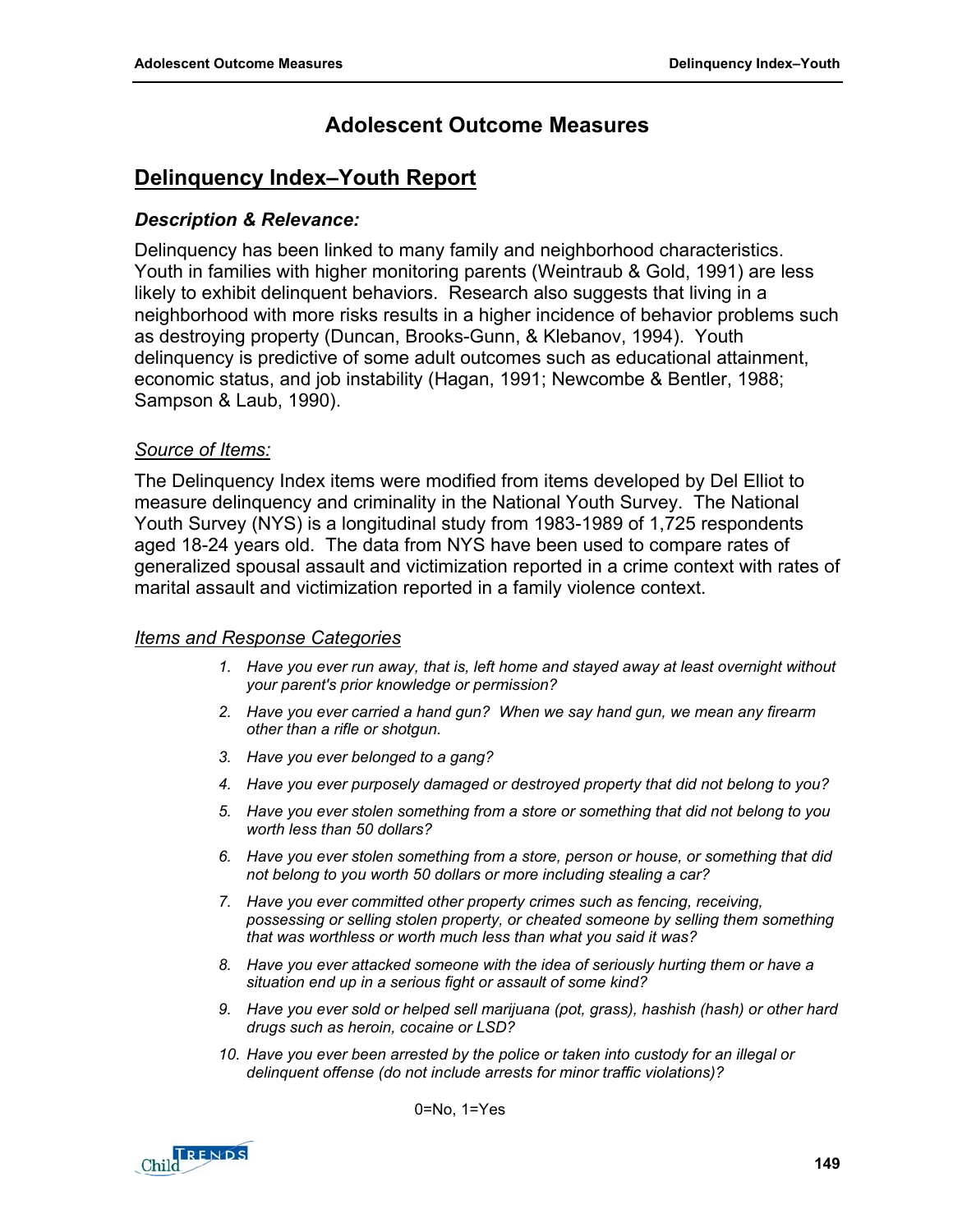# Adolescent Outcome Measures

## Delinquency Index–Youth Report

### *Description & Relevance:*

Delinquency has been linked to many family and neighborhood characteristics. Youth in families with higher monitoring parents (Weintraub & Gold, 1991) are less likely to exhibit delinquent behaviors. Research also suggests that living in a neighborhood with more risks results in a higher incidence of behavior problems such as destroying property (Duncan, Brooks-Gunn, & Klebanov, 1994). Youth delinquency is predictive of some adult outcomes such as educational attainment, economic status, and job instability (Hagan, 1991; Newcombe & Bentler, 1988; Sampson & Laub, 1990).

*Source of Items:*

The Delinquency Index items were modified from items developed by Del Elliot to measure delinquency and criminality in the National Youth Survey. The National Youth Survey (NYS) is a longitudinal study from 1983-1989 of 1,725 respondents aged 18-24 years old. The data from NYS have been used to compare rates of generalized spousal assault and victimization reported in a crime context with rates of marital assault and victimization reported in a family violence context.

*Items and Response Categories*

1. *Have you ever run away, that is, left home and stayed away at least overnight without your parent's prior knowledge or permission?*
2. *Have you ever carried a hand gun? When we say hand gun, we mean any firearm other than a rifle or shotgun.*
3. *Have you ever belonged to a gang?*
4. *Have you ever purposely damaged or destroyed property that did not belong to you?*
5. *Have you ever stolen something from a store or something that did not belong to you worth less than 50 dollars?*
6. *Have you ever stolen something from a store, person or house, or something that did not belong to you worth 50 dollars or more including stealing a car?*
7. *Have you ever committed other property crimes such as fencing, receiving, possessing or selling stolen property, or cheated someone by selling them something that was worthless or worth much less than what you said it was?*
8. *Have you ever attacked someone with the idea of seriously hurting them or have a situation end up in a serious fight or assault of some kind?*
9. *Have you ever sold or helped sell marijuana (pot, grass), hashish (hash) or other hard drugs such as heroin, cocaine or LSD?*
10. *Have you ever been arrested by the police or taken into custody for an illegal or delinquent offense (do not include arrests for minor traffic violations)?*

0=No, 1=Yes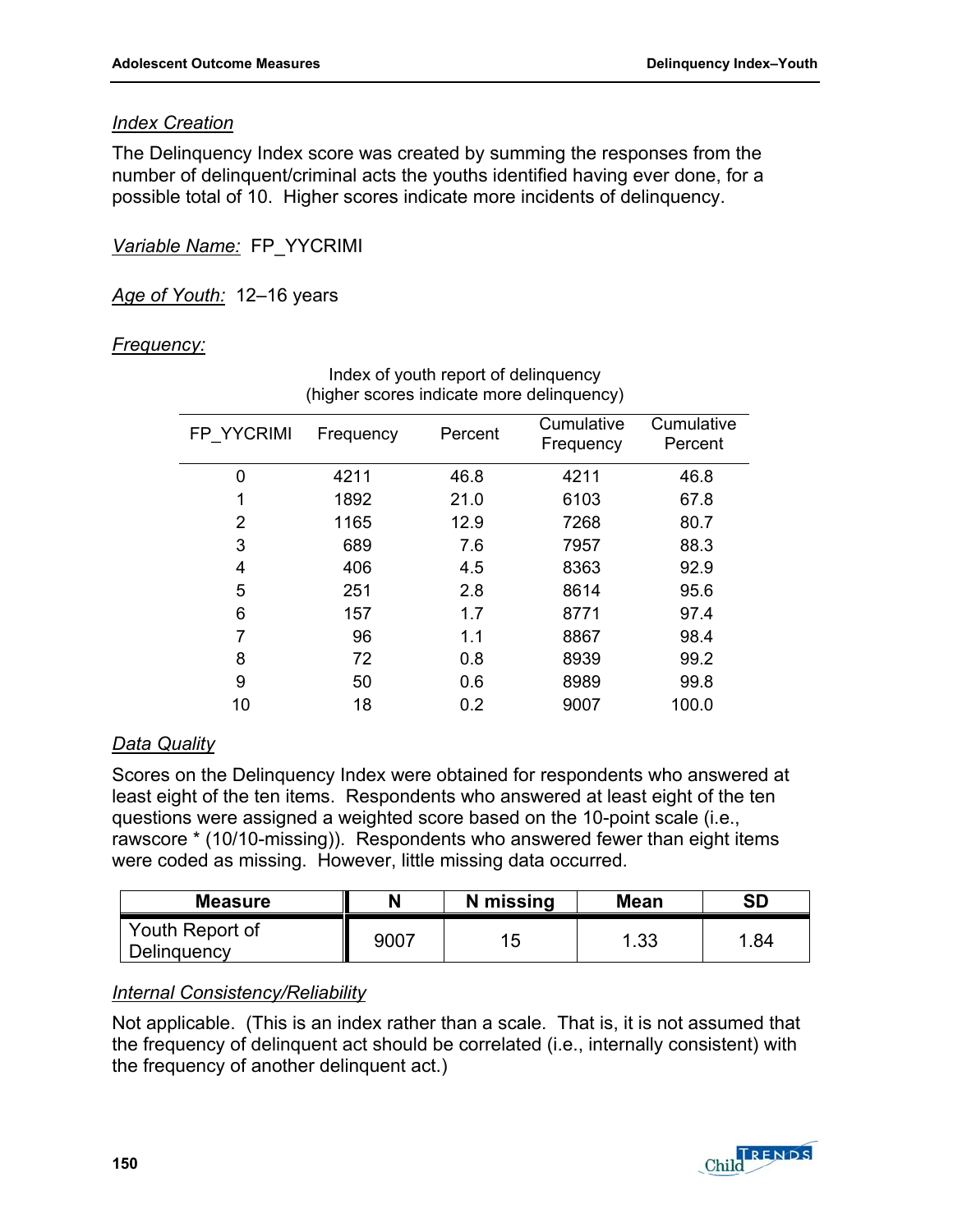*Index Creation*

The Delinquency Index score was created by summing the responses from the number of delinquent/criminal acts the youths identified having ever done, for a possible total of 10. Higher scores indicate more incidents of delinquency.

*Variable Name:* FP_YYCRIMI

*Age of Youth:* 12–16 years

*Frequency:*

Index of youth report of delinquency
(higher scores indicate more delinquency)

| FP_YYCRIMI | Frequency | Percent | Cumulative Frequency | Cumulative Percent |
|---|---|---|---|---|
| 0 | 4211 | 46.8 | 4211 | 46.8 |
| 1 | 1892 | 21.0 | 6103 | 67.8 |
| 2 | 1165 | 12.9 | 7268 | 80.7 |
| 3 | 689 | 7.6 | 7957 | 88.3 |
| 4 | 406 | 4.5 | 8363 | 92.9 |
| 5 | 251 | 2.8 | 8614 | 95.6 |
| 6 | 157 | 1.7 | 8771 | 97.4 |
| 7 | 96 | 1.1 | 8867 | 98.4 |
| 8 | 72 | 0.8 | 8939 | 99.2 |
| 9 | 50 | 0.6 | 8989 | 99.8 |
| 10 | 18 | 0.2 | 9007 | 100.0 |

*Data Quality*

Scores on the Delinquency Index were obtained for respondents who answered at least eight of the ten items. Respondents who answered at least eight of the ten questions were assigned a weighted score based on the 10-point scale (i.e., rawscore * (10/10-missing)). Respondents who answered fewer than eight items were coded as missing. However, little missing data occurred.

| Measure | N | N missing | Mean | SD |
|---|---|---|---|---|
| Youth Report of Delinquency | 9007 | 15 | 1.33 | 1.84 |

*Internal Consistency/Reliability*

Not applicable. (This is an index rather than a scale. That is, it is not assumed that the frequency of delinquent act should be correlated (i.e., internally consistent) with the frequency of another delinquent act.)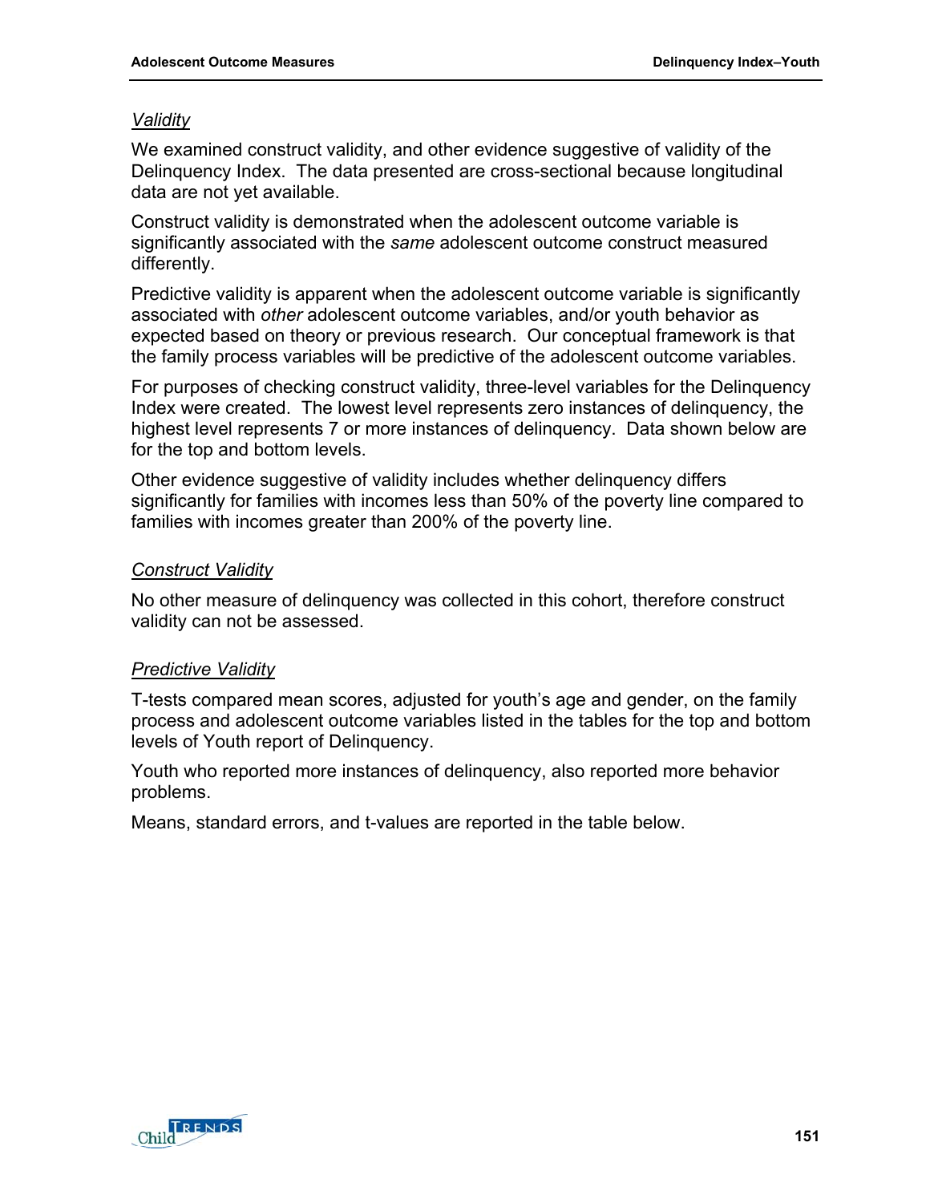*Validity*

We examined construct validity, and other evidence suggestive of validity of the Delinquency Index. The data presented are cross-sectional because longitudinal data are not yet available.

Construct validity is demonstrated when the adolescent outcome variable is significantly associated with the *same* adolescent outcome construct measured differently.

Predictive validity is apparent when the adolescent outcome variable is significantly associated with *other* adolescent outcome variables, and/or youth behavior as expected based on theory or previous research. Our conceptual framework is that the family process variables will be predictive of the adolescent outcome variables.

For purposes of checking construct validity, three-level variables for the Delinquency Index were created. The lowest level represents zero instances of delinquency, the highest level represents 7 or more instances of delinquency. Data shown below are for the top and bottom levels.

Other evidence suggestive of validity includes whether delinquency differs significantly for families with incomes less than 50% of the poverty line compared to families with incomes greater than 200% of the poverty line.

*Construct Validity*

No other measure of delinquency was collected in this cohort, therefore construct validity can not be assessed.

*Predictive Validity*

T-tests compared mean scores, adjusted for youth's age and gender, on the family process and adolescent outcome variables listed in the tables for the top and bottom levels of Youth report of Delinquency.

Youth who reported more instances of delinquency, also reported more behavior problems.

Means, standard errors, and t-values are reported in the table below.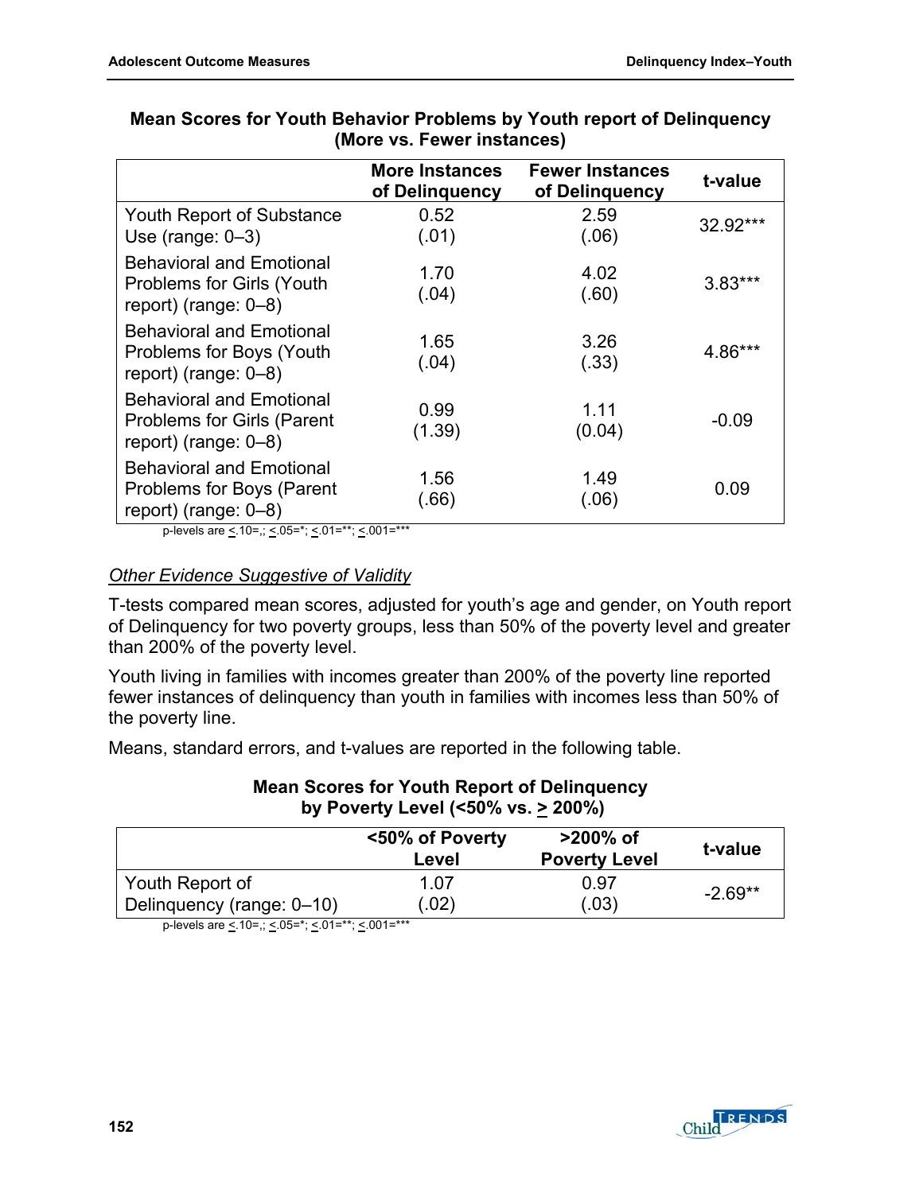**Mean Scores for Youth Behavior Problems by Youth report of Delinquency (More vs. Fewer instances)**

| | More Instances of Delinquency | Fewer Instances of Delinquency | t-value |
|---|---|---|---|
| Youth Report of Substance Use (range: 0–3) | 0.52 (.01) | 2.59 (.06) | 32.92*** |
| Behavioral and Emotional Problems for Girls (Youth report) (range: 0–8) | 1.70 (.04) | 4.02 (.60) | 3.83*** |
| Behavioral and Emotional Problems for Boys (Youth report) (range: 0–8) | 1.65 (.04) | 3.26 (.33) | 4.86*** |
| Behavioral and Emotional Problems for Girls (Parent report) (range: 0–8) | 0.99 (1.39) | 1.11 (0.04) | -0.09 |
| Behavioral and Emotional Problems for Boys (Parent report) (range: 0–8) | 1.56 (.66) | 1.49 (.06) | 0.09 |

p-levels are ≤.10=,; ≤.05=*; ≤.01=**; ≤.001=***

*Other Evidence Suggestive of Validity*

T-tests compared mean scores, adjusted for youth's age and gender, on Youth report of Delinquency for two poverty groups, less than 50% of the poverty level and greater than 200% of the poverty level.

Youth living in families with incomes greater than 200% of the poverty line reported fewer instances of delinquency than youth in families with incomes less than 50% of the poverty line.

Means, standard errors, and t-values are reported in the following table.

**Mean Scores for Youth Report of Delinquency by Poverty Level (<50% vs. ≥ 200%)**

| | <50% of Poverty Level | >200% of Poverty Level | t-value |
|---|---|---|---|
| Youth Report of Delinquency (range: 0–10) | 1.07 (.02) | 0.97 (.03) | -2.69** |

p-levels are ≤.10=,; ≤.05=*; ≤.01=**; ≤.001=***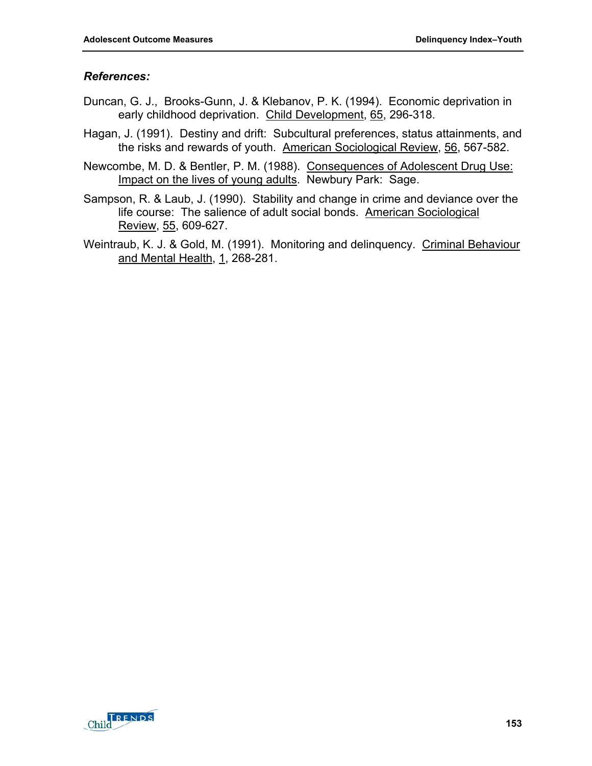***References:***

Duncan, G. J., Brooks-Gunn, J. & Klebanov, P. K. (1994). Economic deprivation in early childhood deprivation. Child Development, 65, 296-318.

Hagan, J. (1991). Destiny and drift: Subcultural preferences, status attainments, and the risks and rewards of youth. American Sociological Review, 56, 567-582.

Newcombe, M. D. & Bentler, P. M. (1988). Consequences of Adolescent Drug Use: Impact on the lives of young adults. Newbury Park: Sage.

Sampson, R. & Laub, J. (1990). Stability and change in crime and deviance over the life course: The salience of adult social bonds. American Sociological Review, 55, 609-627.

Weintraub, K. J. & Gold, M. (1991). Monitoring and delinquency. Criminal Behaviour and Mental Health, 1, 268-281.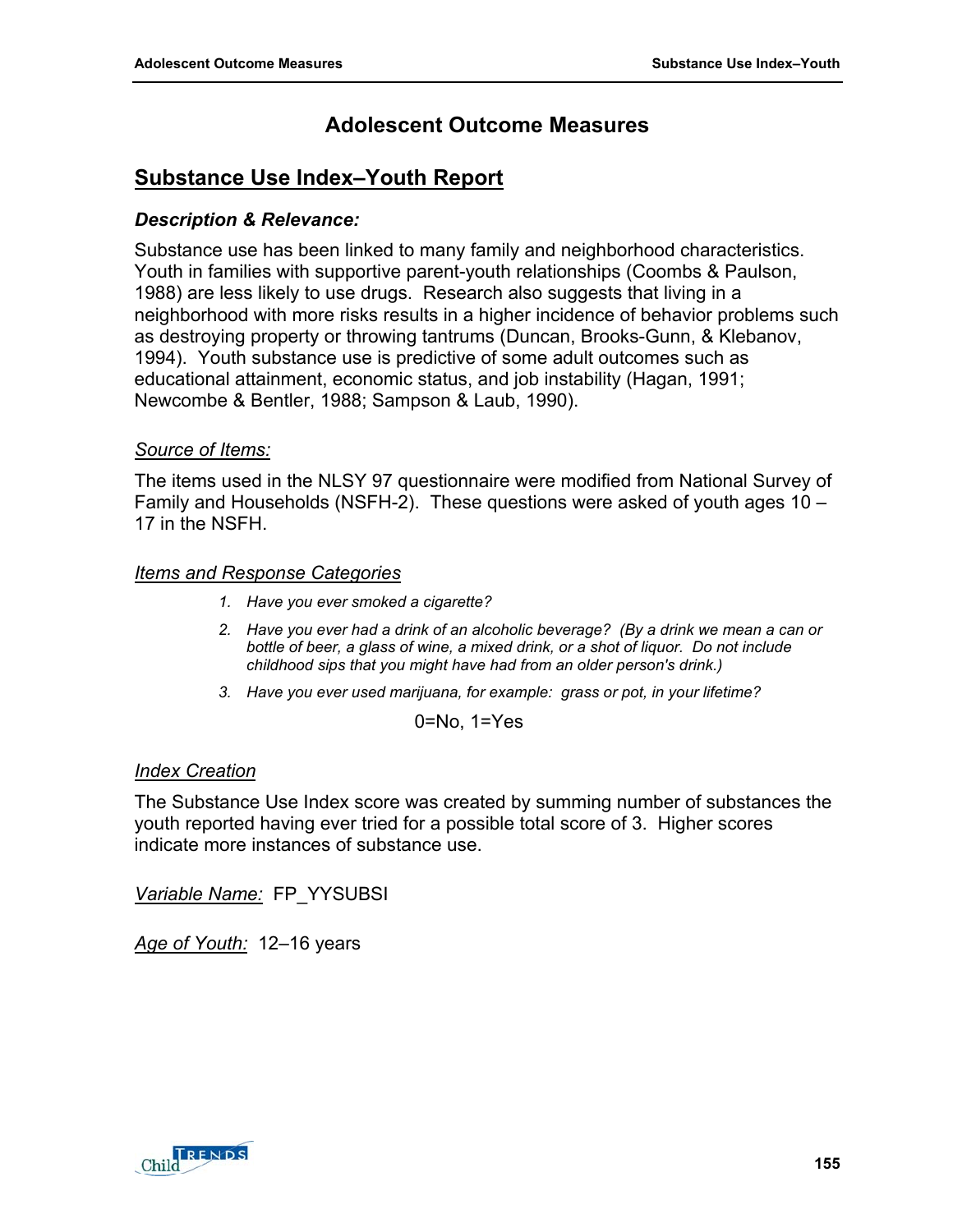# Adolescent Outcome Measures

## Substance Use Index–Youth Report

### *Description & Relevance:*

Substance use has been linked to many family and neighborhood characteristics. Youth in families with supportive parent-youth relationships (Coombs & Paulson, 1988) are less likely to use drugs. Research also suggests that living in a neighborhood with more risks results in a higher incidence of behavior problems such as destroying property or throwing tantrums (Duncan, Brooks-Gunn, & Klebanov, 1994). Youth substance use is predictive of some adult outcomes such as educational attainment, economic status, and job instability (Hagan, 1991; Newcombe & Bentler, 1988; Sampson & Laub, 1990).

*Source of Items:*

The items used in the NLSY 97 questionnaire were modified from National Survey of Family and Households (NSFH-2). These questions were asked of youth ages 10 – 17 in the NSFH.

*Items and Response Categories*

1. *Have you ever smoked a cigarette?*
2. *Have you ever had a drink of an alcoholic beverage? (By a drink we mean a can or bottle of beer, a glass of wine, a mixed drink, or a shot of liquor. Do not include childhood sips that you might have had from an older person's drink.)*
3. *Have you ever used marijuana, for example: grass or pot, in your lifetime?*

0=No, 1=Yes

*Index Creation*

The Substance Use Index score was created by summing number of substances the youth reported having ever tried for a possible total score of 3. Higher scores indicate more instances of substance use.

*Variable Name:* FP_YYSUBSI

*Age of Youth:* 12–16 years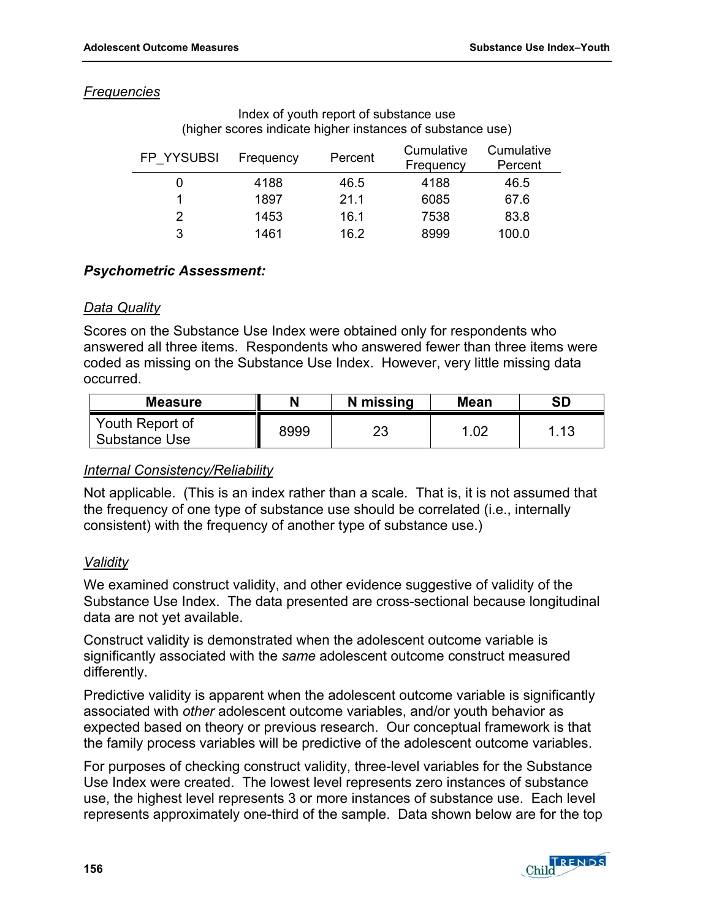*Frequencies*

Index of youth report of substance use
(higher scores indicate higher instances of substance use)

| FP_YYSUBSI | Frequency | Percent | Cumulative Frequency | Cumulative Percent |
|---|---|---|---|---|
| 0 | 4188 | 46.5 | 4188 | 46.5 |
| 1 | 1897 | 21.1 | 6085 | 67.6 |
| 2 | 1453 | 16.1 | 7538 | 83.8 |
| 3 | 1461 | 16.2 | 8999 | 100.0 |

***Psychometric Assessment:***

*Data Quality*

Scores on the Substance Use Index were obtained only for respondents who answered all three items. Respondents who answered fewer than three items were coded as missing on the Substance Use Index. However, very little missing data occurred.

| Measure | N | N missing | Mean | SD |
|---|---|---|---|---|
| Youth Report of Substance Use | 8999 | 23 | 1.02 | 1.13 |

*Internal Consistency/Reliability*

Not applicable. (This is an index rather than a scale. That is, it is not assumed that the frequency of one type of substance use should be correlated (i.e., internally consistent) with the frequency of another type of substance use.)

*Validity*

We examined construct validity, and other evidence suggestive of validity of the Substance Use Index. The data presented are cross-sectional because longitudinal data are not yet available.

Construct validity is demonstrated when the adolescent outcome variable is significantly associated with the *same* adolescent outcome construct measured differently.

Predictive validity is apparent when the adolescent outcome variable is significantly associated with *other* adolescent outcome variables, and/or youth behavior as expected based on theory or previous research. Our conceptual framework is that the family process variables will be predictive of the adolescent outcome variables.

For purposes of checking construct validity, three-level variables for the Substance Use Index were created. The lowest level represents zero instances of substance use, the highest level represents 3 or more instances of substance use. Each level represents approximately one-third of the sample. Data shown below are for the top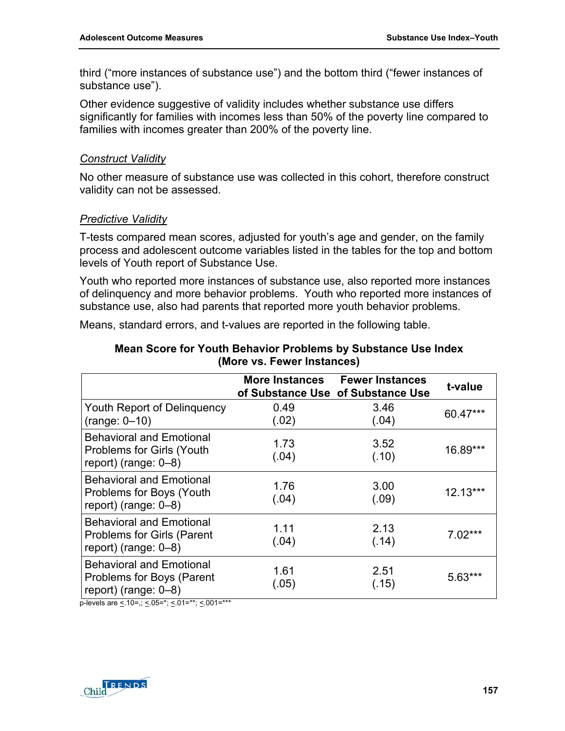third ("more instances of substance use") and the bottom third ("fewer instances of substance use").

Other evidence suggestive of validity includes whether substance use differs significantly for families with incomes less than 50% of the poverty line compared to families with incomes greater than 200% of the poverty line.

*Construct Validity*

No other measure of substance use was collected in this cohort, therefore construct validity can not be assessed.

*Predictive Validity*

T-tests compared mean scores, adjusted for youth's age and gender, on the family process and adolescent outcome variables listed in the tables for the top and bottom levels of Youth report of Substance Use.

Youth who reported more instances of substance use, also reported more instances of delinquency and more behavior problems. Youth who reported more instances of substance use, also had parents that reported more youth behavior problems.

Means, standard errors, and t-values are reported in the following table.

**Mean Score for Youth Behavior Problems by Substance Use Index (More vs. Fewer Instances)**

| | More Instances of Substance Use | Fewer Instances of Substance Use | t-value |
|---|---|---|---|
| Youth Report of Delinquency (range: 0–10) | 0.49 (.02) | 3.46 (.04) | 60.47*** |
| Behavioral and Emotional Problems for Girls (Youth report) (range: 0–8) | 1.73 (.04) | 3.52 (.10) | 16.89*** |
| Behavioral and Emotional Problems for Boys (Youth report) (range: 0–8) | 1.76 (.04) | 3.00 (.09) | 12.13*** |
| Behavioral and Emotional Problems for Girls (Parent report) (range: 0–8) | 1.11 (.04) | 2.13 (.14) | 7.02*** |
| Behavioral and Emotional Problems for Boys (Parent report) (range: 0–8) | 1.61 (.05) | 2.51 (.15) | 5.63*** |

p-levels are $\leq$.10=,; $\leq$.05=*; $\leq$.01=**; $\leq$.001=***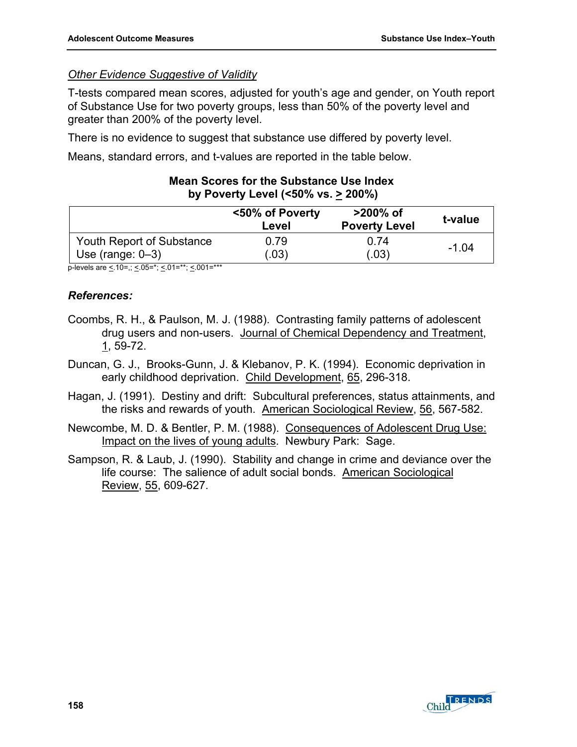*Other Evidence Suggestive of Validity*

T-tests compared mean scores, adjusted for youth's age and gender, on Youth report of Substance Use for two poverty groups, less than 50% of the poverty level and greater than 200% of the poverty level.

There is no evidence to suggest that substance use differed by poverty level.

Means, standard errors, and t-values are reported in the table below.

**Mean Scores for the Substance Use Index by Poverty Level (<50% vs. ≥ 200%)**

| | <50% of Poverty Level | >200% of Poverty Level | t-value |
|---|---|---|---|
| Youth Report of Substance Use (range: 0–3) | 0.79 (.03) | 0.74 (.03) | -1.04 |

p-levels are ≤.10=,; ≤.05=*; ≤.01=**; ≤.001=***

### References:

Coombs, R. H., & Paulson, M. J. (1988). Contrasting family patterns of adolescent drug users and non-users. Journal of Chemical Dependency and Treatment, 1, 59-72.

Duncan, G. J., Brooks-Gunn, J. & Klebanov, P. K. (1994). Economic deprivation in early childhood deprivation. Child Development, 65, 296-318.

Hagan, J. (1991). Destiny and drift: Subcultural preferences, status attainments, and the risks and rewards of youth. American Sociological Review, 56, 567-582.

Newcombe, M. D. & Bentler, P. M. (1988). Consequences of Adolescent Drug Use: Impact on the lives of young adults. Newbury Park: Sage.

Sampson, R. & Laub, J. (1990). Stability and change in crime and deviance over the life course: The salience of adult social bonds. American Sociological Review, 55, 609-627.